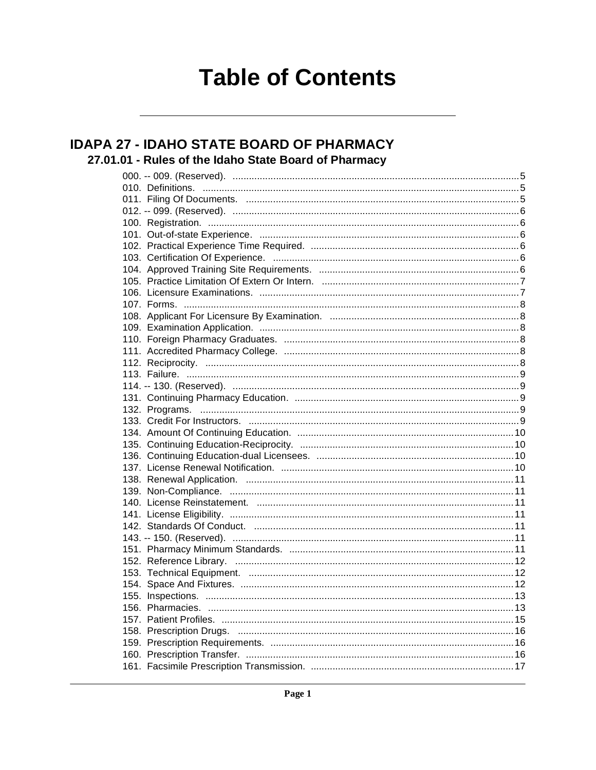# Table of Contents

## IDAPA 27 - IDAHO STATE BOARD OF PHARMACY

### 27.01.01 - Rules of the Idaho State Board of Pharmacy

000. -- 009. (Reserved). ........................................................................................................5
010. Definitions. ........................................................................................................5
011. Filing Of Documents. ........................................................................................................5
012. -- 099. (Reserved). ........................................................................................................6
100. Registration. ........................................................................................................6
101. Out-of-state Experience. ........................................................................................................6
102. Practical Experience Time Required. ........................................................................................................6
103. Certification Of Experience. ........................................................................................................6
104. Approved Training Site Requirements. ........................................................................................................6
105. Practice Limitation Of Extern Or Intern. ........................................................................................................7
106. Licensure Examinations. ........................................................................................................7
107. Forms. ........................................................................................................8
108. Applicant For Licensure By Examination. ........................................................................................................8
109. Examination Application. ........................................................................................................8
110. Foreign Pharmacy Graduates. ........................................................................................................8
111. Accredited Pharmacy College. ........................................................................................................8
112. Reciprocity. ........................................................................................................8
113. Failure. ........................................................................................................9
114. -- 130. (Reserved). ........................................................................................................9
131. Continuing Pharmacy Education. ........................................................................................................9
132. Programs. ........................................................................................................9
133. Credit For Instructors. ........................................................................................................9
134. Amount Of Continuing Education. ........................................................................................................10
135. Continuing Education-Reciprocity. ........................................................................................................10
136. Continuing Education-dual Licensees. ........................................................................................................10
137. License Renewal Notification. ........................................................................................................10
138. Renewal Application. ........................................................................................................11
139. Non-Compliance. ........................................................................................................11
140. License Reinstatement. ........................................................................................................11
141. License Eligibility. ........................................................................................................11
142. Standards Of Conduct. ........................................................................................................11
143. -- 150. (Reserved). ........................................................................................................11
151. Pharmacy Minimum Standards. ........................................................................................................11
152. Reference Library. ........................................................................................................12
153. Technical Equipment. ........................................................................................................12
154. Space And Fixtures. ........................................................................................................12
155. Inspections. ........................................................................................................13
156. Pharmacies. ........................................................................................................13
157. Patient Profiles. ........................................................................................................15
158. Prescription Drugs. ........................................................................................................16
159. Prescription Requirements. ........................................................................................................16
160. Prescription Transfer. ........................................................................................................16
161. Facsimile Prescription Transmission. ........................................................................................................17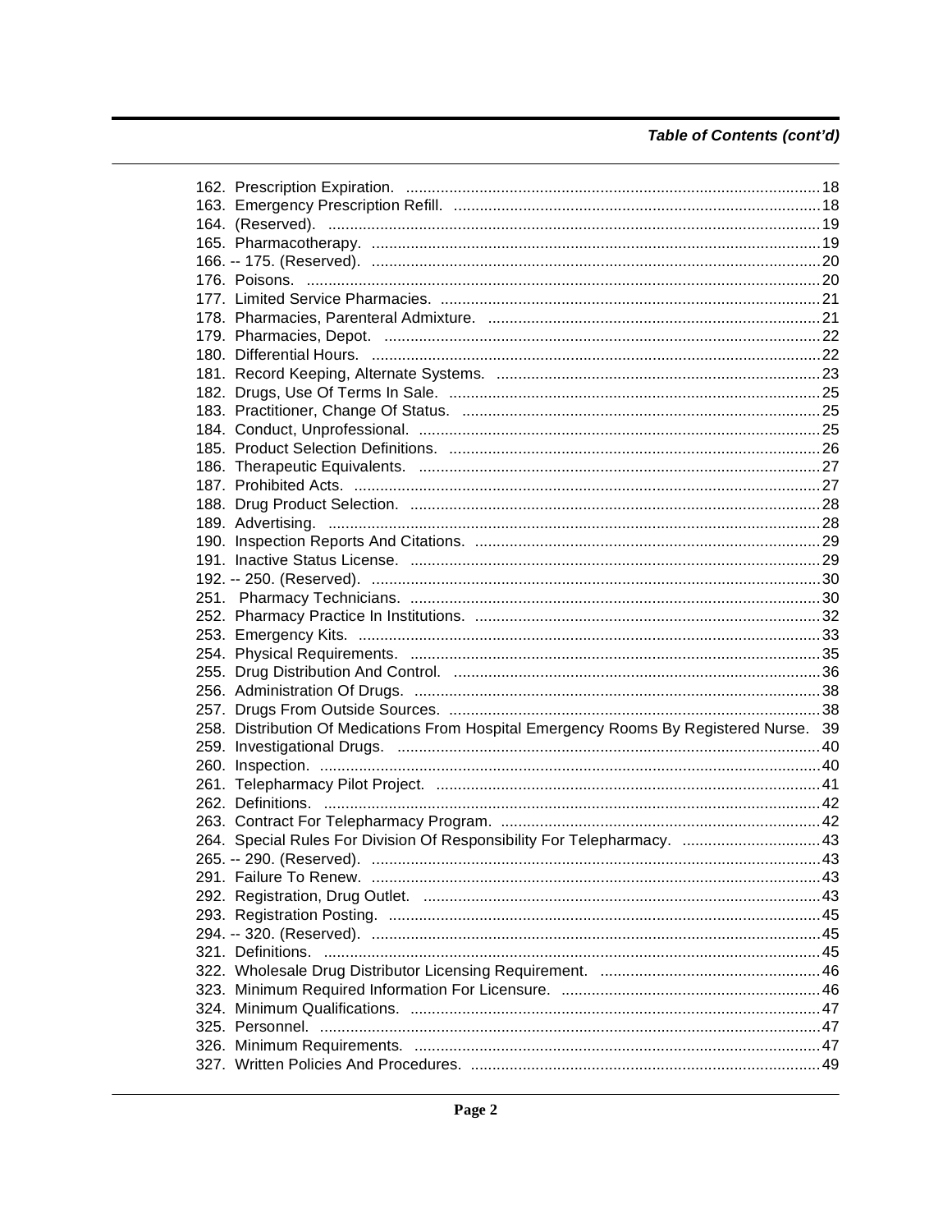*Table of Contents (cont'd)*

162. Prescription Expiration. ............ 18
163. Emergency Prescription Refill. ............ 18
164. (Reserved). ............ 19
165. Pharmacotherapy. ............ 19
166. -- 175. (Reserved). ............ 20
176. Poisons. ............ 20
177. Limited Service Pharmacies. ............ 21
178. Pharmacies, Parenteral Admixture. ............ 21
179. Pharmacies, Depot. ............ 22
180. Differential Hours. ............ 22
181. Record Keeping, Alternate Systems. ............ 23
182. Drugs, Use Of Terms In Sale. ............ 25
183. Practitioner, Change Of Status. ............ 25
184. Conduct, Unprofessional. ............ 25
185. Product Selection Definitions. ............ 26
186. Therapeutic Equivalents. ............ 27
187. Prohibited Acts. ............ 27
188. Drug Product Selection. ............ 28
189. Advertising. ............ 28
190. Inspection Reports And Citations. ............ 29
191. Inactive Status License. ............ 29
192. -- 250. (Reserved). ............ 30
251. Pharmacy Technicians. ............ 30
252. Pharmacy Practice In Institutions. ............ 32
253. Emergency Kits. ............ 33
254. Physical Requirements. ............ 35
255. Drug Distribution And Control. ............ 36
256. Administration Of Drugs. ............ 38
257. Drugs From Outside Sources. ............ 38
258. Distribution Of Medications From Hospital Emergency Rooms By Registered Nurse. 39
259. Investigational Drugs. ............ 40
260. Inspection. ............ 40
261. Telepharmacy Pilot Project. ............ 41
262. Definitions. ............ 42
263. Contract For Telepharmacy Program. ............ 42
264. Special Rules For Division Of Responsibility For Telepharmacy. ............ 43
265. -- 290. (Reserved). ............ 43
291. Failure To Renew. ............ 43
292. Registration, Drug Outlet. ............ 43
293. Registration Posting. ............ 45
294. -- 320. (Reserved). ............ 45
321. Definitions. ............ 45
322. Wholesale Drug Distributor Licensing Requirement. ............ 46
323. Minimum Required Information For Licensure. ............ 46
324. Minimum Qualifications. ............ 47
325. Personnel. ............ 47
326. Minimum Requirements. ............ 47
327. Written Policies And Procedures. ............ 49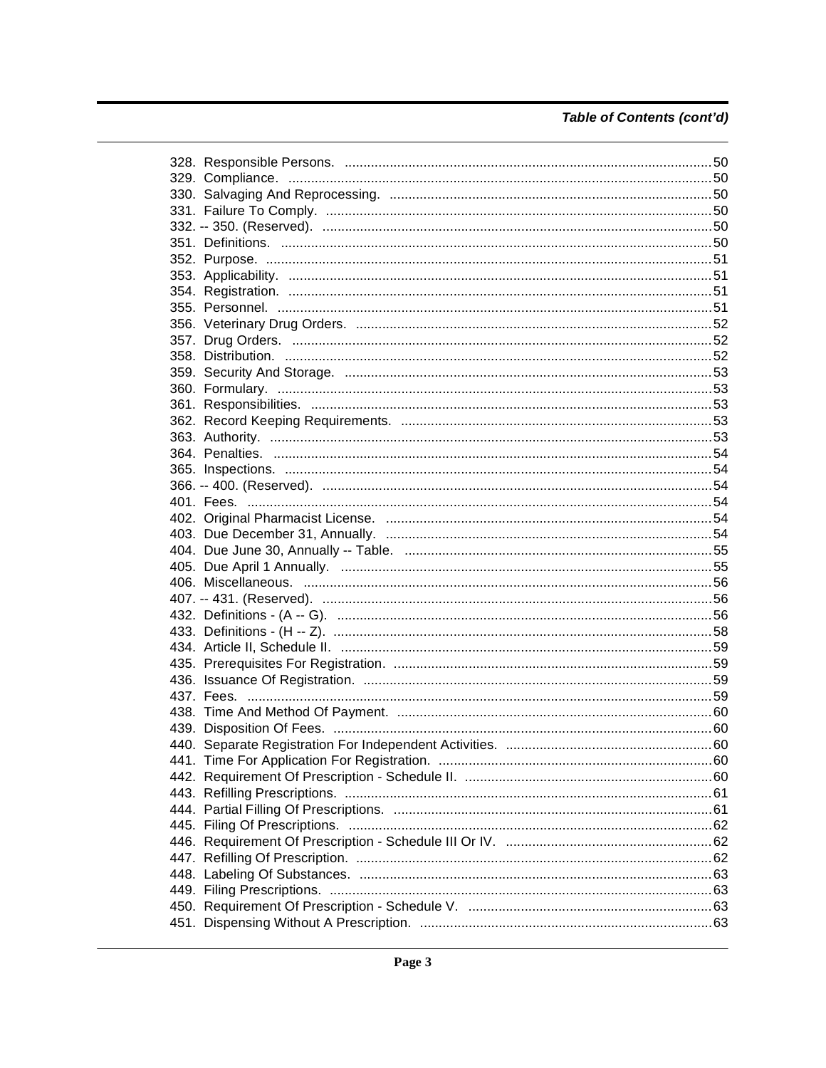## Table of Contents (cont'd)

328. Responsible Persons. ....................................................................................................50
329. Compliance. ....................................................................................................50
330. Salvaging And Reprocessing. ....................................................................................................50
331. Failure To Comply. ....................................................................................................50
332. -- 350. (Reserved). ....................................................................................................50
351. Definitions. ....................................................................................................50
352. Purpose. ....................................................................................................51
353. Applicability. ....................................................................................................51
354. Registration. ....................................................................................................51
355. Personnel. ....................................................................................................51
356. Veterinary Drug Orders. ....................................................................................................52
357. Drug Orders. ....................................................................................................52
358. Distribution. ....................................................................................................52
359. Security And Storage. ....................................................................................................53
360. Formulary. ....................................................................................................53
361. Responsibilities. ....................................................................................................53
362. Record Keeping Requirements. ....................................................................................................53
363. Authority. ....................................................................................................53
364. Penalties. ....................................................................................................54
365. Inspections. ....................................................................................................54
366. -- 400. (Reserved). ....................................................................................................54
401. Fees. ....................................................................................................54
402. Original Pharmacist License. ....................................................................................................54
403. Due December 31, Annually. ....................................................................................................54
404. Due June 30, Annually -- Table. ....................................................................................................55
405. Due April 1 Annually. ....................................................................................................55
406. Miscellaneous. ....................................................................................................56
407. -- 431. (Reserved). ....................................................................................................56
432. Definitions - (A -- G). ....................................................................................................56
433. Definitions - (H -- Z). ....................................................................................................58
434. Article II, Schedule II. ....................................................................................................59
435. Prerequisites For Registration. ....................................................................................................59
436. Issuance Of Registration. ....................................................................................................59
437. Fees. ....................................................................................................59
438. Time And Method Of Payment. ....................................................................................................60
439. Disposition Of Fees. ....................................................................................................60
440. Separate Registration For Independent Activities. ....................................................................................................60
441. Time For Application For Registration. ....................................................................................................60
442. Requirement Of Prescription - Schedule II. ....................................................................................................60
443. Refilling Prescriptions. ....................................................................................................61
444. Partial Filling Of Prescriptions. ....................................................................................................61
445. Filing Of Prescriptions. ....................................................................................................62
446. Requirement Of Prescription - Schedule III Or IV. ....................................................................................................62
447. Refilling Of Prescription. ....................................................................................................62
448. Labeling Of Substances. ....................................................................................................63
449. Filing Prescriptions. ....................................................................................................63
450. Requirement Of Prescription - Schedule V. ....................................................................................................63
451. Dispensing Without A Prescription. ....................................................................................................63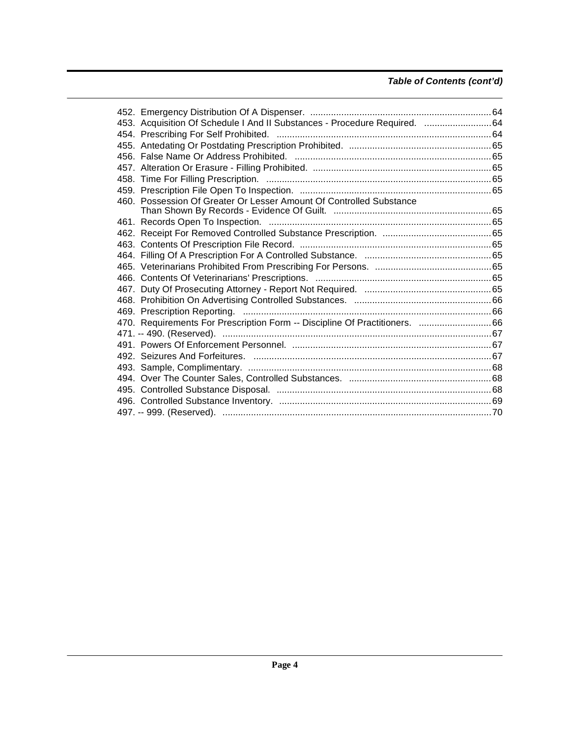*Table of Contents (cont'd)*

452. Emergency Distribution Of A Dispenser. ........................................................................ 64
453. Acquisition Of Schedule I And II Substances - Procedure Required. .......................... 64
454. Prescribing For Self Prohibited. ..................................................................................... 64
455. Antedating Or Postdating Prescription Prohibited. ....................................................... 65
456. False Name Or Address Prohibited. .............................................................................. 65
457. Alteration Or Erasure - Filling Prohibited. ..................................................................... 65
458. Time For Filling Prescription. ........................................................................................ 65
459. Prescription File Open To Inspection. ........................................................................... 65
460. Possession Of Greater Or Lesser Amount Of Controlled Substance Than Shown By Records - Evidence Of Guilt. .............................................................. 65
461. Records Open To Inspection. ........................................................................................ 65
462. Receipt For Removed Controlled Substance Prescription. .......................................... 65
463. Contents Of Prescription File Record. ........................................................................... 65
464. Filling Of A Prescription For A Controlled Substance. ................................................. 65
465. Veterinarians Prohibited From Prescribing For Persons. ............................................. 65
466. Contents Of Veterinarians' Prescriptions. ..................................................................... 65
467. Duty Of Prosecuting Attorney - Report Not Required. ................................................. 65
468. Prohibition On Advertising Controlled Substances. ..................................................... 66
469. Prescription Reporting. ................................................................................................... 66
470. Requirements For Prescription Form -- Discipline Of Practitioners. ............................ 66
471. -- 490. (Reserved). ............................................................................................................ 67
491. Powers Of Enforcement Personnel. ............................................................................... 67
492. Seizures And Forfeitures. ............................................................................................... 67
493. Sample, Complimentary. ................................................................................................ 68
494. Over The Counter Sales, Controlled Substances. ........................................................ 68
495. Controlled Substance Disposal. ..................................................................................... 68
496. Controlled Substance Inventory. ................................................................................... 69
497. -- 999. (Reserved). ........................................................................................................... 70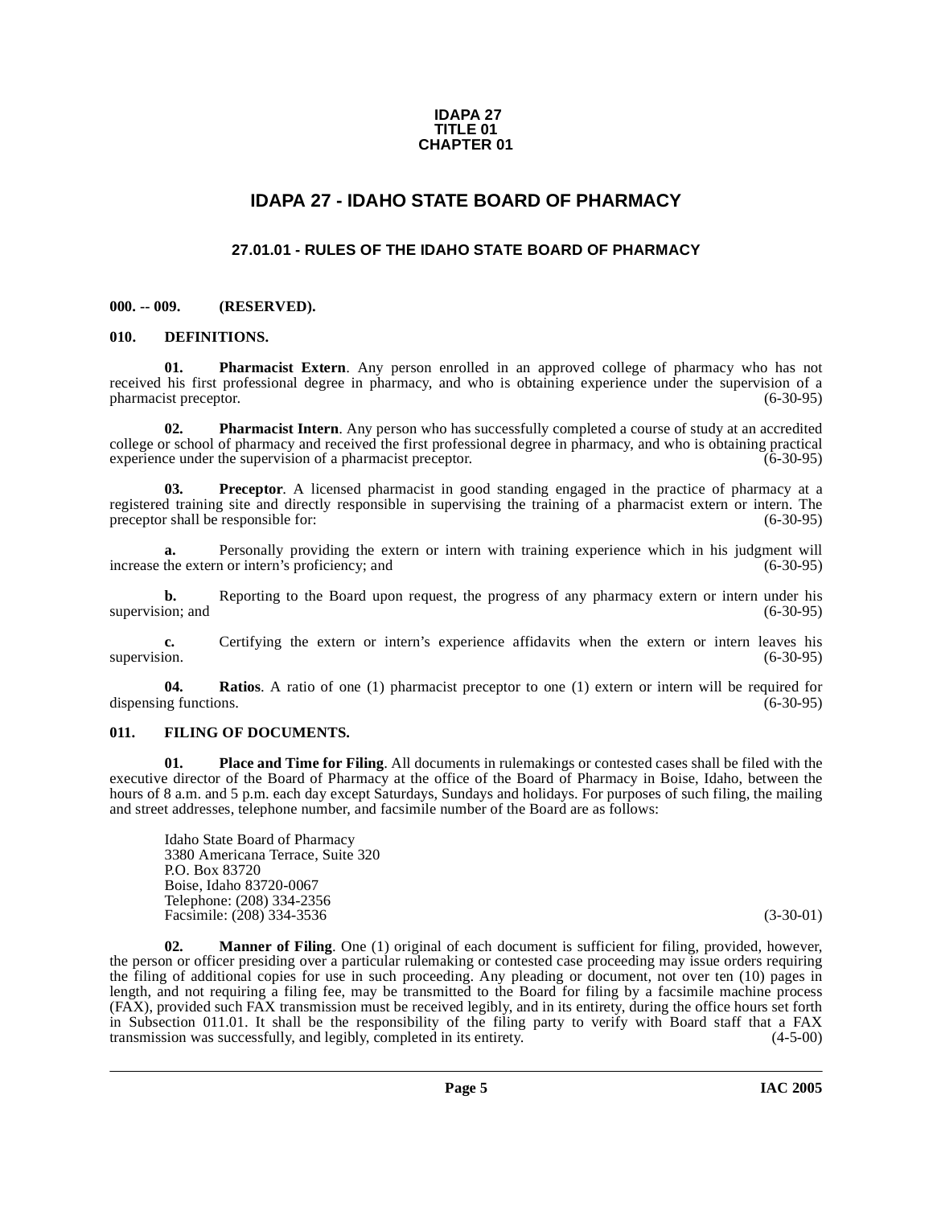**IDAPA 27**
**TITLE 01**
**CHAPTER 01**

# IDAPA 27 - IDAHO STATE BOARD OF PHARMACY

## 27.01.01 - RULES OF THE IDAHO STATE BOARD OF PHARMACY

### 000. -- 009. (RESERVED).

### 010. DEFINITIONS.

**01. Pharmacist Extern**. Any person enrolled in an approved college of pharmacy who has not received his first professional degree in pharmacy, and who is obtaining experience under the supervision of a pharmacist preceptor. (6-30-95)

**02. Pharmacist Intern**. Any person who has successfully completed a course of study at an accredited college or school of pharmacy and received the first professional degree in pharmacy, and who is obtaining practical experience under the supervision of a pharmacist preceptor. (6-30-95)

**03. Preceptor**. A licensed pharmacist in good standing engaged in the practice of pharmacy at a registered training site and directly responsible in supervising the training of a pharmacist extern or intern. The preceptor shall be responsible for: (6-30-95)

**a.** Personally providing the extern or intern with training experience which in his judgment will increase the extern or intern's proficiency; and (6-30-95)

**b.** Reporting to the Board upon request, the progress of any pharmacy extern or intern under his supervision; and (6-30-95)

**c.** Certifying the extern or intern's experience affidavits when the extern or intern leaves his supervision. (6-30-95)

**04. Ratios**. A ratio of one (1) pharmacist preceptor to one (1) extern or intern will be required for dispensing functions. (6-30-95)

### 011. FILING OF DOCUMENTS.

**01. Place and Time for Filing**. All documents in rulemakings or contested cases shall be filed with the executive director of the Board of Pharmacy at the office of the Board of Pharmacy in Boise, Idaho, between the hours of 8 a.m. and 5 p.m. each day except Saturdays, Sundays and holidays. For purposes of such filing, the mailing and street addresses, telephone number, and facsimile number of the Board are as follows:

Idaho State Board of Pharmacy
3380 Americana Terrace, Suite 320
P.O. Box 83720
Boise, Idaho 83720-0067
Telephone: (208) 334-2356
Facsimile: (208) 334-3536 (3-30-01)

**02. Manner of Filing**. One (1) original of each document is sufficient for filing, provided, however, the person or officer presiding over a particular rulemaking or contested case proceeding may issue orders requiring the filing of additional copies for use in such proceeding. Any pleading or document, not over ten (10) pages in length, and not requiring a filing fee, may be transmitted to the Board for filing by a facsimile machine process (FAX), provided such FAX transmission must be received legibly, and in its entirety, during the office hours set forth in Subsection 011.01. It shall be the responsibility of the filing party to verify with Board staff that a FAX transmission was successfully, and legibly, completed in its entirety. (4-5-00)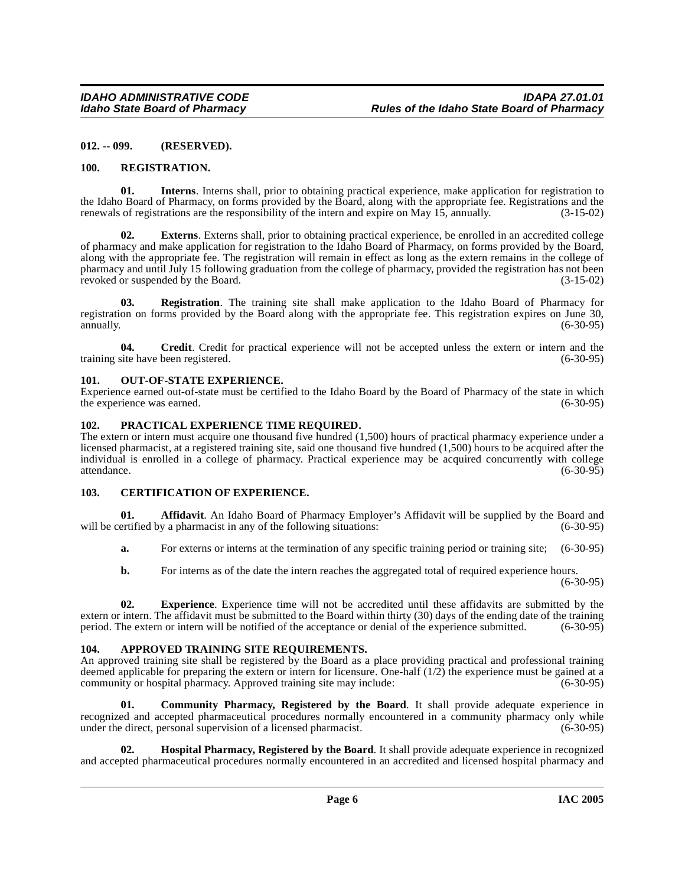### 012. -- 099. (RESERVED).

### 100. REGISTRATION.

**01. Interns**. Interns shall, prior to obtaining practical experience, make application for registration to the Idaho Board of Pharmacy, on forms provided by the Board, along with the appropriate fee. Registrations and the renewals of registrations are the responsibility of the intern and expire on May 15, annually. (3-15-02)

**02. Externs**. Externs shall, prior to obtaining practical experience, be enrolled in an accredited college of pharmacy and make application for registration to the Idaho Board of Pharmacy, on forms provided by the Board, along with the appropriate fee. The registration will remain in effect as long as the extern remains in the college of pharmacy and until July 15 following graduation from the college of pharmacy, provided the registration has not been revoked or suspended by the Board. (3-15-02)

**03. Registration**. The training site shall make application to the Idaho Board of Pharmacy for registration on forms provided by the Board along with the appropriate fee. This registration expires on June 30, annually. (6-30-95)

**04. Credit**. Credit for practical experience will not be accepted unless the extern or intern and the training site have been registered. (6-30-95)

### 101. OUT-OF-STATE EXPERIENCE.

Experience earned out-of-state must be certified to the Idaho Board by the Board of Pharmacy of the state in which the experience was earned. (6-30-95)

### 102. PRACTICAL EXPERIENCE TIME REQUIRED.

The extern or intern must acquire one thousand five hundred (1,500) hours of practical pharmacy experience under a licensed pharmacist, at a registered training site, said one thousand five hundred (1,500) hours to be acquired after the individual is enrolled in a college of pharmacy. Practical experience may be acquired concurrently with college attendance. (6-30-95)

### 103. CERTIFICATION OF EXPERIENCE.

**01. Affidavit**. An Idaho Board of Pharmacy Employer's Affidavit will be supplied by the Board and will be certified by a pharmacist in any of the following situations: (6-30-95)

**a.** For externs or interns at the termination of any specific training period or training site; (6-30-95)

**b.** For interns as of the date the intern reaches the aggregated total of required experience hours. (6-30-95)

**02. Experience**. Experience time will not be accredited until these affidavits are submitted by the extern or intern. The affidavit must be submitted to the Board within thirty (30) days of the ending date of the training period. The extern or intern will be notified of the acceptance or denial of the experience submitted. (6-30-95)

### 104. APPROVED TRAINING SITE REQUIREMENTS.

An approved training site shall be registered by the Board as a place providing practical and professional training deemed applicable for preparing the extern or intern for licensure. One-half (1/2) the experience must be gained at a community or hospital pharmacy. Approved training site may include: (6-30-95)

**01. Community Pharmacy, Registered by the Board**. It shall provide adequate experience in recognized and accepted pharmaceutical procedures normally encountered in a community pharmacy only while under the direct, personal supervision of a licensed pharmacist. (6-30-95)

**02. Hospital Pharmacy, Registered by the Board**. It shall provide adequate experience in recognized and accepted pharmaceutical procedures normally encountered in an accredited and licensed hospital pharmacy and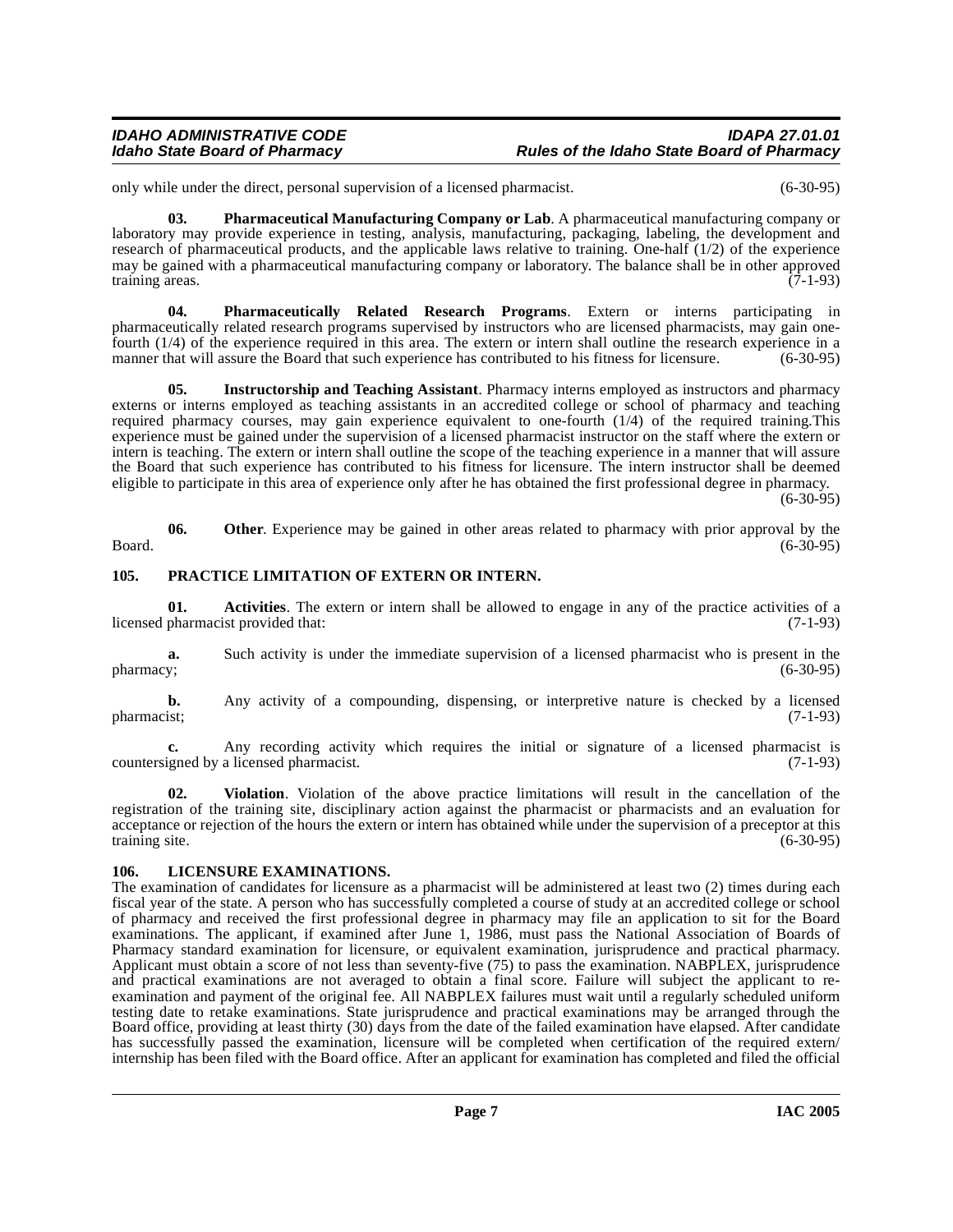only while under the direct, personal supervision of a licensed pharmacist. (6-30-95)

**03. Pharmaceutical Manufacturing Company or Lab**. A pharmaceutical manufacturing company or laboratory may provide experience in testing, analysis, manufacturing, packaging, labeling, the development and research of pharmaceutical products, and the applicable laws relative to training. One-half (1/2) of the experience may be gained with a pharmaceutical manufacturing company or laboratory. The balance shall be in other approved training areas. (7-1-93)

**04. Pharmaceutically Related Research Programs**. Extern or interns participating in pharmaceutically related research programs supervised by instructors who are licensed pharmacists, may gain one-fourth (1/4) of the experience required in this area. The extern or intern shall outline the research experience in a manner that will assure the Board that such experience has contributed to his fitness for licensure. (6-30-95)

**05. Instructorship and Teaching Assistant**. Pharmacy interns employed as instructors and pharmacy externs or interns employed as teaching assistants in an accredited college or school of pharmacy and teaching required pharmacy courses, may gain experience equivalent to one-fourth (1/4) of the required training.This experience must be gained under the supervision of a licensed pharmacist instructor on the staff where the extern or intern is teaching. The extern or intern shall outline the scope of the teaching experience in a manner that will assure the Board that such experience has contributed to his fitness for licensure. The intern instructor shall be deemed eligible to participate in this area of experience only after he has obtained the first professional degree in pharmacy. (6-30-95)

**06. Other**. Experience may be gained in other areas related to pharmacy with prior approval by the Board. (6-30-95)

## 105. PRACTICE LIMITATION OF EXTERN OR INTERN.

**01. Activities**. The extern or intern shall be allowed to engage in any of the practice activities of a licensed pharmacist provided that: (7-1-93)

**a.** Such activity is under the immediate supervision of a licensed pharmacist who is present in the pharmacy; (6-30-95)

**b.** Any activity of a compounding, dispensing, or interpretive nature is checked by a licensed pharmacist; (7-1-93)

**c.** Any recording activity which requires the initial or signature of a licensed pharmacist is countersigned by a licensed pharmacist. (7-1-93)

**02. Violation**. Violation of the above practice limitations will result in the cancellation of the registration of the training site, disciplinary action against the pharmacist or pharmacists and an evaluation for acceptance or rejection of the hours the extern or intern has obtained while under the supervision of a preceptor at this training site. (6-30-95)

## 106. LICENSURE EXAMINATIONS.

The examination of candidates for licensure as a pharmacist will be administered at least two (2) times during each fiscal year of the state. A person who has successfully completed a course of study at an accredited college or school of pharmacy and received the first professional degree in pharmacy may file an application to sit for the Board examinations. The applicant, if examined after June 1, 1986, must pass the National Association of Boards of Pharmacy standard examination for licensure, or equivalent examination, jurisprudence and practical pharmacy. Applicant must obtain a score of not less than seventy-five (75) to pass the examination. NABPLEX, jurisprudence and practical examinations are not averaged to obtain a final score. Failure will subject the applicant to re-examination and payment of the original fee. All NABPLEX failures must wait until a regularly scheduled uniform testing date to retake examinations. State jurisprudence and practical examinations may be arranged through the Board office, providing at least thirty (30) days from the date of the failed examination have elapsed. After candidate has successfully passed the examination, licensure will be completed when certification of the required extern/internship has been filed with the Board office. After an applicant for examination has completed and filed the official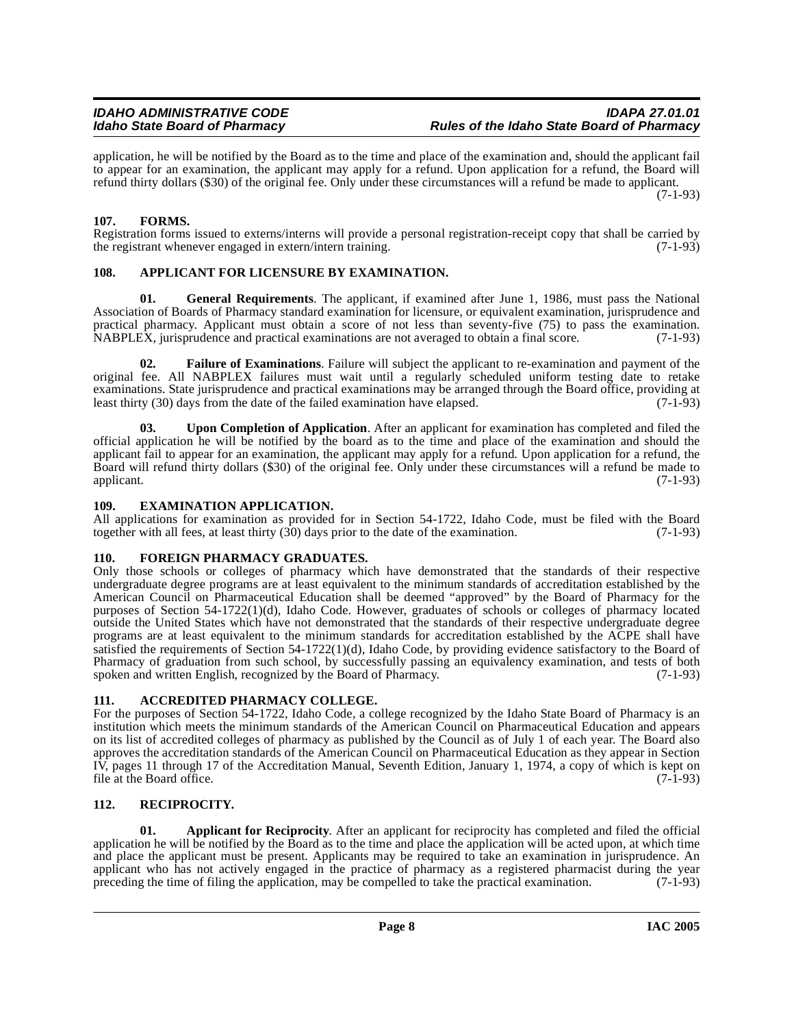application, he will be notified by the Board as to the time and place of the examination and, should the applicant fail to appear for an examination, the applicant may apply for a refund. Upon application for a refund, the Board will refund thirty dollars ($30) of the original fee. Only under these circumstances will a refund be made to applicant. (7-1-93)

### 107. FORMS.

Registration forms issued to externs/interns will provide a personal registration-receipt copy that shall be carried by the registrant whenever engaged in extern/intern training. (7-1-93)

### 108. APPLICANT FOR LICENSURE BY EXAMINATION.

**01. General Requirements**. The applicant, if examined after June 1, 1986, must pass the National Association of Boards of Pharmacy standard examination for licensure, or equivalent examination, jurisprudence and practical pharmacy. Applicant must obtain a score of not less than seventy-five (75) to pass the examination. NABPLEX, jurisprudence and practical examinations are not averaged to obtain a final score. (7-1-93)

**02. Failure of Examinations**. Failure will subject the applicant to re-examination and payment of the original fee. All NABPLEX failures must wait until a regularly scheduled uniform testing date to retake examinations. State jurisprudence and practical examinations may be arranged through the Board office, providing at least thirty (30) days from the date of the failed examination have elapsed. (7-1-93)

**03. Upon Completion of Application**. After an applicant for examination has completed and filed the official application he will be notified by the board as to the time and place of the examination and should the applicant fail to appear for an examination, the applicant may apply for a refund. Upon application for a refund, the Board will refund thirty dollars ($30) of the original fee. Only under these circumstances will a refund be made to applicant. (7-1-93)

### 109. EXAMINATION APPLICATION.

All applications for examination as provided for in Section 54-1722, Idaho Code, must be filed with the Board together with all fees, at least thirty (30) days prior to the date of the examination. (7-1-93)

### 110. FOREIGN PHARMACY GRADUATES.

Only those schools or colleges of pharmacy which have demonstrated that the standards of their respective undergraduate degree programs are at least equivalent to the minimum standards of accreditation established by the American Council on Pharmaceutical Education shall be deemed "approved" by the Board of Pharmacy for the purposes of Section 54-1722(1)(d), Idaho Code. However, graduates of schools or colleges of pharmacy located outside the United States which have not demonstrated that the standards of their respective undergraduate degree programs are at least equivalent to the minimum standards for accreditation established by the ACPE shall have satisfied the requirements of Section 54-1722(1)(d), Idaho Code, by providing evidence satisfactory to the Board of Pharmacy of graduation from such school, by successfully passing an equivalency examination, and tests of both spoken and written English, recognized by the Board of Pharmacy. (7-1-93)

### 111. ACCREDITED PHARMACY COLLEGE.

For the purposes of Section 54-1722, Idaho Code, a college recognized by the Idaho State Board of Pharmacy is an institution which meets the minimum standards of the American Council on Pharmaceutical Education and appears on its list of accredited colleges of pharmacy as published by the Council as of July 1 of each year. The Board also approves the accreditation standards of the American Council on Pharmaceutical Education as they appear in Section IV, pages 11 through 17 of the Accreditation Manual, Seventh Edition, January 1, 1974, a copy of which is kept on file at the Board office. (7-1-93)

### 112. RECIPROCITY.

**01. Applicant for Reciprocity**. After an applicant for reciprocity has completed and filed the official application he will be notified by the Board as to the time and place the application will be acted upon, at which time and place the applicant must be present. Applicants may be required to take an examination in jurisprudence. An applicant who has not actively engaged in the practice of pharmacy as a registered pharmacist during the year preceding the time of filing the application, may be compelled to take the practical examination. (7-1-93)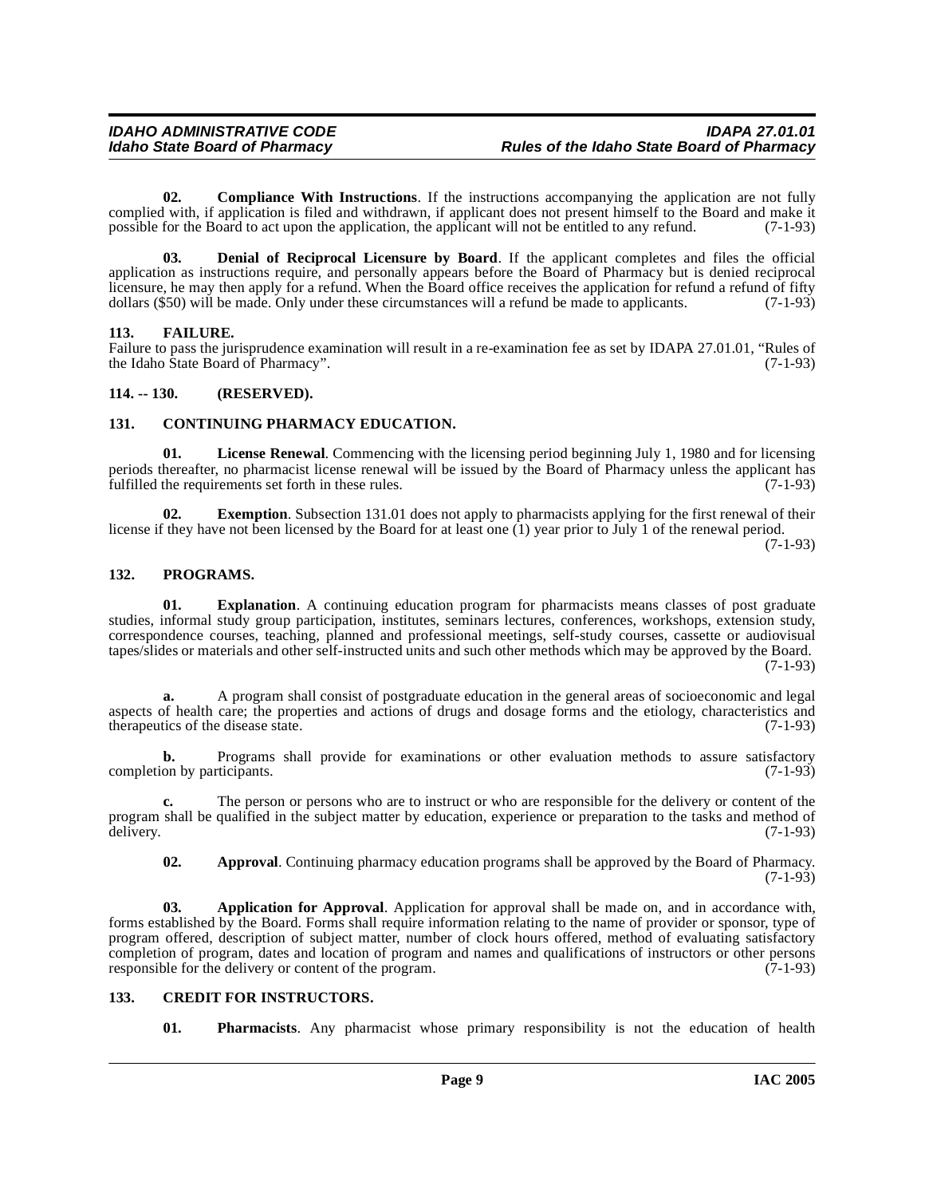**02. Compliance With Instructions**. If the instructions accompanying the application are not fully complied with, if application is filed and withdrawn, if applicant does not present himself to the Board and make it possible for the Board to act upon the application, the applicant will not be entitled to any refund. (7-1-93)

**03. Denial of Reciprocal Licensure by Board**. If the applicant completes and files the official application as instructions require, and personally appears before the Board of Pharmacy but is denied reciprocal licensure, he may then apply for a refund. When the Board office receives the application for refund a refund of fifty dollars ($50) will be made. Only under these circumstances will a refund be made to applicants. (7-1-93)

## 113. FAILURE.

Failure to pass the jurisprudence examination will result in a re-examination fee as set by IDAPA 27.01.01, "Rules of the Idaho State Board of Pharmacy". (7-1-93)

## 114. -- 130. (RESERVED).

## 131. CONTINUING PHARMACY EDUCATION.

**01. License Renewal**. Commencing with the licensing period beginning July 1, 1980 and for licensing periods thereafter, no pharmacist license renewal will be issued by the Board of Pharmacy unless the applicant has fulfilled the requirements set forth in these rules. (7-1-93)

**02. Exemption**. Subsection 131.01 does not apply to pharmacists applying for the first renewal of their license if they have not been licensed by the Board for at least one (1) year prior to July 1 of the renewal period. (7-1-93)

## 132. PROGRAMS.

**01. Explanation**. A continuing education program for pharmacists means classes of post graduate studies, informal study group participation, institutes, seminars lectures, conferences, workshops, extension study, correspondence courses, teaching, planned and professional meetings, self-study courses, cassette or audiovisual tapes/slides or materials and other self-instructed units and such other methods which may be approved by the Board. (7-1-93)

**a.** A program shall consist of postgraduate education in the general areas of socioeconomic and legal aspects of health care; the properties and actions of drugs and dosage forms and the etiology, characteristics and therapeutics of the disease state. (7-1-93)

**b.** Programs shall provide for examinations or other evaluation methods to assure satisfactory completion by participants. (7-1-93)

**c.** The person or persons who are to instruct or who are responsible for the delivery or content of the program shall be qualified in the subject matter by education, experience or preparation to the tasks and method of delivery. (7-1-93)

**02. Approval**. Continuing pharmacy education programs shall be approved by the Board of Pharmacy. (7-1-93)

**03. Application for Approval**. Application for approval shall be made on, and in accordance with, forms established by the Board. Forms shall require information relating to the name of provider or sponsor, type of program offered, description of subject matter, number of clock hours offered, method of evaluating satisfactory completion of program, dates and location of program and names and qualifications of instructors or other persons responsible for the delivery or content of the program. (7-1-93)

## 133. CREDIT FOR INSTRUCTORS.

**01. Pharmacists**. Any pharmacist whose primary responsibility is not the education of health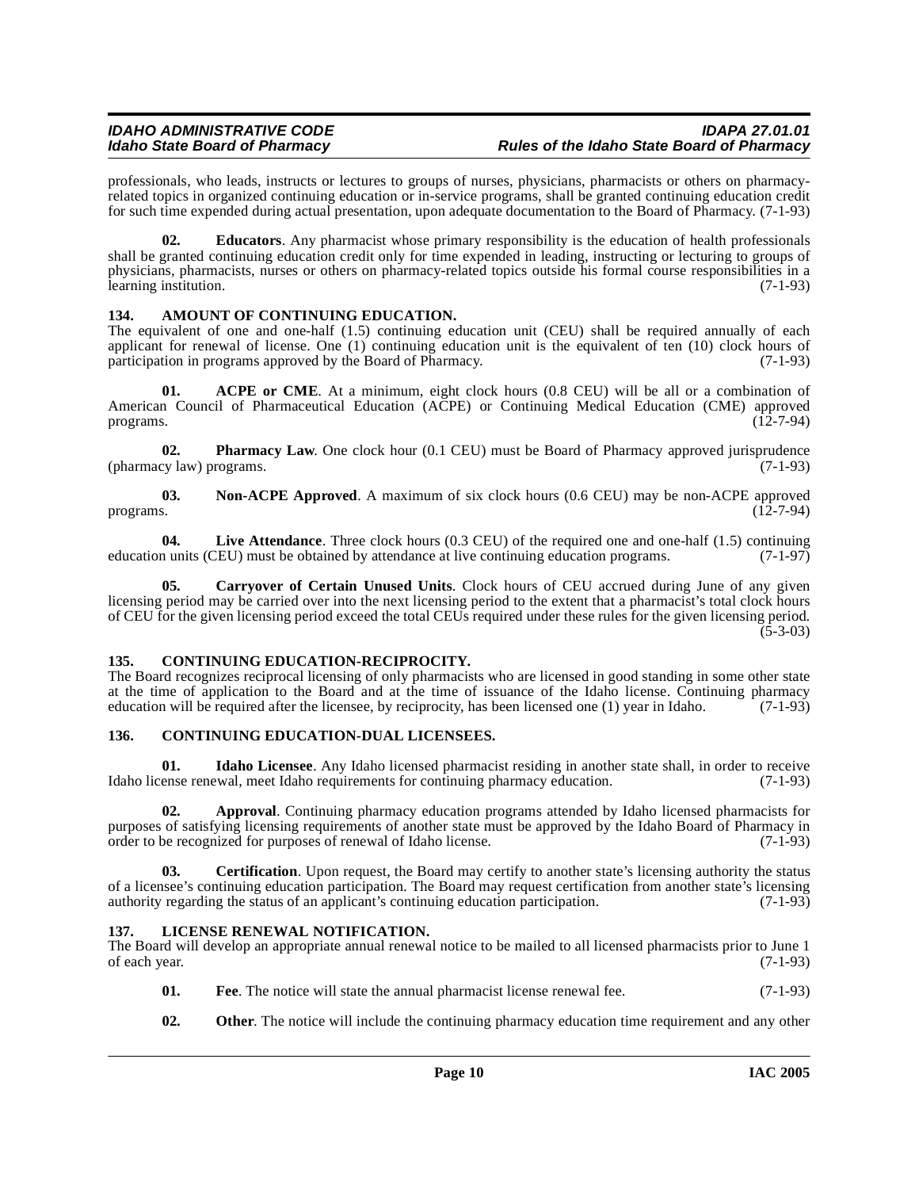professionals, who leads, instructs or lectures to groups of nurses, physicians, pharmacists or others on pharmacy-related topics in organized continuing education or in-service programs, shall be granted continuing education credit for such time expended during actual presentation, upon adequate documentation to the Board of Pharmacy. (7-1-93)

**02. Educators**. Any pharmacist whose primary responsibility is the education of health professionals shall be granted continuing education credit only for time expended in leading, instructing or lecturing to groups of physicians, pharmacists, nurses or others on pharmacy-related topics outside his formal course responsibilities in a learning institution. (7-1-93)

### 134. AMOUNT OF CONTINUING EDUCATION.

The equivalent of one and one-half (1.5) continuing education unit (CEU) shall be required annually of each applicant for renewal of license. One (1) continuing education unit is the equivalent of ten (10) clock hours of participation in programs approved by the Board of Pharmacy. (7-1-93)

**01. ACPE or CME**. At a minimum, eight clock hours (0.8 CEU) will be all or a combination of American Council of Pharmaceutical Education (ACPE) or Continuing Medical Education (CME) approved programs. (12-7-94)

**02. Pharmacy Law**. One clock hour (0.1 CEU) must be Board of Pharmacy approved jurisprudence (pharmacy law) programs. (7-1-93)

**03. Non-ACPE Approved**. A maximum of six clock hours (0.6 CEU) may be non-ACPE approved programs. (12-7-94)

**04. Live Attendance**. Three clock hours (0.3 CEU) of the required one and one-half (1.5) continuing education units (CEU) must be obtained by attendance at live continuing education programs. (7-1-97)

**05. Carryover of Certain Unused Units**. Clock hours of CEU accrued during June of any given licensing period may be carried over into the next licensing period to the extent that a pharmacist's total clock hours of CEU for the given licensing period exceed the total CEUs required under these rules for the given licensing period. (5-3-03)

### 135. CONTINUING EDUCATION-RECIPROCITY.

The Board recognizes reciprocal licensing of only pharmacists who are licensed in good standing in some other state at the time of application to the Board and at the time of issuance of the Idaho license. Continuing pharmacy education will be required after the licensee, by reciprocity, has been licensed one (1) year in Idaho. (7-1-93)

### 136. CONTINUING EDUCATION-DUAL LICENSEES.

**01. Idaho Licensee**. Any Idaho licensed pharmacist residing in another state shall, in order to receive Idaho license renewal, meet Idaho requirements for continuing pharmacy education. (7-1-93)

**02. Approval**. Continuing pharmacy education programs attended by Idaho licensed pharmacists for purposes of satisfying licensing requirements of another state must be approved by the Idaho Board of Pharmacy in order to be recognized for purposes of renewal of Idaho license. (7-1-93)

**03. Certification**. Upon request, the Board may certify to another state's licensing authority the status of a licensee's continuing education participation. The Board may request certification from another state's licensing authority regarding the status of an applicant's continuing education participation. (7-1-93)

### 137. LICENSE RENEWAL NOTIFICATION.

The Board will develop an appropriate annual renewal notice to be mailed to all licensed pharmacists prior to June 1 of each year. (7-1-93)

**01. Fee**. The notice will state the annual pharmacist license renewal fee. (7-1-93)

**02. Other**. The notice will include the continuing pharmacy education time requirement and any other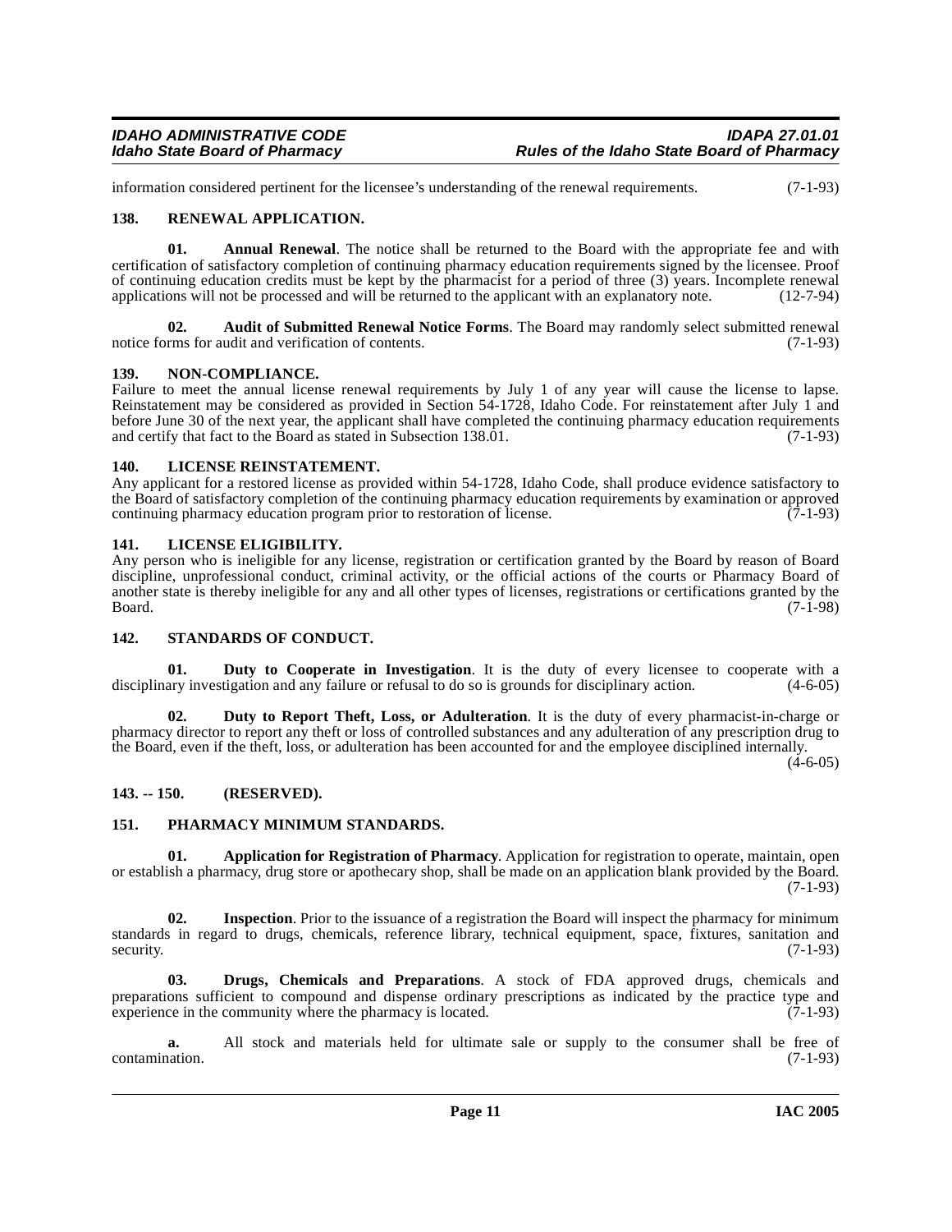information considered pertinent for the licensee's understanding of the renewal requirements. (7-1-93)

### 138. RENEWAL APPLICATION.

**01. Annual Renewal**. The notice shall be returned to the Board with the appropriate fee and with certification of satisfactory completion of continuing pharmacy education requirements signed by the licensee. Proof of continuing education credits must be kept by the pharmacist for a period of three (3) years. Incomplete renewal applications will not be processed and will be returned to the applicant with an explanatory note. (12-7-94)

**02. Audit of Submitted Renewal Notice Forms**. The Board may randomly select submitted renewal notice forms for audit and verification of contents. (7-1-93)

### 139. NON-COMPLIANCE.

Failure to meet the annual license renewal requirements by July 1 of any year will cause the license to lapse. Reinstatement may be considered as provided in Section 54-1728, Idaho Code. For reinstatement after July 1 and before June 30 of the next year, the applicant shall have completed the continuing pharmacy education requirements and certify that fact to the Board as stated in Subsection 138.01. (7-1-93)

### 140. LICENSE REINSTATEMENT.

Any applicant for a restored license as provided within 54-1728, Idaho Code, shall produce evidence satisfactory to the Board of satisfactory completion of the continuing pharmacy education requirements by examination or approved continuing pharmacy education program prior to restoration of license. (7-1-93)

### 141. LICENSE ELIGIBILITY.

Any person who is ineligible for any license, registration or certification granted by the Board by reason of Board discipline, unprofessional conduct, criminal activity, or the official actions of the courts or Pharmacy Board of another state is thereby ineligible for any and all other types of licenses, registrations or certifications granted by the Board. (7-1-98)

### 142. STANDARDS OF CONDUCT.

**01. Duty to Cooperate in Investigation**. It is the duty of every licensee to cooperate with a disciplinary investigation and any failure or refusal to do so is grounds for disciplinary action. (4-6-05)

**02. Duty to Report Theft, Loss, or Adulteration**. It is the duty of every pharmacist-in-charge or pharmacy director to report any theft or loss of controlled substances and any adulteration of any prescription drug to the Board, even if the theft, loss, or adulteration has been accounted for and the employee disciplined internally. (4-6-05)

### 143. -- 150. (RESERVED).

### 151. PHARMACY MINIMUM STANDARDS.

**01. Application for Registration of Pharmacy**. Application for registration to operate, maintain, open or establish a pharmacy, drug store or apothecary shop, shall be made on an application blank provided by the Board. (7-1-93)

**02. Inspection**. Prior to the issuance of a registration the Board will inspect the pharmacy for minimum standards in regard to drugs, chemicals, reference library, technical equipment, space, fixtures, sanitation and security. (7-1-93)

**03. Drugs, Chemicals and Preparations**. A stock of FDA approved drugs, chemicals and preparations sufficient to compound and dispense ordinary prescriptions as indicated by the practice type and experience in the community where the pharmacy is located. (7-1-93)

**a.** All stock and materials held for ultimate sale or supply to the consumer shall be free of contamination. (7-1-93)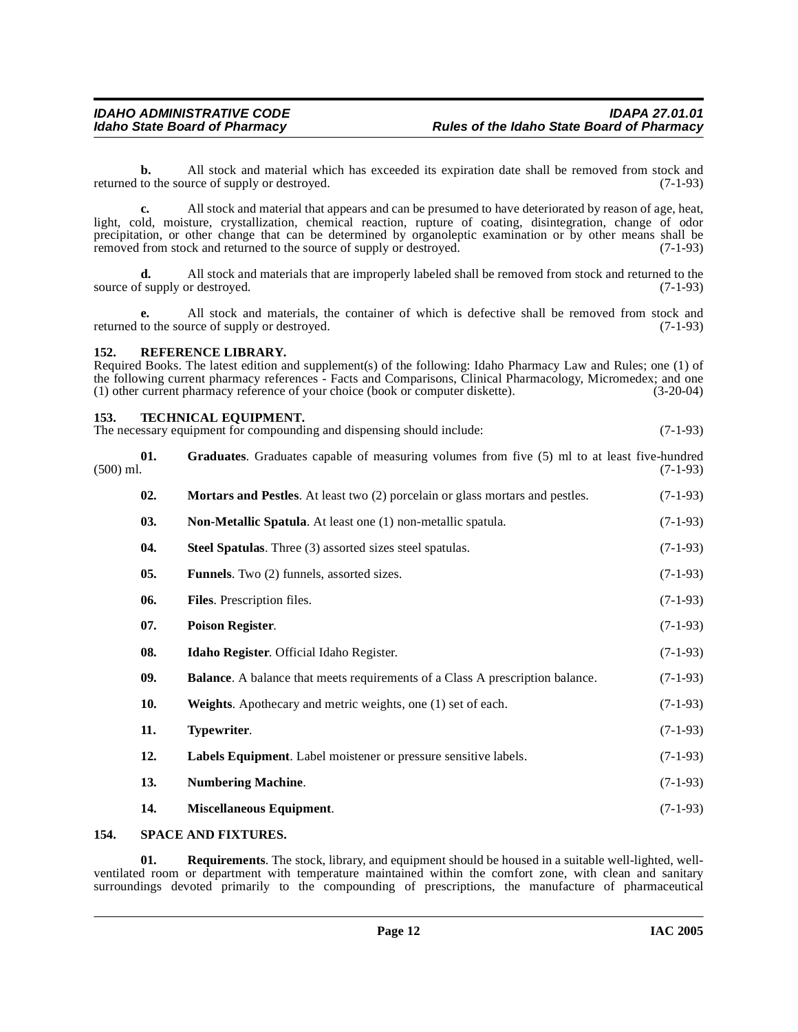**b.** All stock and material which has exceeded its expiration date shall be removed from stock and returned to the source of supply or destroyed. (7-1-93)

**c.** All stock and material that appears and can be presumed to have deteriorated by reason of age, heat, light, cold, moisture, crystallization, chemical reaction, rupture of coating, disintegration, change of odor precipitation, or other change that can be determined by organoleptic examination or by other means shall be removed from stock and returned to the source of supply or destroyed. (7-1-93)

**d.** All stock and materials that are improperly labeled shall be removed from stock and returned to the source of supply or destroyed. (7-1-93)

**e.** All stock and materials, the container of which is defective shall be removed from stock and returned to the source of supply or destroyed. (7-1-93)

### 152. REFERENCE LIBRARY.

Required Books. The latest edition and supplement(s) of the following: Idaho Pharmacy Law and Rules; one (1) of the following current pharmacy references - Facts and Comparisons, Clinical Pharmacology, Micromedex; and one (1) other current pharmacy reference of your choice (book or computer diskette). (3-20-04)

### 153. TECHNICAL EQUIPMENT.

The necessary equipment for compounding and dispensing should include: (7-1-93)

**01. Graduates**. Graduates capable of measuring volumes from five (5) ml to at least five-hundred (500) ml. (7-1-93)

**02. Mortars and Pestles**. At least two (2) porcelain or glass mortars and pestles. (7-1-93)

**03. Non-Metallic Spatula**. At least one (1) non-metallic spatula. (7-1-93)

**04. Steel Spatulas**. Three (3) assorted sizes steel spatulas. (7-1-93)

**05. Funnels**. Two (2) funnels, assorted sizes. (7-1-93)

**06. Files**. Prescription files. (7-1-93)

**07. Poison Register**. (7-1-93)

**08. Idaho Register**. Official Idaho Register. (7-1-93)

**09. Balance**. A balance that meets requirements of a Class A prescription balance. (7-1-93)

**10. Weights**. Apothecary and metric weights, one (1) set of each. (7-1-93)

**11. Typewriter**. (7-1-93)

**12. Labels Equipment**. Label moistener or pressure sensitive labels. (7-1-93)

**13. Numbering Machine**. (7-1-93)

**14. Miscellaneous Equipment**. (7-1-93)

### 154. SPACE AND FIXTURES.

**01. Requirements**. The stock, library, and equipment should be housed in a suitable well-lighted, well-ventilated room or department with temperature maintained within the comfort zone, with clean and sanitary surroundings devoted primarily to the compounding of prescriptions, the manufacture of pharmaceutical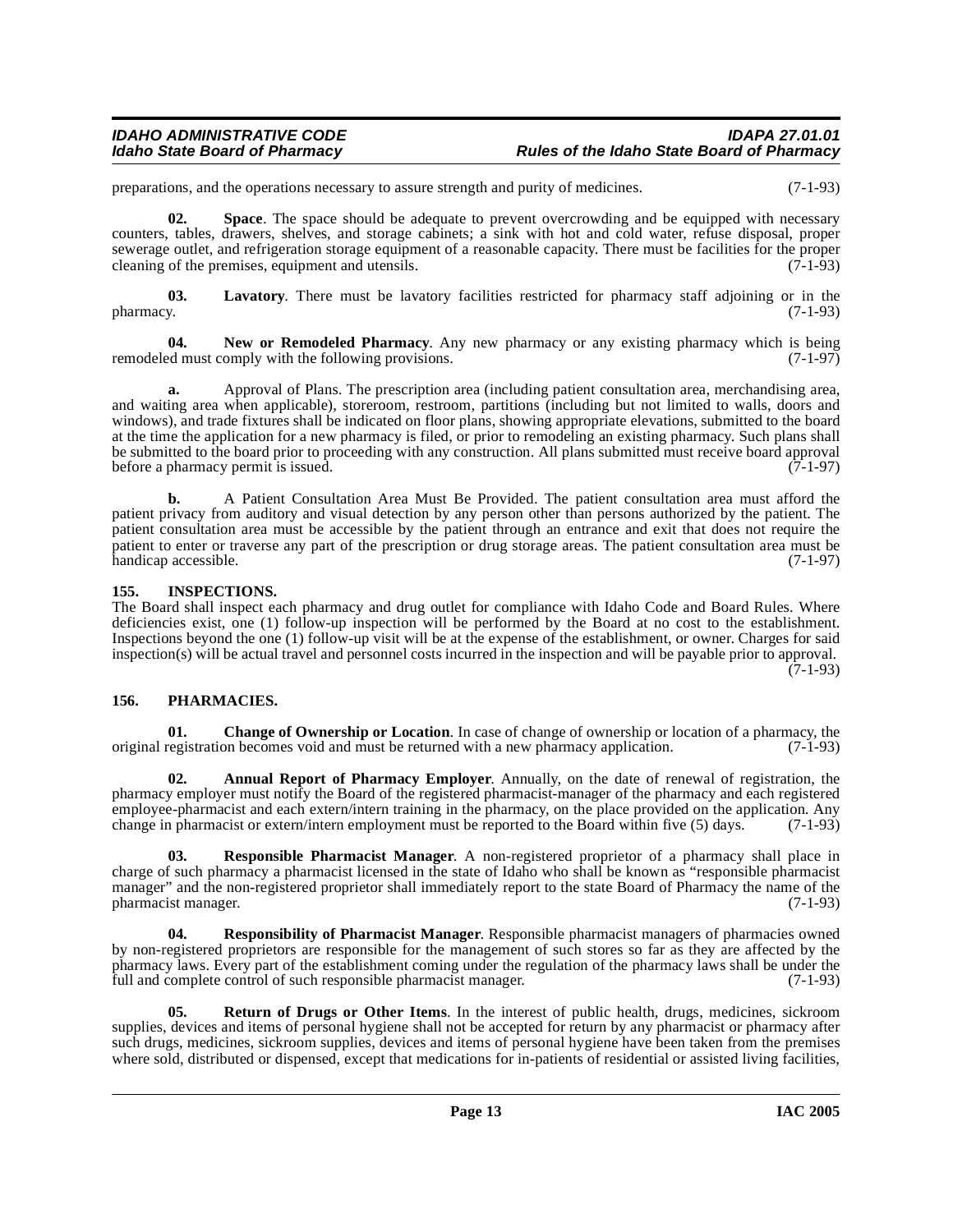preparations, and the operations necessary to assure strength and purity of medicines. (7-1-93)

**02. Space**. The space should be adequate to prevent overcrowding and be equipped with necessary counters, tables, drawers, shelves, and storage cabinets; a sink with hot and cold water, refuse disposal, proper sewerage outlet, and refrigeration storage equipment of a reasonable capacity. There must be facilities for the proper cleaning of the premises, equipment and utensils. (7-1-93)

**03. Lavatory**. There must be lavatory facilities restricted for pharmacy staff adjoining or in the pharmacy. (7-1-93)

**04. New or Remodeled Pharmacy**. Any new pharmacy or any existing pharmacy which is being remodeled must comply with the following provisions. (7-1-97)

**a.** Approval of Plans. The prescription area (including patient consultation area, merchandising area, and waiting area when applicable), storeroom, restroom, partitions (including but not limited to walls, doors and windows), and trade fixtures shall be indicated on floor plans, showing appropriate elevations, submitted to the board at the time the application for a new pharmacy is filed, or prior to remodeling an existing pharmacy. Such plans shall be submitted to the board prior to proceeding with any construction. All plans submitted must receive board approval before a pharmacy permit is issued. (7-1-97)

**b.** A Patient Consultation Area Must Be Provided. The patient consultation area must afford the patient privacy from auditory and visual detection by any person other than persons authorized by the patient. The patient consultation area must be accessible by the patient through an entrance and exit that does not require the patient to enter or traverse any part of the prescription or drug storage areas. The patient consultation area must be handicap accessible. (7-1-97)

## 155. INSPECTIONS.

The Board shall inspect each pharmacy and drug outlet for compliance with Idaho Code and Board Rules. Where deficiencies exist, one (1) follow-up inspection will be performed by the Board at no cost to the establishment. Inspections beyond the one (1) follow-up visit will be at the expense of the establishment, or owner. Charges for said inspection(s) will be actual travel and personnel costs incurred in the inspection and will be payable prior to approval. (7-1-93)

## 156. PHARMACIES.

**01. Change of Ownership or Location**. In case of change of ownership or location of a pharmacy, the original registration becomes void and must be returned with a new pharmacy application. (7-1-93)

**02. Annual Report of Pharmacy Employer**. Annually, on the date of renewal of registration, the pharmacy employer must notify the Board of the registered pharmacist-manager of the pharmacy and each registered employee-pharmacist and each extern/intern training in the pharmacy, on the place provided on the application. Any change in pharmacist or extern/intern employment must be reported to the Board within five (5) days. (7-1-93)

**03. Responsible Pharmacist Manager**. A non-registered proprietor of a pharmacy shall place in charge of such pharmacy a pharmacist licensed in the state of Idaho who shall be known as "responsible pharmacist manager" and the non-registered proprietor shall immediately report to the state Board of Pharmacy the name of the pharmacist manager. (7-1-93)

**04. Responsibility of Pharmacist Manager**. Responsible pharmacist managers of pharmacies owned by non-registered proprietors are responsible for the management of such stores so far as they are affected by the pharmacy laws. Every part of the establishment coming under the regulation of the pharmacy laws shall be under the full and complete control of such responsible pharmacist manager. (7-1-93)

**05. Return of Drugs or Other Items**. In the interest of public health, drugs, medicines, sickroom supplies, devices and items of personal hygiene shall not be accepted for return by any pharmacist or pharmacy after such drugs, medicines, sickroom supplies, devices and items of personal hygiene have been taken from the premises where sold, distributed or dispensed, except that medications for in-patients of residential or assisted living facilities,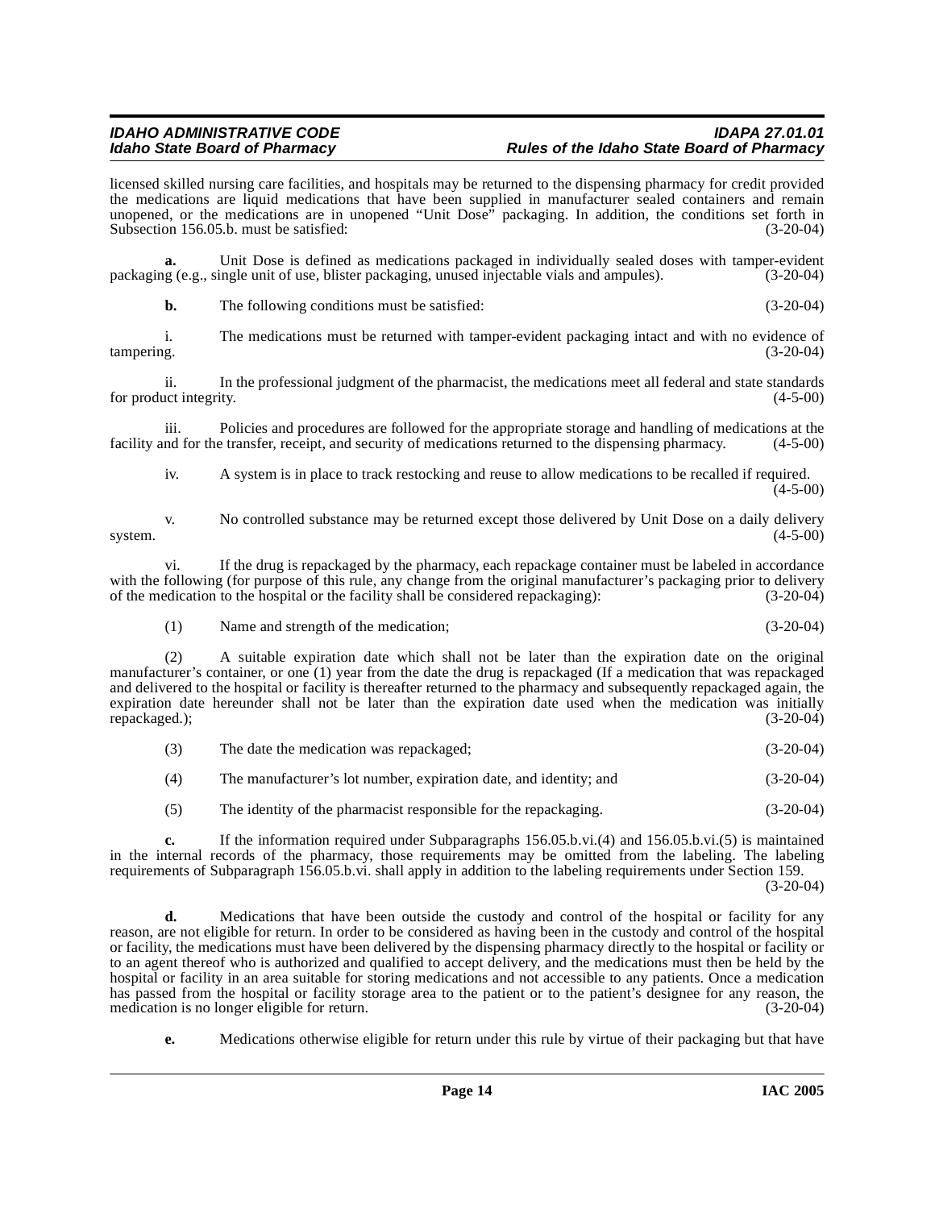licensed skilled nursing care facilities, and hospitals may be returned to the dispensing pharmacy for credit provided the medications are liquid medications that have been supplied in manufacturer sealed containers and remain unopened, or the medications are in unopened "Unit Dose" packaging. In addition, the conditions set forth in Subsection 156.05.b. must be satisfied: (3-20-04)

**a.** Unit Dose is defined as medications packaged in individually sealed doses with tamper-evident packaging (e.g., single unit of use, blister packaging, unused injectable vials and ampules). (3-20-04)

**b.** The following conditions must be satisfied: (3-20-04)

i. The medications must be returned with tamper-evident packaging intact and with no evidence of tampering. (3-20-04)

ii. In the professional judgment of the pharmacist, the medications meet all federal and state standards for product integrity. (4-5-00)

iii. Policies and procedures are followed for the appropriate storage and handling of medications at the facility and for the transfer, receipt, and security of medications returned to the dispensing pharmacy. (4-5-00)

iv. A system is in place to track restocking and reuse to allow medications to be recalled if required. (4-5-00)

v. No controlled substance may be returned except those delivered by Unit Dose on a daily delivery system. (4-5-00)

vi. If the drug is repackaged by the pharmacy, each repackage container must be labeled in accordance with the following (for purpose of this rule, any change from the original manufacturer's packaging prior to delivery of the medication to the hospital or the facility shall be considered repackaging): (3-20-04)

(1) Name and strength of the medication; (3-20-04)

(2) A suitable expiration date which shall not be later than the expiration date on the original manufacturer's container, or one (1) year from the date the drug is repackaged (If a medication that was repackaged and delivered to the hospital or facility is thereafter returned to the pharmacy and subsequently repackaged again, the expiration date hereunder shall not be later than the expiration date used when the medication was initially repackaged.); (3-20-04)

(3) The date the medication was repackaged; (3-20-04)

(4) The manufacturer's lot number, expiration date, and identity; and (3-20-04)

(5) The identity of the pharmacist responsible for the repackaging. (3-20-04)

**c.** If the information required under Subparagraphs 156.05.b.vi.(4) and 156.05.b.vi.(5) is maintained in the internal records of the pharmacy, those requirements may be omitted from the labeling. The labeling requirements of Subparagraph 156.05.b.vi. shall apply in addition to the labeling requirements under Section 159. (3-20-04)

**d.** Medications that have been outside the custody and control of the hospital or facility for any reason, are not eligible for return. In order to be considered as having been in the custody and control of the hospital or facility, the medications must have been delivered by the dispensing pharmacy directly to the hospital or facility or to an agent thereof who is authorized and qualified to accept delivery, and the medications must then be held by the hospital or facility in an area suitable for storing medications and not accessible to any patients. Once a medication has passed from the hospital or facility storage area to the patient or to the patient's designee for any reason, the medication is no longer eligible for return. (3-20-04)

**e.** Medications otherwise eligible for return under this rule by virtue of their packaging but that have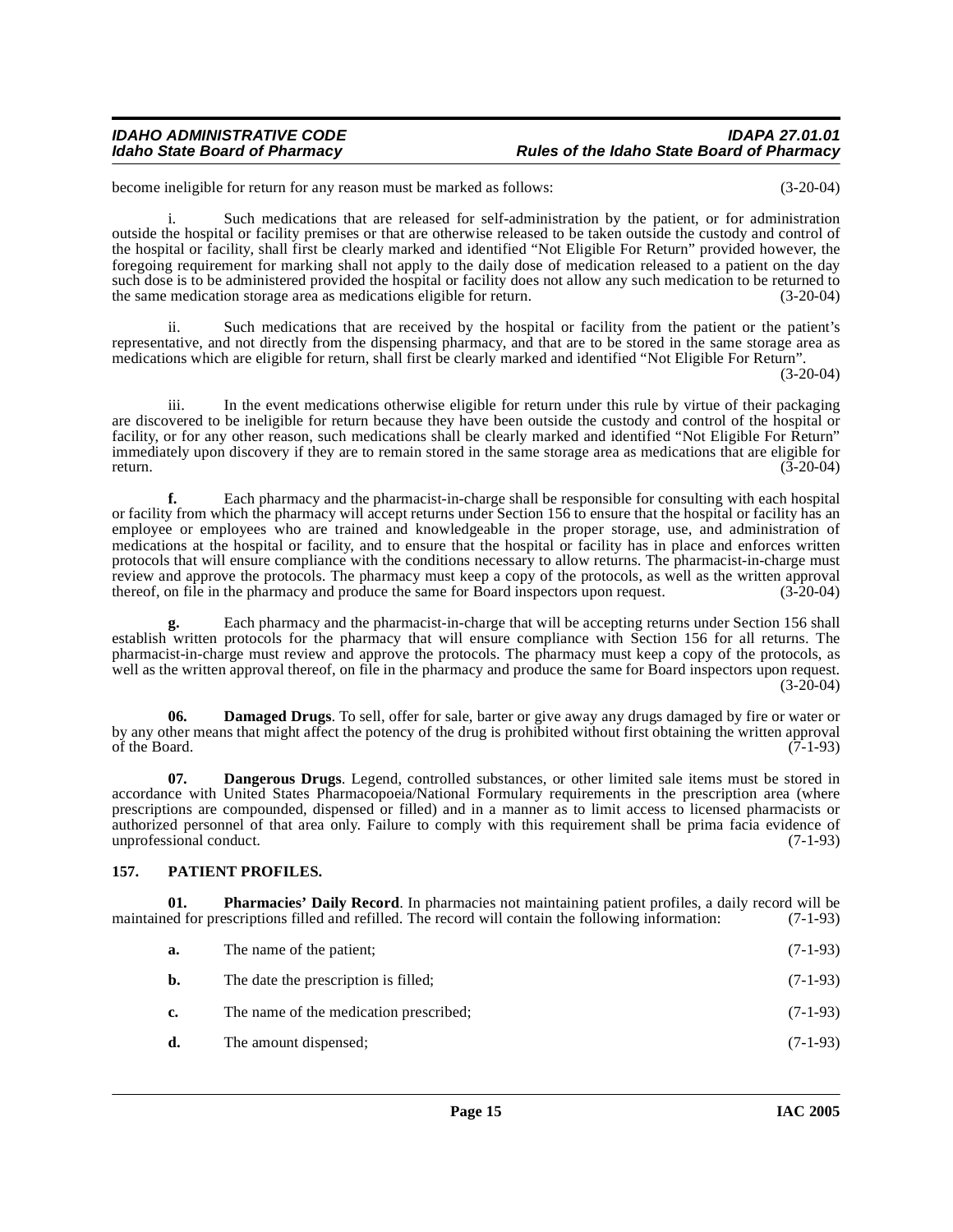become ineligible for return for any reason must be marked as follows: (3-20-04)

i. Such medications that are released for self-administration by the patient, or for administration outside the hospital or facility premises or that are otherwise released to be taken outside the custody and control of the hospital or facility, shall first be clearly marked and identified "Not Eligible For Return" provided however, the foregoing requirement for marking shall not apply to the daily dose of medication released to a patient on the day such dose is to be administered provided the hospital or facility does not allow any such medication to be returned to the same medication storage area as medications eligible for return. (3-20-04)

ii. Such medications that are received by the hospital or facility from the patient or the patient's representative, and not directly from the dispensing pharmacy, and that are to be stored in the same storage area as medications which are eligible for return, shall first be clearly marked and identified "Not Eligible For Return". (3-20-04)

iii. In the event medications otherwise eligible for return under this rule by virtue of their packaging are discovered to be ineligible for return because they have been outside the custody and control of the hospital or facility, or for any other reason, such medications shall be clearly marked and identified "Not Eligible For Return" immediately upon discovery if they are to remain stored in the same storage area as medications that are eligible for return. (3-20-04)

**f.** Each pharmacy and the pharmacist-in-charge shall be responsible for consulting with each hospital or facility from which the pharmacy will accept returns under Section 156 to ensure that the hospital or facility has an employee or employees who are trained and knowledgeable in the proper storage, use, and administration of medications at the hospital or facility, and to ensure that the hospital or facility has in place and enforces written protocols that will ensure compliance with the conditions necessary to allow returns. The pharmacist-in-charge must review and approve the protocols. The pharmacy must keep a copy of the protocols, as well as the written approval thereof, on file in the pharmacy and produce the same for Board inspectors upon request. (3-20-04)

**g.** Each pharmacy and the pharmacist-in-charge that will be accepting returns under Section 156 shall establish written protocols for the pharmacy that will ensure compliance with Section 156 for all returns. The pharmacist-in-charge must review and approve the protocols. The pharmacy must keep a copy of the protocols, as well as the written approval thereof, on file in the pharmacy and produce the same for Board inspectors upon request. (3-20-04)

**06. Damaged Drugs**. To sell, offer for sale, barter or give away any drugs damaged by fire or water or by any other means that might affect the potency of the drug is prohibited without first obtaining the written approval of the Board. (7-1-93)

**07. Dangerous Drugs**. Legend, controlled substances, or other limited sale items must be stored in accordance with United States Pharmacopoeia/National Formulary requirements in the prescription area (where prescriptions are compounded, dispensed or filled) and in a manner as to limit access to licensed pharmacists or authorized personnel of that area only. Failure to comply with this requirement shall be prima facia evidence of unprofessional conduct. (7-1-93)

## 157. PATIENT PROFILES.

**01. Pharmacies' Daily Record**. In pharmacies not maintaining patient profiles, a daily record will be maintained for prescriptions filled and refilled. The record will contain the following information: (7-1-93)

**a.** The name of the patient; (7-1-93)

**b.** The date the prescription is filled; (7-1-93)

**c.** The name of the medication prescribed; (7-1-93)

**d.** The amount dispensed; (7-1-93)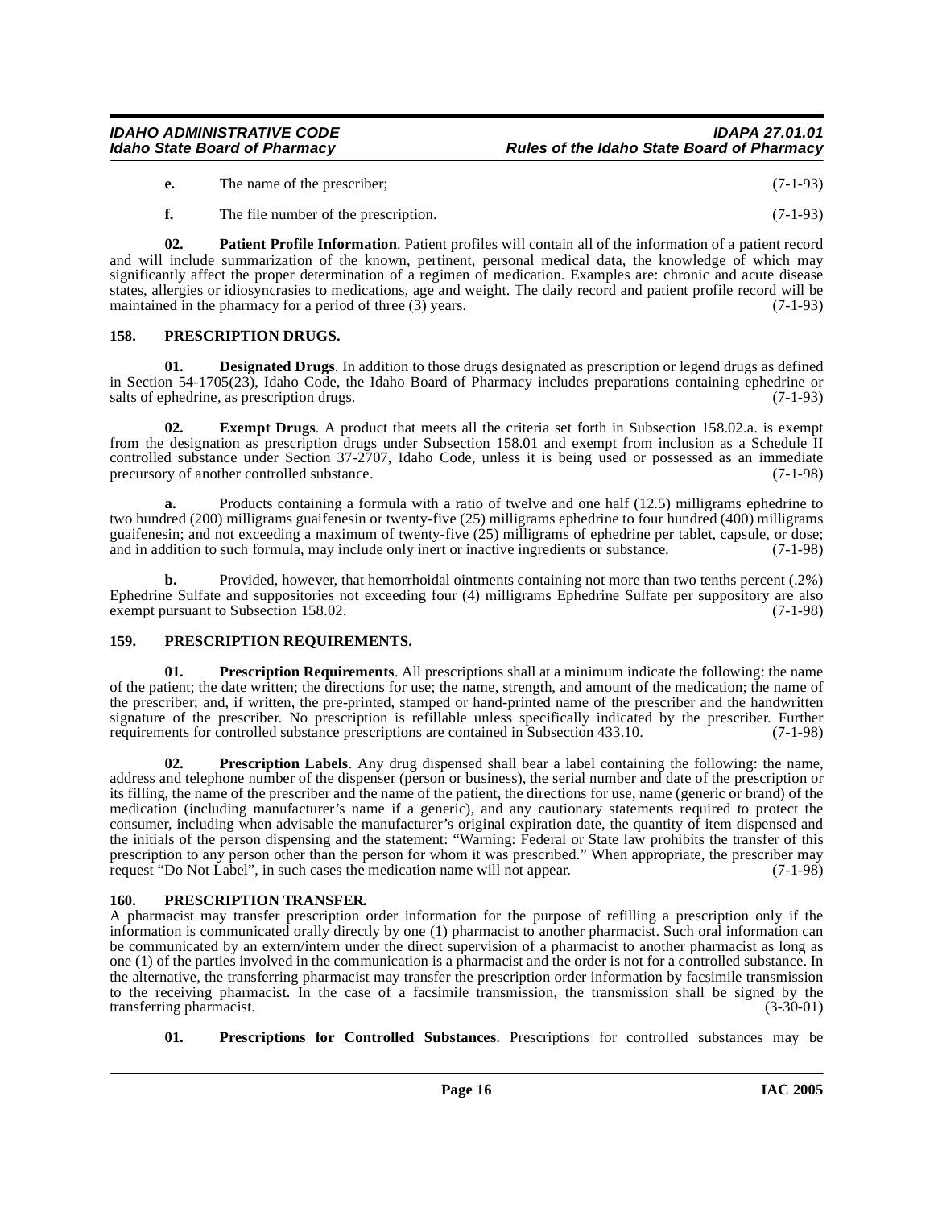**e.** The name of the prescriber; (7-1-93)

**f.** The file number of the prescription. (7-1-93)

**02. Patient Profile Information**. Patient profiles will contain all of the information of a patient record and will include summarization of the known, pertinent, personal medical data, the knowledge of which may significantly affect the proper determination of a regimen of medication. Examples are: chronic and acute disease states, allergies or idiosyncrasies to medications, age and weight. The daily record and patient profile record will be maintained in the pharmacy for a period of three (3) years. (7-1-93)

## 158. PRESCRIPTION DRUGS.

**01. Designated Drugs**. In addition to those drugs designated as prescription or legend drugs as defined in Section 54-1705(23), Idaho Code, the Idaho Board of Pharmacy includes preparations containing ephedrine or salts of ephedrine, as prescription drugs. (7-1-93)

**02. Exempt Drugs**. A product that meets all the criteria set forth in Subsection 158.02.a. is exempt from the designation as prescription drugs under Subsection 158.01 and exempt from inclusion as a Schedule II controlled substance under Section 37-2707, Idaho Code, unless it is being used or possessed as an immediate precursory of another controlled substance. (7-1-98)

**a.** Products containing a formula with a ratio of twelve and one half (12.5) milligrams ephedrine to two hundred (200) milligrams guaifenesin or twenty-five (25) milligrams ephedrine to four hundred (400) milligrams guaifenesin; and not exceeding a maximum of twenty-five (25) milligrams of ephedrine per tablet, capsule, or dose; and in addition to such formula, may include only inert or inactive ingredients or substance. (7-1-98)

**b.** Provided, however, that hemorrhoidal ointments containing not more than two tenths percent (.2%) Ephedrine Sulfate and suppositories not exceeding four (4) milligrams Ephedrine Sulfate per suppository are also exempt pursuant to Subsection 158.02. (7-1-98)

## 159. PRESCRIPTION REQUIREMENTS.

**01. Prescription Requirements**. All prescriptions shall at a minimum indicate the following: the name of the patient; the date written; the directions for use; the name, strength, and amount of the medication; the name of the prescriber; and, if written, the pre-printed, stamped or hand-printed name of the prescriber and the handwritten signature of the prescriber. No prescription is refillable unless specifically indicated by the prescriber. Further requirements for controlled substance prescriptions are contained in Subsection 433.10. (7-1-98)

**02. Prescription Labels**. Any drug dispensed shall bear a label containing the following: the name, address and telephone number of the dispenser (person or business), the serial number and date of the prescription or its filling, the name of the prescriber and the name of the patient, the directions for use, name (generic or brand) of the medication (including manufacturer's name if a generic), and any cautionary statements required to protect the consumer, including when advisable the manufacturer's original expiration date, the quantity of item dispensed and the initials of the person dispensing and the statement: "Warning: Federal or State law prohibits the transfer of this prescription to any person other than the person for whom it was prescribed." When appropriate, the prescriber may request "Do Not Label", in such cases the medication name will not appear. (7-1-98)

## 160. PRESCRIPTION TRANSFER.

A pharmacist may transfer prescription order information for the purpose of refilling a prescription only if the information is communicated orally directly by one (1) pharmacist to another pharmacist. Such oral information can be communicated by an extern/intern under the direct supervision of a pharmacist to another pharmacist as long as one (1) of the parties involved in the communication is a pharmacist and the order is not for a controlled substance. In the alternative, the transferring pharmacist may transfer the prescription order information by facsimile transmission to the receiving pharmacist. In the case of a facsimile transmission, the transmission shall be signed by the transferring pharmacist. (3-30-01)

**01. Prescriptions for Controlled Substances**. Prescriptions for controlled substances may be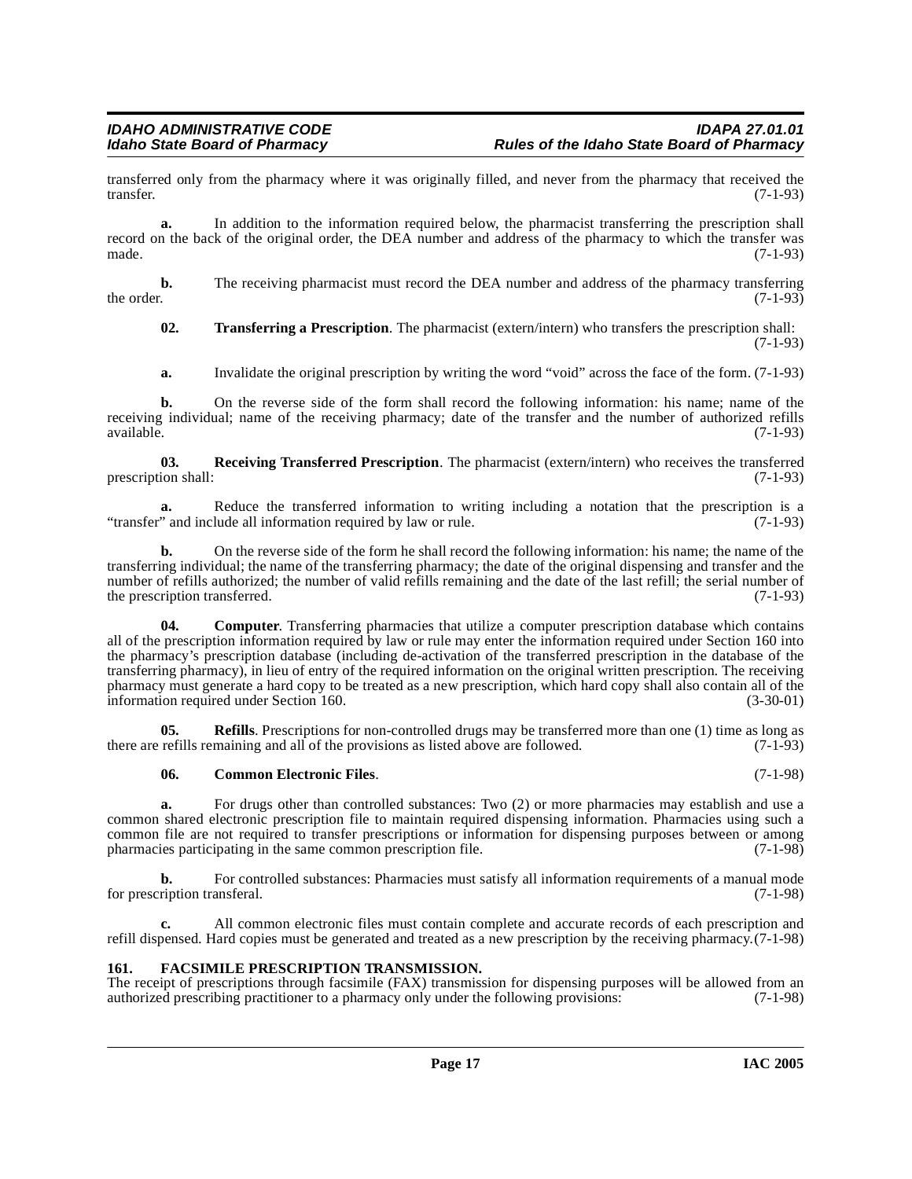transferred only from the pharmacy where it was originally filled, and never from the pharmacy that received the transfer. (7-1-93)

**a.** In addition to the information required below, the pharmacist transferring the prescription shall record on the back of the original order, the DEA number and address of the pharmacy to which the transfer was made. (7-1-93)

**b.** The receiving pharmacist must record the DEA number and address of the pharmacy transferring the order. (7-1-93)

**02. Transferring a Prescription**. The pharmacist (extern/intern) who transfers the prescription shall: (7-1-93)

**a.** Invalidate the original prescription by writing the word "void" across the face of the form. (7-1-93)

**b.** On the reverse side of the form shall record the following information: his name; name of the receiving individual; name of the receiving pharmacy; date of the transfer and the number of authorized refills available. (7-1-93)

**03. Receiving Transferred Prescription**. The pharmacist (extern/intern) who receives the transferred prescription shall: (7-1-93)

**a.** Reduce the transferred information to writing including a notation that the prescription is a "transfer" and include all information required by law or rule. (7-1-93)

**b.** On the reverse side of the form he shall record the following information: his name; the name of the transferring individual; the name of the transferring pharmacy; the date of the original dispensing and transfer and the number of refills authorized; the number of valid refills remaining and the date of the last refill; the serial number of the prescription transferred. (7-1-93)

**04. Computer**. Transferring pharmacies that utilize a computer prescription database which contains all of the prescription information required by law or rule may enter the information required under Section 160 into the pharmacy's prescription database (including de-activation of the transferred prescription in the database of the transferring pharmacy), in lieu of entry of the required information on the original written prescription. The receiving pharmacy must generate a hard copy to be treated as a new prescription, which hard copy shall also contain all of the information required under Section 160. (3-30-01)

**05. Refills**. Prescriptions for non-controlled drugs may be transferred more than one (1) time as long as there are refills remaining and all of the provisions as listed above are followed. (7-1-93)

**06. Common Electronic Files**. (7-1-98)

**a.** For drugs other than controlled substances: Two (2) or more pharmacies may establish and use a common shared electronic prescription file to maintain required dispensing information. Pharmacies using such a common file are not required to transfer prescriptions or information for dispensing purposes between or among pharmacies participating in the same common prescription file. (7-1-98)

**b.** For controlled substances: Pharmacies must satisfy all information requirements of a manual mode for prescription transferal. (7-1-98)

**c.** All common electronic files must contain complete and accurate records of each prescription and refill dispensed. Hard copies must be generated and treated as a new prescription by the receiving pharmacy. (7-1-98)

## 161. FACSIMILE PRESCRIPTION TRANSMISSION.

The receipt of prescriptions through facsimile (FAX) transmission for dispensing purposes will be allowed from an authorized prescribing practitioner to a pharmacy only under the following provisions: (7-1-98)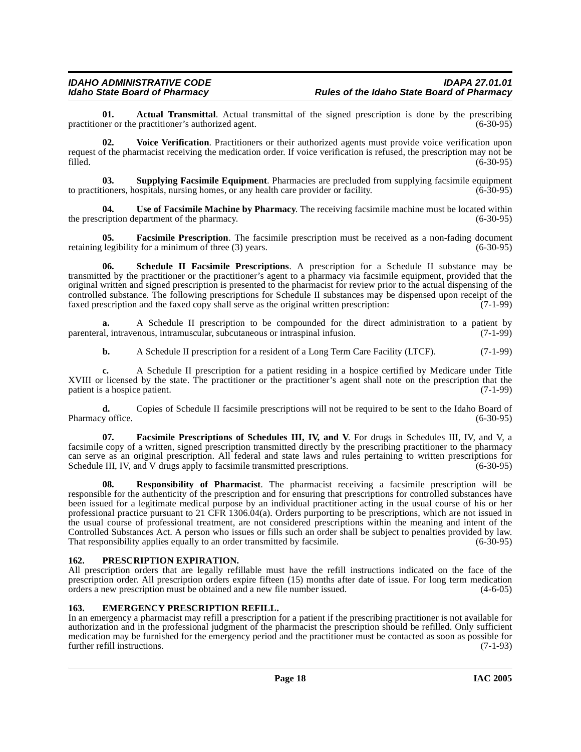**01. Actual Transmittal**. Actual transmittal of the signed prescription is done by the prescribing practitioner or the practitioner's authorized agent. (6-30-95)

**02. Voice Verification**. Practitioners or their authorized agents must provide voice verification upon request of the pharmacist receiving the medication order. If voice verification is refused, the prescription may not be filled. (6-30-95)

**03. Supplying Facsimile Equipment**. Pharmacies are precluded from supplying facsimile equipment to practitioners, hospitals, nursing homes, or any health care provider or facility. (6-30-95)

**04. Use of Facsimile Machine by Pharmacy**. The receiving facsimile machine must be located within the prescription department of the pharmacy. (6-30-95)

**05. Facsimile Prescription**. The facsimile prescription must be received as a non-fading document retaining legibility for a minimum of three (3) years. (6-30-95)

**06. Schedule II Facsimile Prescriptions**. A prescription for a Schedule II substance may be transmitted by the practitioner or the practitioner's agent to a pharmacy via facsimile equipment, provided that the original written and signed prescription is presented to the pharmacist for review prior to the actual dispensing of the controlled substance. The following prescriptions for Schedule II substances may be dispensed upon receipt of the faxed prescription and the faxed copy shall serve as the original written prescription: (7-1-99)

**a.** A Schedule II prescription to be compounded for the direct administration to a patient by parenteral, intravenous, intramuscular, subcutaneous or intraspinal infusion. (7-1-99)

**b.** A Schedule II prescription for a resident of a Long Term Care Facility (LTCF). (7-1-99)

**c.** A Schedule II prescription for a patient residing in a hospice certified by Medicare under Title XVIII or licensed by the state. The practitioner or the practitioner's agent shall note on the prescription that the patient is a hospice patient. (7-1-99)

**d.** Copies of Schedule II facsimile prescriptions will not be required to be sent to the Idaho Board of Pharmacy office. (6-30-95)

**07. Facsimile Prescriptions of Schedules III, IV, and V**. For drugs in Schedules III, IV, and V, a facsimile copy of a written, signed prescription transmitted directly by the prescribing practitioner to the pharmacy can serve as an original prescription. All federal and state laws and rules pertaining to written prescriptions for Schedule III, IV, and V drugs apply to facsimile transmitted prescriptions. (6-30-95)

**08. Responsibility of Pharmacist**. The pharmacist receiving a facsimile prescription will be responsible for the authenticity of the prescription and for ensuring that prescriptions for controlled substances have been issued for a legitimate medical purpose by an individual practitioner acting in the usual course of his or her professional practice pursuant to 21 CFR 1306.04(a). Orders purporting to be prescriptions, which are not issued in the usual course of professional treatment, are not considered prescriptions within the meaning and intent of the Controlled Substances Act. A person who issues or fills such an order shall be subject to penalties provided by law. That responsibility applies equally to an order transmitted by facsimile. (6-30-95)

## 162. PRESCRIPTION EXPIRATION.

All prescription orders that are legally refillable must have the refill instructions indicated on the face of the prescription order. All prescription orders expire fifteen (15) months after date of issue. For long term medication orders a new prescription must be obtained and a new file number issued. (4-6-05)

## 163. EMERGENCY PRESCRIPTION REFILL.

In an emergency a pharmacist may refill a prescription for a patient if the prescribing practitioner is not available for authorization and in the professional judgment of the pharmacist the prescription should be refilled. Only sufficient medication may be furnished for the emergency period and the practitioner must be contacted as soon as possible for further refill instructions. (7-1-93)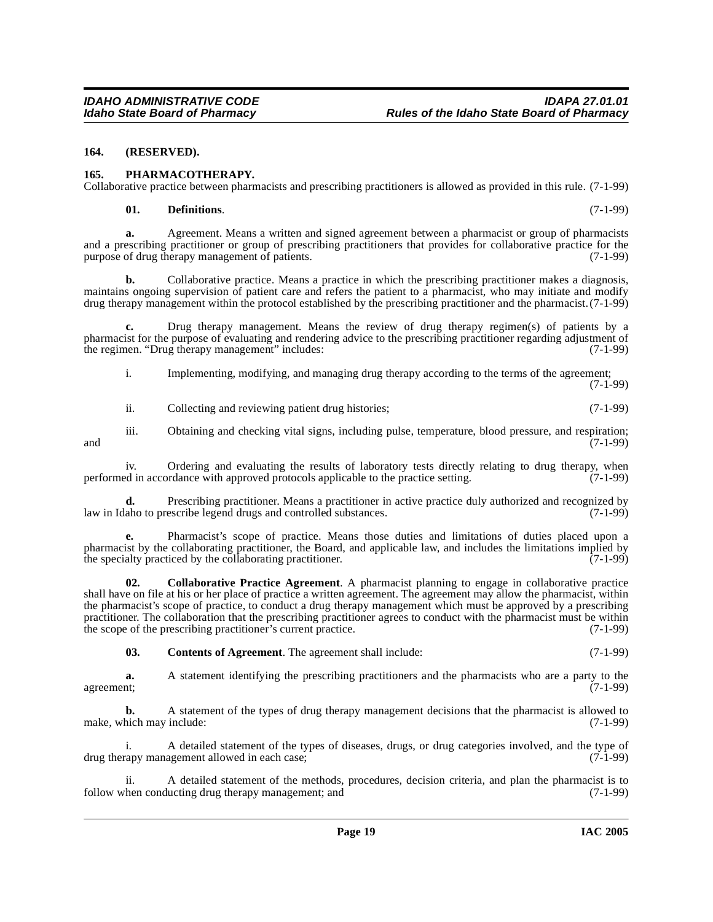### 164. (RESERVED).

### 165. PHARMACOTHERAPY.

Collaborative practice between pharmacists and prescribing practitioners is allowed as provided in this rule. (7-1-99)

**01. Definitions**. (7-1-99)

**a.** Agreement. Means a written and signed agreement between a pharmacist or group of pharmacists and a prescribing practitioner or group of prescribing practitioners that provides for collaborative practice for the purpose of drug therapy management of patients. (7-1-99)

**b.** Collaborative practice. Means a practice in which the prescribing practitioner makes a diagnosis, maintains ongoing supervision of patient care and refers the patient to a pharmacist, who may initiate and modify drug therapy management within the protocol established by the prescribing practitioner and the pharmacist. (7-1-99)

**c.** Drug therapy management. Means the review of drug therapy regimen(s) of patients by a pharmacist for the purpose of evaluating and rendering advice to the prescribing practitioner regarding adjustment of the regimen. "Drug therapy management" includes: (7-1-99)

i. Implementing, modifying, and managing drug therapy according to the terms of the agreement; (7-1-99)

ii. Collecting and reviewing patient drug histories; (7-1-99)

iii. Obtaining and checking vital signs, including pulse, temperature, blood pressure, and respiration; and (7-1-99)

iv. Ordering and evaluating the results of laboratory tests directly relating to drug therapy, when performed in accordance with approved protocols applicable to the practice setting. (7-1-99)

**d.** Prescribing practitioner. Means a practitioner in active practice duly authorized and recognized by law in Idaho to prescribe legend drugs and controlled substances. (7-1-99)

**e.** Pharmacist's scope of practice. Means those duties and limitations of duties placed upon a pharmacist by the collaborating practitioner, the Board, and applicable law, and includes the limitations implied by the specialty practiced by the collaborating practitioner. (7-1-99)

**02. Collaborative Practice Agreement**. A pharmacist planning to engage in collaborative practice shall have on file at his or her place of practice a written agreement. The agreement may allow the pharmacist, within the pharmacist's scope of practice, to conduct a drug therapy management which must be approved by a prescribing practitioner. The collaboration that the prescribing practitioner agrees to conduct with the pharmacist must be within the scope of the prescribing practitioner's current practice. (7-1-99)

**03. Contents of Agreement**. The agreement shall include: (7-1-99)

**a.** A statement identifying the prescribing practitioners and the pharmacists who are a party to the agreement; (7-1-99)

**b.** A statement of the types of drug therapy management decisions that the pharmacist is allowed to make, which may include: (7-1-99)

i. A detailed statement of the types of diseases, drugs, or drug categories involved, and the type of drug therapy management allowed in each case; (7-1-99)

ii. A detailed statement of the methods, procedures, decision criteria, and plan the pharmacist is to follow when conducting drug therapy management; and (7-1-99)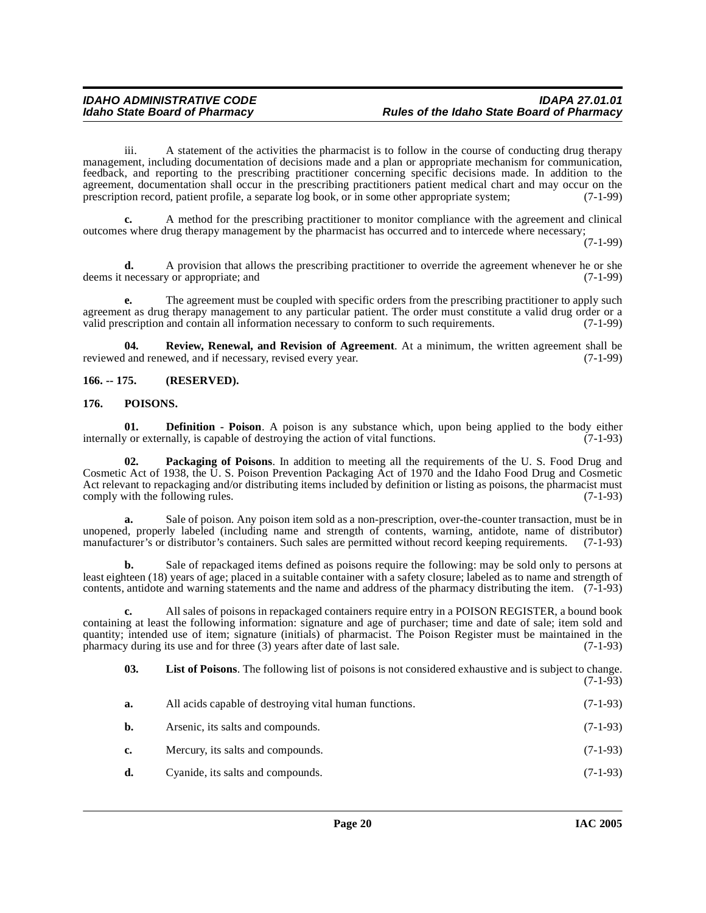iii. A statement of the activities the pharmacist is to follow in the course of conducting drug therapy management, including documentation of decisions made and a plan or appropriate mechanism for communication, feedback, and reporting to the prescribing practitioner concerning specific decisions made. In addition to the agreement, documentation shall occur in the prescribing practitioners patient medical chart and may occur on the prescription record, patient profile, a separate log book, or in some other appropriate system; (7-1-99)

**c.** A method for the prescribing practitioner to monitor compliance with the agreement and clinical outcomes where drug therapy management by the pharmacist has occurred and to intercede where necessary; (7-1-99)

**d.** A provision that allows the prescribing practitioner to override the agreement whenever he or she deems it necessary or appropriate; and (7-1-99)

**e.** The agreement must be coupled with specific orders from the prescribing practitioner to apply such agreement as drug therapy management to any particular patient. The order must constitute a valid drug order or a valid prescription and contain all information necessary to conform to such requirements. (7-1-99)

**04. Review, Renewal, and Revision of Agreement**. At a minimum, the written agreement shall be reviewed and renewed, and if necessary, revised every year. (7-1-99)

## 166. -- 175. (RESERVED).

## 176. POISONS.

**01. Definition - Poison**. A poison is any substance which, upon being applied to the body either internally or externally, is capable of destroying the action of vital functions. (7-1-93)

**02. Packaging of Poisons**. In addition to meeting all the requirements of the U. S. Food Drug and Cosmetic Act of 1938, the U. S. Poison Prevention Packaging Act of 1970 and the Idaho Food Drug and Cosmetic Act relevant to repackaging and/or distributing items included by definition or listing as poisons, the pharmacist must comply with the following rules. (7-1-93)

**a.** Sale of poison. Any poison item sold as a non-prescription, over-the-counter transaction, must be in unopened, properly labeled (including name and strength of contents, warning, antidote, name of distributor) manufacturer's or distributor's containers. Such sales are permitted without record keeping requirements. (7-1-93)

**b.** Sale of repackaged items defined as poisons require the following: may be sold only to persons at least eighteen (18) years of age; placed in a suitable container with a safety closure; labeled as to name and strength of contents, antidote and warning statements and the name and address of the pharmacy distributing the item. (7-1-93)

**c.** All sales of poisons in repackaged containers require entry in a POISON REGISTER, a bound book containing at least the following information: signature and age of purchaser; time and date of sale; item sold and quantity; intended use of item; signature (initials) of pharmacist. The Poison Register must be maintained in the pharmacy during its use and for three (3) years after date of last sale. (7-1-93)

**03. List of Poisons**. The following list of poisons is not considered exhaustive and is subject to change. (7-1-93)

**a.** All acids capable of destroying vital human functions. (7-1-93)

**b.** Arsenic, its salts and compounds. (7-1-93)

**c.** Mercury, its salts and compounds. (7-1-93)

**d.** Cyanide, its salts and compounds. (7-1-93)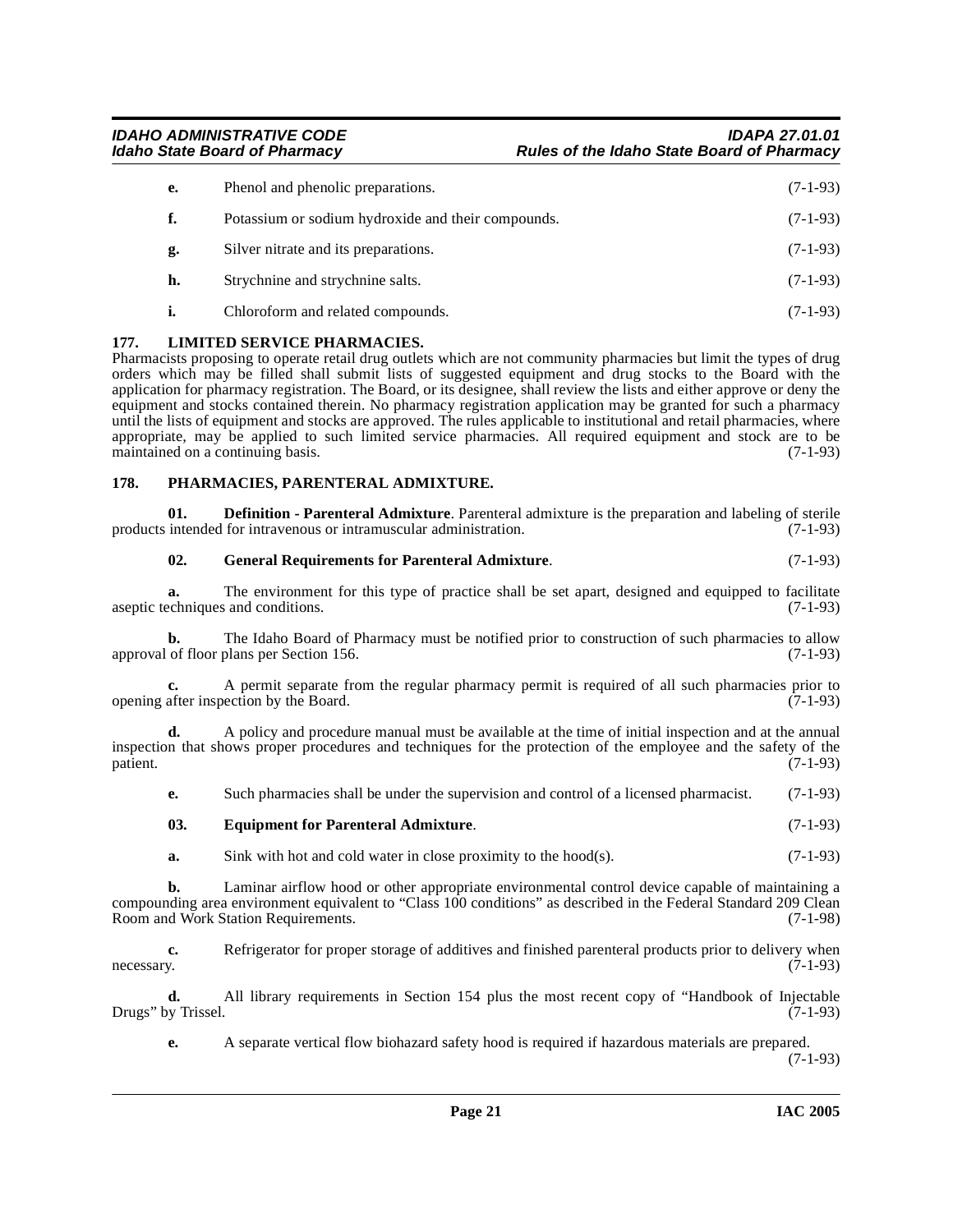**e.** Phenol and phenolic preparations. (7-1-93)

**f.** Potassium or sodium hydroxide and their compounds. (7-1-93)

**g.** Silver nitrate and its preparations. (7-1-93)

**h.** Strychnine and strychnine salts. (7-1-93)

**i.** Chloroform and related compounds. (7-1-93)

## 177. LIMITED SERVICE PHARMACIES.

Pharmacists proposing to operate retail drug outlets which are not community pharmacies but limit the types of drug orders which may be filled shall submit lists of suggested equipment and drug stocks to the Board with the application for pharmacy registration. The Board, or its designee, shall review the lists and either approve or deny the equipment and stocks contained therein. No pharmacy registration application may be granted for such a pharmacy until the lists of equipment and stocks are approved. The rules applicable to institutional and retail pharmacies, where appropriate, may be applied to such limited service pharmacies. All required equipment and stock are to be maintained on a continuing basis. (7-1-93)

## 178. PHARMACIES, PARENTERAL ADMIXTURE.

**01. Definition - Parenteral Admixture**. Parenteral admixture is the preparation and labeling of sterile products intended for intravenous or intramuscular administration. (7-1-93)

**02. General Requirements for Parenteral Admixture**. (7-1-93)

**a.** The environment for this type of practice shall be set apart, designed and equipped to facilitate aseptic techniques and conditions. (7-1-93)

**b.** The Idaho Board of Pharmacy must be notified prior to construction of such pharmacies to allow approval of floor plans per Section 156. (7-1-93)

**c.** A permit separate from the regular pharmacy permit is required of all such pharmacies prior to opening after inspection by the Board. (7-1-93)

**d.** A policy and procedure manual must be available at the time of initial inspection and at the annual inspection that shows proper procedures and techniques for the protection of the employee and the safety of the patient. (7-1-93)

**e.** Such pharmacies shall be under the supervision and control of a licensed pharmacist. (7-1-93)

**03. Equipment for Parenteral Admixture**. (7-1-93)

**a.** Sink with hot and cold water in close proximity to the hood(s). (7-1-93)

**b.** Laminar airflow hood or other appropriate environmental control device capable of maintaining a compounding area environment equivalent to "Class 100 conditions" as described in the Federal Standard 209 Clean Room and Work Station Requirements. (7-1-98)

**c.** Refrigerator for proper storage of additives and finished parenteral products prior to delivery when necessary. (7-1-93)

**d.** All library requirements in Section 154 plus the most recent copy of "Handbook of Injectable Drugs" by Trissel. (7-1-93)

**e.** A separate vertical flow biohazard safety hood is required if hazardous materials are prepared. (7-1-93)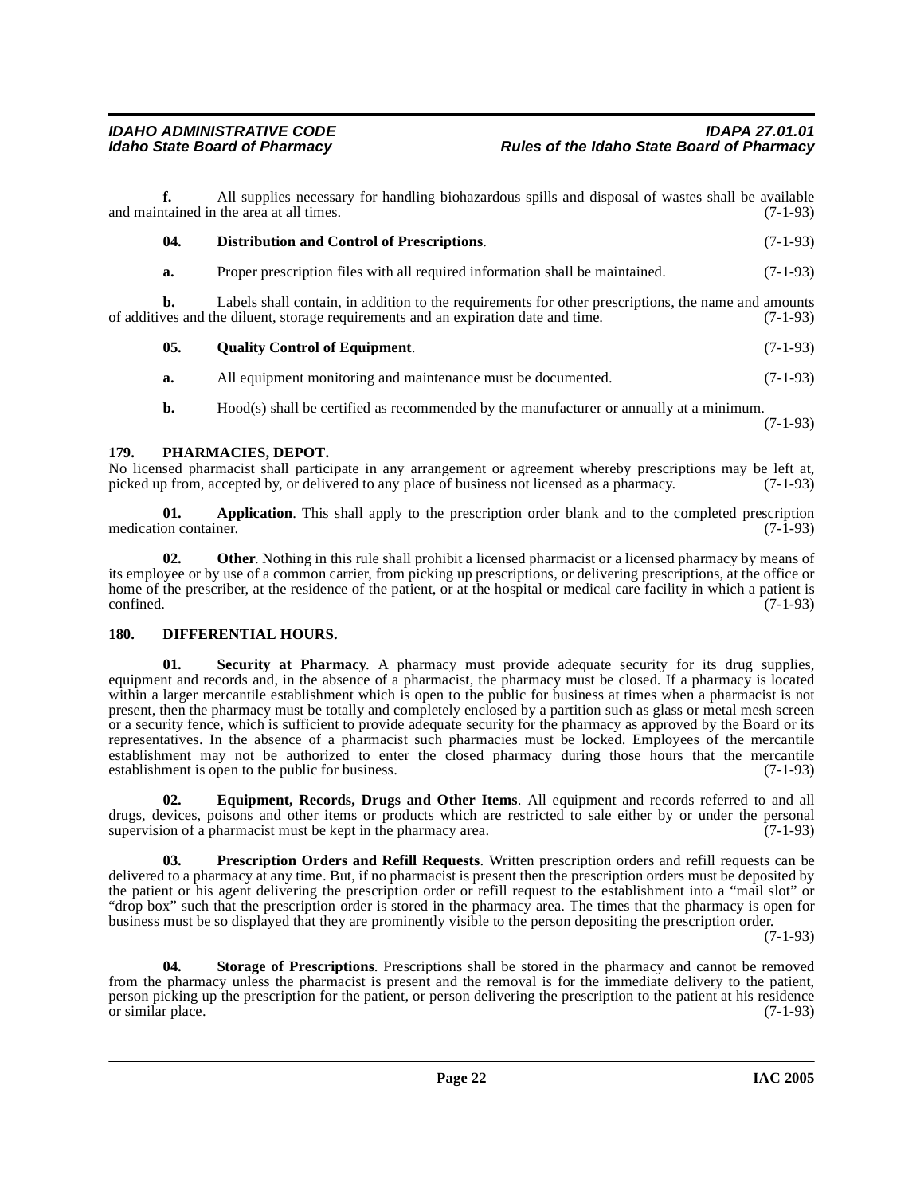**f.** All supplies necessary for handling biohazardous spills and disposal of wastes shall be available and maintained in the area at all times. (7-1-93)

**04. Distribution and Control of Prescriptions**. (7-1-93)

**a.** Proper prescription files with all required information shall be maintained. (7-1-93)

**b.** Labels shall contain, in addition to the requirements for other prescriptions, the name and amounts of additives and the diluent, storage requirements and an expiration date and time. (7-1-93)

**05. Quality Control of Equipment**. (7-1-93)

**a.** All equipment monitoring and maintenance must be documented. (7-1-93)

**b.** Hood(s) shall be certified as recommended by the manufacturer or annually at a minimum. (7-1-93)

## 179. PHARMACIES, DEPOT.

No licensed pharmacist shall participate in any arrangement or agreement whereby prescriptions may be left at, picked up from, accepted by, or delivered to any place of business not licensed as a pharmacy. (7-1-93)

**01. Application**. This shall apply to the prescription order blank and to the completed prescription medication container. (7-1-93)

**02. Other**. Nothing in this rule shall prohibit a licensed pharmacist or a licensed pharmacy by means of its employee or by use of a common carrier, from picking up prescriptions, or delivering prescriptions, at the office or home of the prescriber, at the residence of the patient, or at the hospital or medical care facility in which a patient is confined. (7-1-93)

## 180. DIFFERENTIAL HOURS.

**01. Security at Pharmacy**. A pharmacy must provide adequate security for its drug supplies, equipment and records and, in the absence of a pharmacist, the pharmacy must be closed. If a pharmacy is located within a larger mercantile establishment which is open to the public for business at times when a pharmacist is not present, then the pharmacy must be totally and completely enclosed by a partition such as glass or metal mesh screen or a security fence, which is sufficient to provide adequate security for the pharmacy as approved by the Board or its representatives. In the absence of a pharmacist such pharmacies must be locked. Employees of the mercantile establishment may not be authorized to enter the closed pharmacy during those hours that the mercantile establishment is open to the public for business. (7-1-93)

**02. Equipment, Records, Drugs and Other Items**. All equipment and records referred to and all drugs, devices, poisons and other items or products which are restricted to sale either by or under the personal supervision of a pharmacist must be kept in the pharmacy area. (7-1-93)

**03. Prescription Orders and Refill Requests**. Written prescription orders and refill requests can be delivered to a pharmacy at any time. But, if no pharmacist is present then the prescription orders must be deposited by the patient or his agent delivering the prescription order or refill request to the establishment into a "mail slot" or "drop box" such that the prescription order is stored in the pharmacy area. The times that the pharmacy is open for business must be so displayed that they are prominently visible to the person depositing the prescription order. (7-1-93)

**04. Storage of Prescriptions**. Prescriptions shall be stored in the pharmacy and cannot be removed from the pharmacy unless the pharmacist is present and the removal is for the immediate delivery to the patient, person picking up the prescription for the patient, or person delivering the prescription to the patient at his residence or similar place. (7-1-93)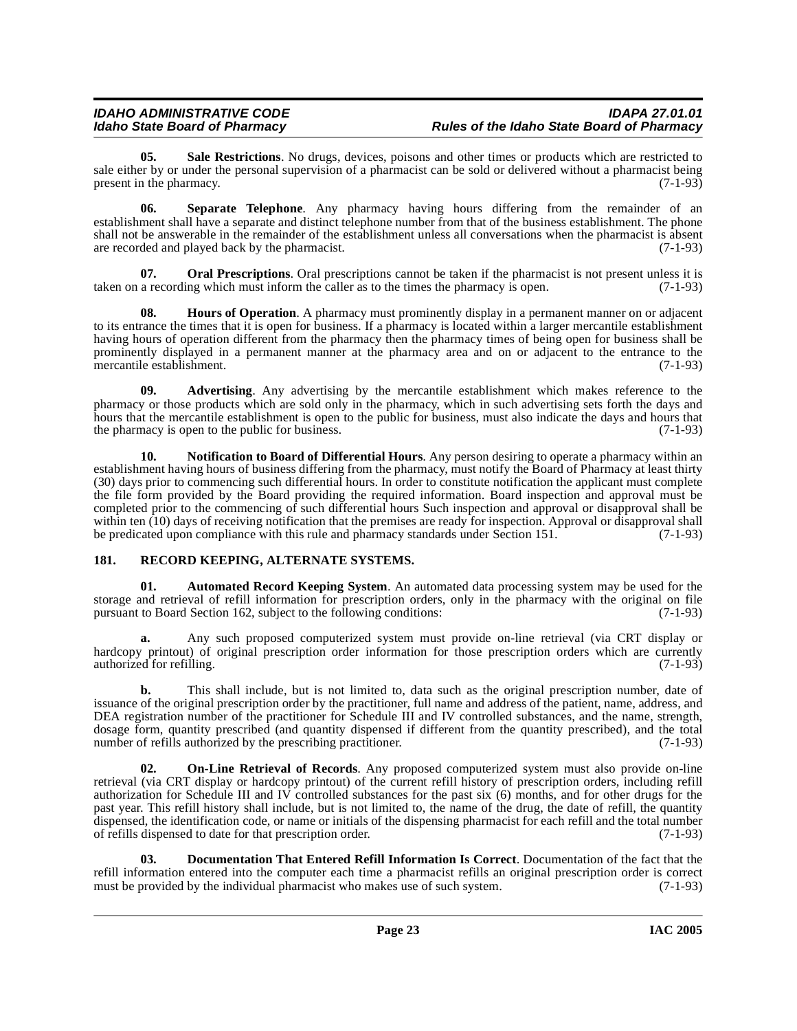**05. Sale Restrictions**. No drugs, devices, poisons and other times or products which are restricted to sale either by or under the personal supervision of a pharmacist can be sold or delivered without a pharmacist being present in the pharmacy. (7-1-93)

**06. Separate Telephone**. Any pharmacy having hours differing from the remainder of an establishment shall have a separate and distinct telephone number from that of the business establishment. The phone shall not be answerable in the remainder of the establishment unless all conversations when the pharmacist is absent are recorded and played back by the pharmacist. (7-1-93)

**07. Oral Prescriptions**. Oral prescriptions cannot be taken if the pharmacist is not present unless it is taken on a recording which must inform the caller as to the times the pharmacy is open. (7-1-93)

**08. Hours of Operation**. A pharmacy must prominently display in a permanent manner on or adjacent to its entrance the times that it is open for business. If a pharmacy is located within a larger mercantile establishment having hours of operation different from the pharmacy then the pharmacy times of being open for business shall be prominently displayed in a permanent manner at the pharmacy area and on or adjacent to the entrance to the mercantile establishment. (7-1-93)

**09. Advertising**. Any advertising by the mercantile establishment which makes reference to the pharmacy or those products which are sold only in the pharmacy, which in such advertising sets forth the days and hours that the mercantile establishment is open to the public for business, must also indicate the days and hours that the pharmacy is open to the public for business. (7-1-93)

**10. Notification to Board of Differential Hours**. Any person desiring to operate a pharmacy within an establishment having hours of business differing from the pharmacy, must notify the Board of Pharmacy at least thirty (30) days prior to commencing such differential hours. In order to constitute notification the applicant must complete the file form provided by the Board providing the required information. Board inspection and approval must be completed prior to the commencing of such differential hours Such inspection and approval or disapproval shall be within ten (10) days of receiving notification that the premises are ready for inspection. Approval or disapproval shall be predicated upon compliance with this rule and pharmacy standards under Section 151. (7-1-93)

## 181. RECORD KEEPING, ALTERNATE SYSTEMS.

**01. Automated Record Keeping System**. An automated data processing system may be used for the storage and retrieval of refill information for prescription orders, only in the pharmacy with the original on file pursuant to Board Section 162, subject to the following conditions: (7-1-93)

**a.** Any such proposed computerized system must provide on-line retrieval (via CRT display or hardcopy printout) of original prescription order information for those prescription orders which are currently authorized for refilling. (7-1-93)

**b.** This shall include, but is not limited to, data such as the original prescription number, date of issuance of the original prescription order by the practitioner, full name and address of the patient, name, address, and DEA registration number of the practitioner for Schedule III and IV controlled substances, and the name, strength, dosage form, quantity prescribed (and quantity dispensed if different from the quantity prescribed), and the total number of refills authorized by the prescribing practitioner. (7-1-93)

**02. On-Line Retrieval of Records**. Any proposed computerized system must also provide on-line retrieval (via CRT display or hardcopy printout) of the current refill history of prescription orders, including refill authorization for Schedule III and IV controlled substances for the past six (6) months, and for other drugs for the past year. This refill history shall include, but is not limited to, the name of the drug, the date of refill, the quantity dispensed, the identification code, or name or initials of the dispensing pharmacist for each refill and the total number of refills dispensed to date for that prescription order. (7-1-93)

**03. Documentation That Entered Refill Information Is Correct**. Documentation of the fact that the refill information entered into the computer each time a pharmacist refills an original prescription order is correct must be provided by the individual pharmacist who makes use of such system. (7-1-93)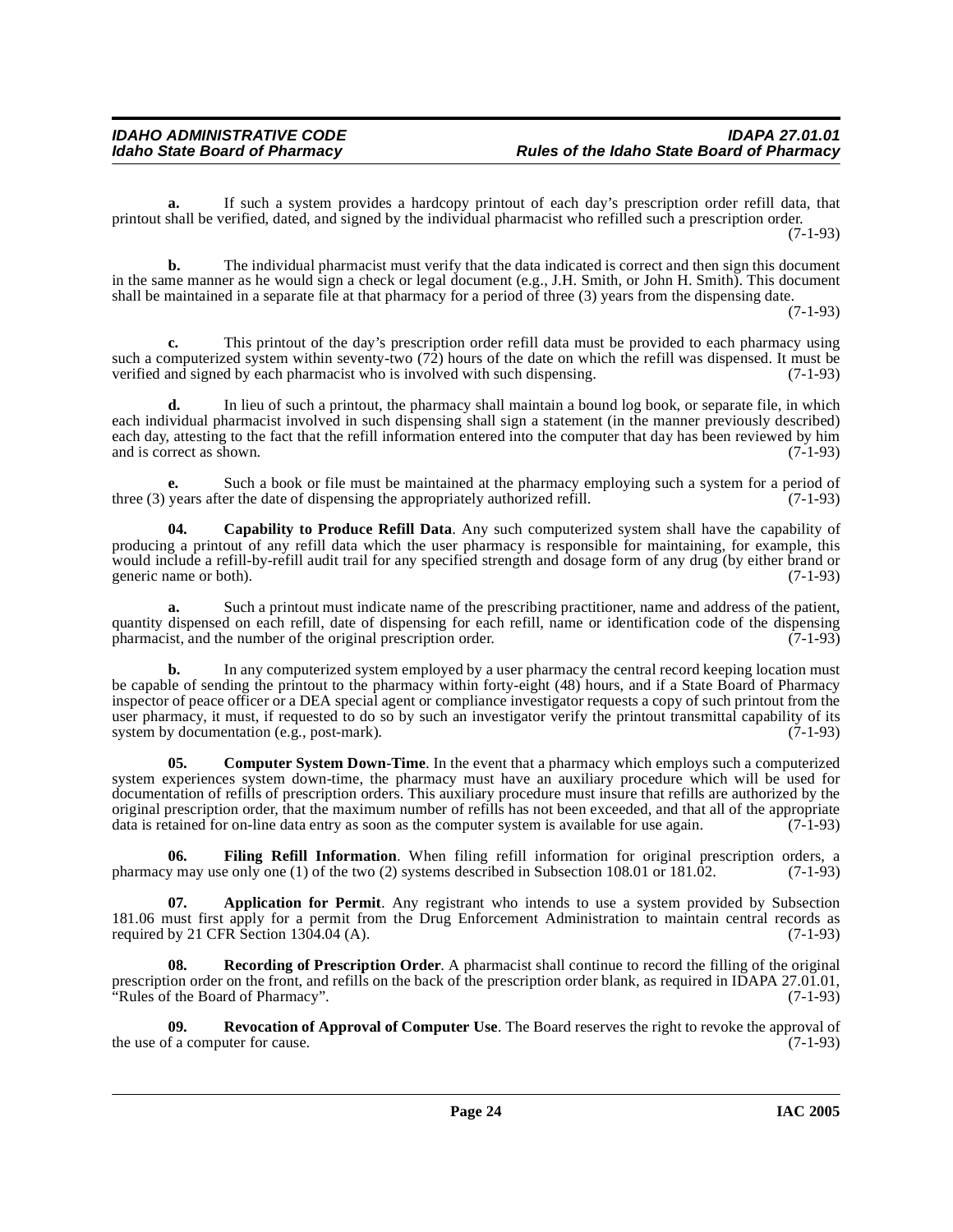**a.** If such a system provides a hardcopy printout of each day's prescription order refill data, that printout shall be verified, dated, and signed by the individual pharmacist who refilled such a prescription order. (7-1-93)

**b.** The individual pharmacist must verify that the data indicated is correct and then sign this document in the same manner as he would sign a check or legal document (e.g., J.H. Smith, or John H. Smith). This document shall be maintained in a separate file at that pharmacy for a period of three (3) years from the dispensing date. (7-1-93)

**c.** This printout of the day's prescription order refill data must be provided to each pharmacy using such a computerized system within seventy-two (72) hours of the date on which the refill was dispensed. It must be verified and signed by each pharmacist who is involved with such dispensing. (7-1-93)

**d.** In lieu of such a printout, the pharmacy shall maintain a bound log book, or separate file, in which each individual pharmacist involved in such dispensing shall sign a statement (in the manner previously described) each day, attesting to the fact that the refill information entered into the computer that day has been reviewed by him and is correct as shown. (7-1-93)

**e.** Such a book or file must be maintained at the pharmacy employing such a system for a period of three (3) years after the date of dispensing the appropriately authorized refill. (7-1-93)

**04. Capability to Produce Refill Data**. Any such computerized system shall have the capability of producing a printout of any refill data which the user pharmacy is responsible for maintaining, for example, this would include a refill-by-refill audit trail for any specified strength and dosage form of any drug (by either brand or generic name or both). (7-1-93)

**a.** Such a printout must indicate name of the prescribing practitioner, name and address of the patient, quantity dispensed on each refill, date of dispensing for each refill, name or identification code of the dispensing pharmacist, and the number of the original prescription order. (7-1-93)

**b.** In any computerized system employed by a user pharmacy the central record keeping location must be capable of sending the printout to the pharmacy within forty-eight (48) hours, and if a State Board of Pharmacy inspector of peace officer or a DEA special agent or compliance investigator requests a copy of such printout from the user pharmacy, it must, if requested to do so by such an investigator verify the printout transmittal capability of its system by documentation (e.g., post-mark). (7-1-93)

**05. Computer System Down-Time**. In the event that a pharmacy which employs such a computerized system experiences system down-time, the pharmacy must have an auxiliary procedure which will be used for documentation of refills of prescription orders. This auxiliary procedure must insure that refills are authorized by the original prescription order, that the maximum number of refills has not been exceeded, and that all of the appropriate data is retained for on-line data entry as soon as the computer system is available for use again. (7-1-93)

**06. Filing Refill Information**. When filing refill information for original prescription orders, a pharmacy may use only one (1) of the two (2) systems described in Subsection 108.01 or 181.02. (7-1-93)

**07. Application for Permit**. Any registrant who intends to use a system provided by Subsection 181.06 must first apply for a permit from the Drug Enforcement Administration to maintain central records as required by 21 CFR Section 1304.04 (A). (7-1-93)

**08. Recording of Prescription Order**. A pharmacist shall continue to record the filling of the original prescription order on the front, and refills on the back of the prescription order blank, as required in IDAPA 27.01.01, "Rules of the Board of Pharmacy". (7-1-93)

**09. Revocation of Approval of Computer Use**. The Board reserves the right to revoke the approval of the use of a computer for cause. (7-1-93)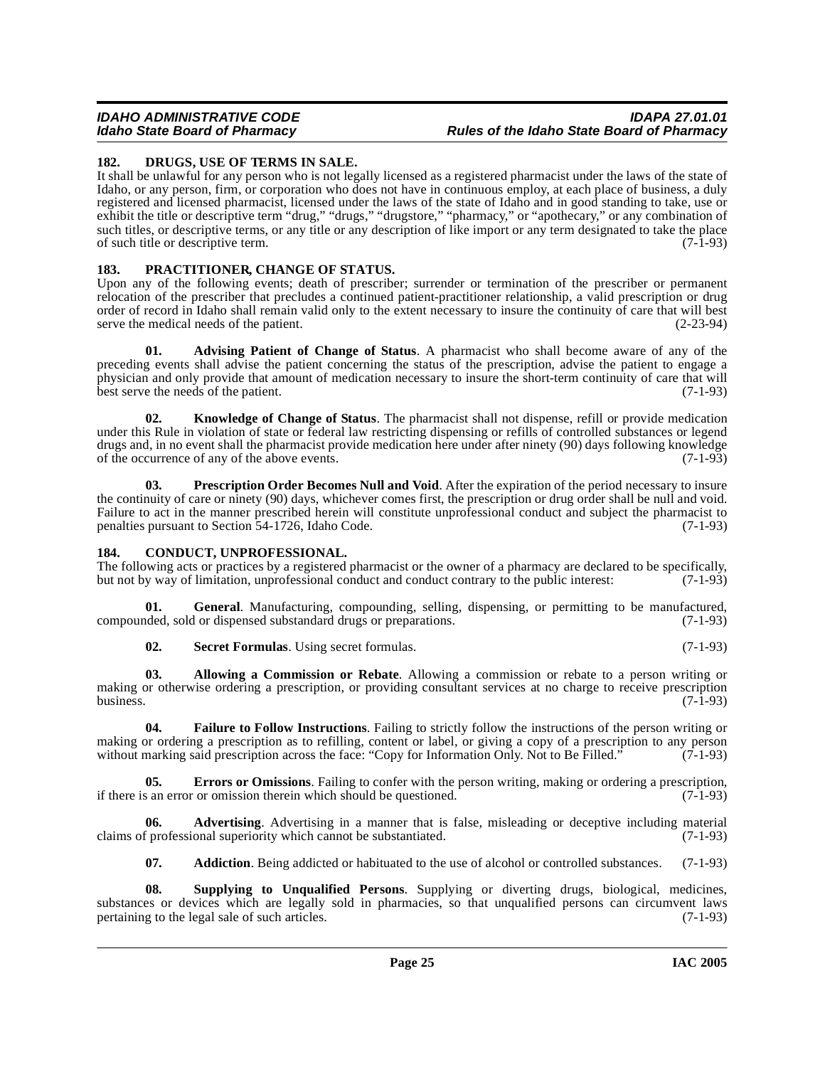## 182. DRUGS, USE OF TERMS IN SALE.

It shall be unlawful for any person who is not legally licensed as a registered pharmacist under the laws of the state of Idaho, or any person, firm, or corporation who does not have in continuous employ, at each place of business, a duly registered and licensed pharmacist, licensed under the laws of the state of Idaho and in good standing to take, use or exhibit the title or descriptive term "drug," "drugs," "drugstore," "pharmacy," or "apothecary," or any combination of such titles, or descriptive terms, or any title or any description of like import or any term designated to take the place of such title or descriptive term. (7-1-93)

## 183. PRACTITIONER, CHANGE OF STATUS.

Upon any of the following events; death of prescriber; surrender or termination of the prescriber or permanent relocation of the prescriber that precludes a continued patient-practitioner relationship, a valid prescription or drug order of record in Idaho shall remain valid only to the extent necessary to insure the continuity of care that will best serve the medical needs of the patient. (2-23-94)

**01. Advising Patient of Change of Status**. A pharmacist who shall become aware of any of the preceding events shall advise the patient concerning the status of the prescription, advise the patient to engage a physician and only provide that amount of medication necessary to insure the short-term continuity of care that will best serve the needs of the patient. (7-1-93)

**02. Knowledge of Change of Status**. The pharmacist shall not dispense, refill or provide medication under this Rule in violation of state or federal law restricting dispensing or refills of controlled substances or legend drugs and, in no event shall the pharmacist provide medication here under after ninety (90) days following knowledge of the occurrence of any of the above events. (7-1-93)

**03. Prescription Order Becomes Null and Void**. After the expiration of the period necessary to insure the continuity of care or ninety (90) days, whichever comes first, the prescription or drug order shall be null and void. Failure to act in the manner prescribed herein will constitute unprofessional conduct and subject the pharmacist to penalties pursuant to Section 54-1726, Idaho Code. (7-1-93)

## 184. CONDUCT, UNPROFESSIONAL.

The following acts or practices by a registered pharmacist or the owner of a pharmacy are declared to be specifically, but not by way of limitation, unprofessional conduct and conduct contrary to the public interest: (7-1-93)

**01. General**. Manufacturing, compounding, selling, dispensing, or permitting to be manufactured, compounded, sold or dispensed substandard drugs or preparations. (7-1-93)

**02. Secret Formulas**. Using secret formulas. (7-1-93)

**03. Allowing a Commission or Rebate**. Allowing a commission or rebate to a person writing or making or otherwise ordering a prescription, or providing consultant services at no charge to receive prescription business. (7-1-93)

**04. Failure to Follow Instructions**. Failing to strictly follow the instructions of the person writing or making or ordering a prescription as to refilling, content or label, or giving a copy of a prescription to any person without marking said prescription across the face: "Copy for Information Only. Not to Be Filled." (7-1-93)

**05. Errors or Omissions**. Failing to confer with the person writing, making or ordering a prescription, if there is an error or omission therein which should be questioned. (7-1-93)

**06. Advertising**. Advertising in a manner that is false, misleading or deceptive including material claims of professional superiority which cannot be substantiated. (7-1-93)

**07. Addiction**. Being addicted or habituated to the use of alcohol or controlled substances. (7-1-93)

**08. Supplying to Unqualified Persons**. Supplying or diverting drugs, biological, medicines, substances or devices which are legally sold in pharmacies, so that unqualified persons can circumvent laws pertaining to the legal sale of such articles. (7-1-93)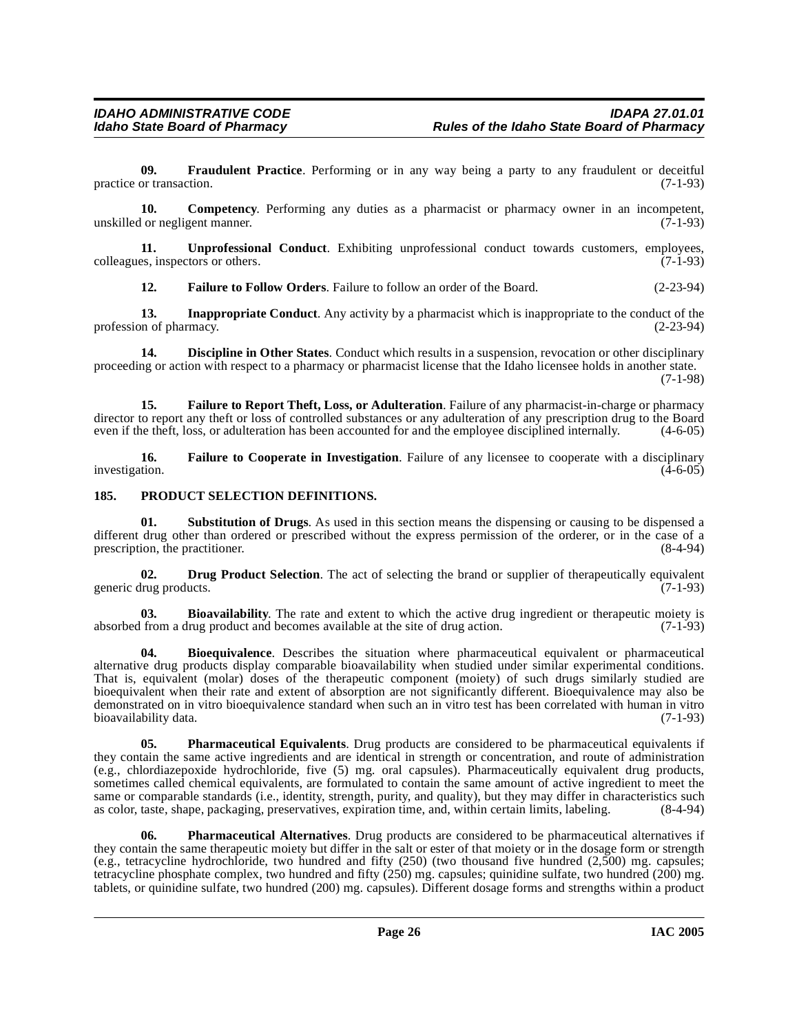**09. Fraudulent Practice**. Performing or in any way being a party to any fraudulent or deceitful practice or transaction. (7-1-93)

**10. Competency**. Performing any duties as a pharmacist or pharmacy owner in an incompetent, unskilled or negligent manner. (7-1-93)

**11. Unprofessional Conduct**. Exhibiting unprofessional conduct towards customers, employees, colleagues, inspectors or others. (7-1-93)

**12. Failure to Follow Orders**. Failure to follow an order of the Board. (2-23-94)

**13. Inappropriate Conduct**. Any activity by a pharmacist which is inappropriate to the conduct of the profession of pharmacy. (2-23-94)

**14. Discipline in Other States**. Conduct which results in a suspension, revocation or other disciplinary proceeding or action with respect to a pharmacy or pharmacist license that the Idaho licensee holds in another state. (7-1-98)

**15. Failure to Report Theft, Loss, or Adulteration**. Failure of any pharmacist-in-charge or pharmacy director to report any theft or loss of controlled substances or any adulteration of any prescription drug to the Board even if the theft, loss, or adulteration has been accounted for and the employee disciplined internally. (4-6-05)

**16. Failure to Cooperate in Investigation**. Failure of any licensee to cooperate with a disciplinary investigation. (4-6-05)

## 185. PRODUCT SELECTION DEFINITIONS.

**01. Substitution of Drugs**. As used in this section means the dispensing or causing to be dispensed a different drug other than ordered or prescribed without the express permission of the orderer, or in the case of a prescription, the practitioner. (8-4-94)

**02. Drug Product Selection**. The act of selecting the brand or supplier of therapeutically equivalent generic drug products. (7-1-93)

**03. Bioavailability**. The rate and extent to which the active drug ingredient or therapeutic moiety is absorbed from a drug product and becomes available at the site of drug action. (7-1-93)

**04. Bioequivalence**. Describes the situation where pharmaceutical equivalent or pharmaceutical alternative drug products display comparable bioavailability when studied under similar experimental conditions. That is, equivalent (molar) doses of the therapeutic component (moiety) of such drugs similarly studied are bioequivalent when their rate and extent of absorption are not significantly different. Bioequivalence may also be demonstrated on in vitro bioequivalence standard when such an in vitro test has been correlated with human in vitro bioavailability data. (7-1-93)

**05. Pharmaceutical Equivalents**. Drug products are considered to be pharmaceutical equivalents if they contain the same active ingredients and are identical in strength or concentration, and route of administration (e.g., chlordiazepoxide hydrochloride, five (5) mg. oral capsules). Pharmaceutically equivalent drug products, sometimes called chemical equivalents, are formulated to contain the same amount of active ingredient to meet the same or comparable standards (i.e., identity, strength, purity, and quality), but they may differ in characteristics such as color, taste, shape, packaging, preservatives, expiration time, and, within certain limits, labeling. (8-4-94)

**06. Pharmaceutical Alternatives**. Drug products are considered to be pharmaceutical alternatives if they contain the same therapeutic moiety but differ in the salt or ester of that moiety or in the dosage form or strength (e.g., tetracycline hydrochloride, two hundred and fifty (250) (two thousand five hundred (2,500) mg. capsules; tetracycline phosphate complex, two hundred and fifty (250) mg. capsules; quinidine sulfate, two hundred (200) mg. tablets, or quinidine sulfate, two hundred (200) mg. capsules). Different dosage forms and strengths within a product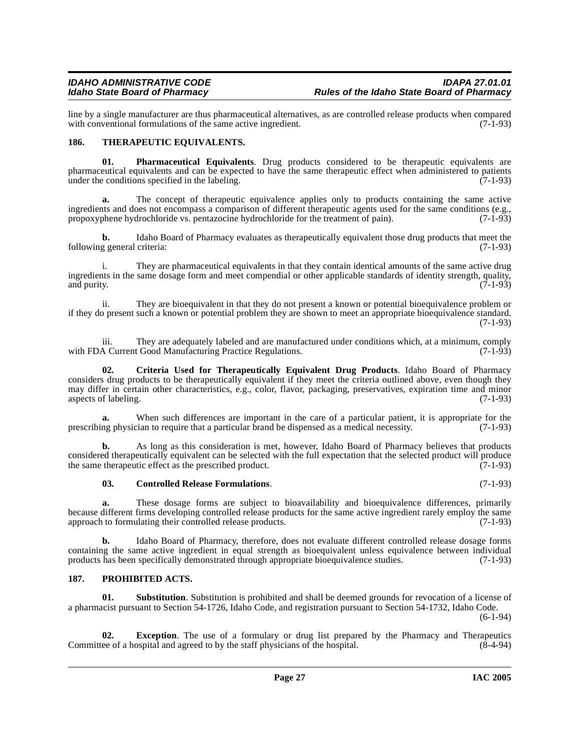line by a single manufacturer are thus pharmaceutical alternatives, as are controlled release products when compared with conventional formulations of the same active ingredient. (7-1-93)

### 186. THERAPEUTIC EQUIVALENTS.

**01. Pharmaceutical Equivalents**. Drug products considered to be therapeutic equivalents are pharmaceutical equivalents and can be expected to have the same therapeutic effect when administered to patients under the conditions specified in the labeling. (7-1-93)

**a.** The concept of therapeutic equivalence applies only to products containing the same active ingredients and does not encompass a comparison of different therapeutic agents used for the same conditions (e.g., propoxyphene hydrochloride vs. pentazocine hydrochloride for the treatment of pain). (7-1-93)

**b.** Idaho Board of Pharmacy evaluates as therapeutically equivalent those drug products that meet the following general criteria: (7-1-93)

i. They are pharmaceutical equivalents in that they contain identical amounts of the same active drug ingredients in the same dosage form and meet compendial or other applicable standards of identity strength, quality, and purity. (7-1-93)

ii. They are bioequivalent in that they do not present a known or potential bioequivalence problem or if they do present such a known or potential problem they are shown to meet an appropriate bioequivalence standard. (7-1-93)

iii. They are adequately labeled and are manufactured under conditions which, at a minimum, comply with FDA Current Good Manufacturing Practice Regulations. (7-1-93)

**02. Criteria Used for Therapeutically Equivalent Drug Products**. Idaho Board of Pharmacy considers drug products to be therapeutically equivalent if they meet the criteria outlined above, even though they may differ in certain other characteristics, e.g., color, flavor, packaging, preservatives, expiration time and minor aspects of labeling. (7-1-93)

**a.** When such differences are important in the care of a particular patient, it is appropriate for the prescribing physician to require that a particular brand be dispensed as a medical necessity. (7-1-93)

**b.** As long as this consideration is met, however, Idaho Board of Pharmacy believes that products considered therapeutically equivalent can be selected with the full expectation that the selected product will produce the same therapeutic effect as the prescribed product. (7-1-93)

**03. Controlled Release Formulations**. (7-1-93)

**a.** These dosage forms are subject to bioavailability and bioequivalence differences, primarily because different firms developing controlled release products for the same active ingredient rarely employ the same approach to formulating their controlled release products. (7-1-93)

**b.** Idaho Board of Pharmacy, therefore, does not evaluate different controlled release dosage forms containing the same active ingredient in equal strength as bioequivalent unless equivalence between individual products has been specifically demonstrated through appropriate bioequivalence studies. (7-1-93)

### 187. PROHIBITED ACTS.

**01. Substitution**. Substitution is prohibited and shall be deemed grounds for revocation of a license of a pharmacist pursuant to Section 54-1726, Idaho Code, and registration pursuant to Section 54-1732, Idaho Code. (6-1-94)

**02. Exception**. The use of a formulary or drug list prepared by the Pharmacy and Therapeutics Committee of a hospital and agreed to by the staff physicians of the hospital. (8-4-94)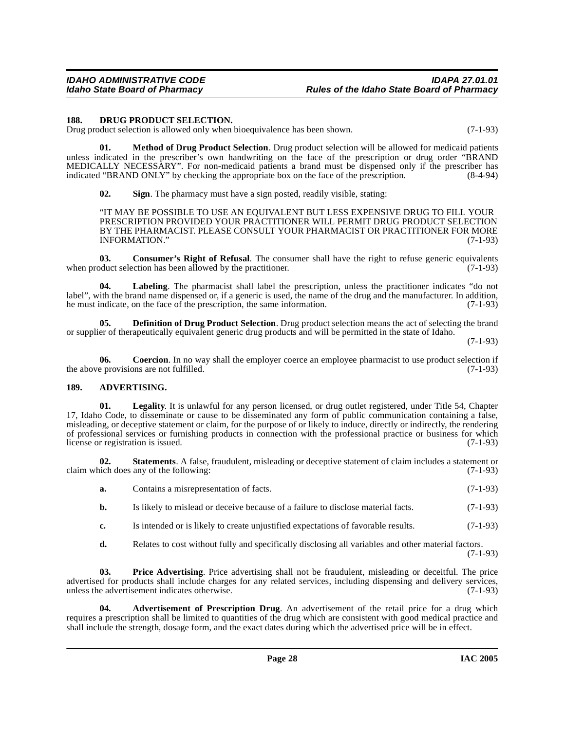### 188. DRUG PRODUCT SELECTION.

Drug product selection is allowed only when bioequivalence has been shown. (7-1-93)

**01. Method of Drug Product Selection**. Drug product selection will be allowed for medicaid patients unless indicated in the prescriber's own handwriting on the face of the prescription or drug order "BRAND MEDICALLY NECESSARY". For non-medicaid patients a brand must be dispensed only if the prescriber has indicated "BRAND ONLY" by checking the appropriate box on the face of the prescription. (8-4-94)

**02. Sign**. The pharmacy must have a sign posted, readily visible, stating:

"IT MAY BE POSSIBLE TO USE AN EQUIVALENT BUT LESS EXPENSIVE DRUG TO FILL YOUR PRESCRIPTION PROVIDED YOUR PRACTITIONER WILL PERMIT DRUG PRODUCT SELECTION BY THE PHARMACIST. PLEASE CONSULT YOUR PHARMACIST OR PRACTITIONER FOR MORE INFORMATION." (7-1-93)

**03. Consumer's Right of Refusal**. The consumer shall have the right to refuse generic equivalents when product selection has been allowed by the practitioner. (7-1-93)

**04. Labeling**. The pharmacist shall label the prescription, unless the practitioner indicates "do not label", with the brand name dispensed or, if a generic is used, the name of the drug and the manufacturer. In addition, he must indicate, on the face of the prescription, the same information. (7-1-93)

**05. Definition of Drug Product Selection**. Drug product selection means the act of selecting the brand or supplier of therapeutically equivalent generic drug products and will be permitted in the state of Idaho. (7-1-93)

**06. Coercion**. In no way shall the employer coerce an employee pharmacist to use product selection if the above provisions are not fulfilled. (7-1-93)

### 189. ADVERTISING.

**01. Legality**. It is unlawful for any person licensed, or drug outlet registered, under Title 54, Chapter 17, Idaho Code, to disseminate or cause to be disseminated any form of public communication containing a false, misleading, or deceptive statement or claim, for the purpose of or likely to induce, directly or indirectly, the rendering of professional services or furnishing products in connection with the professional practice or business for which license or registration is issued. (7-1-93)

**02. Statements**. A false, fraudulent, misleading or deceptive statement of claim includes a statement or claim which does any of the following: (7-1-93)

**a.** Contains a misrepresentation of facts. (7-1-93)

**b.** Is likely to mislead or deceive because of a failure to disclose material facts. (7-1-93)

**c.** Is intended or is likely to create unjustified expectations of favorable results. (7-1-93)

**d.** Relates to cost without fully and specifically disclosing all variables and other material factors. (7-1-93)

**03. Price Advertising**. Price advertising shall not be fraudulent, misleading or deceitful. The price advertised for products shall include charges for any related services, including dispensing and delivery services, unless the advertisement indicates otherwise. (7-1-93)

**04. Advertisement of Prescription Drug**. An advertisement of the retail price for a drug which requires a prescription shall be limited to quantities of the drug which are consistent with good medical practice and shall include the strength, dosage form, and the exact dates during which the advertised price will be in effect.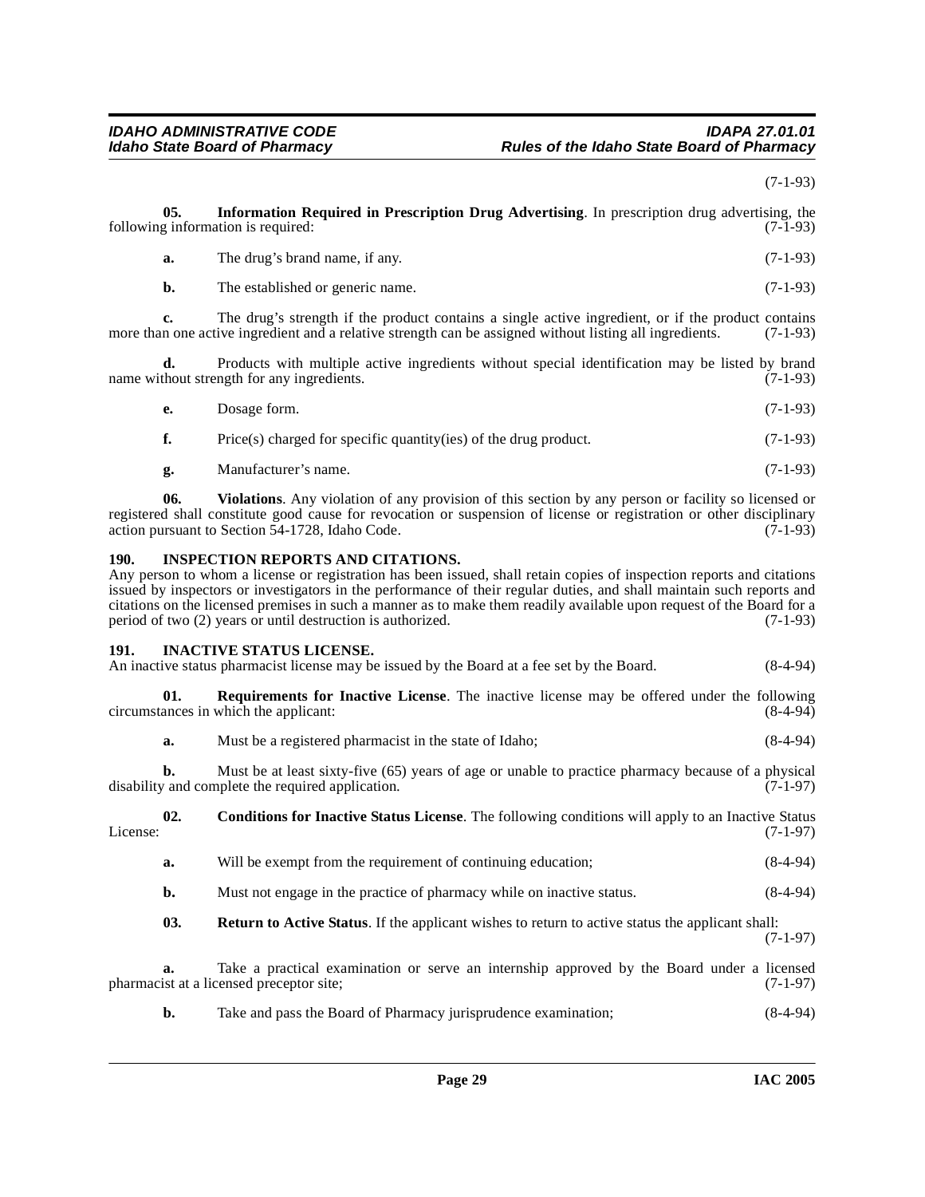(7-1-93)

**05. Information Required in Prescription Drug Advertising**. In prescription drug advertising, the following information is required: (7-1-93)

**a.** The drug's brand name, if any. (7-1-93)

**b.** The established or generic name. (7-1-93)

**c.** The drug's strength if the product contains a single active ingredient, or if the product contains more than one active ingredient and a relative strength can be assigned without listing all ingredients. (7-1-93)

**d.** Products with multiple active ingredients without special identification may be listed by brand name without strength for any ingredients. (7-1-93)

**e.** Dosage form. (7-1-93)

**f.** Price(s) charged for specific quantity(ies) of the drug product. (7-1-93)

**g.** Manufacturer's name. (7-1-93)

**06. Violations**. Any violation of any provision of this section by any person or facility so licensed or registered shall constitute good cause for revocation or suspension of license or registration or other disciplinary action pursuant to Section 54-1728, Idaho Code. (7-1-93)

## 190. INSPECTION REPORTS AND CITATIONS.

Any person to whom a license or registration has been issued, shall retain copies of inspection reports and citations issued by inspectors or investigators in the performance of their regular duties, and shall maintain such reports and citations on the licensed premises in such a manner as to make them readily available upon request of the Board for a period of two (2) years or until destruction is authorized. (7-1-93)

## 191. INACTIVE STATUS LICENSE.

An inactive status pharmacist license may be issued by the Board at a fee set by the Board. (8-4-94)

**01. Requirements for Inactive License**. The inactive license may be offered under the following circumstances in which the applicant: (8-4-94)

**a.** Must be a registered pharmacist in the state of Idaho; (8-4-94)

**b.** Must be at least sixty-five (65) years of age or unable to practice pharmacy because of a physical disability and complete the required application. (7-1-97)

**02. Conditions for Inactive Status License**. The following conditions will apply to an Inactive Status License: (7-1-97)

**a.** Will be exempt from the requirement of continuing education; (8-4-94)

**b.** Must not engage in the practice of pharmacy while on inactive status. (8-4-94)

**03. Return to Active Status**. If the applicant wishes to return to active status the applicant shall: (7-1-97)

**a.** Take a practical examination or serve an internship approved by the Board under a licensed pharmacist at a licensed preceptor site; (7-1-97)

**b.** Take and pass the Board of Pharmacy jurisprudence examination; (8-4-94)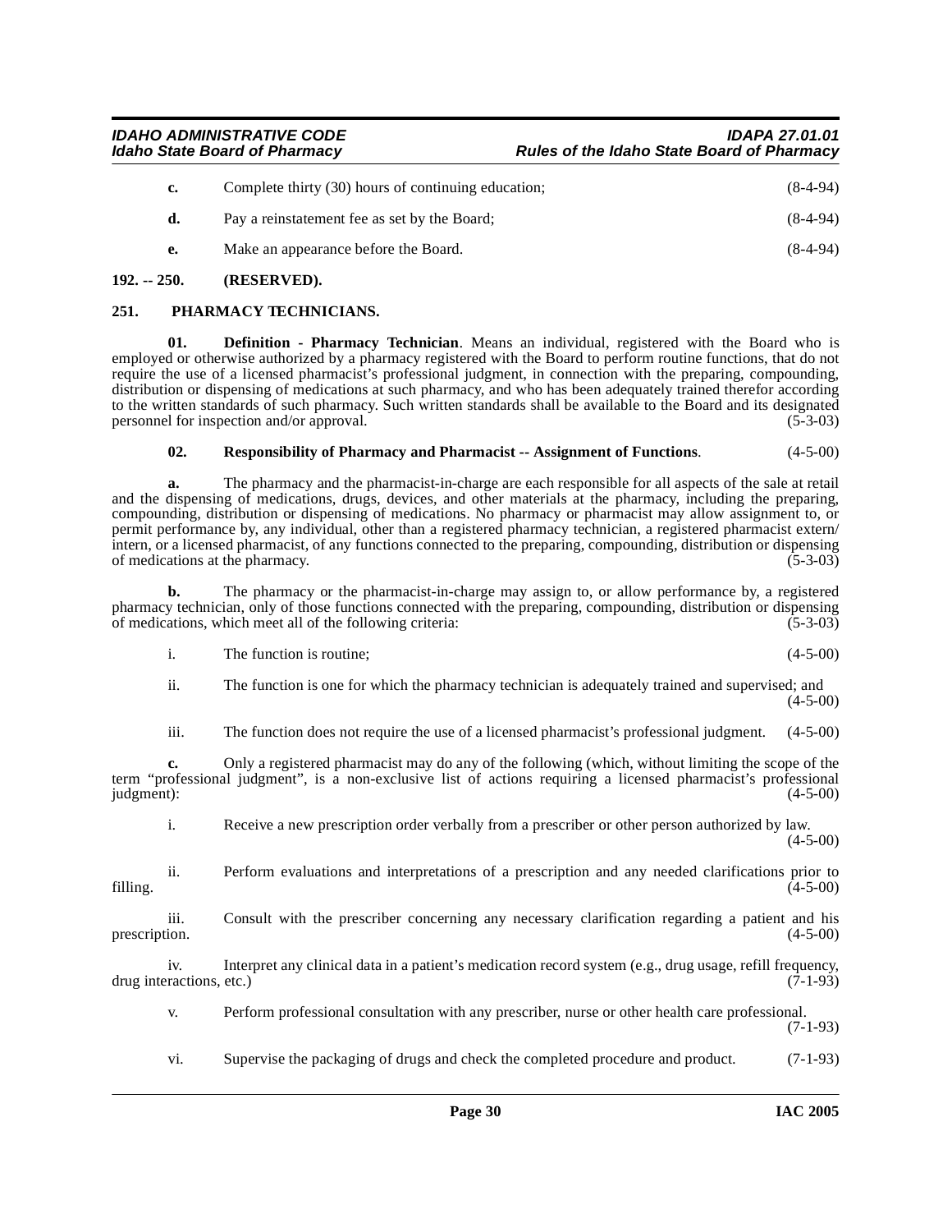**c.** Complete thirty (30) hours of continuing education; (8-4-94)

**d.** Pay a reinstatement fee as set by the Board; (8-4-94)

**e.** Make an appearance before the Board. (8-4-94)

## 192. -- 250. (RESERVED).

## 251. PHARMACY TECHNICIANS.

**01. Definition - Pharmacy Technician**. Means an individual, registered with the Board who is employed or otherwise authorized by a pharmacy registered with the Board to perform routine functions, that do not require the use of a licensed pharmacist's professional judgment, in connection with the preparing, compounding, distribution or dispensing of medications at such pharmacy, and who has been adequately trained therefor according to the written standards of such pharmacy. Such written standards shall be available to the Board and its designated personnel for inspection and/or approval. (5-3-03)

**02. Responsibility of Pharmacy and Pharmacist -- Assignment of Functions**. (4-5-00)

**a.** The pharmacy and the pharmacist-in-charge are each responsible for all aspects of the sale at retail and the dispensing of medications, drugs, devices, and other materials at the pharmacy, including the preparing, compounding, distribution or dispensing of medications. No pharmacy or pharmacist may allow assignment to, or permit performance by, any individual, other than a registered pharmacy technician, a registered pharmacist extern/intern, or a licensed pharmacist, of any functions connected to the preparing, compounding, distribution or dispensing of medications at the pharmacy. (5-3-03)

**b.** The pharmacy or the pharmacist-in-charge may assign to, or allow performance by, a registered pharmacy technician, only of those functions connected with the preparing, compounding, distribution or dispensing of medications, which meet all of the following criteria: (5-3-03)

i. The function is routine; (4-5-00)

ii. The function is one for which the pharmacy technician is adequately trained and supervised; and (4-5-00)

iii. The function does not require the use of a licensed pharmacist's professional judgment. (4-5-00)

**c.** Only a registered pharmacist may do any of the following (which, without limiting the scope of the term "professional judgment", is a non-exclusive list of actions requiring a licensed pharmacist's professional judgment): (4-5-00)

i. Receive a new prescription order verbally from a prescriber or other person authorized by law. (4-5-00)

ii. Perform evaluations and interpretations of a prescription and any needed clarifications prior to filling. (4-5-00)

iii. Consult with the prescriber concerning any necessary clarification regarding a patient and his prescription. (4-5-00)

iv. Interpret any clinical data in a patient's medication record system (e.g., drug usage, refill frequency, drug interactions, etc.) (7-1-93)

v. Perform professional consultation with any prescriber, nurse or other health care professional. (7-1-93)

vi. Supervise the packaging of drugs and check the completed procedure and product. (7-1-93)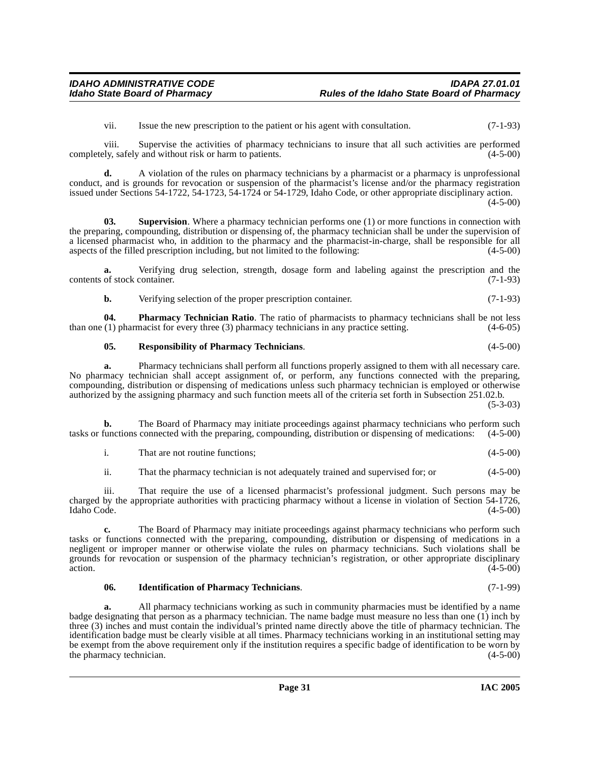vii. Issue the new prescription to the patient or his agent with consultation. (7-1-93)

viii. Supervise the activities of pharmacy technicians to insure that all such activities are performed completely, safely and without risk or harm to patients. (4-5-00)

**d.** A violation of the rules on pharmacy technicians by a pharmacist or a pharmacy is unprofessional conduct, and is grounds for revocation or suspension of the pharmacist's license and/or the pharmacy registration issued under Sections 54-1722, 54-1723, 54-1724 or 54-1729, Idaho Code, or other appropriate disciplinary action. (4-5-00)

**03. Supervision**. Where a pharmacy technician performs one (1) or more functions in connection with the preparing, compounding, distribution or dispensing of, the pharmacy technician shall be under the supervision of a licensed pharmacist who, in addition to the pharmacy and the pharmacist-in-charge, shall be responsible for all aspects of the filled prescription including, but not limited to the following: (4-5-00)

**a.** Verifying drug selection, strength, dosage form and labeling against the prescription and the contents of stock container. (7-1-93)

**b.** Verifying selection of the proper prescription container. (7-1-93)

**04. Pharmacy Technician Ratio**. The ratio of pharmacists to pharmacy technicians shall be not less than one (1) pharmacist for every three (3) pharmacy technicians in any practice setting. (4-6-05)

**05. Responsibility of Pharmacy Technicians**. (4-5-00)

**a.** Pharmacy technicians shall perform all functions properly assigned to them with all necessary care. No pharmacy technician shall accept assignment of, or perform, any functions connected with the preparing, compounding, distribution or dispensing of medications unless such pharmacy technician is employed or otherwise authorized by the assigning pharmacy and such function meets all of the criteria set forth in Subsection 251.02.b. (5-3-03)

**b.** The Board of Pharmacy may initiate proceedings against pharmacy technicians who perform such tasks or functions connected with the preparing, compounding, distribution or dispensing of medications: (4-5-00)

i. That are not routine functions; (4-5-00)

ii. That the pharmacy technician is not adequately trained and supervised for; or (4-5-00)

iii. That require the use of a licensed pharmacist's professional judgment. Such persons may be charged by the appropriate authorities with practicing pharmacy without a license in violation of Section 54-1726, Idaho Code. (4-5-00)

**c.** The Board of Pharmacy may initiate proceedings against pharmacy technicians who perform such tasks or functions connected with the preparing, compounding, distribution or dispensing of medications in a negligent or improper manner or otherwise violate the rules on pharmacy technicians. Such violations shall be grounds for revocation or suspension of the pharmacy technician's registration, or other appropriate disciplinary action. (4-5-00)

**06. Identification of Pharmacy Technicians**. (7-1-99)

**a.** All pharmacy technicians working as such in community pharmacies must be identified by a name badge designating that person as a pharmacy technician. The name badge must measure no less than one (1) inch by three (3) inches and must contain the individual's printed name directly above the title of pharmacy technician. The identification badge must be clearly visible at all times. Pharmacy technicians working in an institutional setting may be exempt from the above requirement only if the institution requires a specific badge of identification to be worn by the pharmacy technician. (4-5-00)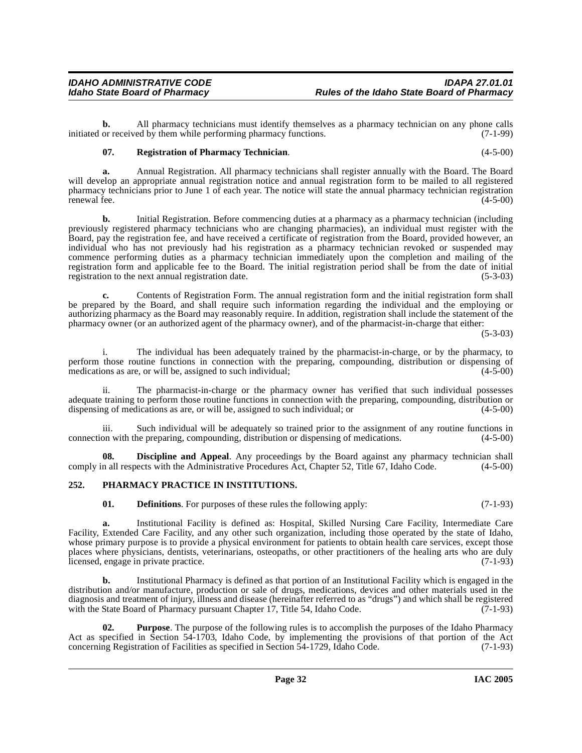**b.** All pharmacy technicians must identify themselves as a pharmacy technician on any phone calls initiated or received by them while performing pharmacy functions. (7-1-99)

**07. Registration of Pharmacy Technician**. (4-5-00)

**a.** Annual Registration. All pharmacy technicians shall register annually with the Board. The Board will develop an appropriate annual registration notice and annual registration form to be mailed to all registered pharmacy technicians prior to June 1 of each year. The notice will state the annual pharmacy technician registration renewal fee. (4-5-00)

**b.** Initial Registration. Before commencing duties at a pharmacy as a pharmacy technician (including previously registered pharmacy technicians who are changing pharmacies), an individual must register with the Board, pay the registration fee, and have received a certificate of registration from the Board, provided however, an individual who has not previously had his registration as a pharmacy technician revoked or suspended may commence performing duties as a pharmacy technician immediately upon the completion and mailing of the registration form and applicable fee to the Board. The initial registration period shall be from the date of initial registration to the next annual registration date. (5-3-03)

**c.** Contents of Registration Form. The annual registration form and the initial registration form shall be prepared by the Board, and shall require such information regarding the individual and the employing or authorizing pharmacy as the Board may reasonably require. In addition, registration shall include the statement of the pharmacy owner (or an authorized agent of the pharmacy owner), and of the pharmacist-in-charge that either: (5-3-03)

i. The individual has been adequately trained by the pharmacist-in-charge, or by the pharmacy, to perform those routine functions in connection with the preparing, compounding, distribution or dispensing of medications as are, or will be, assigned to such individual; (4-5-00)

ii. The pharmacist-in-charge or the pharmacy owner has verified that such individual possesses adequate training to perform those routine functions in connection with the preparing, compounding, distribution or dispensing of medications as are, or will be, assigned to such individual; or (4-5-00)

iii. Such individual will be adequately so trained prior to the assignment of any routine functions in connection with the preparing, compounding, distribution or dispensing of medications. (4-5-00)

**08. Discipline and Appeal**. Any proceedings by the Board against any pharmacy technician shall comply in all respects with the Administrative Procedures Act, Chapter 52, Title 67, Idaho Code. (4-5-00)

## 252. PHARMACY PRACTICE IN INSTITUTIONS.

**01. Definitions**. For purposes of these rules the following apply: (7-1-93)

**a.** Institutional Facility is defined as: Hospital, Skilled Nursing Care Facility, Intermediate Care Facility, Extended Care Facility, and any other such organization, including those operated by the state of Idaho, whose primary purpose is to provide a physical environment for patients to obtain health care services, except those places where physicians, dentists, veterinarians, osteopaths, or other practitioners of the healing arts who are duly licensed, engage in private practice. (7-1-93)

**b.** Institutional Pharmacy is defined as that portion of an Institutional Facility which is engaged in the distribution and/or manufacture, production or sale of drugs, medications, devices and other materials used in the diagnosis and treatment of injury, illness and disease (hereinafter referred to as "drugs") and which shall be registered with the State Board of Pharmacy pursuant Chapter 17, Title 54, Idaho Code. (7-1-93)

**02. Purpose**. The purpose of the following rules is to accomplish the purposes of the Idaho Pharmacy Act as specified in Section 54-1703, Idaho Code, by implementing the provisions of that portion of the Act concerning Registration of Facilities as specified in Section 54-1729, Idaho Code. (7-1-93)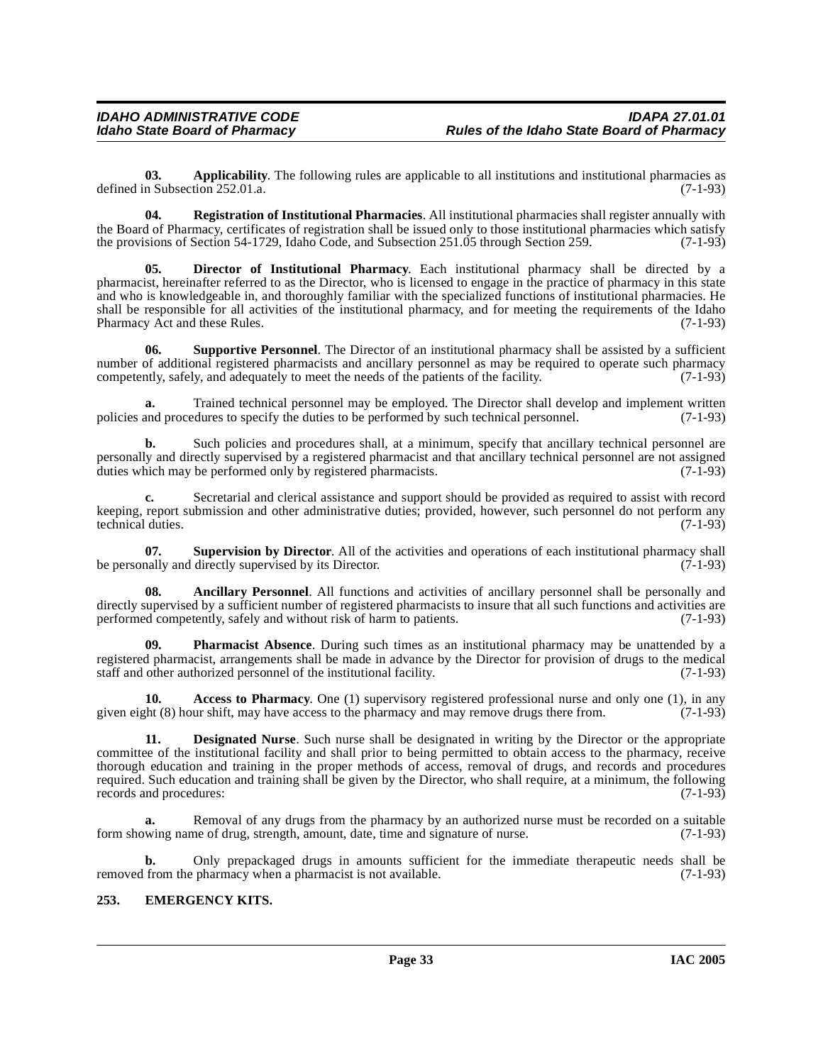**03. Applicability**. The following rules are applicable to all institutions and institutional pharmacies as defined in Subsection 252.01.a. (7-1-93)

**04. Registration of Institutional Pharmacies**. All institutional pharmacies shall register annually with the Board of Pharmacy, certificates of registration shall be issued only to those institutional pharmacies which satisfy the provisions of Section 54-1729, Idaho Code, and Subsection 251.05 through Section 259. (7-1-93)

**05. Director of Institutional Pharmacy**. Each institutional pharmacy shall be directed by a pharmacist, hereinafter referred to as the Director, who is licensed to engage in the practice of pharmacy in this state and who is knowledgeable in, and thoroughly familiar with the specialized functions of institutional pharmacies. He shall be responsible for all activities of the institutional pharmacy, and for meeting the requirements of the Idaho Pharmacy Act and these Rules. (7-1-93)

**06. Supportive Personnel**. The Director of an institutional pharmacy shall be assisted by a sufficient number of additional registered pharmacists and ancillary personnel as may be required to operate such pharmacy competently, safely, and adequately to meet the needs of the patients of the facility. (7-1-93)

**a.** Trained technical personnel may be employed. The Director shall develop and implement written policies and procedures to specify the duties to be performed by such technical personnel. (7-1-93)

**b.** Such policies and procedures shall, at a minimum, specify that ancillary technical personnel are personally and directly supervised by a registered pharmacist and that ancillary technical personnel are not assigned duties which may be performed only by registered pharmacists. (7-1-93)

**c.** Secretarial and clerical assistance and support should be provided as required to assist with record keeping, report submission and other administrative duties; provided, however, such personnel do not perform any technical duties. (7-1-93)

**07. Supervision by Director**. All of the activities and operations of each institutional pharmacy shall be personally and directly supervised by its Director. (7-1-93)

**08. Ancillary Personnel**. All functions and activities of ancillary personnel shall be personally and directly supervised by a sufficient number of registered pharmacists to insure that all such functions and activities are performed competently, safely and without risk of harm to patients. (7-1-93)

**09. Pharmacist Absence**. During such times as an institutional pharmacy may be unattended by a registered pharmacist, arrangements shall be made in advance by the Director for provision of drugs to the medical staff and other authorized personnel of the institutional facility. (7-1-93)

**10. Access to Pharmacy**. One (1) supervisory registered professional nurse and only one (1), in any given eight (8) hour shift, may have access to the pharmacy and may remove drugs there from. (7-1-93)

**11. Designated Nurse**. Such nurse shall be designated in writing by the Director or the appropriate committee of the institutional facility and shall prior to being permitted to obtain access to the pharmacy, receive thorough education and training in the proper methods of access, removal of drugs, and records and procedures required. Such education and training shall be given by the Director, who shall require, at a minimum, the following records and procedures: (7-1-93)

**a.** Removal of any drugs from the pharmacy by an authorized nurse must be recorded on a suitable form showing name of drug, strength, amount, date, time and signature of nurse. (7-1-93)

**b.** Only prepackaged drugs in amounts sufficient for the immediate therapeutic needs shall be removed from the pharmacy when a pharmacist is not available. (7-1-93)

## 253. EMERGENCY KITS.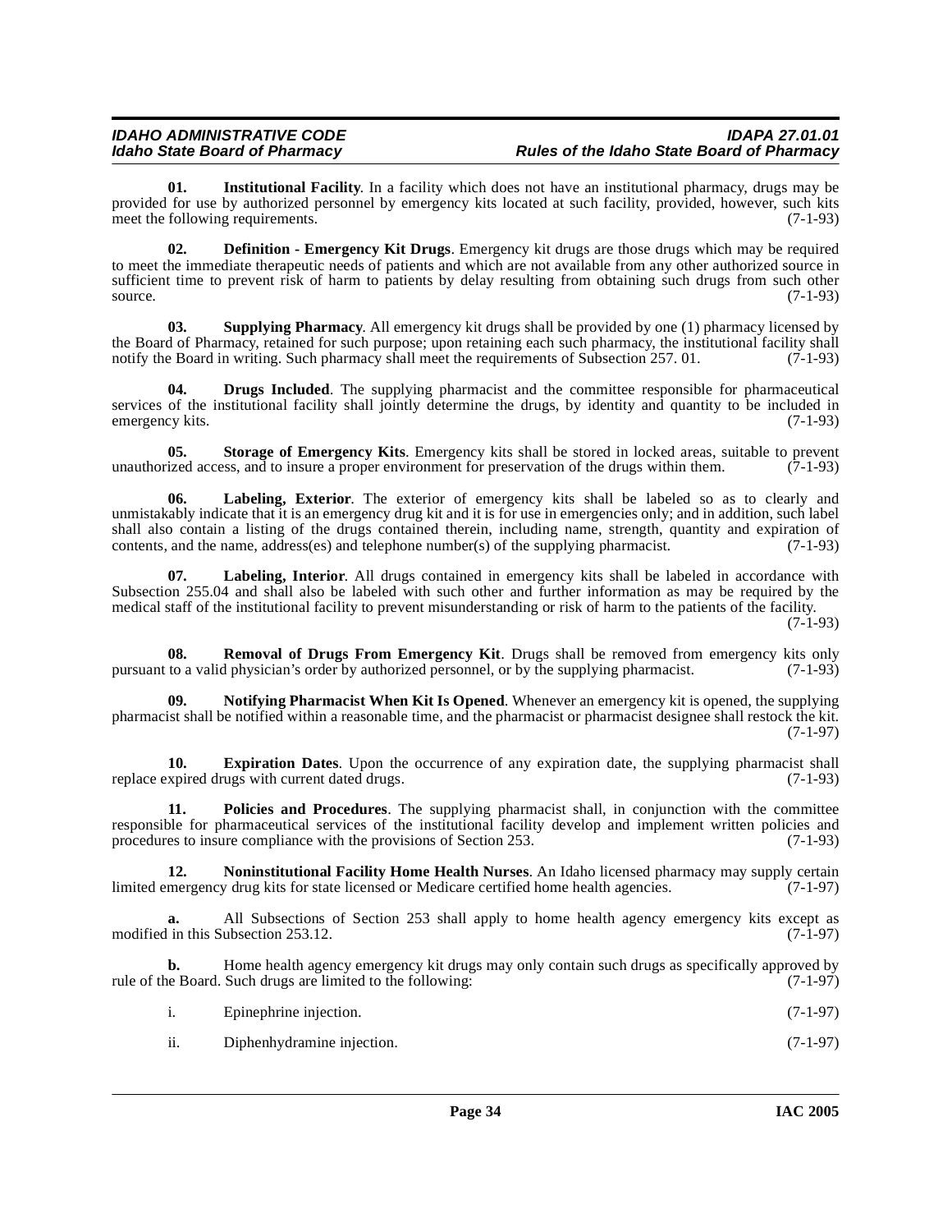**01. Institutional Facility**. In a facility which does not have an institutional pharmacy, drugs may be provided for use by authorized personnel by emergency kits located at such facility, provided, however, such kits meet the following requirements. (7-1-93)

**02. Definition - Emergency Kit Drugs**. Emergency kit drugs are those drugs which may be required to meet the immediate therapeutic needs of patients and which are not available from any other authorized source in sufficient time to prevent risk of harm to patients by delay resulting from obtaining such drugs from such other source. (7-1-93)

**03. Supplying Pharmacy**. All emergency kit drugs shall be provided by one (1) pharmacy licensed by the Board of Pharmacy, retained for such purpose; upon retaining each such pharmacy, the institutional facility shall notify the Board in writing. Such pharmacy shall meet the requirements of Subsection 257. 01. (7-1-93)

**04. Drugs Included**. The supplying pharmacist and the committee responsible for pharmaceutical services of the institutional facility shall jointly determine the drugs, by identity and quantity to be included in emergency kits. (7-1-93)

**05. Storage of Emergency Kits**. Emergency kits shall be stored in locked areas, suitable to prevent unauthorized access, and to insure a proper environment for preservation of the drugs within them. (7-1-93)

**06. Labeling, Exterior**. The exterior of emergency kits shall be labeled so as to clearly and unmistakably indicate that it is an emergency drug kit and it is for use in emergencies only; and in addition, such label shall also contain a listing of the drugs contained therein, including name, strength, quantity and expiration of contents, and the name, address(es) and telephone number(s) of the supplying pharmacist. (7-1-93)

**07. Labeling, Interior**. All drugs contained in emergency kits shall be labeled in accordance with Subsection 255.04 and shall also be labeled with such other and further information as may be required by the medical staff of the institutional facility to prevent misunderstanding or risk of harm to the patients of the facility. (7-1-93)

**08. Removal of Drugs From Emergency Kit**. Drugs shall be removed from emergency kits only pursuant to a valid physician's order by authorized personnel, or by the supplying pharmacist. (7-1-93)

**09. Notifying Pharmacist When Kit Is Opened**. Whenever an emergency kit is opened, the supplying pharmacist shall be notified within a reasonable time, and the pharmacist or pharmacist designee shall restock the kit. (7-1-97)

**10. Expiration Dates**. Upon the occurrence of any expiration date, the supplying pharmacist shall replace expired drugs with current dated drugs. (7-1-93)

**11. Policies and Procedures**. The supplying pharmacist shall, in conjunction with the committee responsible for pharmaceutical services of the institutional facility develop and implement written policies and procedures to insure compliance with the provisions of Section 253. (7-1-93)

**12. Noninstitutional Facility Home Health Nurses**. An Idaho licensed pharmacy may supply certain limited emergency drug kits for state licensed or Medicare certified home health agencies. (7-1-97)

**a.** All Subsections of Section 253 shall apply to home health agency emergency kits except as modified in this Subsection 253.12. (7-1-97)

**b.** Home health agency emergency kit drugs may only contain such drugs as specifically approved by rule of the Board. Such drugs are limited to the following: (7-1-97)

i. Epinephrine injection. (7-1-97)

ii. Diphenhydramine injection. (7-1-97)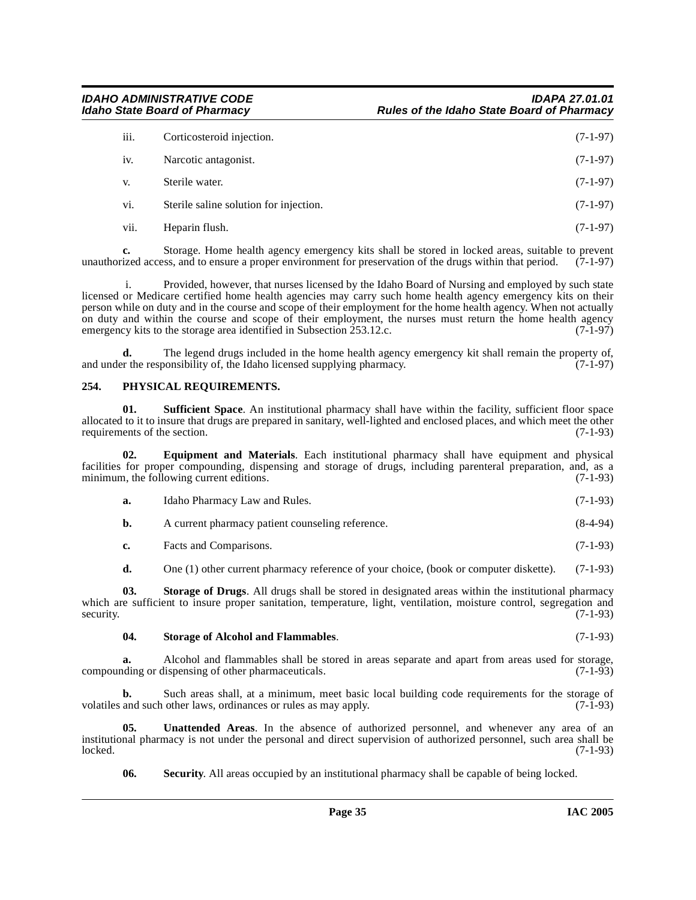iii. Corticosteroid injection. (7-1-97)

iv. Narcotic antagonist. (7-1-97)

v. Sterile water. (7-1-97)

vi. Sterile saline solution for injection. (7-1-97)

vii. Heparin flush. (7-1-97)

**c.** Storage. Home health agency emergency kits shall be stored in locked areas, suitable to prevent unauthorized access, and to ensure a proper environment for preservation of the drugs within that period. (7-1-97)

i. Provided, however, that nurses licensed by the Idaho Board of Nursing and employed by such state licensed or Medicare certified home health agencies may carry such home health agency emergency kits on their person while on duty and in the course and scope of their employment for the home health agency. When not actually on duty and within the course and scope of their employment, the nurses must return the home health agency emergency kits to the storage area identified in Subsection 253.12.c. (7-1-97)

**d.** The legend drugs included in the home health agency emergency kit shall remain the property of, and under the responsibility of, the Idaho licensed supplying pharmacy. (7-1-97)

## 254. PHYSICAL REQUIREMENTS.

**01. Sufficient Space**. An institutional pharmacy shall have within the facility, sufficient floor space allocated to it to insure that drugs are prepared in sanitary, well-lighted and enclosed places, and which meet the other requirements of the section. (7-1-93)

**02. Equipment and Materials**. Each institutional pharmacy shall have equipment and physical facilities for proper compounding, dispensing and storage of drugs, including parenteral preparation, and, as a minimum, the following current editions. (7-1-93)

**a.** Idaho Pharmacy Law and Rules. (7-1-93)

**b.** A current pharmacy patient counseling reference. (8-4-94)

**c.** Facts and Comparisons. (7-1-93)

**d.** One (1) other current pharmacy reference of your choice, (book or computer diskette). (7-1-93)

**03. Storage of Drugs**. All drugs shall be stored in designated areas within the institutional pharmacy which are sufficient to insure proper sanitation, temperature, light, ventilation, moisture control, segregation and security. (7-1-93)

**04. Storage of Alcohol and Flammables**. (7-1-93)

**a.** Alcohol and flammables shall be stored in areas separate and apart from areas used for storage, compounding or dispensing of other pharmaceuticals. (7-1-93)

**b.** Such areas shall, at a minimum, meet basic local building code requirements for the storage of volatiles and such other laws, ordinances or rules as may apply. (7-1-93)

**05. Unattended Areas**. In the absence of authorized personnel, and whenever any area of an institutional pharmacy is not under the personal and direct supervision of authorized personnel, such area shall be locked. (7-1-93)

**06. Security**. All areas occupied by an institutional pharmacy shall be capable of being locked.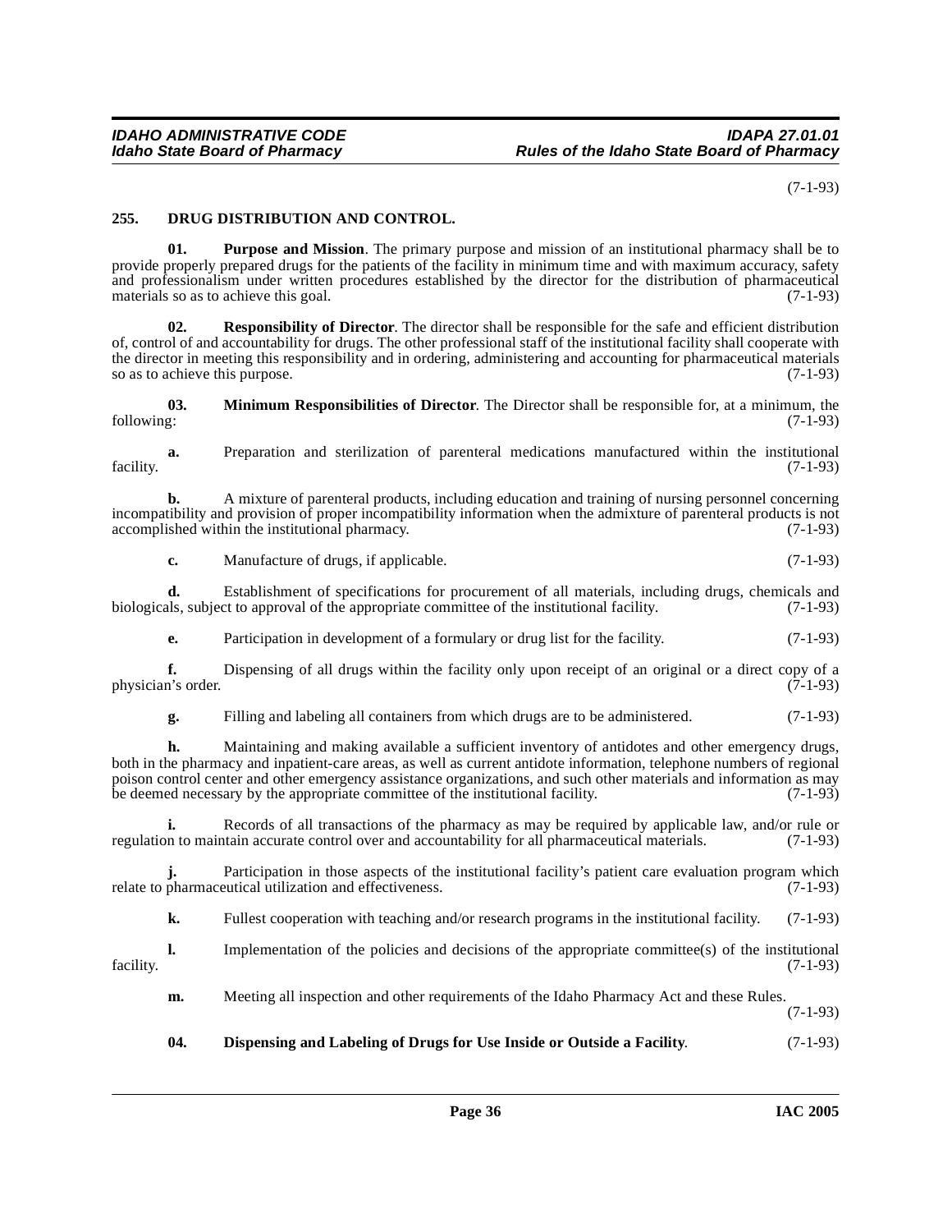(7-1-93)

## 255. DRUG DISTRIBUTION AND CONTROL.

**01. Purpose and Mission**. The primary purpose and mission of an institutional pharmacy shall be to provide properly prepared drugs for the patients of the facility in minimum time and with maximum accuracy, safety and professionalism under written procedures established by the director for the distribution of pharmaceutical materials so as to achieve this goal. (7-1-93)

**02. Responsibility of Director**. The director shall be responsible for the safe and efficient distribution of, control of and accountability for drugs. The other professional staff of the institutional facility shall cooperate with the director in meeting this responsibility and in ordering, administering and accounting for pharmaceutical materials so as to achieve this purpose. (7-1-93)

**03. Minimum Responsibilities of Director**. The Director shall be responsible for, at a minimum, the following: (7-1-93)

**a.** Preparation and sterilization of parenteral medications manufactured within the institutional facility. (7-1-93)

**b.** A mixture of parenteral products, including education and training of nursing personnel concerning incompatibility and provision of proper incompatibility information when the admixture of parenteral products is not accomplished within the institutional pharmacy. (7-1-93)

**c.** Manufacture of drugs, if applicable. (7-1-93)

**d.** Establishment of specifications for procurement of all materials, including drugs, chemicals and biologicals, subject to approval of the appropriate committee of the institutional facility. (7-1-93)

**e.** Participation in development of a formulary or drug list for the facility. (7-1-93)

**f.** Dispensing of all drugs within the facility only upon receipt of an original or a direct copy of a physician's order. (7-1-93)

**g.** Filling and labeling all containers from which drugs are to be administered. (7-1-93)

**h.** Maintaining and making available a sufficient inventory of antidotes and other emergency drugs, both in the pharmacy and inpatient-care areas, as well as current antidote information, telephone numbers of regional poison control center and other emergency assistance organizations, and such other materials and information as may be deemed necessary by the appropriate committee of the institutional facility. (7-1-93)

**i.** Records of all transactions of the pharmacy as may be required by applicable law, and/or rule or regulation to maintain accurate control over and accountability for all pharmaceutical materials. (7-1-93)

**j.** Participation in those aspects of the institutional facility's patient care evaluation program which relate to pharmaceutical utilization and effectiveness. (7-1-93)

**k.** Fullest cooperation with teaching and/or research programs in the institutional facility. (7-1-93)

**l.** Implementation of the policies and decisions of the appropriate committee(s) of the institutional facility. (7-1-93)

**m.** Meeting all inspection and other requirements of the Idaho Pharmacy Act and these Rules. (7-1-93)

**04. Dispensing and Labeling of Drugs for Use Inside or Outside a Facility**. (7-1-93)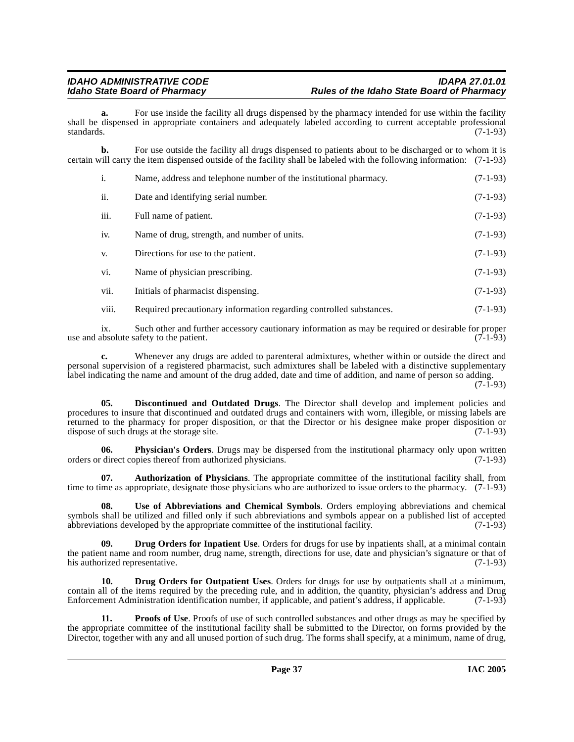**a.** For use inside the facility all drugs dispensed by the pharmacy intended for use within the facility shall be dispensed in appropriate containers and adequately labeled according to current acceptable professional standards. (7-1-93)

**b.** For use outside the facility all drugs dispensed to patients about to be discharged or to whom it is certain will carry the item dispensed outside of the facility shall be labeled with the following information: (7-1-93)

i. Name, address and telephone number of the institutional pharmacy. (7-1-93)

ii. Date and identifying serial number. (7-1-93)

iii. Full name of patient. (7-1-93)

iv. Name of drug, strength, and number of units. (7-1-93)

v. Directions for use to the patient. (7-1-93)

vi. Name of physician prescribing. (7-1-93)

vii. Initials of pharmacist dispensing. (7-1-93)

viii. Required precautionary information regarding controlled substances. (7-1-93)

ix. Such other and further accessory cautionary information as may be required or desirable for proper use and absolute safety to the patient. (7-1-93)

**c.** Whenever any drugs are added to parenteral admixtures, whether within or outside the direct and personal supervision of a registered pharmacist, such admixtures shall be labeled with a distinctive supplementary label indicating the name and amount of the drug added, date and time of addition, and name of person so adding. (7-1-93)

**05. Discontinued and Outdated Drugs**. The Director shall develop and implement policies and procedures to insure that discontinued and outdated drugs and containers with worn, illegible, or missing labels are returned to the pharmacy for proper disposition, or that the Director or his designee make proper disposition or dispose of such drugs at the storage site. (7-1-93)

**06. Physician's Orders**. Drugs may be dispersed from the institutional pharmacy only upon written orders or direct copies thereof from authorized physicians. (7-1-93)

**07. Authorization of Physicians**. The appropriate committee of the institutional facility shall, from time to time as appropriate, designate those physicians who are authorized to issue orders to the pharmacy. (7-1-93)

**08. Use of Abbreviations and Chemical Symbols**. Orders employing abbreviations and chemical symbols shall be utilized and filled only if such abbreviations and symbols appear on a published list of accepted abbreviations developed by the appropriate committee of the institutional facility. (7-1-93)

**09. Drug Orders for Inpatient Use**. Orders for drugs for use by inpatients shall, at a minimal contain the patient name and room number, drug name, strength, directions for use, date and physician's signature or that of his authorized representative. (7-1-93)

**10. Drug Orders for Outpatient Uses**. Orders for drugs for use by outpatients shall at a minimum, contain all of the items required by the preceding rule, and in addition, the quantity, physician's address and Drug Enforcement Administration identification number, if applicable, and patient's address, if applicable. (7-1-93)

**11. Proofs of Use**. Proofs of use of such controlled substances and other drugs as may be specified by the appropriate committee of the institutional facility shall be submitted to the Director, on forms provided by the Director, together with any and all unused portion of such drug. The forms shall specify, at a minimum, name of drug,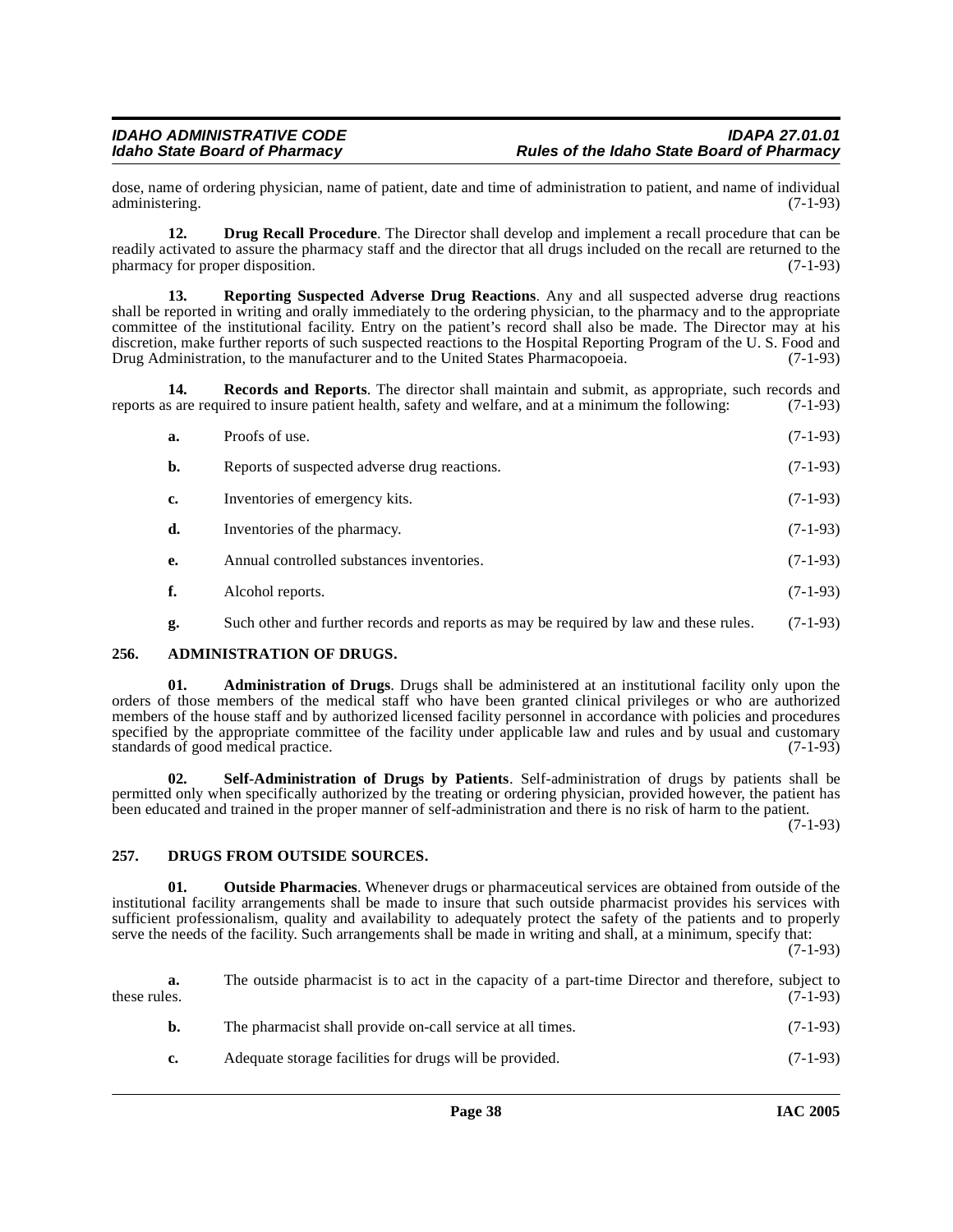dose, name of ordering physician, name of patient, date and time of administration to patient, and name of individual administering. (7-1-93)

**12. Drug Recall Procedure**. The Director shall develop and implement a recall procedure that can be readily activated to assure the pharmacy staff and the director that all drugs included on the recall are returned to the pharmacy for proper disposition. (7-1-93)

**13. Reporting Suspected Adverse Drug Reactions**. Any and all suspected adverse drug reactions shall be reported in writing and orally immediately to the ordering physician, to the pharmacy and to the appropriate committee of the institutional facility. Entry on the patient's record shall also be made. The Director may at his discretion, make further reports of such suspected reactions to the Hospital Reporting Program of the U. S. Food and Drug Administration, to the manufacturer and to the United States Pharmacopoeia. (7-1-93)

**14. Records and Reports**. The director shall maintain and submit, as appropriate, such records and reports as are required to insure patient health, safety and welfare, and at a minimum the following: (7-1-93)

**a.** Proofs of use. (7-1-93)

**b.** Reports of suspected adverse drug reactions. (7-1-93)

**c.** Inventories of emergency kits. (7-1-93)

**d.** Inventories of the pharmacy. (7-1-93)

**e.** Annual controlled substances inventories. (7-1-93)

**f.** Alcohol reports. (7-1-93)

**g.** Such other and further records and reports as may be required by law and these rules. (7-1-93)

## 256. ADMINISTRATION OF DRUGS.

**01. Administration of Drugs**. Drugs shall be administered at an institutional facility only upon the orders of those members of the medical staff who have been granted clinical privileges or who are authorized members of the house staff and by authorized licensed facility personnel in accordance with policies and procedures specified by the appropriate committee of the facility under applicable law and rules and by usual and customary standards of good medical practice. (7-1-93)

**02. Self-Administration of Drugs by Patients**. Self-administration of drugs by patients shall be permitted only when specifically authorized by the treating or ordering physician, provided however, the patient has been educated and trained in the proper manner of self-administration and there is no risk of harm to the patient. (7-1-93)

## 257. DRUGS FROM OUTSIDE SOURCES.

**01. Outside Pharmacies**. Whenever drugs or pharmaceutical services are obtained from outside of the institutional facility arrangements shall be made to insure that such outside pharmacist provides his services with sufficient professionalism, quality and availability to adequately protect the safety of the patients and to properly serve the needs of the facility. Such arrangements shall be made in writing and shall, at a minimum, specify that: (7-1-93)

**a.** The outside pharmacist is to act in the capacity of a part-time Director and therefore, subject to these rules. (7-1-93)

**b.** The pharmacist shall provide on-call service at all times. (7-1-93)

**c.** Adequate storage facilities for drugs will be provided. (7-1-93)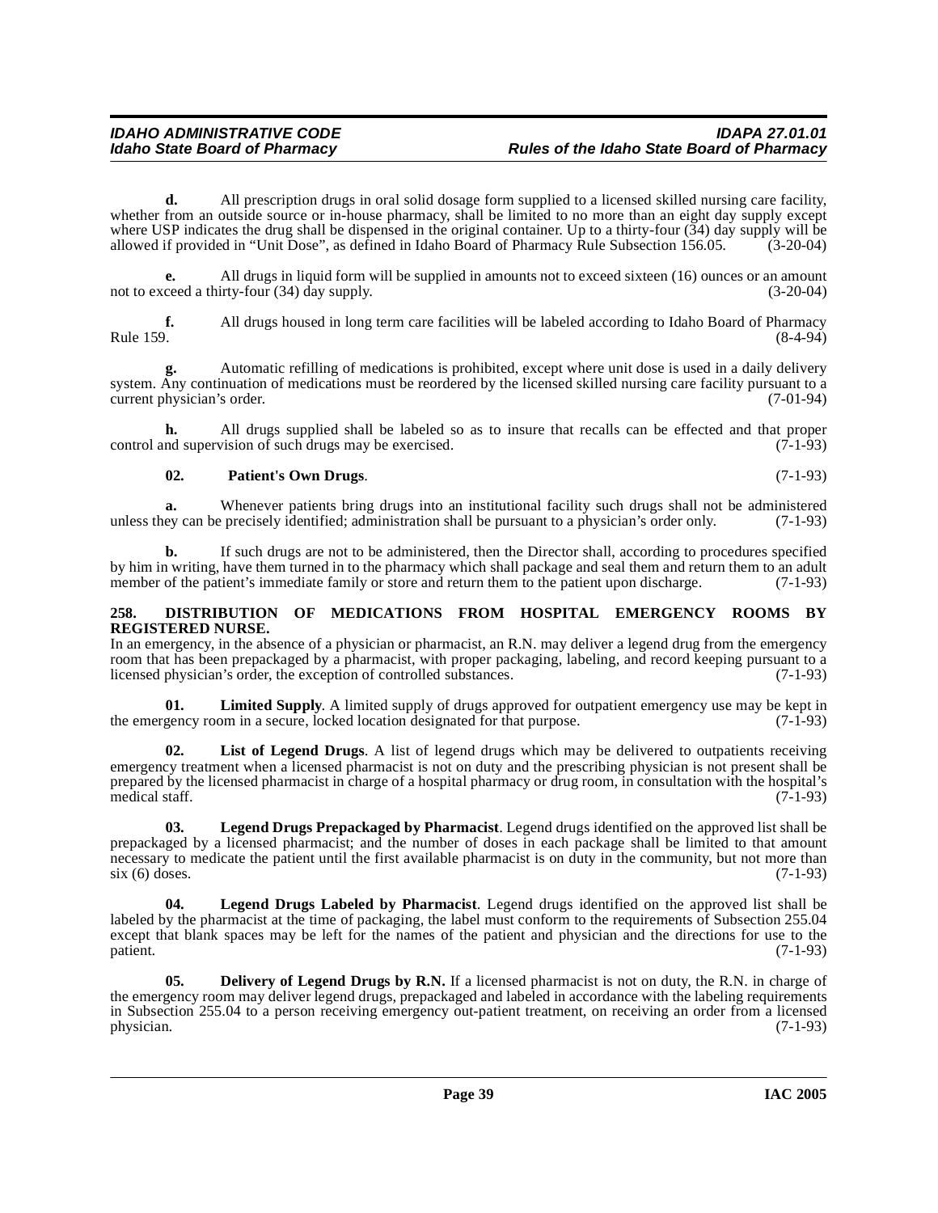**d.** All prescription drugs in oral solid dosage form supplied to a licensed skilled nursing care facility, whether from an outside source or in-house pharmacy, shall be limited to no more than an eight day supply except where USP indicates the drug shall be dispensed in the original container. Up to a thirty-four (34) day supply will be allowed if provided in "Unit Dose", as defined in Idaho Board of Pharmacy Rule Subsection 156.05. (3-20-04)

**e.** All drugs in liquid form will be supplied in amounts not to exceed sixteen (16) ounces or an amount not to exceed a thirty-four (34) day supply. (3-20-04)

**f.** All drugs housed in long term care facilities will be labeled according to Idaho Board of Pharmacy Rule 159. (8-4-94)

**g.** Automatic refilling of medications is prohibited, except where unit dose is used in a daily delivery system. Any continuation of medications must be reordered by the licensed skilled nursing care facility pursuant to a current physician's order. (7-01-94)

**h.** All drugs supplied shall be labeled so as to insure that recalls can be effected and that proper control and supervision of such drugs may be exercised. (7-1-93)

**02. Patient's Own Drugs**. (7-1-93)

**a.** Whenever patients bring drugs into an institutional facility such drugs shall not be administered unless they can be precisely identified; administration shall be pursuant to a physician's order only. (7-1-93)

**b.** If such drugs are not to be administered, then the Director shall, according to procedures specified by him in writing, have them turned in to the pharmacy which shall package and seal them and return them to an adult member of the patient's immediate family or store and return them to the patient upon discharge. (7-1-93)

## 258. DISTRIBUTION OF MEDICATIONS FROM HOSPITAL EMERGENCY ROOMS BY REGISTERED NURSE.

In an emergency, in the absence of a physician or pharmacist, an R.N. may deliver a legend drug from the emergency room that has been prepackaged by a pharmacist, with proper packaging, labeling, and record keeping pursuant to a licensed physician's order, the exception of controlled substances. (7-1-93)

**01. Limited Supply**. A limited supply of drugs approved for outpatient emergency use may be kept in the emergency room in a secure, locked location designated for that purpose. (7-1-93)

**02. List of Legend Drugs**. A list of legend drugs which may be delivered to outpatients receiving emergency treatment when a licensed pharmacist is not on duty and the prescribing physician is not present shall be prepared by the licensed pharmacist in charge of a hospital pharmacy or drug room, in consultation with the hospital's medical staff. (7-1-93)

**03. Legend Drugs Prepackaged by Pharmacist**. Legend drugs identified on the approved list shall be prepackaged by a licensed pharmacist; and the number of doses in each package shall be limited to that amount necessary to medicate the patient until the first available pharmacist is on duty in the community, but not more than six (6) doses. (7-1-93)

**04. Legend Drugs Labeled by Pharmacist**. Legend drugs identified on the approved list shall be labeled by the pharmacist at the time of packaging, the label must conform to the requirements of Subsection 255.04 except that blank spaces may be left for the names of the patient and physician and the directions for use to the patient. (7-1-93)

**05. Delivery of Legend Drugs by R.N.** If a licensed pharmacist is not on duty, the R.N. in charge of the emergency room may deliver legend drugs, prepackaged and labeled in accordance with the labeling requirements in Subsection 255.04 to a person receiving emergency out-patient treatment, on receiving an order from a licensed physician. (7-1-93)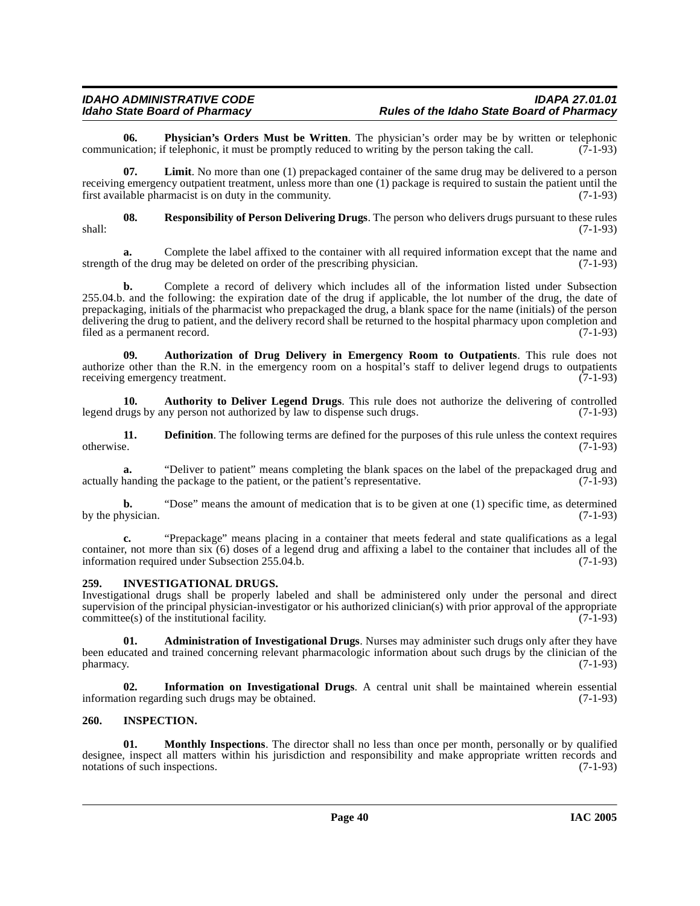**06. Physician's Orders Must be Written**. The physician's order may be by written or telephonic communication; if telephonic, it must be promptly reduced to writing by the person taking the call. (7-1-93)

**07. Limit**. No more than one (1) prepackaged container of the same drug may be delivered to a person receiving emergency outpatient treatment, unless more than one (1) package is required to sustain the patient until the first available pharmacist is on duty in the community. (7-1-93)

**08. Responsibility of Person Delivering Drugs**. The person who delivers drugs pursuant to these rules shall: (7-1-93)

**a.** Complete the label affixed to the container with all required information except that the name and strength of the drug may be deleted on order of the prescribing physician. (7-1-93)

**b.** Complete a record of delivery which includes all of the information listed under Subsection 255.04.b. and the following: the expiration date of the drug if applicable, the lot number of the drug, the date of prepackaging, initials of the pharmacist who prepackaged the drug, a blank space for the name (initials) of the person delivering the drug to patient, and the delivery record shall be returned to the hospital pharmacy upon completion and filed as a permanent record. (7-1-93)

**09. Authorization of Drug Delivery in Emergency Room to Outpatients**. This rule does not authorize other than the R.N. in the emergency room on a hospital's staff to deliver legend drugs to outpatients receiving emergency treatment. (7-1-93)

**10. Authority to Deliver Legend Drugs**. This rule does not authorize the delivering of controlled legend drugs by any person not authorized by law to dispense such drugs. (7-1-93)

**11. Definition**. The following terms are defined for the purposes of this rule unless the context requires otherwise. (7-1-93)

**a.** "Deliver to patient" means completing the blank spaces on the label of the prepackaged drug and actually handing the package to the patient, or the patient's representative. (7-1-93)

**b.** "Dose" means the amount of medication that is to be given at one (1) specific time, as determined by the physician. (7-1-93)

**c.** "Prepackage" means placing in a container that meets federal and state qualifications as a legal container, not more than six (6) doses of a legend drug and affixing a label to the container that includes all of the information required under Subsection 255.04.b. (7-1-93)

## 259. INVESTIGATIONAL DRUGS.

Investigational drugs shall be properly labeled and shall be administered only under the personal and direct supervision of the principal physician-investigator or his authorized clinician(s) with prior approval of the appropriate committee(s) of the institutional facility. (7-1-93)

**01. Administration of Investigational Drugs**. Nurses may administer such drugs only after they have been educated and trained concerning relevant pharmacologic information about such drugs by the clinician of the pharmacy. (7-1-93)

**02. Information on Investigational Drugs**. A central unit shall be maintained wherein essential information regarding such drugs may be obtained. (7-1-93)

## 260. INSPECTION.

**01. Monthly Inspections**. The director shall no less than once per month, personally or by qualified designee, inspect all matters within his jurisdiction and responsibility and make appropriate written records and notations of such inspections. (7-1-93)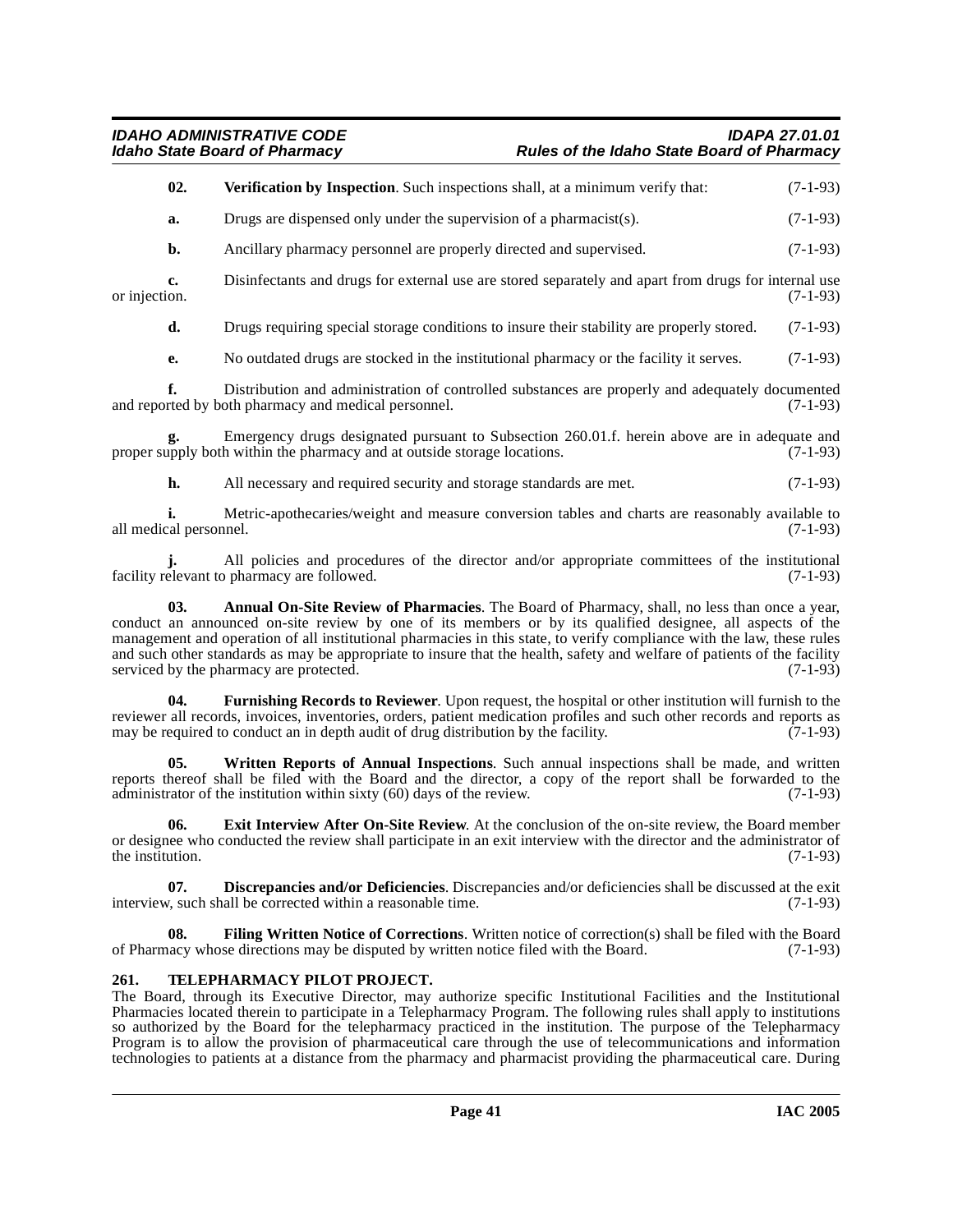**02. Verification by Inspection**. Such inspections shall, at a minimum verify that: (7-1-93)

**a.** Drugs are dispensed only under the supervision of a pharmacist(s). (7-1-93)

**b.** Ancillary pharmacy personnel are properly directed and supervised. (7-1-93)

**c.** Disinfectants and drugs for external use are stored separately and apart from drugs for internal use or injection. (7-1-93)

**d.** Drugs requiring special storage conditions to insure their stability are properly stored. (7-1-93)

**e.** No outdated drugs are stocked in the institutional pharmacy or the facility it serves. (7-1-93)

**f.** Distribution and administration of controlled substances are properly and adequately documented and reported by both pharmacy and medical personnel. (7-1-93)

**g.** Emergency drugs designated pursuant to Subsection 260.01.f. herein above are in adequate and proper supply both within the pharmacy and at outside storage locations. (7-1-93)

**h.** All necessary and required security and storage standards are met. (7-1-93)

**i.** Metric-apothecaries/weight and measure conversion tables and charts are reasonably available to all medical personnel. (7-1-93)

**j.** All policies and procedures of the director and/or appropriate committees of the institutional facility relevant to pharmacy are followed. (7-1-93)

**03. Annual On-Site Review of Pharmacies**. The Board of Pharmacy, shall, no less than once a year, conduct an announced on-site review by one of its members or by its qualified designee, all aspects of the management and operation of all institutional pharmacies in this state, to verify compliance with the law, these rules and such other standards as may be appropriate to insure that the health, safety and welfare of patients of the facility serviced by the pharmacy are protected. (7-1-93)

**04. Furnishing Records to Reviewer**. Upon request, the hospital or other institution will furnish to the reviewer all records, invoices, inventories, orders, patient medication profiles and such other records and reports as may be required to conduct an in depth audit of drug distribution by the facility. (7-1-93)

**05. Written Reports of Annual Inspections**. Such annual inspections shall be made, and written reports thereof shall be filed with the Board and the director, a copy of the report shall be forwarded to the administrator of the institution within sixty (60) days of the review. (7-1-93)

**06. Exit Interview After On-Site Review**. At the conclusion of the on-site review, the Board member or designee who conducted the review shall participate in an exit interview with the director and the administrator of the institution. (7-1-93)

**07. Discrepancies and/or Deficiencies**. Discrepancies and/or deficiencies shall be discussed at the exit interview, such shall be corrected within a reasonable time. (7-1-93)

**08. Filing Written Notice of Corrections**. Written notice of correction(s) shall be filed with the Board of Pharmacy whose directions may be disputed by written notice filed with the Board. (7-1-93)

## 261. TELEPHARMACY PILOT PROJECT.

The Board, through its Executive Director, may authorize specific Institutional Facilities and the Institutional Pharmacies located therein to participate in a Telepharmacy Program. The following rules shall apply to institutions so authorized by the Board for the telepharmacy practiced in the institution. The purpose of the Telepharmacy Program is to allow the provision of pharmaceutical care through the use of telecommunications and information technologies to patients at a distance from the pharmacy and pharmacist providing the pharmaceutical care. During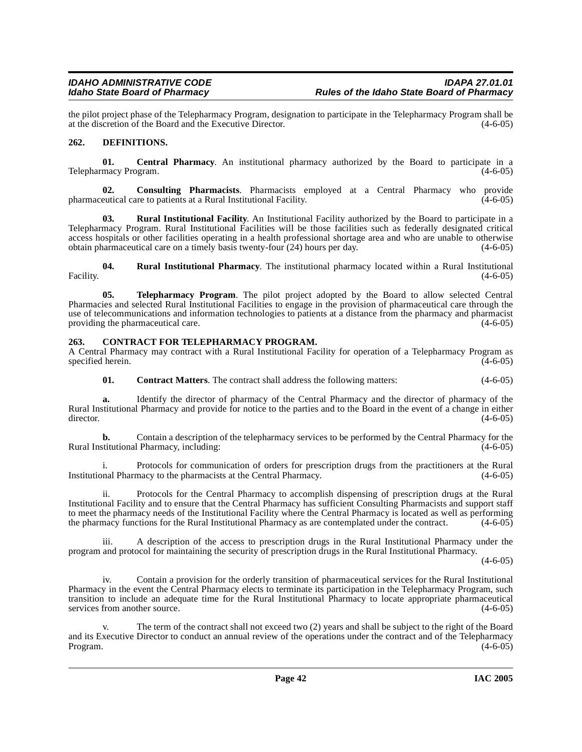the pilot project phase of the Telepharmacy Program, designation to participate in the Telepharmacy Program shall be at the discretion of the Board and the Executive Director. (4-6-05)

## 262. DEFINITIONS.

**01. Central Pharmacy**. An institutional pharmacy authorized by the Board to participate in a Telepharmacy Program. (4-6-05)

**02. Consulting Pharmacists**. Pharmacists employed at a Central Pharmacy who provide pharmaceutical care to patients at a Rural Institutional Facility. (4-6-05)

**03. Rural Institutional Facility**. An Institutional Facility authorized by the Board to participate in a Telepharmacy Program. Rural Institutional Facilities will be those facilities such as federally designated critical access hospitals or other facilities operating in a health professional shortage area and who are unable to otherwise obtain pharmaceutical care on a timely basis twenty-four (24) hours per day. (4-6-05)

**04. Rural Institutional Pharmacy**. The institutional pharmacy located within a Rural Institutional Facility. (4-6-05)

**05. Telepharmacy Program**. The pilot project adopted by the Board to allow selected Central Pharmacies and selected Rural Institutional Facilities to engage in the provision of pharmaceutical care through the use of telecommunications and information technologies to patients at a distance from the pharmacy and pharmacist providing the pharmaceutical care. (4-6-05)

## 263. CONTRACT FOR TELEPHARMACY PROGRAM.

A Central Pharmacy may contract with a Rural Institutional Facility for operation of a Telepharmacy Program as specified herein. (4-6-05)

**01. Contract Matters**. The contract shall address the following matters: (4-6-05)

**a.** Identify the director of pharmacy of the Central Pharmacy and the director of pharmacy of the Rural Institutional Pharmacy and provide for notice to the parties and to the Board in the event of a change in either director. (4-6-05)

**b.** Contain a description of the telepharmacy services to be performed by the Central Pharmacy for the Rural Institutional Pharmacy, including: (4-6-05)

i. Protocols for communication of orders for prescription drugs from the practitioners at the Rural Institutional Pharmacy to the pharmacists at the Central Pharmacy. (4-6-05)

ii. Protocols for the Central Pharmacy to accomplish dispensing of prescription drugs at the Rural Institutional Facility and to ensure that the Central Pharmacy has sufficient Consulting Pharmacists and support staff to meet the pharmacy needs of the Institutional Facility where the Central Pharmacy is located as well as performing the pharmacy functions for the Rural Institutional Pharmacy as are contemplated under the contract. (4-6-05)

iii. A description of the access to prescription drugs in the Rural Institutional Pharmacy under the program and protocol for maintaining the security of prescription drugs in the Rural Institutional Pharmacy. (4-6-05)

iv. Contain a provision for the orderly transition of pharmaceutical services for the Rural Institutional Pharmacy in the event the Central Pharmacy elects to terminate its participation in the Telepharmacy Program, such transition to include an adequate time for the Rural Institutional Pharmacy to locate appropriate pharmaceutical services from another source. (4-6-05)

v. The term of the contract shall not exceed two (2) years and shall be subject to the right of the Board and its Executive Director to conduct an annual review of the operations under the contract and of the Telepharmacy Program. (4-6-05)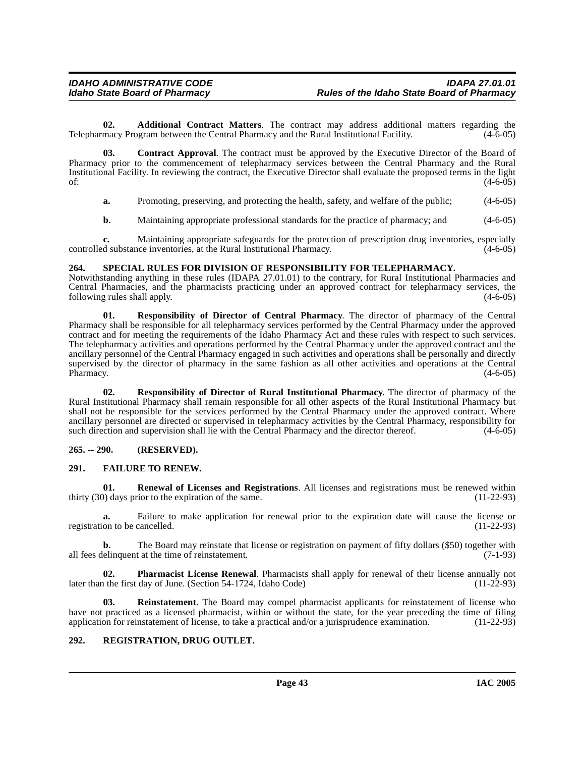**02. Additional Contract Matters**. The contract may address additional matters regarding the Telepharmacy Program between the Central Pharmacy and the Rural Institutional Facility. (4-6-05)

**03. Contract Approval**. The contract must be approved by the Executive Director of the Board of Pharmacy prior to the commencement of telepharmacy services between the Central Pharmacy and the Rural Institutional Facility. In reviewing the contract, the Executive Director shall evaluate the proposed terms in the light of: (4-6-05)

**a.** Promoting, preserving, and protecting the health, safety, and welfare of the public; (4-6-05)

**b.** Maintaining appropriate professional standards for the practice of pharmacy; and (4-6-05)

**c.** Maintaining appropriate safeguards for the protection of prescription drug inventories, especially controlled substance inventories, at the Rural Institutional Pharmacy. (4-6-05)

## 264. SPECIAL RULES FOR DIVISION OF RESPONSIBILITY FOR TELEPHARMACY.

Notwithstanding anything in these rules (IDAPA 27.01.01) to the contrary, for Rural Institutional Pharmacies and Central Pharmacies, and the pharmacists practicing under an approved contract for telepharmacy services, the following rules shall apply. (4-6-05)

**01. Responsibility of Director of Central Pharmacy**. The director of pharmacy of the Central Pharmacy shall be responsible for all telepharmacy services performed by the Central Pharmacy under the approved contract and for meeting the requirements of the Idaho Pharmacy Act and these rules with respect to such services. The telepharmacy activities and operations performed by the Central Pharmacy under the approved contract and the ancillary personnel of the Central Pharmacy engaged in such activities and operations shall be personally and directly supervised by the director of pharmacy in the same fashion as all other activities and operations at the Central Pharmacy. (4-6-05)

**02. Responsibility of Director of Rural Institutional Pharmacy**. The director of pharmacy of the Rural Institutional Pharmacy shall remain responsible for all other aspects of the Rural Institutional Pharmacy but shall not be responsible for the services performed by the Central Pharmacy under the approved contract. Where ancillary personnel are directed or supervised in telepharmacy activities by the Central Pharmacy, responsibility for such direction and supervision shall lie with the Central Pharmacy and the director thereof. (4-6-05)

## 265. -- 290. (RESERVED).

## 291. FAILURE TO RENEW.

**01. Renewal of Licenses and Registrations**. All licenses and registrations must be renewed within thirty (30) days prior to the expiration of the same. (11-22-93)

**a.** Failure to make application for renewal prior to the expiration date will cause the license or registration to be cancelled. (11-22-93)

**b.** The Board may reinstate that license or registration on payment of fifty dollars ($50) together with all fees delinquent at the time of reinstatement. (7-1-93)

**02. Pharmacist License Renewal**. Pharmacists shall apply for renewal of their license annually not later than the first day of June. (Section 54-1724, Idaho Code) (11-22-93)

**03. Reinstatement**. The Board may compel pharmacist applicants for reinstatement of license who have not practiced as a licensed pharmacist, within or without the state, for the year preceding the time of filing application for reinstatement of license, to take a practical and/or a jurisprudence examination. (11-22-93)

## 292. REGISTRATION, DRUG OUTLET.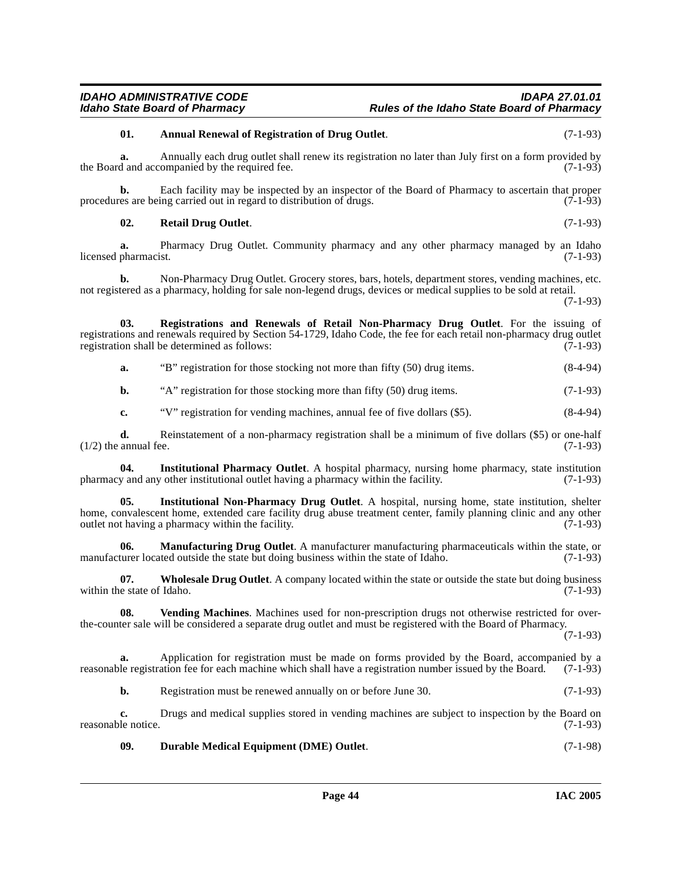**01. Annual Renewal of Registration of Drug Outlet**. (7-1-93)

**a.** Annually each drug outlet shall renew its registration no later than July first on a form provided by the Board and accompanied by the required fee. (7-1-93)

**b.** Each facility may be inspected by an inspector of the Board of Pharmacy to ascertain that proper procedures are being carried out in regard to distribution of drugs. (7-1-93)

**02. Retail Drug Outlet**. (7-1-93)

**a.** Pharmacy Drug Outlet. Community pharmacy and any other pharmacy managed by an Idaho licensed pharmacist. (7-1-93)

**b.** Non-Pharmacy Drug Outlet. Grocery stores, bars, hotels, department stores, vending machines, etc. not registered as a pharmacy, holding for sale non-legend drugs, devices or medical supplies to be sold at retail. (7-1-93)

**03. Registrations and Renewals of Retail Non-Pharmacy Drug Outlet**. For the issuing of registrations and renewals required by Section 54-1729, Idaho Code, the fee for each retail non-pharmacy drug outlet registration shall be determined as follows: (7-1-93)

**a.** "B" registration for those stocking not more than fifty (50) drug items. (8-4-94)

**b.** "A" registration for those stocking more than fifty (50) drug items. (7-1-93)

**c.** "V" registration for vending machines, annual fee of five dollars ($5). (8-4-94)

**d.** Reinstatement of a non-pharmacy registration shall be a minimum of five dollars ($5) or one-half (1/2) the annual fee. (7-1-93)

**04. Institutional Pharmacy Outlet**. A hospital pharmacy, nursing home pharmacy, state institution pharmacy and any other institutional outlet having a pharmacy within the facility. (7-1-93)

**05. Institutional Non-Pharmacy Drug Outlet**. A hospital, nursing home, state institution, shelter home, convalescent home, extended care facility drug abuse treatment center, family planning clinic and any other outlet not having a pharmacy within the facility. (7-1-93)

**06. Manufacturing Drug Outlet**. A manufacturer manufacturing pharmaceuticals within the state, or manufacturer located outside the state but doing business within the state of Idaho. (7-1-93)

**07. Wholesale Drug Outlet**. A company located within the state or outside the state but doing business within the state of Idaho. (7-1-93)

**08. Vending Machines**. Machines used for non-prescription drugs not otherwise restricted for over-the-counter sale will be considered a separate drug outlet and must be registered with the Board of Pharmacy. (7-1-93)

**a.** Application for registration must be made on forms provided by the Board, accompanied by a reasonable registration fee for each machine which shall have a registration number issued by the Board. (7-1-93)

**b.** Registration must be renewed annually on or before June 30. (7-1-93)

**c.** Drugs and medical supplies stored in vending machines are subject to inspection by the Board on reasonable notice. (7-1-93)

**09. Durable Medical Equipment (DME) Outlet**. (7-1-98)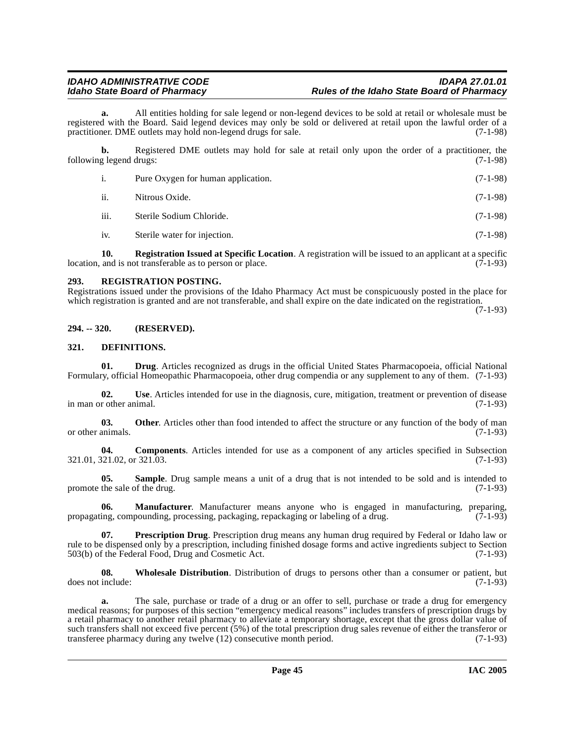**a.** All entities holding for sale legend or non-legend devices to be sold at retail or wholesale must be registered with the Board. Said legend devices may only be sold or delivered at retail upon the lawful order of a practitioner. DME outlets may hold non-legend drugs for sale. (7-1-98)

**b.** Registered DME outlets may hold for sale at retail only upon the order of a practitioner, the following legend drugs: (7-1-98)

i. Pure Oxygen for human application. (7-1-98)

ii. Nitrous Oxide. (7-1-98)

iii. Sterile Sodium Chloride. (7-1-98)

iv. Sterile water for injection. (7-1-98)

**10. Registration Issued at Specific Location**. A registration will be issued to an applicant at a specific location, and is not transferable as to person or place. (7-1-93)

## 293. REGISTRATION POSTING.

Registrations issued under the provisions of the Idaho Pharmacy Act must be conspicuously posted in the place for which registration is granted and are not transferable, and shall expire on the date indicated on the registration. (7-1-93)

## 294. -- 320. (RESERVED).

## 321. DEFINITIONS.

**01. Drug**. Articles recognized as drugs in the official United States Pharmacopoeia, official National Formulary, official Homeopathic Pharmacopoeia, other drug compendia or any supplement to any of them. (7-1-93)

**02. Use**. Articles intended for use in the diagnosis, cure, mitigation, treatment or prevention of disease in man or other animal. (7-1-93)

**03. Other**. Articles other than food intended to affect the structure or any function of the body of man or other animals. (7-1-93)

**04. Components**. Articles intended for use as a component of any articles specified in Subsection 321.01, 321.02, or 321.03. (7-1-93)

**05. Sample**. Drug sample means a unit of a drug that is not intended to be sold and is intended to promote the sale of the drug. (7-1-93)

**06. Manufacturer**. Manufacturer means anyone who is engaged in manufacturing, preparing, propagating, compounding, processing, packaging, repackaging or labeling of a drug. (7-1-93)

**07. Prescription Drug**. Prescription drug means any human drug required by Federal or Idaho law or rule to be dispensed only by a prescription, including finished dosage forms and active ingredients subject to Section 503(b) of the Federal Food, Drug and Cosmetic Act. (7-1-93)

**08. Wholesale Distribution**. Distribution of drugs to persons other than a consumer or patient, but does not include: (7-1-93)

**a.** The sale, purchase or trade of a drug or an offer to sell, purchase or trade a drug for emergency medical reasons; for purposes of this section "emergency medical reasons" includes transfers of prescription drugs by a retail pharmacy to another retail pharmacy to alleviate a temporary shortage, except that the gross dollar value of such transfers shall not exceed five percent (5%) of the total prescription drug sales revenue of either the transferor or transferee pharmacy during any twelve (12) consecutive month period. (7-1-93)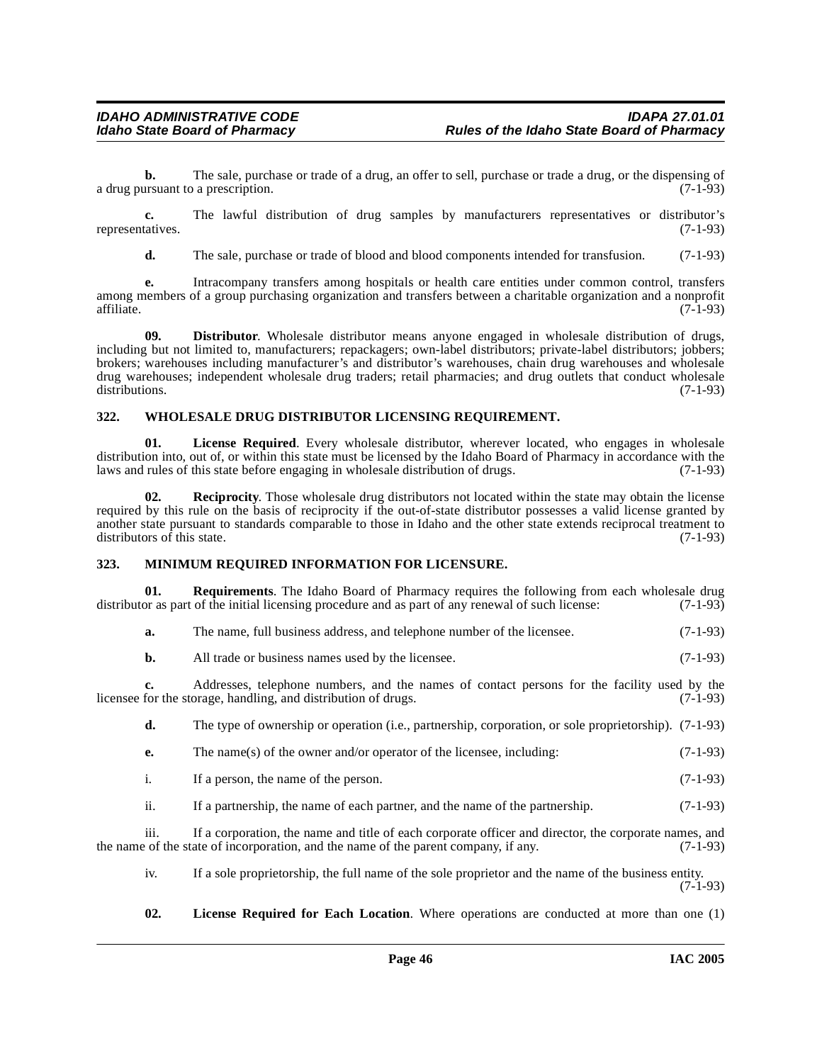**b.** The sale, purchase or trade of a drug, an offer to sell, purchase or trade a drug, or the dispensing of a drug pursuant to a prescription. (7-1-93)

**c.** The lawful distribution of drug samples by manufacturers representatives or distributor's representatives. (7-1-93)

**d.** The sale, purchase or trade of blood and blood components intended for transfusion. (7-1-93)

**e.** Intracompany transfers among hospitals or health care entities under common control, transfers among members of a group purchasing organization and transfers between a charitable organization and a nonprofit affiliate. (7-1-93)

**09. Distributor**. Wholesale distributor means anyone engaged in wholesale distribution of drugs, including but not limited to, manufacturers; repackagers; own-label distributors; private-label distributors; jobbers; brokers; warehouses including manufacturer's and distributor's warehouses, chain drug warehouses and wholesale drug warehouses; independent wholesale drug traders; retail pharmacies; and drug outlets that conduct wholesale distributions. (7-1-93)

## 322. WHOLESALE DRUG DISTRIBUTOR LICENSING REQUIREMENT.

**01. License Required**. Every wholesale distributor, wherever located, who engages in wholesale distribution into, out of, or within this state must be licensed by the Idaho Board of Pharmacy in accordance with the laws and rules of this state before engaging in wholesale distribution of drugs. (7-1-93)

**02. Reciprocity**. Those wholesale drug distributors not located within the state may obtain the license required by this rule on the basis of reciprocity if the out-of-state distributor possesses a valid license granted by another state pursuant to standards comparable to those in Idaho and the other state extends reciprocal treatment to distributors of this state. (7-1-93)

## 323. MINIMUM REQUIRED INFORMATION FOR LICENSURE.

**01. Requirements**. The Idaho Board of Pharmacy requires the following from each wholesale drug distributor as part of the initial licensing procedure and as part of any renewal of such license: (7-1-93)

**a.** The name, full business address, and telephone number of the licensee. (7-1-93)

**b.** All trade or business names used by the licensee. (7-1-93)

**c.** Addresses, telephone numbers, and the names of contact persons for the facility used by the licensee for the storage, handling, and distribution of drugs. (7-1-93)

**d.** The type of ownership or operation (i.e., partnership, corporation, or sole proprietorship). (7-1-93)

**e.** The name(s) of the owner and/or operator of the licensee, including: (7-1-93)

i. If a person, the name of the person. (7-1-93)

ii. If a partnership, the name of each partner, and the name of the partnership. (7-1-93)

iii. If a corporation, the name and title of each corporate officer and director, the corporate names, and the name of the state of incorporation, and the name of the parent company, if any. (7-1-93)

iv. If a sole proprietorship, the full name of the sole proprietor and the name of the business entity. (7-1-93)

**02. License Required for Each Location**. Where operations are conducted at more than one (1)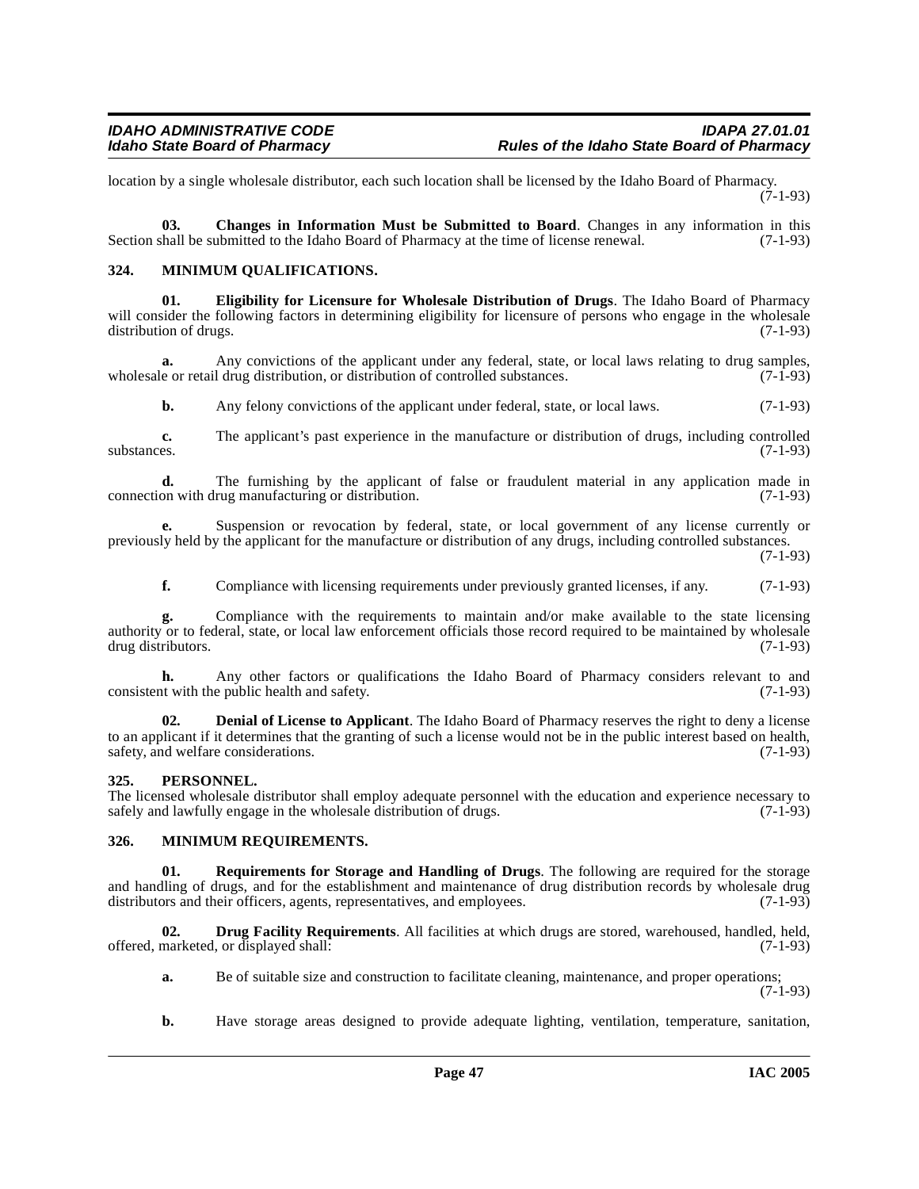location by a single wholesale distributor, each such location shall be licensed by the Idaho Board of Pharmacy. (7-1-93)

**03. Changes in Information Must be Submitted to Board**. Changes in any information in this Section shall be submitted to the Idaho Board of Pharmacy at the time of license renewal. (7-1-93)

### 324. MINIMUM QUALIFICATIONS.

**01. Eligibility for Licensure for Wholesale Distribution of Drugs**. The Idaho Board of Pharmacy will consider the following factors in determining eligibility for licensure of persons who engage in the wholesale distribution of drugs. (7-1-93)

**a.** Any convictions of the applicant under any federal, state, or local laws relating to drug samples, wholesale or retail drug distribution, or distribution of controlled substances. (7-1-93)

**b.** Any felony convictions of the applicant under federal, state, or local laws. (7-1-93)

**c.** The applicant's past experience in the manufacture or distribution of drugs, including controlled substances. (7-1-93)

**d.** The furnishing by the applicant of false or fraudulent material in any application made in connection with drug manufacturing or distribution. (7-1-93)

**e.** Suspension or revocation by federal, state, or local government of any license currently or previously held by the applicant for the manufacture or distribution of any drugs, including controlled substances. (7-1-93)

**f.** Compliance with licensing requirements under previously granted licenses, if any. (7-1-93)

**g.** Compliance with the requirements to maintain and/or make available to the state licensing authority or to federal, state, or local law enforcement officials those record required to be maintained by wholesale drug distributors. (7-1-93)

**h.** Any other factors or qualifications the Idaho Board of Pharmacy considers relevant to and consistent with the public health and safety. (7-1-93)

**02. Denial of License to Applicant**. The Idaho Board of Pharmacy reserves the right to deny a license to an applicant if it determines that the granting of such a license would not be in the public interest based on health, safety, and welfare considerations. (7-1-93)

### 325. PERSONNEL.

The licensed wholesale distributor shall employ adequate personnel with the education and experience necessary to safely and lawfully engage in the wholesale distribution of drugs. (7-1-93)

### 326. MINIMUM REQUIREMENTS.

**01. Requirements for Storage and Handling of Drugs**. The following are required for the storage and handling of drugs, and for the establishment and maintenance of drug distribution records by wholesale drug distributors and their officers, agents, representatives, and employees. (7-1-93)

**02. Drug Facility Requirements**. All facilities at which drugs are stored, warehoused, handled, held, offered, marketed, or displayed shall: (7-1-93)

**a.** Be of suitable size and construction to facilitate cleaning, maintenance, and proper operations; (7-1-93)

**b.** Have storage areas designed to provide adequate lighting, ventilation, temperature, sanitation,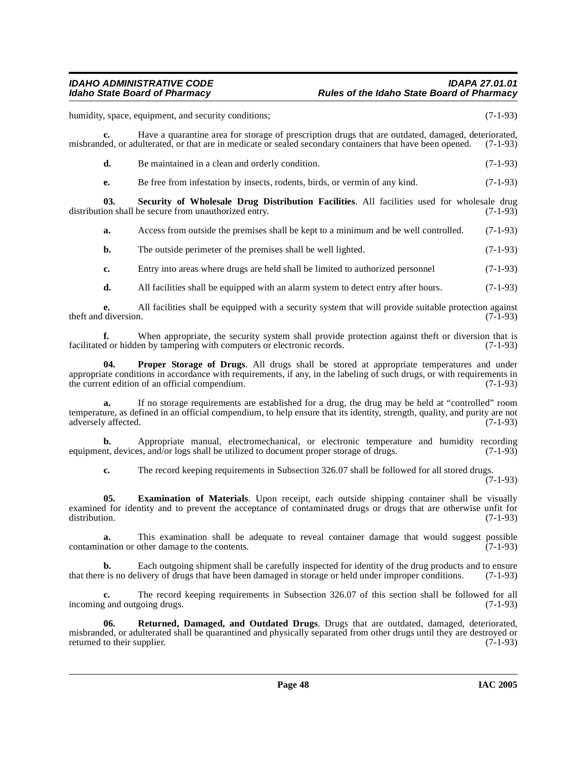humidity, space, equipment, and security conditions; (7-1-93)

**c.** Have a quarantine area for storage of prescription drugs that are outdated, damaged, deteriorated, misbranded, or adulterated, or that are in medicate or sealed secondary containers that have been opened. (7-1-93)

**d.** Be maintained in a clean and orderly condition. (7-1-93)

**e.** Be free from infestation by insects, rodents, birds, or vermin of any kind. (7-1-93)

**03. Security of Wholesale Drug Distribution Facilities**. All facilities used for wholesale drug distribution shall be secure from unauthorized entry. (7-1-93)

**a.** Access from outside the premises shall be kept to a minimum and be well controlled. (7-1-93)

**b.** The outside perimeter of the premises shall be well lighted. (7-1-93)

**c.** Entry into areas where drugs are held shall be limited to authorized personnel (7-1-93)

**d.** All facilities shall be equipped with an alarm system to detect entry after hours. (7-1-93)

**e.** All facilities shall be equipped with a security system that will provide suitable protection against theft and diversion. (7-1-93)

**f.** When appropriate, the security system shall provide protection against theft or diversion that is facilitated or hidden by tampering with computers or electronic records. (7-1-93)

**04. Proper Storage of Drugs**. All drugs shall be stored at appropriate temperatures and under appropriate conditions in accordance with requirements, if any, in the labeling of such drugs, or with requirements in the current edition of an official compendium. (7-1-93)

**a.** If no storage requirements are established for a drug, the drug may be held at "controlled" room temperature, as defined in an official compendium, to help ensure that its identity, strength, quality, and purity are not adversely affected. (7-1-93)

**b.** Appropriate manual, electromechanical, or electronic temperature and humidity recording equipment, devices, and/or logs shall be utilized to document proper storage of drugs. (7-1-93)

**c.** The record keeping requirements in Subsection 326.07 shall be followed for all stored drugs. (7-1-93)

**05. Examination of Materials**. Upon receipt, each outside shipping container shall be visually examined for identity and to prevent the acceptance of contaminated drugs or drugs that are otherwise unfit for distribution. (7-1-93)

**a.** This examination shall be adequate to reveal container damage that would suggest possible contamination or other damage to the contents. (7-1-93)

**b.** Each outgoing shipment shall be carefully inspected for identity of the drug products and to ensure that there is no delivery of drugs that have been damaged in storage or held under improper conditions. (7-1-93)

**c.** The record keeping requirements in Subsection 326.07 of this section shall be followed for all incoming and outgoing drugs. (7-1-93)

**06. Returned, Damaged, and Outdated Drugs**. Drugs that are outdated, damaged, deteriorated, misbranded, or adulterated shall be quarantined and physically separated from other drugs until they are destroyed or returned to their supplier. (7-1-93)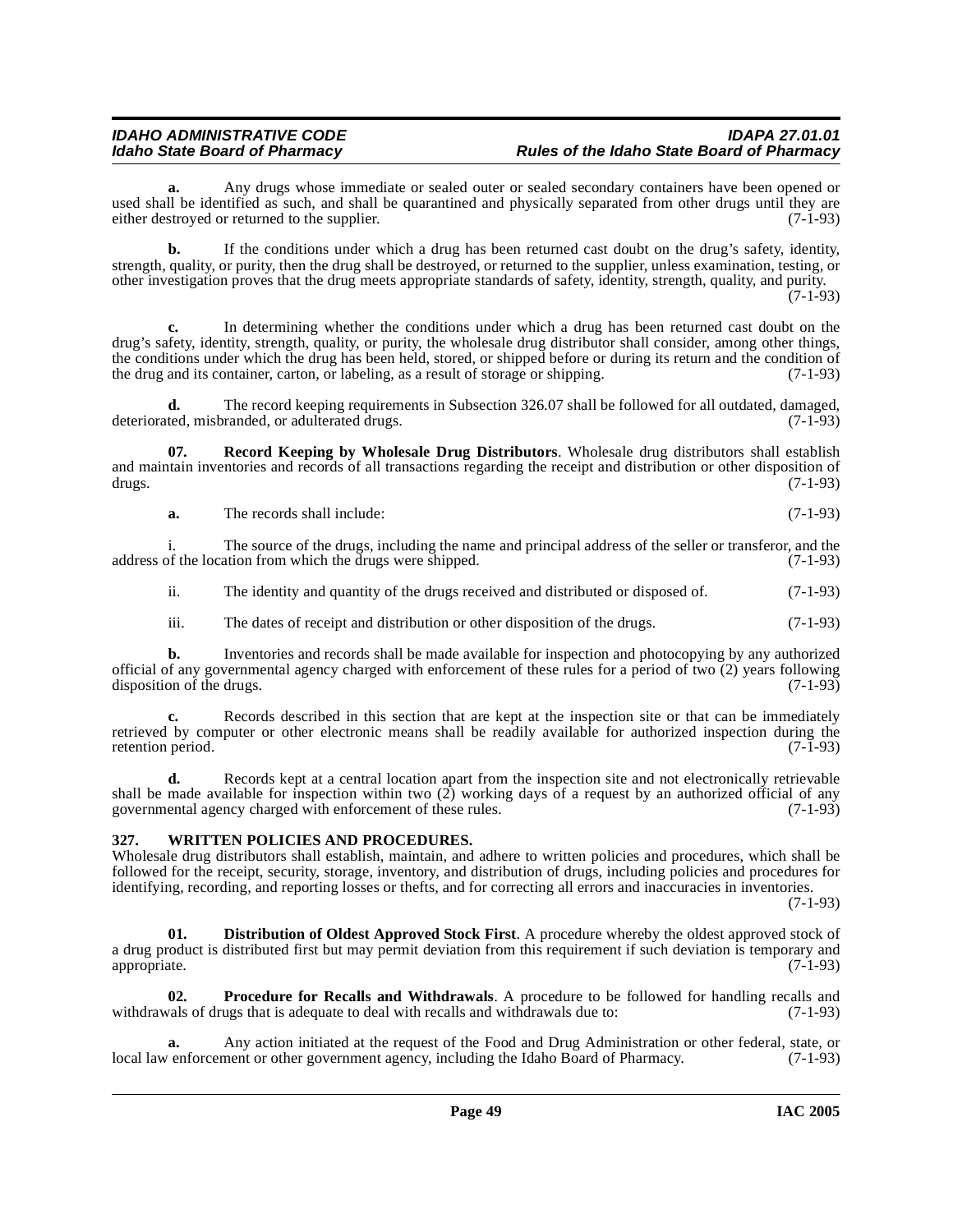**a.** Any drugs whose immediate or sealed outer or sealed secondary containers have been opened or used shall be identified as such, and shall be quarantined and physically separated from other drugs until they are either destroyed or returned to the supplier. (7-1-93)

**b.** If the conditions under which a drug has been returned cast doubt on the drug's safety, identity, strength, quality, or purity, then the drug shall be destroyed, or returned to the supplier, unless examination, testing, or other investigation proves that the drug meets appropriate standards of safety, identity, strength, quality, and purity. (7-1-93)

**c.** In determining whether the conditions under which a drug has been returned cast doubt on the drug's safety, identity, strength, quality, or purity, the wholesale drug distributor shall consider, among other things, the conditions under which the drug has been held, stored, or shipped before or during its return and the condition of the drug and its container, carton, or labeling, as a result of storage or shipping. (7-1-93)

**d.** The record keeping requirements in Subsection 326.07 shall be followed for all outdated, damaged, deteriorated, misbranded, or adulterated drugs. (7-1-93)

**07. Record Keeping by Wholesale Drug Distributors**. Wholesale drug distributors shall establish and maintain inventories and records of all transactions regarding the receipt and distribution or other disposition of drugs. (7-1-93)

**a.** The records shall include: (7-1-93)

i. The source of the drugs, including the name and principal address of the seller or transferor, and the address of the location from which the drugs were shipped. (7-1-93)

ii. The identity and quantity of the drugs received and distributed or disposed of. (7-1-93)

iii. The dates of receipt and distribution or other disposition of the drugs. (7-1-93)

**b.** Inventories and records shall be made available for inspection and photocopying by any authorized official of any governmental agency charged with enforcement of these rules for a period of two (2) years following disposition of the drugs. (7-1-93)

**c.** Records described in this section that are kept at the inspection site or that can be immediately retrieved by computer or other electronic means shall be readily available for authorized inspection during the retention period. (7-1-93)

**d.** Records kept at a central location apart from the inspection site and not electronically retrievable shall be made available for inspection within two (2) working days of a request by an authorized official of any governmental agency charged with enforcement of these rules. (7-1-93)

### 327. WRITTEN POLICIES AND PROCEDURES.

Wholesale drug distributors shall establish, maintain, and adhere to written policies and procedures, which shall be followed for the receipt, security, storage, inventory, and distribution of drugs, including policies and procedures for identifying, recording, and reporting losses or thefts, and for correcting all errors and inaccuracies in inventories. (7-1-93)

**01. Distribution of Oldest Approved Stock First**. A procedure whereby the oldest approved stock of a drug product is distributed first but may permit deviation from this requirement if such deviation is temporary and appropriate. (7-1-93)

**02. Procedure for Recalls and Withdrawals**. A procedure to be followed for handling recalls and withdrawals of drugs that is adequate to deal with recalls and withdrawals due to: (7-1-93)

**a.** Any action initiated at the request of the Food and Drug Administration or other federal, state, or local law enforcement or other government agency, including the Idaho Board of Pharmacy. (7-1-93)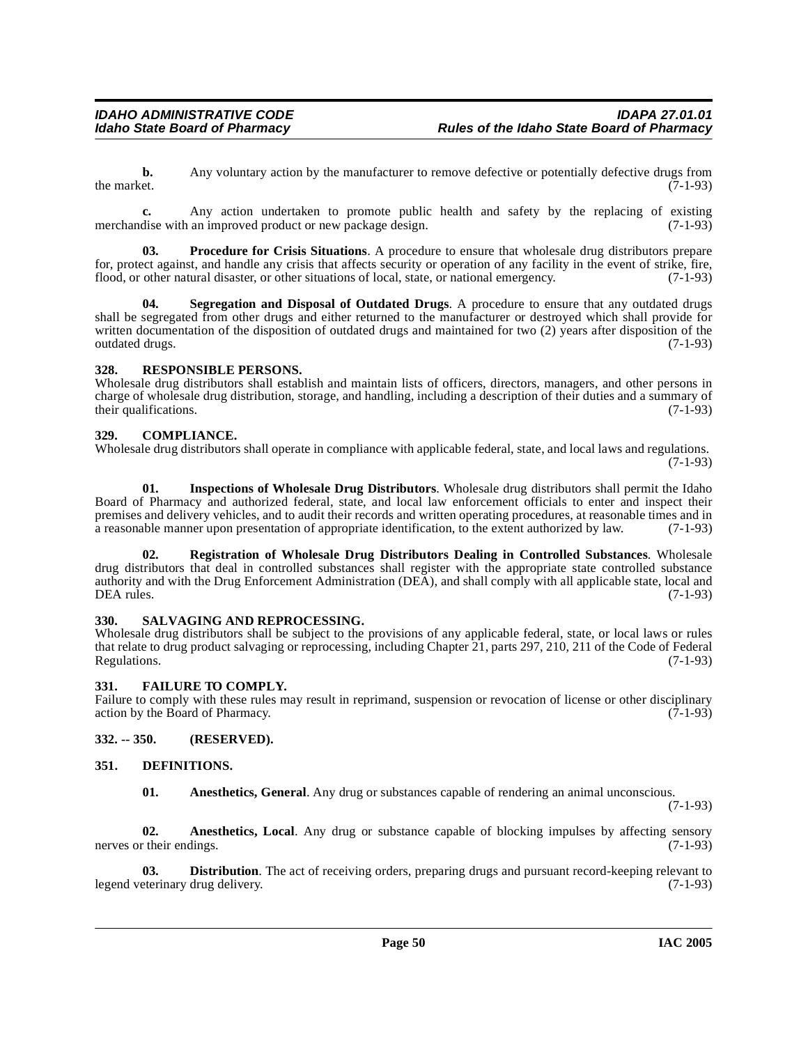**b.** Any voluntary action by the manufacturer to remove defective or potentially defective drugs from the market. (7-1-93)

**c.** Any action undertaken to promote public health and safety by the replacing of existing merchandise with an improved product or new package design. (7-1-93)

**03. Procedure for Crisis Situations**. A procedure to ensure that wholesale drug distributors prepare for, protect against, and handle any crisis that affects security or operation of any facility in the event of strike, fire, flood, or other natural disaster, or other situations of local, state, or national emergency. (7-1-93)

**04. Segregation and Disposal of Outdated Drugs**. A procedure to ensure that any outdated drugs shall be segregated from other drugs and either returned to the manufacturer or destroyed which shall provide for written documentation of the disposition of outdated drugs and maintained for two (2) years after disposition of the outdated drugs. (7-1-93)

### 328. RESPONSIBLE PERSONS.

Wholesale drug distributors shall establish and maintain lists of officers, directors, managers, and other persons in charge of wholesale drug distribution, storage, and handling, including a description of their duties and a summary of their qualifications. (7-1-93)

### 329. COMPLIANCE.

Wholesale drug distributors shall operate in compliance with applicable federal, state, and local laws and regulations. (7-1-93)

**01. Inspections of Wholesale Drug Distributors**. Wholesale drug distributors shall permit the Idaho Board of Pharmacy and authorized federal, state, and local law enforcement officials to enter and inspect their premises and delivery vehicles, and to audit their records and written operating procedures, at reasonable times and in a reasonable manner upon presentation of appropriate identification, to the extent authorized by law. (7-1-93)

**02. Registration of Wholesale Drug Distributors Dealing in Controlled Substances**. Wholesale drug distributors that deal in controlled substances shall register with the appropriate state controlled substance authority and with the Drug Enforcement Administration (DEA), and shall comply with all applicable state, local and DEA rules. (7-1-93)

### 330. SALVAGING AND REPROCESSING.

Wholesale drug distributors shall be subject to the provisions of any applicable federal, state, or local laws or rules that relate to drug product salvaging or reprocessing, including Chapter 21, parts 297, 210, 211 of the Code of Federal Regulations. (7-1-93)

### 331. FAILURE TO COMPLY.

Failure to comply with these rules may result in reprimand, suspension or revocation of license or other disciplinary action by the Board of Pharmacy. (7-1-93)

### 332. -- 350. (RESERVED).

### 351. DEFINITIONS.

**01. Anesthetics, General**. Any drug or substances capable of rendering an animal unconscious. (7-1-93)

**02. Anesthetics, Local**. Any drug or substance capable of blocking impulses by affecting sensory nerves or their endings. (7-1-93)

**03. Distribution**. The act of receiving orders, preparing drugs and pursuant record-keeping relevant to legend veterinary drug delivery. (7-1-93)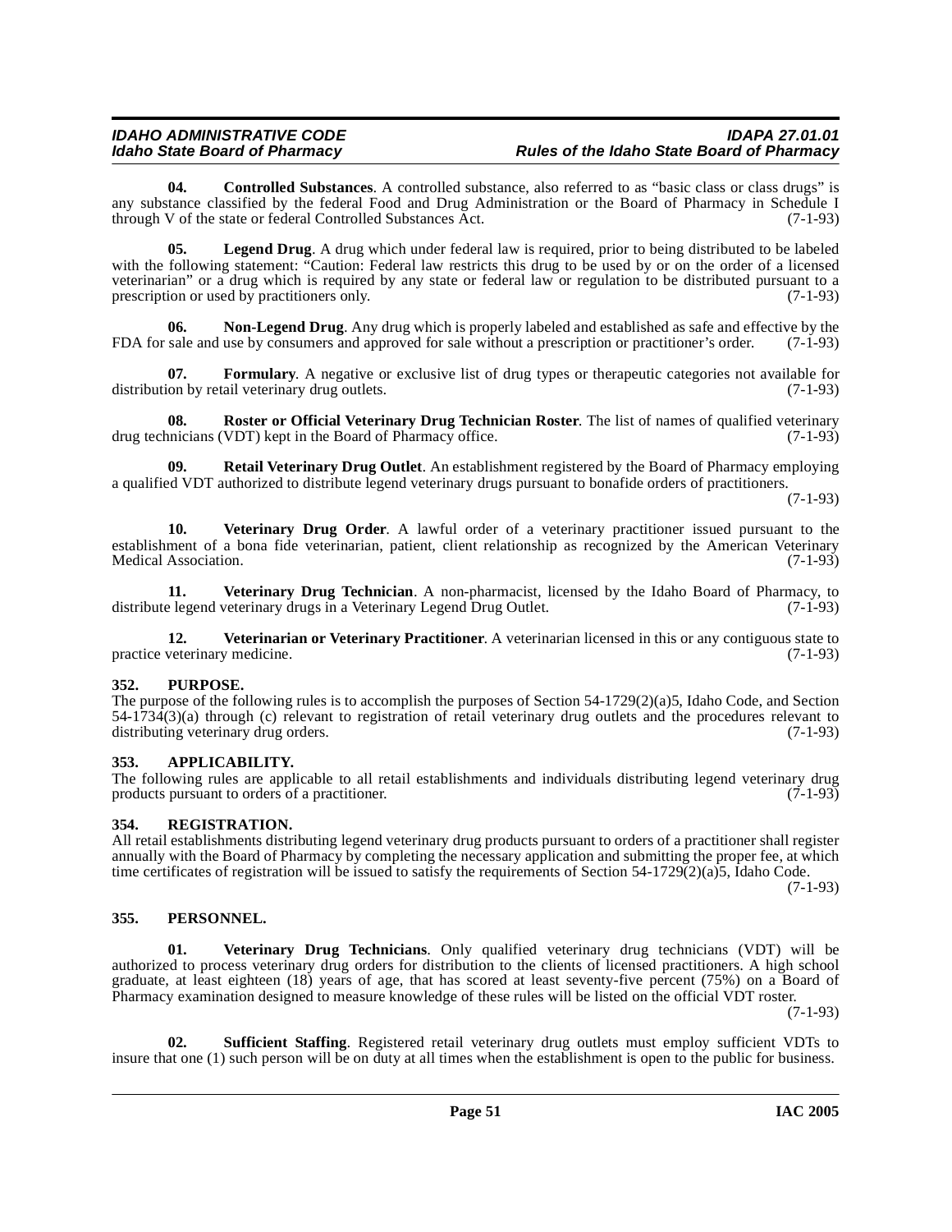**04. Controlled Substances**. A controlled substance, also referred to as "basic class or class drugs" is any substance classified by the federal Food and Drug Administration or the Board of Pharmacy in Schedule I through V of the state or federal Controlled Substances Act. (7-1-93)

**05. Legend Drug**. A drug which under federal law is required, prior to being distributed to be labeled with the following statement: "Caution: Federal law restricts this drug to be used by or on the order of a licensed veterinarian" or a drug which is required by any state or federal law or regulation to be distributed pursuant to a prescription or used by practitioners only. (7-1-93)

**06. Non-Legend Drug**. Any drug which is properly labeled and established as safe and effective by the FDA for sale and use by consumers and approved for sale without a prescription or practitioner's order. (7-1-93)

**07. Formulary**. A negative or exclusive list of drug types or therapeutic categories not available for distribution by retail veterinary drug outlets. (7-1-93)

**08. Roster or Official Veterinary Drug Technician Roster**. The list of names of qualified veterinary drug technicians (VDT) kept in the Board of Pharmacy office. (7-1-93)

**09. Retail Veterinary Drug Outlet**. An establishment registered by the Board of Pharmacy employing a qualified VDT authorized to distribute legend veterinary drugs pursuant to bonafide orders of practitioners. (7-1-93)

**10. Veterinary Drug Order**. A lawful order of a veterinary practitioner issued pursuant to the establishment of a bona fide veterinarian, patient, client relationship as recognized by the American Veterinary Medical Association. (7-1-93)

**11. Veterinary Drug Technician**. A non-pharmacist, licensed by the Idaho Board of Pharmacy, to distribute legend veterinary drugs in a Veterinary Legend Drug Outlet. (7-1-93)

**12. Veterinarian or Veterinary Practitioner**. A veterinarian licensed in this or any contiguous state to practice veterinary medicine. (7-1-93)

## 352. PURPOSE.

The purpose of the following rules is to accomplish the purposes of Section 54-1729(2)(a)5, Idaho Code, and Section 54-1734(3)(a) through (c) relevant to registration of retail veterinary drug outlets and the procedures relevant to distributing veterinary drug orders. (7-1-93)

## 353. APPLICABILITY.

The following rules are applicable to all retail establishments and individuals distributing legend veterinary drug products pursuant to orders of a practitioner. (7-1-93)

## 354. REGISTRATION.

All retail establishments distributing legend veterinary drug products pursuant to orders of a practitioner shall register annually with the Board of Pharmacy by completing the necessary application and submitting the proper fee, at which time certificates of registration will be issued to satisfy the requirements of Section 54-1729(2)(a)5, Idaho Code. (7-1-93)

## 355. PERSONNEL.

**01. Veterinary Drug Technicians**. Only qualified veterinary drug technicians (VDT) will be authorized to process veterinary drug orders for distribution to the clients of licensed practitioners. A high school graduate, at least eighteen (18) years of age, that has scored at least seventy-five percent (75%) on a Board of Pharmacy examination designed to measure knowledge of these rules will be listed on the official VDT roster. (7-1-93)

**02. Sufficient Staffing**. Registered retail veterinary drug outlets must employ sufficient VDTs to insure that one (1) such person will be on duty at all times when the establishment is open to the public for business.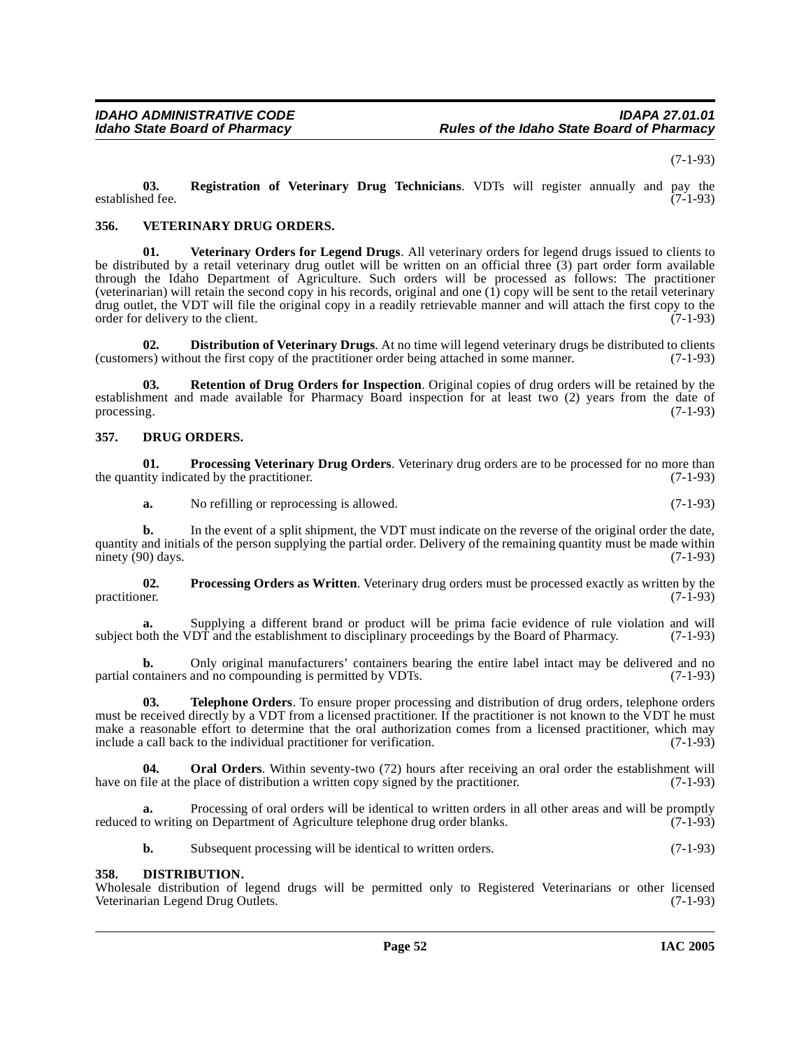(7-1-93)

**03. Registration of Veterinary Drug Technicians**. VDTs will register annually and pay the established fee. (7-1-93)

## 356. VETERINARY DRUG ORDERS.

**01. Veterinary Orders for Legend Drugs**. All veterinary orders for legend drugs issued to clients to be distributed by a retail veterinary drug outlet will be written on an official three (3) part order form available through the Idaho Department of Agriculture. Such orders will be processed as follows: The practitioner (veterinarian) will retain the second copy in his records, original and one (1) copy will be sent to the retail veterinary drug outlet, the VDT will file the original copy in a readily retrievable manner and will attach the first copy to the order for delivery to the client. (7-1-93)

**02. Distribution of Veterinary Drugs**. At no time will legend veterinary drugs be distributed to clients (customers) without the first copy of the practitioner order being attached in some manner. (7-1-93)

**03. Retention of Drug Orders for Inspection**. Original copies of drug orders will be retained by the establishment and made available for Pharmacy Board inspection for at least two (2) years from the date of processing. (7-1-93)

## 357. DRUG ORDERS.

**01. Processing Veterinary Drug Orders**. Veterinary drug orders are to be processed for no more than the quantity indicated by the practitioner. (7-1-93)

**a.** No refilling or reprocessing is allowed. (7-1-93)

**b.** In the event of a split shipment, the VDT must indicate on the reverse of the original order the date, quantity and initials of the person supplying the partial order. Delivery of the remaining quantity must be made within ninety (90) days. (7-1-93)

**02. Processing Orders as Written**. Veterinary drug orders must be processed exactly as written by the practitioner. (7-1-93)

**a.** Supplying a different brand or product will be prima facie evidence of rule violation and will subject both the VDT and the establishment to disciplinary proceedings by the Board of Pharmacy. (7-1-93)

**b.** Only original manufacturers' containers bearing the entire label intact may be delivered and no partial containers and no compounding is permitted by VDTs. (7-1-93)

**03. Telephone Orders**. To ensure proper processing and distribution of drug orders, telephone orders must be received directly by a VDT from a licensed practitioner. If the practitioner is not known to the VDT he must make a reasonable effort to determine that the oral authorization comes from a licensed practitioner, which may include a call back to the individual practitioner for verification. (7-1-93)

**04. Oral Orders**. Within seventy-two (72) hours after receiving an oral order the establishment will have on file at the place of distribution a written copy signed by the practitioner. (7-1-93)

**a.** Processing of oral orders will be identical to written orders in all other areas and will be promptly reduced to writing on Department of Agriculture telephone drug order blanks. (7-1-93)

**b.** Subsequent processing will be identical to written orders. (7-1-93)

## 358. DISTRIBUTION.

Wholesale distribution of legend drugs will be permitted only to Registered Veterinarians or other licensed Veterinarian Legend Drug Outlets. (7-1-93)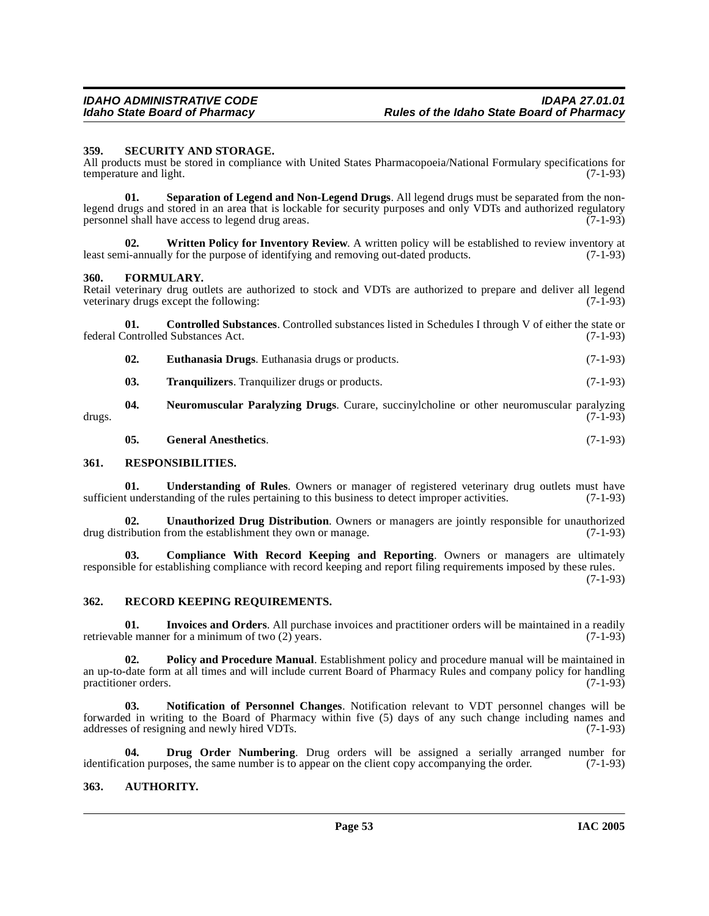### 359. SECURITY AND STORAGE.

All products must be stored in compliance with United States Pharmacopoeia/National Formulary specifications for temperature and light. (7-1-93)

**01. Separation of Legend and Non-Legend Drugs**. All legend drugs must be separated from the non-legend drugs and stored in an area that is lockable for security purposes and only VDTs and authorized regulatory personnel shall have access to legend drug areas. (7-1-93)

**02. Written Policy for Inventory Review**. A written policy will be established to review inventory at least semi-annually for the purpose of identifying and removing out-dated products. (7-1-93)

### 360. FORMULARY.

Retail veterinary drug outlets are authorized to stock and VDTs are authorized to prepare and deliver all legend veterinary drugs except the following: (7-1-93)

**01. Controlled Substances**. Controlled substances listed in Schedules I through V of either the state or federal Controlled Substances Act. (7-1-93)

**02. Euthanasia Drugs**. Euthanasia drugs or products. (7-1-93)

**03. Tranquilizers**. Tranquilizer drugs or products. (7-1-93)

**04. Neuromuscular Paralyzing Drugs**. Curare, succinylcholine or other neuromuscular paralyzing drugs. (7-1-93)

**05. General Anesthetics**. (7-1-93)

### 361. RESPONSIBILITIES.

**01. Understanding of Rules**. Owners or manager of registered veterinary drug outlets must have sufficient understanding of the rules pertaining to this business to detect improper activities. (7-1-93)

**02. Unauthorized Drug Distribution**. Owners or managers are jointly responsible for unauthorized drug distribution from the establishment they own or manage. (7-1-93)

**03. Compliance With Record Keeping and Reporting**. Owners or managers are ultimately responsible for establishing compliance with record keeping and report filing requirements imposed by these rules. (7-1-93)

### 362. RECORD KEEPING REQUIREMENTS.

**01. Invoices and Orders**. All purchase invoices and practitioner orders will be maintained in a readily retrievable manner for a minimum of two (2) years. (7-1-93)

**02. Policy and Procedure Manual**. Establishment policy and procedure manual will be maintained in an up-to-date form at all times and will include current Board of Pharmacy Rules and company policy for handling practitioner orders. (7-1-93)

**03. Notification of Personnel Changes**. Notification relevant to VDT personnel changes will be forwarded in writing to the Board of Pharmacy within five (5) days of any such change including names and addresses of resigning and newly hired VDTs. (7-1-93)

**04. Drug Order Numbering**. Drug orders will be assigned a serially arranged number for identification purposes, the same number is to appear on the client copy accompanying the order. (7-1-93)

### 363. AUTHORITY.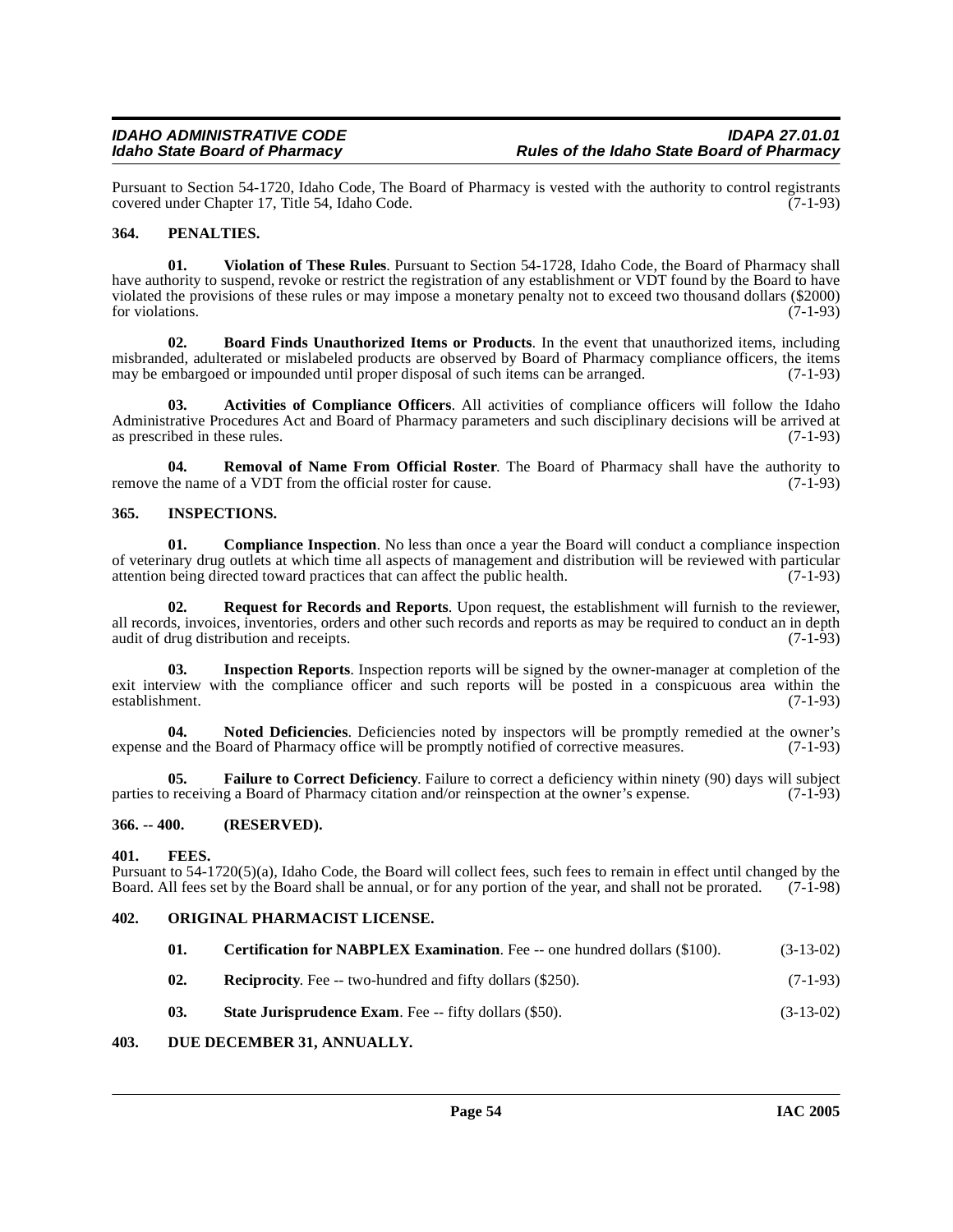Pursuant to Section 54-1720, Idaho Code, The Board of Pharmacy is vested with the authority to control registrants covered under Chapter 17, Title 54, Idaho Code. (7-1-93)

## 364. PENALTIES.

**01. Violation of These Rules**. Pursuant to Section 54-1728, Idaho Code, the Board of Pharmacy shall have authority to suspend, revoke or restrict the registration of any establishment or VDT found by the Board to have violated the provisions of these rules or may impose a monetary penalty not to exceed two thousand dollars ($2000) for violations. (7-1-93)

**02. Board Finds Unauthorized Items or Products**. In the event that unauthorized items, including misbranded, adulterated or mislabeled products are observed by Board of Pharmacy compliance officers, the items may be embargoed or impounded until proper disposal of such items can be arranged. (7-1-93)

**03. Activities of Compliance Officers**. All activities of compliance officers will follow the Idaho Administrative Procedures Act and Board of Pharmacy parameters and such disciplinary decisions will be arrived at as prescribed in these rules. (7-1-93)

**04. Removal of Name From Official Roster**. The Board of Pharmacy shall have the authority to remove the name of a VDT from the official roster for cause. (7-1-93)

## 365. INSPECTIONS.

**01. Compliance Inspection**. No less than once a year the Board will conduct a compliance inspection of veterinary drug outlets at which time all aspects of management and distribution will be reviewed with particular attention being directed toward practices that can affect the public health. (7-1-93)

**02. Request for Records and Reports**. Upon request, the establishment will furnish to the reviewer, all records, invoices, inventories, orders and other such records and reports as may be required to conduct an in depth audit of drug distribution and receipts. (7-1-93)

**03. Inspection Reports**. Inspection reports will be signed by the owner-manager at completion of the exit interview with the compliance officer and such reports will be posted in a conspicuous area within the establishment. (7-1-93)

**04. Noted Deficiencies**. Deficiencies noted by inspectors will be promptly remedied at the owner's expense and the Board of Pharmacy office will be promptly notified of corrective measures. (7-1-93)

**05. Failure to Correct Deficiency**. Failure to correct a deficiency within ninety (90) days will subject parties to receiving a Board of Pharmacy citation and/or reinspection at the owner's expense. (7-1-93)

## 366. -- 400. (RESERVED).

## 401. FEES.

Pursuant to 54-1720(5)(a), Idaho Code, the Board will collect fees, such fees to remain in effect until changed by the Board. All fees set by the Board shall be annual, or for any portion of the year, and shall not be prorated. (7-1-98)

## 402. ORIGINAL PHARMACIST LICENSE.

**01. Certification for NABPLEX Examination**. Fee -- one hundred dollars ($100). (3-13-02)

**02. Reciprocity**. Fee -- two-hundred and fifty dollars ($250). (7-1-93)

**03. State Jurisprudence Exam**. Fee -- fifty dollars ($50). (3-13-02)

## 403. DUE DECEMBER 31, ANNUALLY.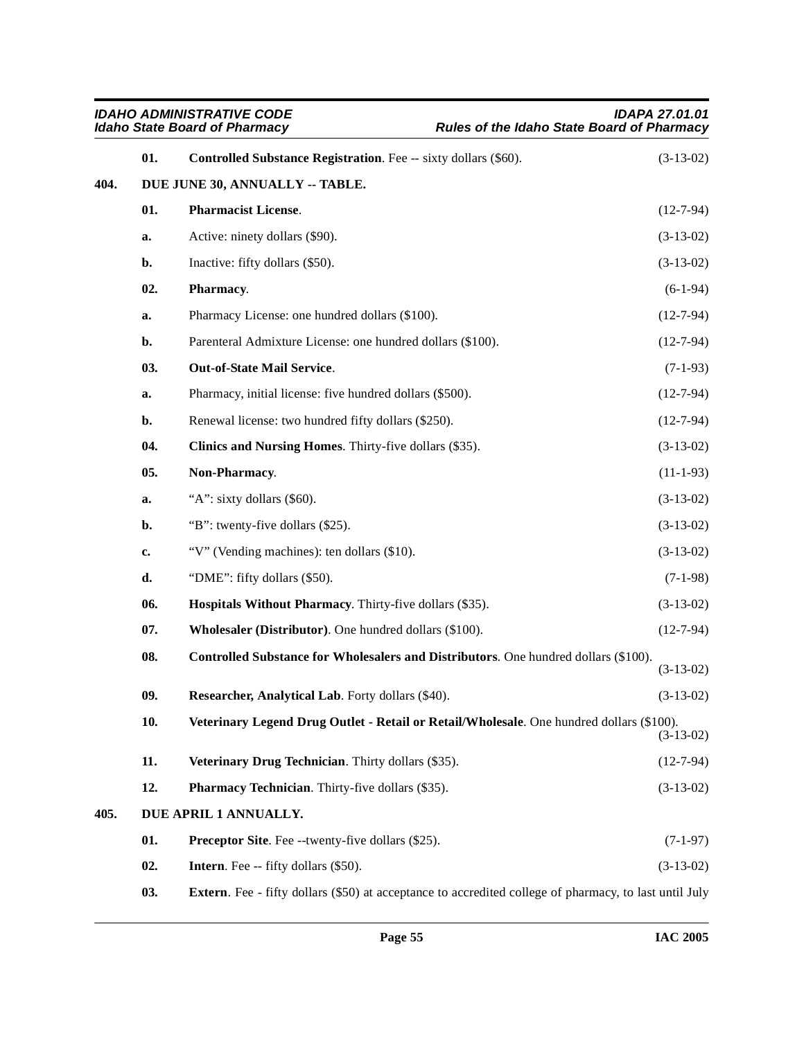**01. Controlled Substance Registration**. Fee -- sixty dollars ($60). (3-13-02)

## 404. DUE JUNE 30, ANNUALLY -- TABLE.

**01. Pharmacist License**. (12-7-94)

a. Active: ninety dollars ($90). (3-13-02)

b. Inactive: fifty dollars ($50). (3-13-02)

**02. Pharmacy**. (6-1-94)

a. Pharmacy License: one hundred dollars ($100). (12-7-94)

b. Parenteral Admixture License: one hundred dollars ($100). (12-7-94)

**03. Out-of-State Mail Service**. (7-1-93)

a. Pharmacy, initial license: five hundred dollars ($500). (12-7-94)

b. Renewal license: two hundred fifty dollars ($250). (12-7-94)

**04. Clinics and Nursing Homes**. Thirty-five dollars ($35). (3-13-02)

**05. Non-Pharmacy**. (11-1-93)

a. "A": sixty dollars ($60). (3-13-02)

b. "B": twenty-five dollars ($25). (3-13-02)

c. "V" (Vending machines): ten dollars ($10). (3-13-02)

d. "DME": fifty dollars ($50). (7-1-98)

**06. Hospitals Without Pharmacy**. Thirty-five dollars ($35). (3-13-02)

**07. Wholesaler (Distributor)**. One hundred dollars ($100). (12-7-94)

**08. Controlled Substance for Wholesalers and Distributors**. One hundred dollars ($100). (3-13-02)

**09. Researcher, Analytical Lab**. Forty dollars ($40). (3-13-02)

**10. Veterinary Legend Drug Outlet - Retail or Retail/Wholesale**. One hundred dollars ($100). (3-13-02)

**11. Veterinary Drug Technician**. Thirty dollars ($35). (12-7-94)

**12. Pharmacy Technician**. Thirty-five dollars ($35). (3-13-02)

## 405. DUE APRIL 1 ANNUALLY.

**01. Preceptor Site**. Fee --twenty-five dollars ($25). (7-1-97)

**02. Intern**. Fee -- fifty dollars ($50). (3-13-02)

**03. Extern**. Fee - fifty dollars ($50) at acceptance to accredited college of pharmacy, to last until July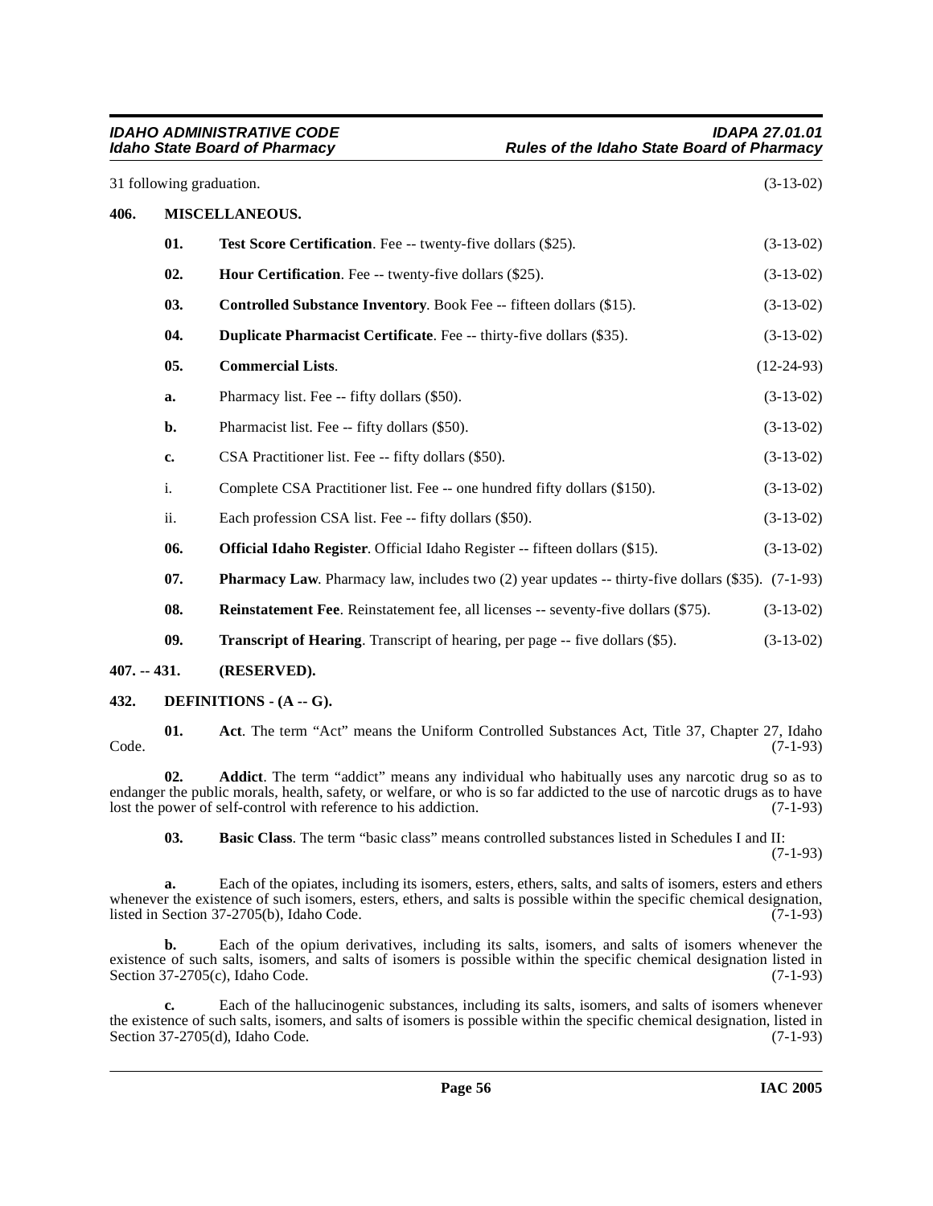31 following graduation. (3-13-02)

## 406. MISCELLANEOUS.

**01. Test Score Certification**. Fee -- twenty-five dollars ($25). (3-13-02)

**02. Hour Certification**. Fee -- twenty-five dollars ($25). (3-13-02)

**03. Controlled Substance Inventory**. Book Fee -- fifteen dollars ($15). (3-13-02)

**04. Duplicate Pharmacist Certificate**. Fee -- thirty-five dollars ($35). (3-13-02)

**05. Commercial Lists**. (12-24-93)

**a.** Pharmacy list. Fee -- fifty dollars ($50). (3-13-02)

**b.** Pharmacist list. Fee -- fifty dollars ($50). (3-13-02)

**c.** CSA Practitioner list. Fee -- fifty dollars ($50). (3-13-02)

i. Complete CSA Practitioner list. Fee -- one hundred fifty dollars ($150). (3-13-02)

ii. Each profession CSA list. Fee -- fifty dollars ($50). (3-13-02)

**06. Official Idaho Register**. Official Idaho Register -- fifteen dollars ($15). (3-13-02)

**07. Pharmacy Law**. Pharmacy law, includes two (2) year updates -- thirty-five dollars ($35). (7-1-93)

**08. Reinstatement Fee**. Reinstatement fee, all licenses -- seventy-five dollars ($75). (3-13-02)

**09. Transcript of Hearing**. Transcript of hearing, per page -- five dollars ($5). (3-13-02)

## 407. -- 431. (RESERVED).

## 432. DEFINITIONS - (A -- G).

**01. Act**. The term "Act" means the Uniform Controlled Substances Act, Title 37, Chapter 27, Idaho Code. (7-1-93)

**02. Addict**. The term "addict" means any individual who habitually uses any narcotic drug so as to endanger the public morals, health, safety, or welfare, or who is so far addicted to the use of narcotic drugs as to have lost the power of self-control with reference to his addiction. (7-1-93)

**03. Basic Class**. The term "basic class" means controlled substances listed in Schedules I and II: (7-1-93)

**a.** Each of the opiates, including its isomers, esters, ethers, salts, and salts of isomers, esters and ethers whenever the existence of such isomers, esters, ethers, and salts is possible within the specific chemical designation, listed in Section 37-2705(b), Idaho Code. (7-1-93)

**b.** Each of the opium derivatives, including its salts, isomers, and salts of isomers whenever the existence of such salts, isomers, and salts of isomers is possible within the specific chemical designation listed in Section 37-2705(c), Idaho Code. (7-1-93)

**c.** Each of the hallucinogenic substances, including its salts, isomers, and salts of isomers whenever the existence of such salts, isomers, and salts of isomers is possible within the specific chemical designation, listed in Section 37-2705(d), Idaho Code. (7-1-93)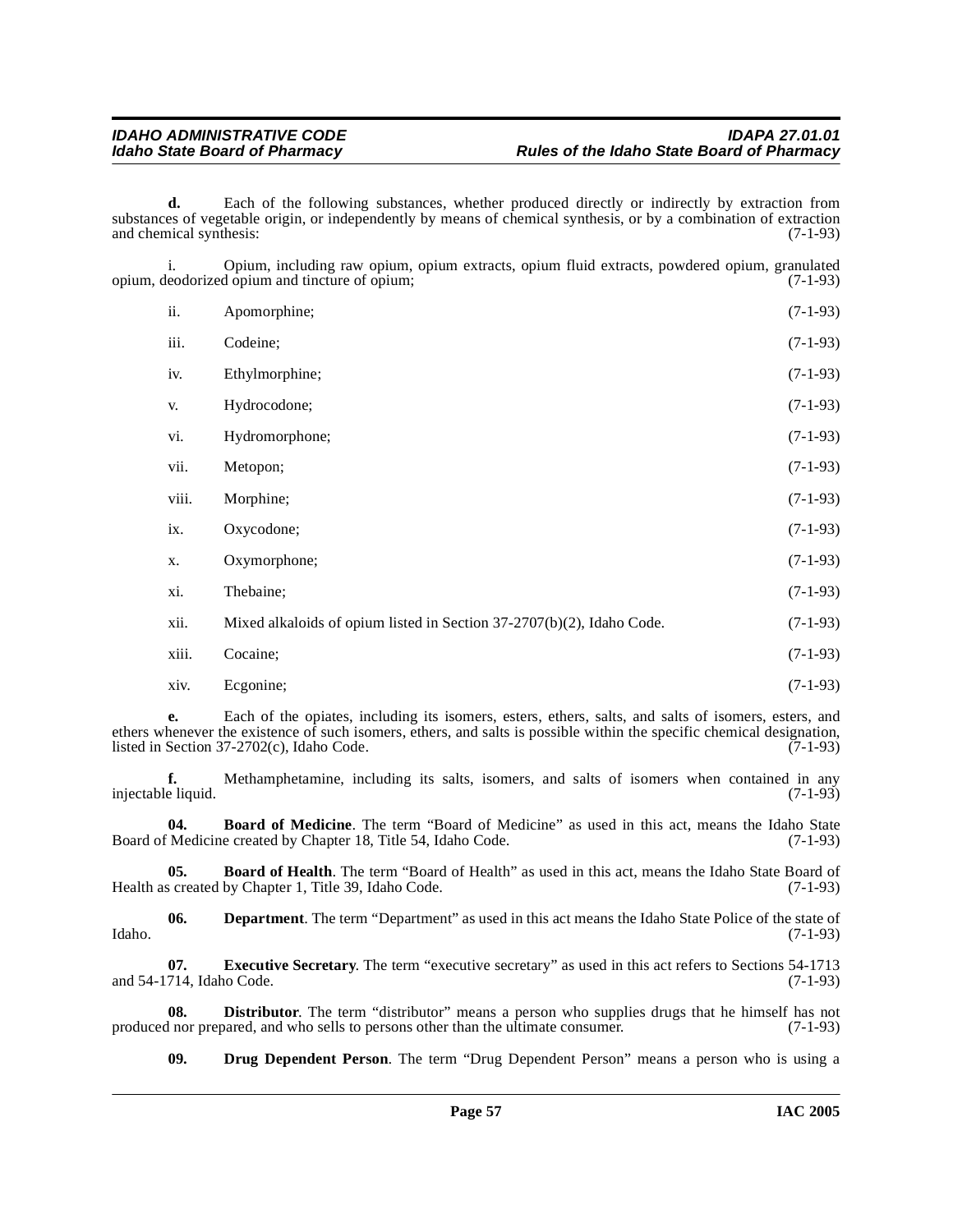**d.** Each of the following substances, whether produced directly or indirectly by extraction from substances of vegetable origin, or independently by means of chemical synthesis, or by a combination of extraction and chemical synthesis: (7-1-93)

i. Opium, including raw opium, opium extracts, opium fluid extracts, powdered opium, granulated opium, deodorized opium and tincture of opium; (7-1-93)

ii. Apomorphine; (7-1-93)

iii. Codeine; (7-1-93)

iv. Ethylmorphine; (7-1-93)

v. Hydrocodone; (7-1-93)

vi. Hydromorphone; (7-1-93)

vii. Metopon; (7-1-93)

viii. Morphine; (7-1-93)

ix. Oxycodone; (7-1-93)

x. Oxymorphone; (7-1-93)

xi. Thebaine; (7-1-93)

xii. Mixed alkaloids of opium listed in Section 37-2707(b)(2), Idaho Code. (7-1-93)

xiii. Cocaine; (7-1-93)

xiv. Ecgonine; (7-1-93)

**e.** Each of the opiates, including its isomers, esters, ethers, salts, and salts of isomers, esters, and ethers whenever the existence of such isomers, ethers, and salts is possible within the specific chemical designation, listed in Section 37-2702(c), Idaho Code. (7-1-93)

**f.** Methamphetamine, including its salts, isomers, and salts of isomers when contained in any injectable liquid. (7-1-93)

**04. Board of Medicine**. The term "Board of Medicine" as used in this act, means the Idaho State Board of Medicine created by Chapter 18, Title 54, Idaho Code. (7-1-93)

**05. Board of Health**. The term "Board of Health" as used in this act, means the Idaho State Board of Health as created by Chapter 1, Title 39, Idaho Code. (7-1-93)

**06. Department**. The term "Department" as used in this act means the Idaho State Police of the state of Idaho. (7-1-93)

**07. Executive Secretary**. The term "executive secretary" as used in this act refers to Sections 54-1713 and 54-1714, Idaho Code. (7-1-93)

**08. Distributor**. The term "distributor" means a person who supplies drugs that he himself has not produced nor prepared, and who sells to persons other than the ultimate consumer. (7-1-93)

**09. Drug Dependent Person**. The term "Drug Dependent Person" means a person who is using a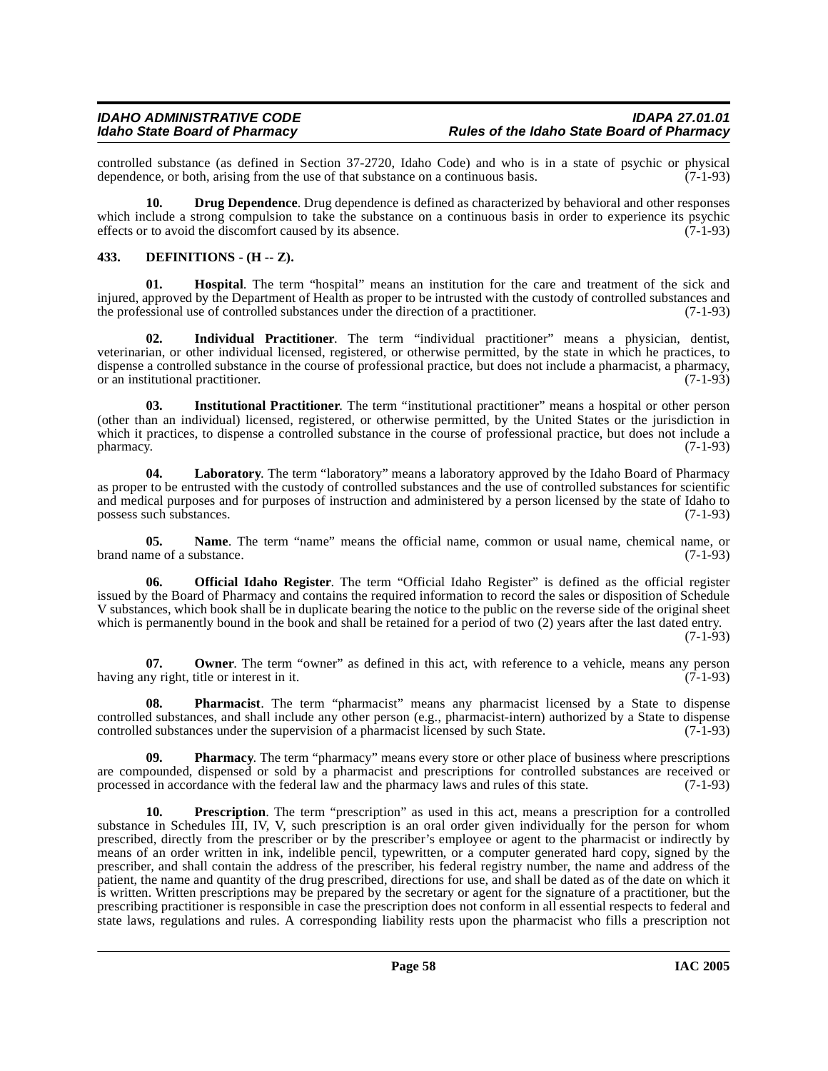controlled substance (as defined in Section 37-2720, Idaho Code) and who is in a state of psychic or physical dependence, or both, arising from the use of that substance on a continuous basis. (7-1-93)

**10. Drug Dependence**. Drug dependence is defined as characterized by behavioral and other responses which include a strong compulsion to take the substance on a continuous basis in order to experience its psychic effects or to avoid the discomfort caused by its absence. (7-1-93)

## 433. DEFINITIONS - (H -- Z).

**01. Hospital**. The term "hospital" means an institution for the care and treatment of the sick and injured, approved by the Department of Health as proper to be intrusted with the custody of controlled substances and the professional use of controlled substances under the direction of a practitioner. (7-1-93)

**02. Individual Practitioner**. The term "individual practitioner" means a physician, dentist, veterinarian, or other individual licensed, registered, or otherwise permitted, by the state in which he practices, to dispense a controlled substance in the course of professional practice, but does not include a pharmacist, a pharmacy, or an institutional practitioner. (7-1-93)

**03. Institutional Practitioner**. The term "institutional practitioner" means a hospital or other person (other than an individual) licensed, registered, or otherwise permitted, by the United States or the jurisdiction in which it practices, to dispense a controlled substance in the course of professional practice, but does not include a pharmacy. (7-1-93)

**04. Laboratory**. The term "laboratory" means a laboratory approved by the Idaho Board of Pharmacy as proper to be entrusted with the custody of controlled substances and the use of controlled substances for scientific and medical purposes and for purposes of instruction and administered by a person licensed by the state of Idaho to possess such substances. (7-1-93)

**05. Name**. The term "name" means the official name, common or usual name, chemical name, or brand name of a substance. (7-1-93)

**06. Official Idaho Register**. The term "Official Idaho Register" is defined as the official register issued by the Board of Pharmacy and contains the required information to record the sales or disposition of Schedule V substances, which book shall be in duplicate bearing the notice to the public on the reverse side of the original sheet which is permanently bound in the book and shall be retained for a period of two (2) years after the last dated entry. (7-1-93)

**07. Owner**. The term "owner" as defined in this act, with reference to a vehicle, means any person having any right, title or interest in it. (7-1-93)

**08. Pharmacist**. The term "pharmacist" means any pharmacist licensed by a State to dispense controlled substances, and shall include any other person (e.g., pharmacist-intern) authorized by a State to dispense controlled substances under the supervision of a pharmacist licensed by such State. (7-1-93)

**09. Pharmacy**. The term "pharmacy" means every store or other place of business where prescriptions are compounded, dispensed or sold by a pharmacist and prescriptions for controlled substances are received or processed in accordance with the federal law and the pharmacy laws and rules of this state. (7-1-93)

**10. Prescription**. The term "prescription" as used in this act, means a prescription for a controlled substance in Schedules III, IV, V, such prescription is an oral order given individually for the person for whom prescribed, directly from the prescriber or by the prescriber's employee or agent to the pharmacist or indirectly by means of an order written in ink, indelible pencil, typewritten, or a computer generated hard copy, signed by the prescriber, and shall contain the address of the prescriber, his federal registry number, the name and address of the patient, the name and quantity of the drug prescribed, directions for use, and shall be dated as of the date on which it is written. Written prescriptions may be prepared by the secretary or agent for the signature of a practitioner, but the prescribing practitioner is responsible in case the prescription does not conform in all essential respects to federal and state laws, regulations and rules. A corresponding liability rests upon the pharmacist who fills a prescription not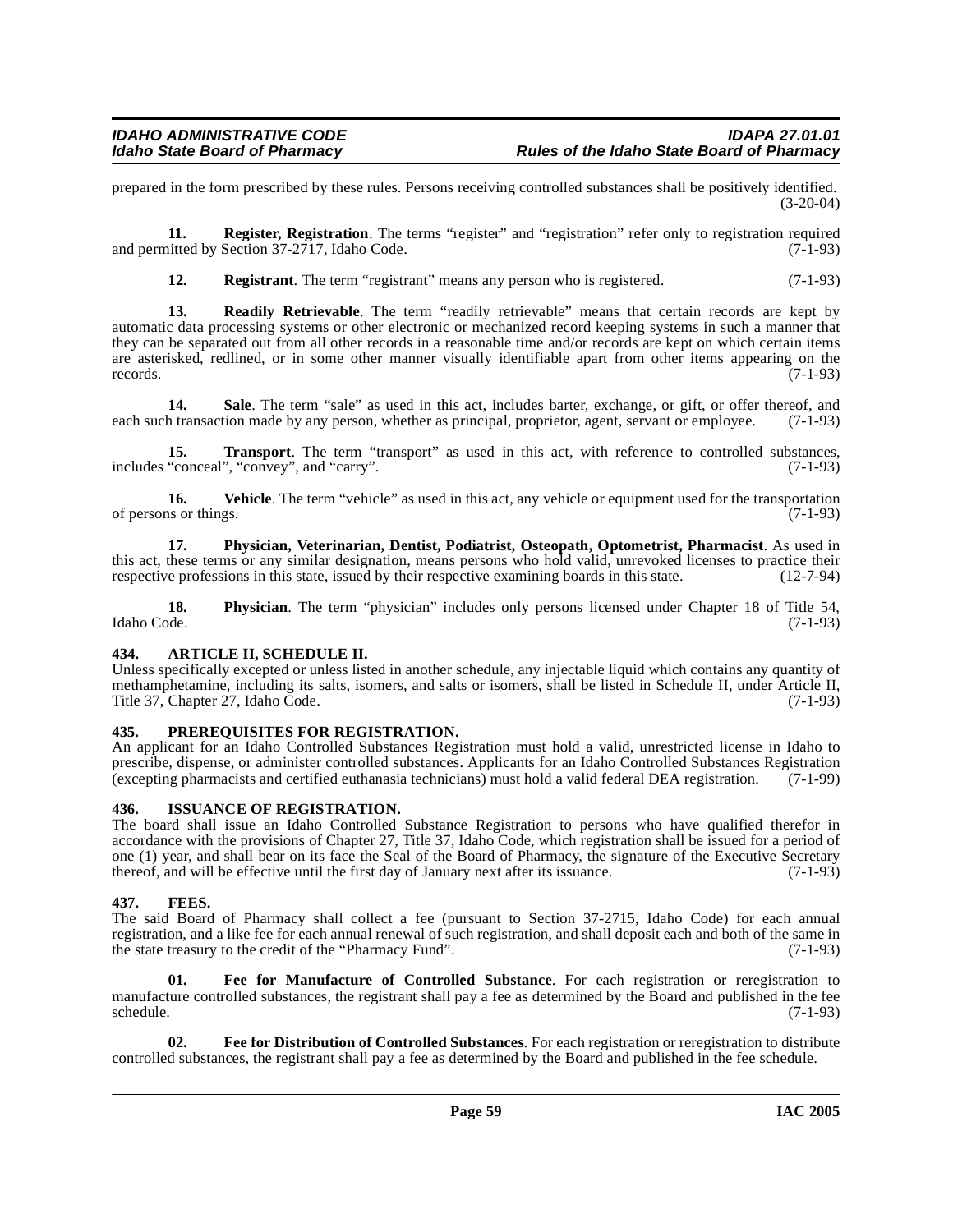prepared in the form prescribed by these rules. Persons receiving controlled substances shall be positively identified. (3-20-04)

**11. Register, Registration**. The terms "register" and "registration" refer only to registration required and permitted by Section 37-2717, Idaho Code. (7-1-93)

**12. Registrant**. The term "registrant" means any person who is registered. (7-1-93)

**13. Readily Retrievable**. The term "readily retrievable" means that certain records are kept by automatic data processing systems or other electronic or mechanized record keeping systems in such a manner that they can be separated out from all other records in a reasonable time and/or records are kept on which certain items are asterisked, redlined, or in some other manner visually identifiable apart from other items appearing on the records. (7-1-93)

**14. Sale**. The term "sale" as used in this act, includes barter, exchange, or gift, or offer thereof, and each such transaction made by any person, whether as principal, proprietor, agent, servant or employee. (7-1-93)

**15. Transport**. The term "transport" as used in this act, with reference to controlled substances, includes "conceal", "convey", and "carry". (7-1-93)

**16. Vehicle**. The term "vehicle" as used in this act, any vehicle or equipment used for the transportation of persons or things. (7-1-93)

**17. Physician, Veterinarian, Dentist, Podiatrist, Osteopath, Optometrist, Pharmacist**. As used in this act, these terms or any similar designation, means persons who hold valid, unrevoked licenses to practice their respective professions in this state, issued by their respective examining boards in this state. (12-7-94)

**18. Physician**. The term "physician" includes only persons licensed under Chapter 18 of Title 54, Idaho Code. (7-1-93)

## 434. ARTICLE II, SCHEDULE II.

Unless specifically excepted or unless listed in another schedule, any injectable liquid which contains any quantity of methamphetamine, including its salts, isomers, and salts or isomers, shall be listed in Schedule II, under Article II, Title 37, Chapter 27, Idaho Code. (7-1-93)

## 435. PREREQUISITES FOR REGISTRATION.

An applicant for an Idaho Controlled Substances Registration must hold a valid, unrestricted license in Idaho to prescribe, dispense, or administer controlled substances. Applicants for an Idaho Controlled Substances Registration (excepting pharmacists and certified euthanasia technicians) must hold a valid federal DEA registration. (7-1-99)

## 436. ISSUANCE OF REGISTRATION.

The board shall issue an Idaho Controlled Substance Registration to persons who have qualified therefor in accordance with the provisions of Chapter 27, Title 37, Idaho Code, which registration shall be issued for a period of one (1) year, and shall bear on its face the Seal of the Board of Pharmacy, the signature of the Executive Secretary thereof, and will be effective until the first day of January next after its issuance. (7-1-93)

## 437. FEES.

The said Board of Pharmacy shall collect a fee (pursuant to Section 37-2715, Idaho Code) for each annual registration, and a like fee for each annual renewal of such registration, and shall deposit each and both of the same in the state treasury to the credit of the "Pharmacy Fund". (7-1-93)

**01. Fee for Manufacture of Controlled Substance**. For each registration or reregistration to manufacture controlled substances, the registrant shall pay a fee as determined by the Board and published in the fee schedule. (7-1-93)

**02. Fee for Distribution of Controlled Substances**. For each registration or reregistration to distribute controlled substances, the registrant shall pay a fee as determined by the Board and published in the fee schedule.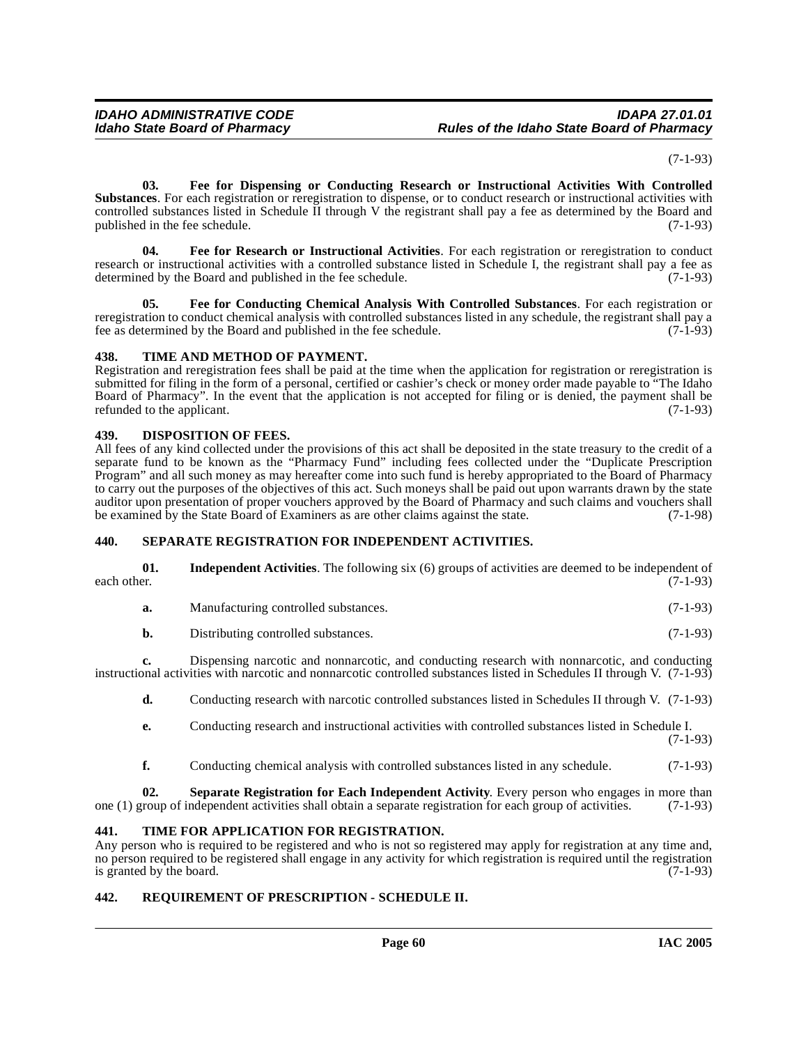(7-1-93)

**03. Fee for Dispensing or Conducting Research or Instructional Activities With Controlled Substances**. For each registration or reregistration to dispense, or to conduct research or instructional activities with controlled substances listed in Schedule II through V the registrant shall pay a fee as determined by the Board and published in the fee schedule. (7-1-93)

**04. Fee for Research or Instructional Activities**. For each registration or reregistration to conduct research or instructional activities with a controlled substance listed in Schedule I, the registrant shall pay a fee as determined by the Board and published in the fee schedule. (7-1-93)

**05. Fee for Conducting Chemical Analysis With Controlled Substances**. For each registration or reregistration to conduct chemical analysis with controlled substances listed in any schedule, the registrant shall pay a fee as determined by the Board and published in the fee schedule. (7-1-93)

## 438. TIME AND METHOD OF PAYMENT.

Registration and reregistration fees shall be paid at the time when the application for registration or reregistration is submitted for filing in the form of a personal, certified or cashier's check or money order made payable to "The Idaho Board of Pharmacy". In the event that the application is not accepted for filing or is denied, the payment shall be refunded to the applicant. (7-1-93)

## 439. DISPOSITION OF FEES.

All fees of any kind collected under the provisions of this act shall be deposited in the state treasury to the credit of a separate fund to be known as the "Pharmacy Fund" including fees collected under the "Duplicate Prescription Program" and all such money as may hereafter come into such fund is hereby appropriated to the Board of Pharmacy to carry out the purposes of the objectives of this act. Such moneys shall be paid out upon warrants drawn by the state auditor upon presentation of proper vouchers approved by the Board of Pharmacy and such claims and vouchers shall be examined by the State Board of Examiners as are other claims against the state. (7-1-98)

## 440. SEPARATE REGISTRATION FOR INDEPENDENT ACTIVITIES.

**01. Independent Activities**. The following six (6) groups of activities are deemed to be independent of each other. (7-1-93)

**a.** Manufacturing controlled substances. (7-1-93)

**b.** Distributing controlled substances. (7-1-93)

**c.** Dispensing narcotic and nonnarcotic, and conducting research with nonnarcotic, and conducting instructional activities with narcotic and nonnarcotic controlled substances listed in Schedules II through V. (7-1-93)

**d.** Conducting research with narcotic controlled substances listed in Schedules II through V. (7-1-93)

**e.** Conducting research and instructional activities with controlled substances listed in Schedule I. (7-1-93)

**f.** Conducting chemical analysis with controlled substances listed in any schedule. (7-1-93)

**02. Separate Registration for Each Independent Activity**. Every person who engages in more than one (1) group of independent activities shall obtain a separate registration for each group of activities. (7-1-93)

## 441. TIME FOR APPLICATION FOR REGISTRATION.

Any person who is required to be registered and who is not so registered may apply for registration at any time and, no person required to be registered shall engage in any activity for which registration is required until the registration is granted by the board. (7-1-93)

## 442. REQUIREMENT OF PRESCRIPTION - SCHEDULE II.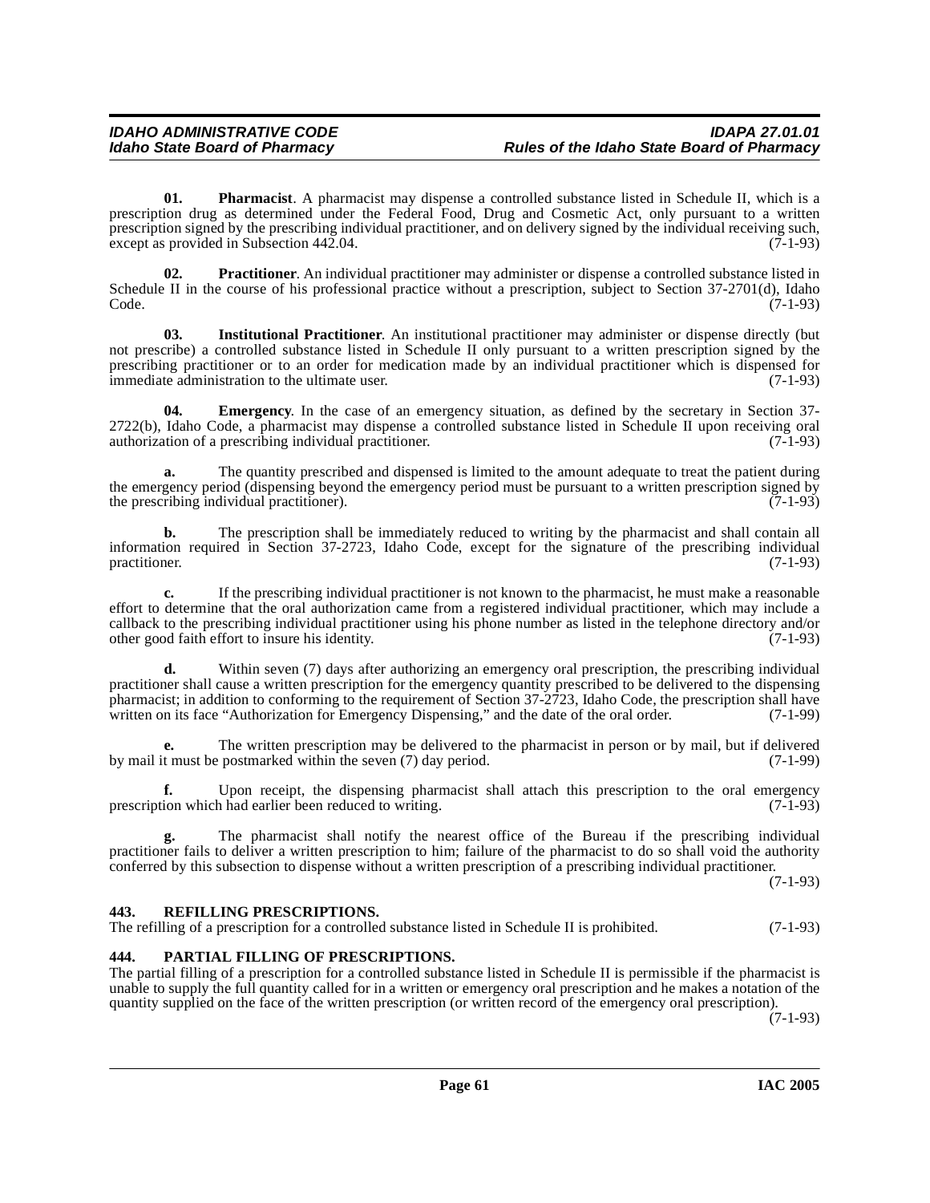**01. Pharmacist**. A pharmacist may dispense a controlled substance listed in Schedule II, which is a prescription drug as determined under the Federal Food, Drug and Cosmetic Act, only pursuant to a written prescription signed by the prescribing individual practitioner, and on delivery signed by the individual receiving such, except as provided in Subsection 442.04. (7-1-93)

**02. Practitioner**. An individual practitioner may administer or dispense a controlled substance listed in Schedule II in the course of his professional practice without a prescription, subject to Section 37-2701(d), Idaho Code. (7-1-93)

**03. Institutional Practitioner**. An institutional practitioner may administer or dispense directly (but not prescribe) a controlled substance listed in Schedule II only pursuant to a written prescription signed by the prescribing practitioner or to an order for medication made by an individual practitioner which is dispensed for immediate administration to the ultimate user. (7-1-93)

**04. Emergency**. In the case of an emergency situation, as defined by the secretary in Section 37-2722(b), Idaho Code, a pharmacist may dispense a controlled substance listed in Schedule II upon receiving oral authorization of a prescribing individual practitioner. (7-1-93)

**a.** The quantity prescribed and dispensed is limited to the amount adequate to treat the patient during the emergency period (dispensing beyond the emergency period must be pursuant to a written prescription signed by the prescribing individual practitioner). (7-1-93)

**b.** The prescription shall be immediately reduced to writing by the pharmacist and shall contain all information required in Section 37-2723, Idaho Code, except for the signature of the prescribing individual practitioner. (7-1-93)

**c.** If the prescribing individual practitioner is not known to the pharmacist, he must make a reasonable effort to determine that the oral authorization came from a registered individual practitioner, which may include a callback to the prescribing individual practitioner using his phone number as listed in the telephone directory and/or other good faith effort to insure his identity. (7-1-93)

**d.** Within seven (7) days after authorizing an emergency oral prescription, the prescribing individual practitioner shall cause a written prescription for the emergency quantity prescribed to be delivered to the dispensing pharmacist; in addition to conforming to the requirement of Section 37-2723, Idaho Code, the prescription shall have written on its face "Authorization for Emergency Dispensing," and the date of the oral order. (7-1-99)

**e.** The written prescription may be delivered to the pharmacist in person or by mail, but if delivered by mail it must be postmarked within the seven (7) day period. (7-1-99)

**f.** Upon receipt, the dispensing pharmacist shall attach this prescription to the oral emergency prescription which had earlier been reduced to writing. (7-1-93)

**g.** The pharmacist shall notify the nearest office of the Bureau if the prescribing individual practitioner fails to deliver a written prescription to him; failure of the pharmacist to do so shall void the authority conferred by this subsection to dispense without a written prescription of a prescribing individual practitioner. (7-1-93)

### 443. REFILLING PRESCRIPTIONS.

The refilling of a prescription for a controlled substance listed in Schedule II is prohibited. (7-1-93)

### 444. PARTIAL FILLING OF PRESCRIPTIONS.

The partial filling of a prescription for a controlled substance listed in Schedule II is permissible if the pharmacist is unable to supply the full quantity called for in a written or emergency oral prescription and he makes a notation of the quantity supplied on the face of the written prescription (or written record of the emergency oral prescription). (7-1-93)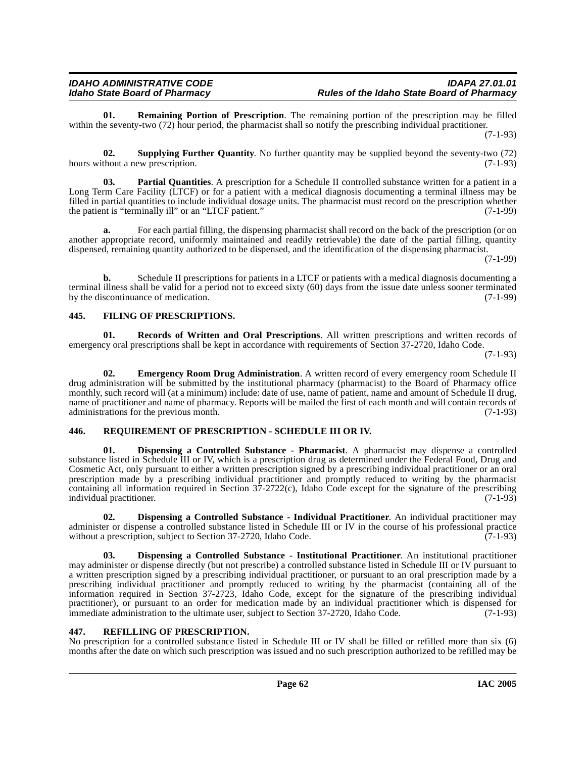**01. Remaining Portion of Prescription**. The remaining portion of the prescription may be filled within the seventy-two (72) hour period, the pharmacist shall so notify the prescribing individual practitioner. (7-1-93)

**02. Supplying Further Quantity**. No further quantity may be supplied beyond the seventy-two (72) hours without a new prescription. (7-1-93)

**03. Partial Quantities**. A prescription for a Schedule II controlled substance written for a patient in a Long Term Care Facility (LTCF) or for a patient with a medical diagnosis documenting a terminal illness may be filled in partial quantities to include individual dosage units. The pharmacist must record on the prescription whether the patient is "terminally ill" or an "LTCF patient." (7-1-99)

**a.** For each partial filling, the dispensing pharmacist shall record on the back of the prescription (or on another appropriate record, uniformly maintained and readily retrievable) the date of the partial filling, quantity dispensed, remaining quantity authorized to be dispensed, and the identification of the dispensing pharmacist. (7-1-99)

**b.** Schedule II prescriptions for patients in a LTCF or patients with a medical diagnosis documenting a terminal illness shall be valid for a period not to exceed sixty (60) days from the issue date unless sooner terminated by the discontinuance of medication. (7-1-99)

## 445. FILING OF PRESCRIPTIONS.

**01. Records of Written and Oral Prescriptions**. All written prescriptions and written records of emergency oral prescriptions shall be kept in accordance with requirements of Section 37-2720, Idaho Code. (7-1-93)

**02. Emergency Room Drug Administration**. A written record of every emergency room Schedule II drug administration will be submitted by the institutional pharmacy (pharmacist) to the Board of Pharmacy office monthly, such record will (at a minimum) include: date of use, name of patient, name and amount of Schedule II drug, name of practitioner and name of pharmacy. Reports will be mailed the first of each month and will contain records of administrations for the previous month. (7-1-93)

## 446. REQUIREMENT OF PRESCRIPTION - SCHEDULE III OR IV.

**01. Dispensing a Controlled Substance - Pharmacist**. A pharmacist may dispense a controlled substance listed in Schedule III or IV, which is a prescription drug as determined under the Federal Food, Drug and Cosmetic Act, only pursuant to either a written prescription signed by a prescribing individual practitioner or an oral prescription made by a prescribing individual practitioner and promptly reduced to writing by the pharmacist containing all information required in Section 37-2722(c), Idaho Code except for the signature of the prescribing individual practitioner. (7-1-93)

**02. Dispensing a Controlled Substance - Individual Practitioner**. An individual practitioner may administer or dispense a controlled substance listed in Schedule III or IV in the course of his professional practice without a prescription, subject to Section 37-2720, Idaho Code. (7-1-93)

**03. Dispensing a Controlled Substance - Institutional Practitioner**. An institutional practitioner may administer or dispense directly (but not prescribe) a controlled substance listed in Schedule III or IV pursuant to a written prescription signed by a prescribing individual practitioner, or pursuant to an oral prescription made by a prescribing individual practitioner and promptly reduced to writing by the pharmacist (containing all of the information required in Section 37-2723, Idaho Code, except for the signature of the prescribing individual practitioner), or pursuant to an order for medication made by an individual practitioner which is dispensed for immediate administration to the ultimate user, subject to Section 37-2720, Idaho Code. (7-1-93)

## 447. REFILLING OF PRESCRIPTION.

No prescription for a controlled substance listed in Schedule III or IV shall be filled or refilled more than six (6) months after the date on which such prescription was issued and no such prescription authorized to be refilled may be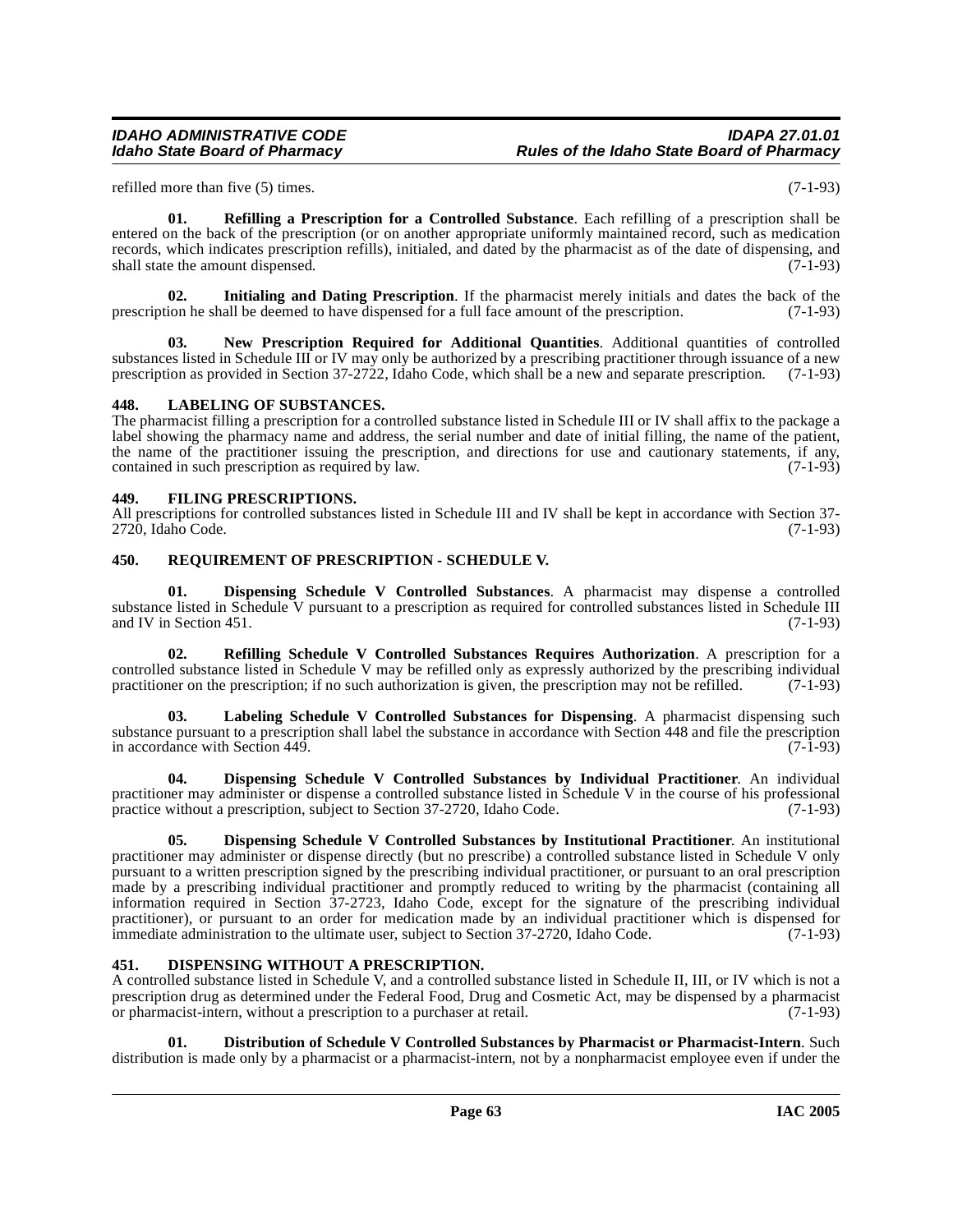refilled more than five (5) times. (7-1-93)

**01. Refilling a Prescription for a Controlled Substance**. Each refilling of a prescription shall be entered on the back of the prescription (or on another appropriate uniformly maintained record, such as medication records, which indicates prescription refills), initialed, and dated by the pharmacist as of the date of dispensing, and shall state the amount dispensed. (7-1-93)

**02. Initialing and Dating Prescription**. If the pharmacist merely initials and dates the back of the prescription he shall be deemed to have dispensed for a full face amount of the prescription. (7-1-93)

**03. New Prescription Required for Additional Quantities**. Additional quantities of controlled substances listed in Schedule III or IV may only be authorized by a prescribing practitioner through issuance of a new prescription as provided in Section 37-2722, Idaho Code, which shall be a new and separate prescription. (7-1-93)

### 448. LABELING OF SUBSTANCES.

The pharmacist filling a prescription for a controlled substance listed in Schedule III or IV shall affix to the package a label showing the pharmacy name and address, the serial number and date of initial filling, the name of the patient, the name of the practitioner issuing the prescription, and directions for use and cautionary statements, if any, contained in such prescription as required by law. (7-1-93)

### 449. FILING PRESCRIPTIONS.

All prescriptions for controlled substances listed in Schedule III and IV shall be kept in accordance with Section 37-2720, Idaho Code. (7-1-93)

### 450. REQUIREMENT OF PRESCRIPTION - SCHEDULE V.

**01. Dispensing Schedule V Controlled Substances**. A pharmacist may dispense a controlled substance listed in Schedule V pursuant to a prescription as required for controlled substances listed in Schedule III and IV in Section 451. (7-1-93)

**02. Refilling Schedule V Controlled Substances Requires Authorization**. A prescription for a controlled substance listed in Schedule V may be refilled only as expressly authorized by the prescribing individual practitioner on the prescription; if no such authorization is given, the prescription may not be refilled. (7-1-93)

**03. Labeling Schedule V Controlled Substances for Dispensing**. A pharmacist dispensing such substance pursuant to a prescription shall label the substance in accordance with Section 448 and file the prescription in accordance with Section 449. (7-1-93)

**04. Dispensing Schedule V Controlled Substances by Individual Practitioner**. An individual practitioner may administer or dispense a controlled substance listed in Schedule V in the course of his professional practice without a prescription, subject to Section 37-2720, Idaho Code. (7-1-93)

**05. Dispensing Schedule V Controlled Substances by Institutional Practitioner**. An institutional practitioner may administer or dispense directly (but no prescribe) a controlled substance listed in Schedule V only pursuant to a written prescription signed by the prescribing individual practitioner, or pursuant to an oral prescription made by a prescribing individual practitioner and promptly reduced to writing by the pharmacist (containing all information required in Section 37-2723, Idaho Code, except for the signature of the prescribing individual practitioner), or pursuant to an order for medication made by an individual practitioner which is dispensed for immediate administration to the ultimate user, subject to Section 37-2720, Idaho Code. (7-1-93)

### 451. DISPENSING WITHOUT A PRESCRIPTION.

A controlled substance listed in Schedule V, and a controlled substance listed in Schedule II, III, or IV which is not a prescription drug as determined under the Federal Food, Drug and Cosmetic Act, may be dispensed by a pharmacist or pharmacist-intern, without a prescription to a purchaser at retail. (7-1-93)

**01. Distribution of Schedule V Controlled Substances by Pharmacist or Pharmacist-Intern**. Such distribution is made only by a pharmacist or a pharmacist-intern, not by a nonpharmacist employee even if under the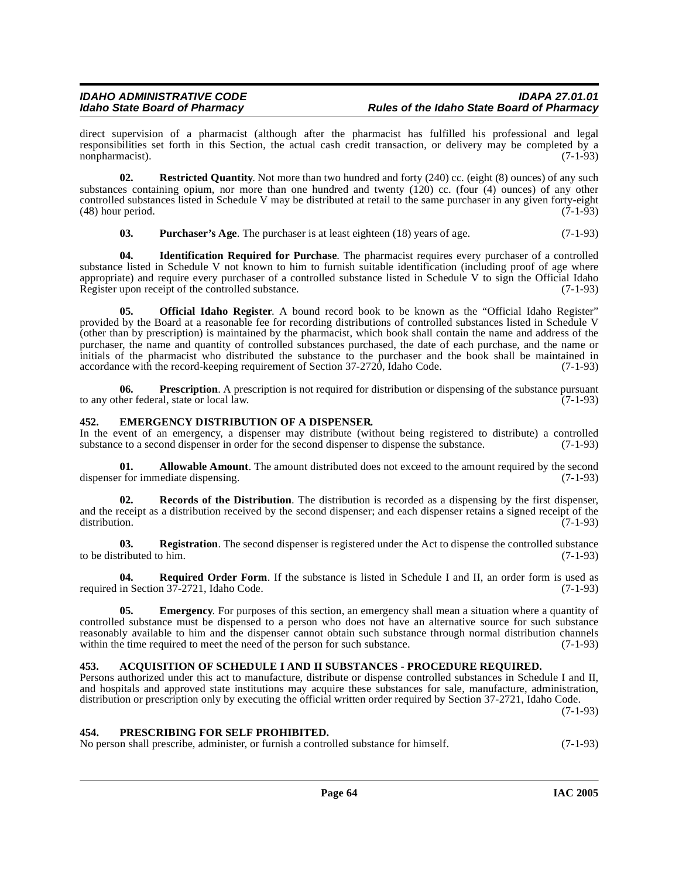direct supervision of a pharmacist (although after the pharmacist has fulfilled his professional and legal responsibilities set forth in this Section, the actual cash credit transaction, or delivery may be completed by a nonpharmacist). (7-1-93)

**02. Restricted Quantity**. Not more than two hundred and forty (240) cc. (eight (8) ounces) of any such substances containing opium, nor more than one hundred and twenty (120) cc. (four (4) ounces) of any other controlled substances listed in Schedule V may be distributed at retail to the same purchaser in any given forty-eight (48) hour period. (7-1-93)

**03. Purchaser's Age**. The purchaser is at least eighteen (18) years of age. (7-1-93)

**04. Identification Required for Purchase**. The pharmacist requires every purchaser of a controlled substance listed in Schedule V not known to him to furnish suitable identification (including proof of age where appropriate) and require every purchaser of a controlled substance listed in Schedule V to sign the Official Idaho Register upon receipt of the controlled substance. (7-1-93)

**05. Official Idaho Register**. A bound record book to be known as the "Official Idaho Register" provided by the Board at a reasonable fee for recording distributions of controlled substances listed in Schedule V (other than by prescription) is maintained by the pharmacist, which book shall contain the name and address of the purchaser, the name and quantity of controlled substances purchased, the date of each purchase, and the name or initials of the pharmacist who distributed the substance to the purchaser and the book shall be maintained in accordance with the record-keeping requirement of Section 37-2720, Idaho Code. (7-1-93)

**06. Prescription**. A prescription is not required for distribution or dispensing of the substance pursuant to any other federal, state or local law. (7-1-93)

## 452. EMERGENCY DISTRIBUTION OF A DISPENSER.

In the event of an emergency, a dispenser may distribute (without being registered to distribute) a controlled substance to a second dispenser in order for the second dispenser to dispense the substance. (7-1-93)

**01. Allowable Amount**. The amount distributed does not exceed to the amount required by the second dispenser for immediate dispensing. (7-1-93)

**02. Records of the Distribution**. The distribution is recorded as a dispensing by the first dispenser, and the receipt as a distribution received by the second dispenser; and each dispenser retains a signed receipt of the distribution. (7-1-93)

**03. Registration**. The second dispenser is registered under the Act to dispense the controlled substance to be distributed to him. (7-1-93)

**04. Required Order Form**. If the substance is listed in Schedule I and II, an order form is used as required in Section 37-2721, Idaho Code. (7-1-93)

**05. Emergency**. For purposes of this section, an emergency shall mean a situation where a quantity of controlled substance must be dispensed to a person who does not have an alternative source for such substance reasonably available to him and the dispenser cannot obtain such substance through normal distribution channels within the time required to meet the need of the person for such substance. (7-1-93)

## 453. ACQUISITION OF SCHEDULE I AND II SUBSTANCES - PROCEDURE REQUIRED.

Persons authorized under this act to manufacture, distribute or dispense controlled substances in Schedule I and II, and hospitals and approved state institutions may acquire these substances for sale, manufacture, administration, distribution or prescription only by executing the official written order required by Section 37-2721, Idaho Code. (7-1-93)

## 454. PRESCRIBING FOR SELF PROHIBITED.

No person shall prescribe, administer, or furnish a controlled substance for himself. (7-1-93)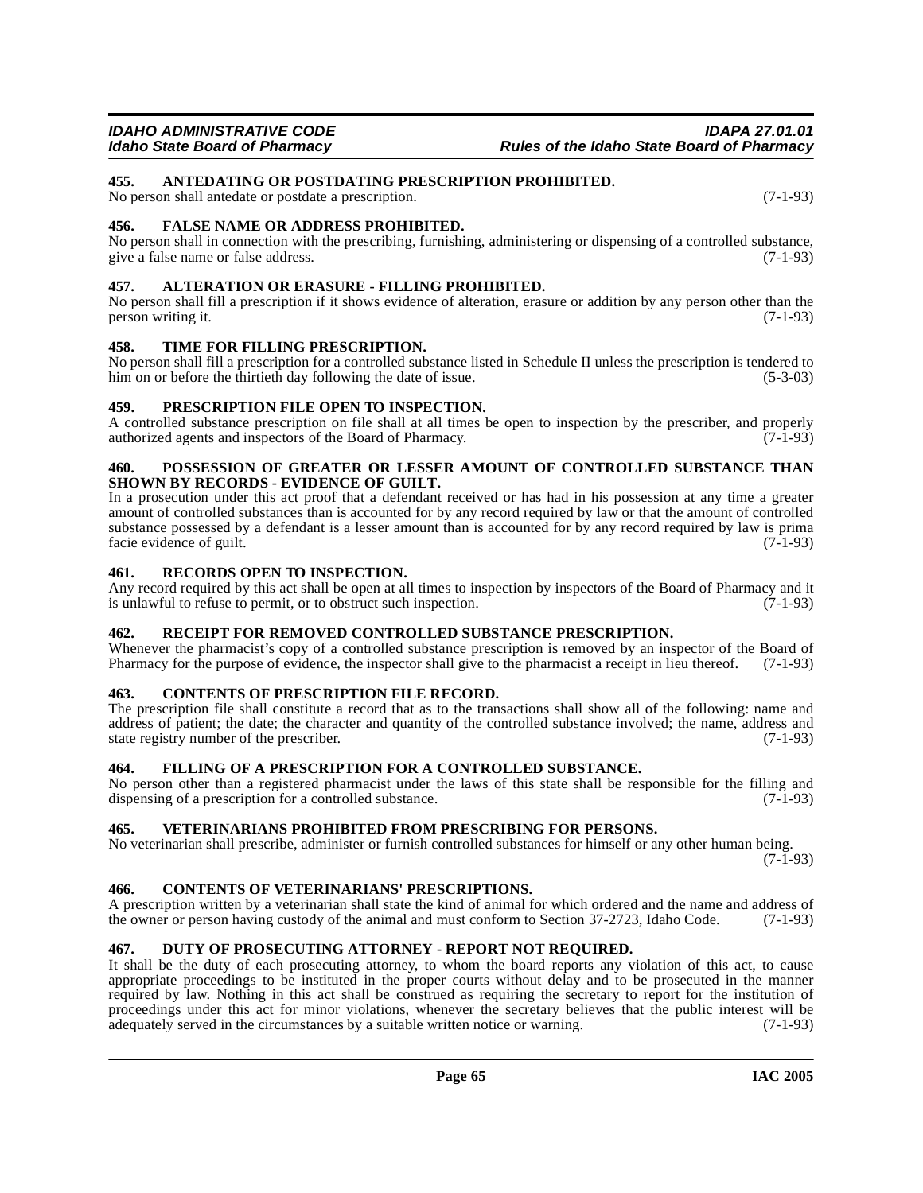### 455. ANTEDATING OR POSTDATING PRESCRIPTION PROHIBITED.

No person shall antedate or postdate a prescription. (7-1-93)

### 456. FALSE NAME OR ADDRESS PROHIBITED.

No person shall in connection with the prescribing, furnishing, administering or dispensing of a controlled substance, give a false name or false address. (7-1-93)

### 457. ALTERATION OR ERASURE - FILLING PROHIBITED.

No person shall fill a prescription if it shows evidence of alteration, erasure or addition by any person other than the person writing it. (7-1-93)

### 458. TIME FOR FILLING PRESCRIPTION.

No person shall fill a prescription for a controlled substance listed in Schedule II unless the prescription is tendered to him on or before the thirtieth day following the date of issue. (5-3-03)

### 459. PRESCRIPTION FILE OPEN TO INSPECTION.

A controlled substance prescription on file shall at all times be open to inspection by the prescriber, and properly authorized agents and inspectors of the Board of Pharmacy. (7-1-93)

### 460. POSSESSION OF GREATER OR LESSER AMOUNT OF CONTROLLED SUBSTANCE THAN SHOWN BY RECORDS - EVIDENCE OF GUILT.

In a prosecution under this act proof that a defendant received or has had in his possession at any time a greater amount of controlled substances than is accounted for by any record required by law or that the amount of controlled substance possessed by a defendant is a lesser amount than is accounted for by any record required by law is prima facie evidence of guilt. (7-1-93)

### 461. RECORDS OPEN TO INSPECTION.

Any record required by this act shall be open at all times to inspection by inspectors of the Board of Pharmacy and it is unlawful to refuse to permit, or to obstruct such inspection. (7-1-93)

### 462. RECEIPT FOR REMOVED CONTROLLED SUBSTANCE PRESCRIPTION.

Whenever the pharmacist's copy of a controlled substance prescription is removed by an inspector of the Board of Pharmacy for the purpose of evidence, the inspector shall give to the pharmacist a receipt in lieu thereof. (7-1-93)

### 463. CONTENTS OF PRESCRIPTION FILE RECORD.

The prescription file shall constitute a record that as to the transactions shall show all of the following: name and address of patient; the date; the character and quantity of the controlled substance involved; the name, address and state registry number of the prescriber. (7-1-93)

### 464. FILLING OF A PRESCRIPTION FOR A CONTROLLED SUBSTANCE.

No person other than a registered pharmacist under the laws of this state shall be responsible for the filling and dispensing of a prescription for a controlled substance. (7-1-93)

### 465. VETERINARIANS PROHIBITED FROM PRESCRIBING FOR PERSONS.

No veterinarian shall prescribe, administer or furnish controlled substances for himself or any other human being. (7-1-93)

### 466. CONTENTS OF VETERINARIANS' PRESCRIPTIONS.

A prescription written by a veterinarian shall state the kind of animal for which ordered and the name and address of the owner or person having custody of the animal and must conform to Section 37-2723, Idaho Code. (7-1-93)

### 467. DUTY OF PROSECUTING ATTORNEY - REPORT NOT REQUIRED.

It shall be the duty of each prosecuting attorney, to whom the board reports any violation of this act, to cause appropriate proceedings to be instituted in the proper courts without delay and to be prosecuted in the manner required by law. Nothing in this act shall be construed as requiring the secretary to report for the institution of proceedings under this act for minor violations, whenever the secretary believes that the public interest will be adequately served in the circumstances by a suitable written notice or warning. (7-1-93)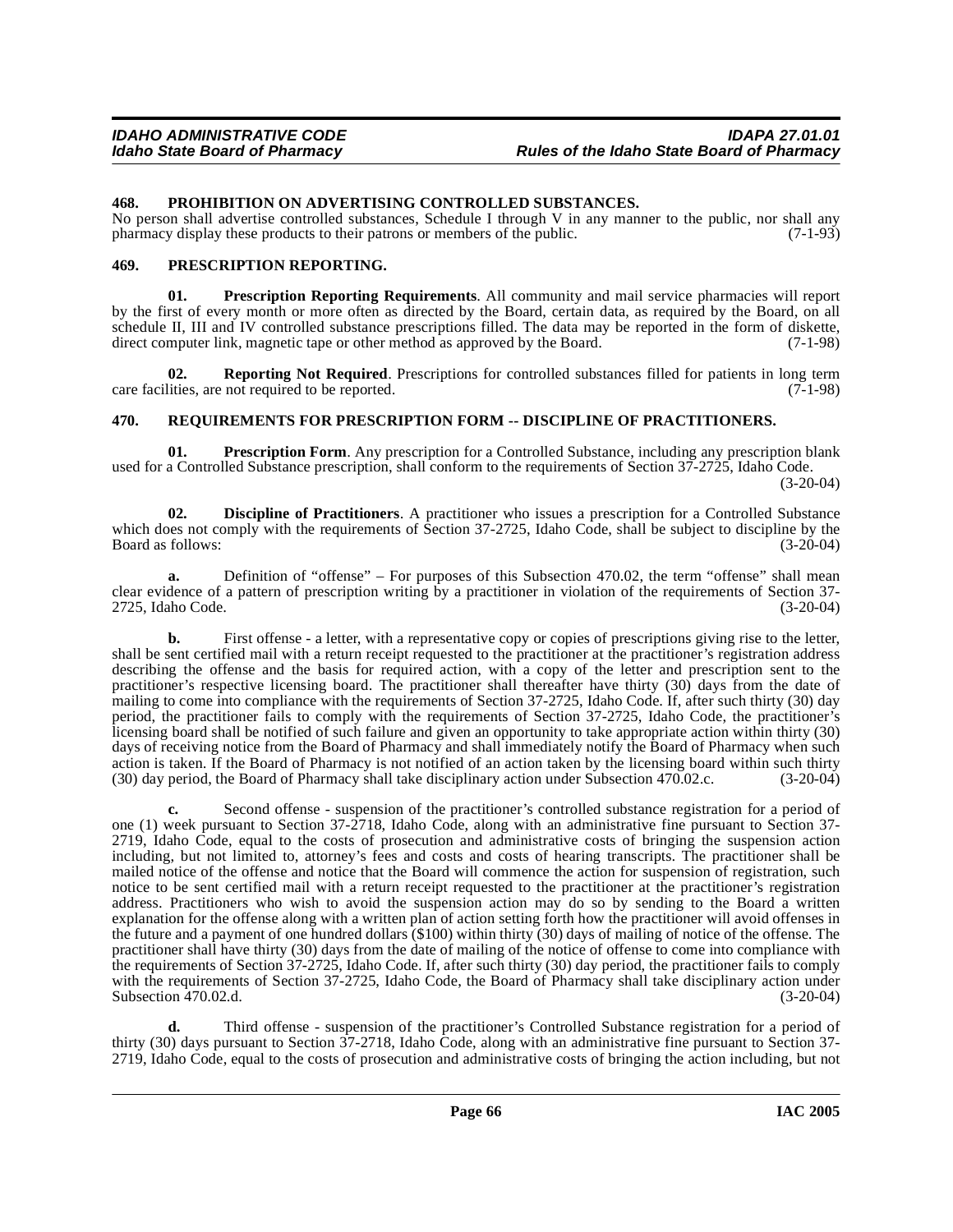### 468. PROHIBITION ON ADVERTISING CONTROLLED SUBSTANCES.

No person shall advertise controlled substances, Schedule I through V in any manner to the public, nor shall any pharmacy display these products to their patrons or members of the public. (7-1-93)

### 469. PRESCRIPTION REPORTING.

**01. Prescription Reporting Requirements**. All community and mail service pharmacies will report by the first of every month or more often as directed by the Board, certain data, as required by the Board, on all schedule II, III and IV controlled substance prescriptions filled. The data may be reported in the form of diskette, direct computer link, magnetic tape or other method as approved by the Board. (7-1-98)

**02. Reporting Not Required**. Prescriptions for controlled substances filled for patients in long term care facilities, are not required to be reported. (7-1-98)

### 470. REQUIREMENTS FOR PRESCRIPTION FORM -- DISCIPLINE OF PRACTITIONERS.

**01. Prescription Form**. Any prescription for a Controlled Substance, including any prescription blank used for a Controlled Substance prescription, shall conform to the requirements of Section 37-2725, Idaho Code. (3-20-04)

**02. Discipline of Practitioners**. A practitioner who issues a prescription for a Controlled Substance which does not comply with the requirements of Section 37-2725, Idaho Code, shall be subject to discipline by the Board as follows: (3-20-04)

**a.** Definition of "offense" – For purposes of this Subsection 470.02, the term "offense" shall mean clear evidence of a pattern of prescription writing by a practitioner in violation of the requirements of Section 37-2725, Idaho Code. (3-20-04)

**b.** First offense - a letter, with a representative copy or copies of prescriptions giving rise to the letter, shall be sent certified mail with a return receipt requested to the practitioner at the practitioner's registration address describing the offense and the basis for required action, with a copy of the letter and prescription sent to the practitioner's respective licensing board. The practitioner shall thereafter have thirty (30) days from the date of mailing to come into compliance with the requirements of Section 37-2725, Idaho Code. If, after such thirty (30) day period, the practitioner fails to comply with the requirements of Section 37-2725, Idaho Code, the practitioner's licensing board shall be notified of such failure and given an opportunity to take appropriate action within thirty (30) days of receiving notice from the Board of Pharmacy and shall immediately notify the Board of Pharmacy when such action is taken. If the Board of Pharmacy is not notified of an action taken by the licensing board within such thirty (30) day period, the Board of Pharmacy shall take disciplinary action under Subsection 470.02.c. (3-20-04)

**c.** Second offense - suspension of the practitioner's controlled substance registration for a period of one (1) week pursuant to Section 37-2718, Idaho Code, along with an administrative fine pursuant to Section 37-2719, Idaho Code, equal to the costs of prosecution and administrative costs of bringing the suspension action including, but not limited to, attorney's fees and costs and costs of hearing transcripts. The practitioner shall be mailed notice of the offense and notice that the Board will commence the action for suspension of registration, such notice to be sent certified mail with a return receipt requested to the practitioner at the practitioner's registration address. Practitioners who wish to avoid the suspension action may do so by sending to the Board a written explanation for the offense along with a written plan of action setting forth how the practitioner will avoid offenses in the future and a payment of one hundred dollars ($100) within thirty (30) days of mailing of notice of the offense. The practitioner shall have thirty (30) days from the date of mailing of the notice of offense to come into compliance with the requirements of Section 37-2725, Idaho Code. If, after such thirty (30) day period, the practitioner fails to comply with the requirements of Section 37-2725, Idaho Code, the Board of Pharmacy shall take disciplinary action under Subsection 470.02.d. (3-20-04)

**d.** Third offense - suspension of the practitioner's Controlled Substance registration for a period of thirty (30) days pursuant to Section 37-2718, Idaho Code, along with an administrative fine pursuant to Section 37-2719, Idaho Code, equal to the costs of prosecution and administrative costs of bringing the action including, but not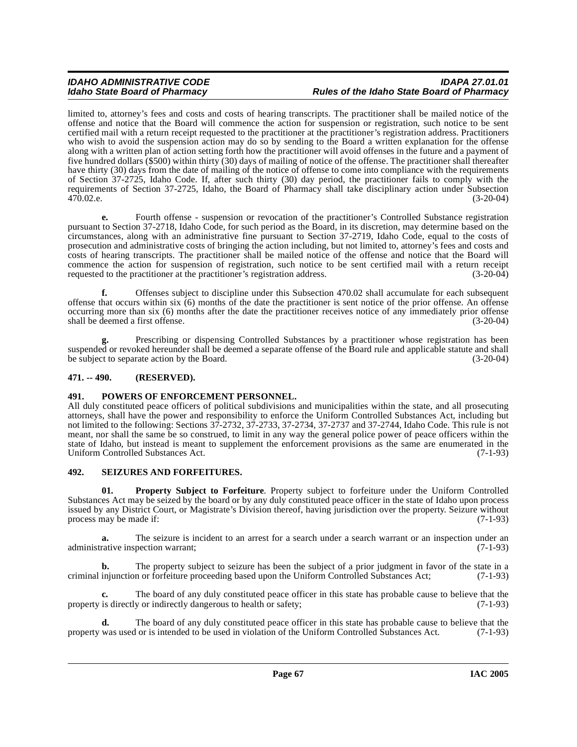limited to, attorney's fees and costs and costs of hearing transcripts. The practitioner shall be mailed notice of the offense and notice that the Board will commence the action for suspension or registration, such notice to be sent certified mail with a return receipt requested to the practitioner at the practitioner's registration address. Practitioners who wish to avoid the suspension action may do so by sending to the Board a written explanation for the offense along with a written plan of action setting forth how the practitioner will avoid offenses in the future and a payment of five hundred dollars ($500) within thirty (30) days of mailing of notice of the offense. The practitioner shall thereafter have thirty (30) days from the date of mailing of the notice of offense to come into compliance with the requirements of Section 37-2725, Idaho Code. If, after such thirty (30) day period, the practitioner fails to comply with the requirements of Section 37-2725, Idaho, the Board of Pharmacy shall take disciplinary action under Subsection 470.02.e. (3-20-04)

**e.** Fourth offense - suspension or revocation of the practitioner's Controlled Substance registration pursuant to Section 37-2718, Idaho Code, for such period as the Board, in its discretion, may determine based on the circumstances, along with an administrative fine pursuant to Section 37-2719, Idaho Code, equal to the costs of prosecution and administrative costs of bringing the action including, but not limited to, attorney's fees and costs and costs of hearing transcripts. The practitioner shall be mailed notice of the offense and notice that the Board will commence the action for suspension of registration, such notice to be sent certified mail with a return receipt requested to the practitioner at the practitioner's registration address. (3-20-04)

**f.** Offenses subject to discipline under this Subsection 470.02 shall accumulate for each subsequent offense that occurs within six (6) months of the date the practitioner is sent notice of the prior offense. An offense occurring more than six (6) months after the date the practitioner receives notice of any immediately prior offense shall be deemed a first offense. (3-20-04)

**g.** Prescribing or dispensing Controlled Substances by a practitioner whose registration has been suspended or revoked hereunder shall be deemed a separate offense of the Board rule and applicable statute and shall be subject to separate action by the Board. (3-20-04)

### 471. -- 490. (RESERVED).

### 491. POWERS OF ENFORCEMENT PERSONNEL.

All duly constituted peace officers of political subdivisions and municipalities within the state, and all prosecuting attorneys, shall have the power and responsibility to enforce the Uniform Controlled Substances Act, including but not limited to the following: Sections 37-2732, 37-2733, 37-2734, 37-2737 and 37-2744, Idaho Code. This rule is not meant, nor shall the same be so construed, to limit in any way the general police power of peace officers within the state of Idaho, but instead is meant to supplement the enforcement provisions as the same are enumerated in the Uniform Controlled Substances Act. (7-1-93)

### 492. SEIZURES AND FORFEITURES.

**01. Property Subject to Forfeiture**. Property subject to forfeiture under the Uniform Controlled Substances Act may be seized by the board or by any duly constituted peace officer in the state of Idaho upon process issued by any District Court, or Magistrate's Division thereof, having jurisdiction over the property. Seizure without process may be made if: (7-1-93)

**a.** The seizure is incident to an arrest for a search under a search warrant or an inspection under an administrative inspection warrant; (7-1-93)

**b.** The property subject to seizure has been the subject of a prior judgment in favor of the state in a criminal injunction or forfeiture proceeding based upon the Uniform Controlled Substances Act; (7-1-93)

**c.** The board of any duly constituted peace officer in this state has probable cause to believe that the property is directly or indirectly dangerous to health or safety; (7-1-93)

**d.** The board of any duly constituted peace officer in this state has probable cause to believe that the property was used or is intended to be used in violation of the Uniform Controlled Substances Act. (7-1-93)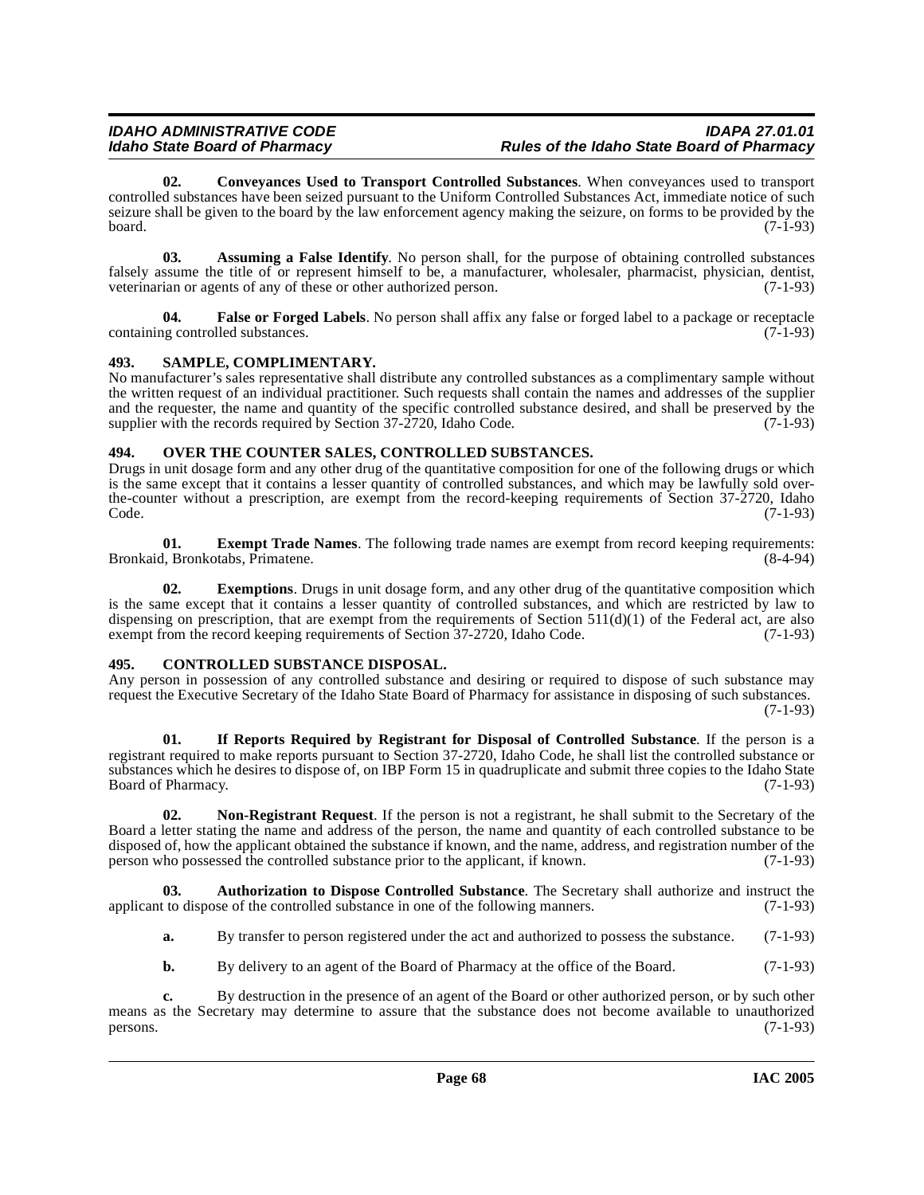**02. Conveyances Used to Transport Controlled Substances**. When conveyances used to transport controlled substances have been seized pursuant to the Uniform Controlled Substances Act, immediate notice of such seizure shall be given to the board by the law enforcement agency making the seizure, on forms to be provided by the board. (7-1-93)

**03. Assuming a False Identify**. No person shall, for the purpose of obtaining controlled substances falsely assume the title of or represent himself to be, a manufacturer, wholesaler, pharmacist, physician, dentist, veterinarian or agents of any of these or other authorized person. (7-1-93)

**04. False or Forged Labels**. No person shall affix any false or forged label to a package or receptacle containing controlled substances. (7-1-93)

### 493. SAMPLE, COMPLIMENTARY.

No manufacturer's sales representative shall distribute any controlled substances as a complimentary sample without the written request of an individual practitioner. Such requests shall contain the names and addresses of the supplier and the requester, the name and quantity of the specific controlled substance desired, and shall be preserved by the supplier with the records required by Section 37-2720, Idaho Code. (7-1-93)

### 494. OVER THE COUNTER SALES, CONTROLLED SUBSTANCES.

Drugs in unit dosage form and any other drug of the quantitative composition for one of the following drugs or which is the same except that it contains a lesser quantity of controlled substances, and which may be lawfully sold over-the-counter without a prescription, are exempt from the record-keeping requirements of Section 37-2720, Idaho Code. (7-1-93)

**01. Exempt Trade Names**. The following trade names are exempt from record keeping requirements: Bronkaid, Bronkotabs, Primatene. (8-4-94)

**02. Exemptions**. Drugs in unit dosage form, and any other drug of the quantitative composition which is the same except that it contains a lesser quantity of controlled substances, and which are restricted by law to dispensing on prescription, that are exempt from the requirements of Section 511(d)(1) of the Federal act, are also exempt from the record keeping requirements of Section 37-2720, Idaho Code. (7-1-93)

### 495. CONTROLLED SUBSTANCE DISPOSAL.

Any person in possession of any controlled substance and desiring or required to dispose of such substance may request the Executive Secretary of the Idaho State Board of Pharmacy for assistance in disposing of such substances. (7-1-93)

**01. If Reports Required by Registrant for Disposal of Controlled Substance**. If the person is a registrant required to make reports pursuant to Section 37-2720, Idaho Code, he shall list the controlled substance or substances which he desires to dispose of, on IBP Form 15 in quadruplicate and submit three copies to the Idaho State Board of Pharmacy. (7-1-93)

**02. Non-Registrant Request**. If the person is not a registrant, he shall submit to the Secretary of the Board a letter stating the name and address of the person, the name and quantity of each controlled substance to be disposed of, how the applicant obtained the substance if known, and the name, address, and registration number of the person who possessed the controlled substance prior to the applicant, if known. (7-1-93)

**03. Authorization to Dispose Controlled Substance**. The Secretary shall authorize and instruct the applicant to dispose of the controlled substance in one of the following manners. (7-1-93)

**a.** By transfer to person registered under the act and authorized to possess the substance. (7-1-93)

**b.** By delivery to an agent of the Board of Pharmacy at the office of the Board. (7-1-93)

**c.** By destruction in the presence of an agent of the Board or other authorized person, or by such other means as the Secretary may determine to assure that the substance does not become available to unauthorized persons. (7-1-93)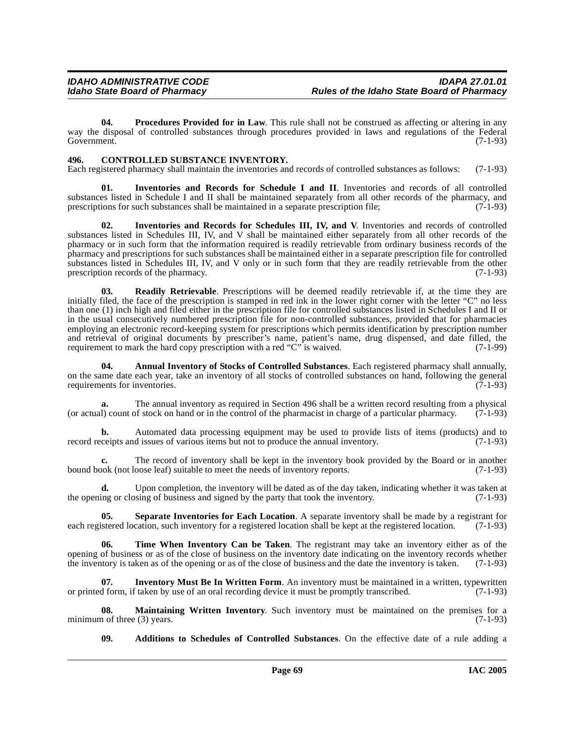**04. Procedures Provided for in Law**. This rule shall not be construed as affecting or altering in any way the disposal of controlled substances through procedures provided in laws and regulations of the Federal Government. (7-1-93)

## 496. CONTROLLED SUBSTANCE INVENTORY.

Each registered pharmacy shall maintain the inventories and records of controlled substances as follows: (7-1-93)

**01. Inventories and Records for Schedule I and II**. Inventories and records of all controlled substances listed in Schedule I and II shall be maintained separately from all other records of the pharmacy, and prescriptions for such substances shall be maintained in a separate prescription file; (7-1-93)

**02. Inventories and Records for Schedules III, IV, and V**. Inventories and records of controlled substances listed in Schedules III, IV, and V shall be maintained either separately from all other records of the pharmacy or in such form that the information required is readily retrievable from ordinary business records of the pharmacy and prescriptions for such substances shall be maintained either in a separate prescription file for controlled substances listed in Schedules III, IV, and V only or in such form that they are readily retrievable from the other prescription records of the pharmacy. (7-1-93)

**03. Readily Retrievable**. Prescriptions will be deemed readily retrievable if, at the time they are initially filed, the face of the prescription is stamped in red ink in the lower right corner with the letter "C" no less than one (1) inch high and filed either in the prescription file for controlled substances listed in Schedules I and II or in the usual consecutively numbered prescription file for non-controlled substances, provided that for pharmacies employing an electronic record-keeping system for prescriptions which permits identification by prescription number and retrieval of original documents by prescriber's name, patient's name, drug dispensed, and date filled, the requirement to mark the hard copy prescription with a red "C" is waived. (7-1-99)

**04. Annual Inventory of Stocks of Controlled Substances**. Each registered pharmacy shall annually, on the same date each year, take an inventory of all stocks of controlled substances on hand, following the general requirements for inventories. (7-1-93)

**a.** The annual inventory as required in Section 496 shall be a written record resulting from a physical (or actual) count of stock on hand or in the control of the pharmacist in charge of a particular pharmacy. (7-1-93)

**b.** Automated data processing equipment may be used to provide lists of items (products) and to record receipts and issues of various items but not to produce the annual inventory. (7-1-93)

**c.** The record of inventory shall be kept in the inventory book provided by the Board or in another bound book (not loose leaf) suitable to meet the needs of inventory reports. (7-1-93)

**d.** Upon completion, the inventory will be dated as of the day taken, indicating whether it was taken at the opening or closing of business and signed by the party that took the inventory. (7-1-93)

**05. Separate Inventories for Each Location**. A separate inventory shall be made by a registrant for each registered location, such inventory for a registered location shall be kept at the registered location. (7-1-93)

**06. Time When Inventory Can be Taken**. The registrant may take an inventory either as of the opening of business or as of the close of business on the inventory date indicating on the inventory records whether the inventory is taken as of the opening or as of the close of business and the date the inventory is taken. (7-1-93)

**07. Inventory Must Be In Written Form**. An inventory must be maintained in a written, typewritten or printed form, if taken by use of an oral recording device it must be promptly transcribed. (7-1-93)

**08. Maintaining Written Inventory**. Such inventory must be maintained on the premises for a minimum of three (3) years. (7-1-93)

**09. Additions to Schedules of Controlled Substances**. On the effective date of a rule adding a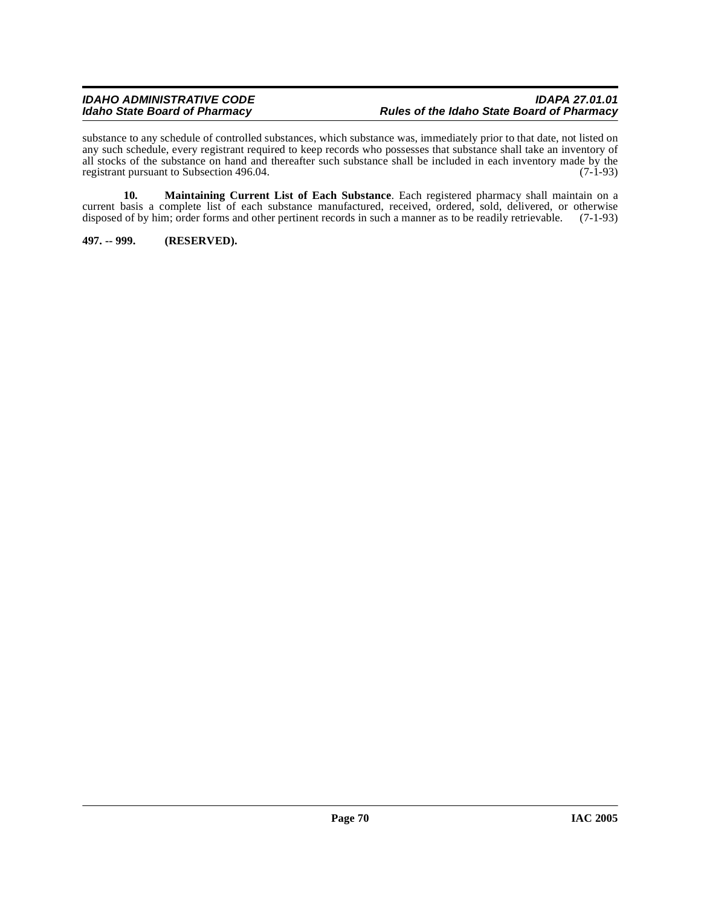substance to any schedule of controlled substances, which substance was, immediately prior to that date, not listed on any such schedule, every registrant required to keep records who possesses that substance shall take an inventory of all stocks of the substance on hand and thereafter such substance shall be included in each inventory made by the registrant pursuant to Subsection 496.04. (7-1-93)

**10. Maintaining Current List of Each Substance**. Each registered pharmacy shall maintain on a current basis a complete list of each substance manufactured, received, ordered, sold, delivered, or otherwise disposed of by him; order forms and other pertinent records in such a manner as to be readily retrievable. (7-1-93)

**497. -- 999. (RESERVED).**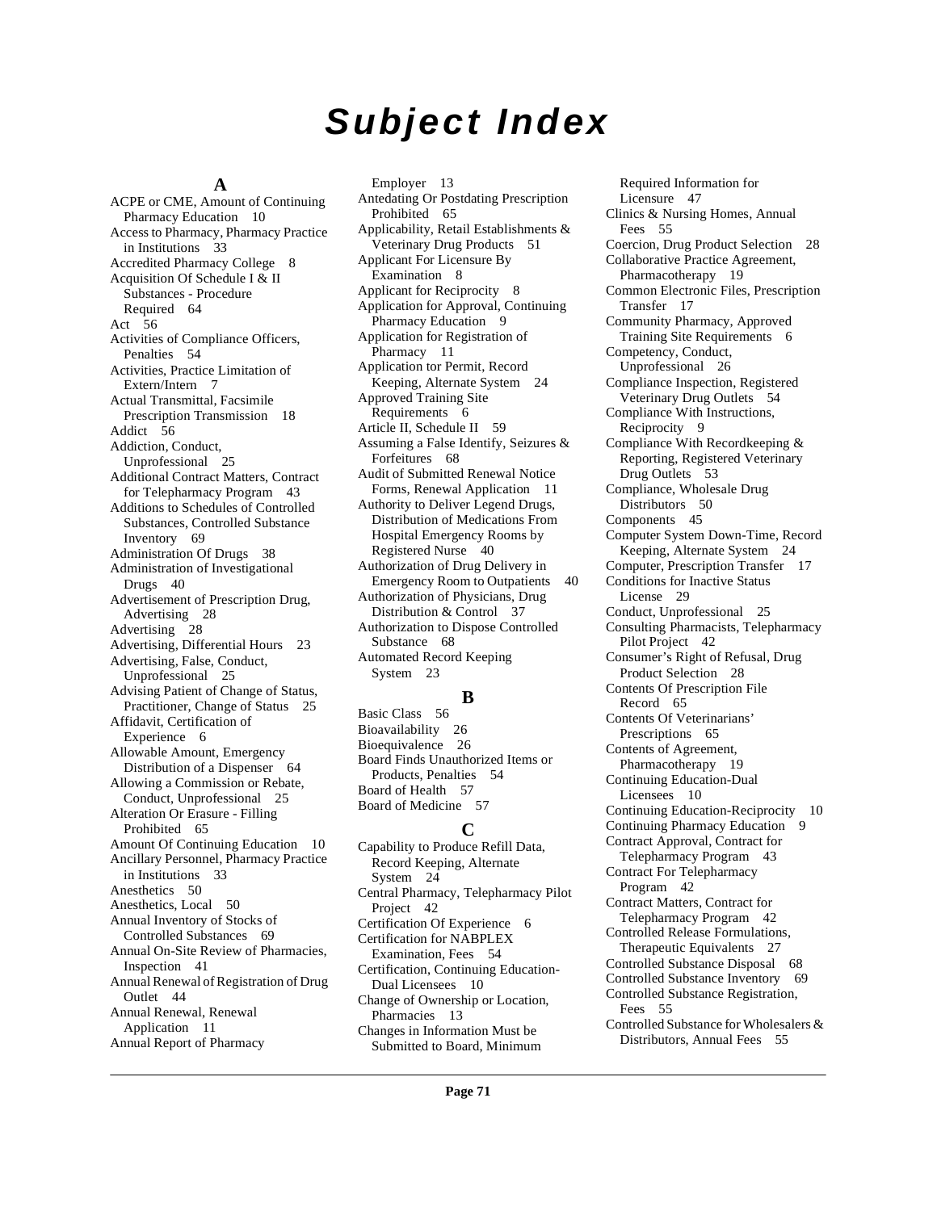# Subject Index

## A

ACPE or CME, Amount of Continuing Pharmacy Education 10
Access to Pharmacy, Pharmacy Practice in Institutions 33
Accredited Pharmacy College 8
Acquisition Of Schedule I & II Substances - Procedure Required 64
Act 56
Activities of Compliance Officers, Penalties 54
Activities, Practice Limitation of Extern/Intern 7
Actual Transmittal, Facsimile Prescription Transmission 18
Addict 56
Addiction, Conduct, Unprofessional 25
Additional Contract Matters, Contract for Telepharmacy Program 43
Additions to Schedules of Controlled Substances, Controlled Substance Inventory 69
Administration Of Drugs 38
Administration of Investigational Drugs 40
Advertisement of Prescription Drug, Advertising 28
Advertising 28
Advertising, Differential Hours 23
Advertising, False, Conduct, Unprofessional 25
Advising Patient of Change of Status, Practitioner, Change of Status 25
Affidavit, Certification of Experience 6
Allowable Amount, Emergency Distribution of a Dispenser 64
Allowing a Commission or Rebate, Conduct, Unprofessional 25
Alteration Or Erasure - Filling Prohibited 65
Amount Of Continuing Education 10
Ancillary Personnel, Pharmacy Practice in Institutions 33
Anesthetics 50
Anesthetics, Local 50
Annual Inventory of Stocks of Controlled Substances 69
Annual On-Site Review of Pharmacies, Inspection 41
Annual Renewal of Registration of Drug Outlet 44
Annual Renewal, Renewal Application 11
Annual Report of Pharmacy Employer 13
Antedating Or Postdating Prescription Prohibited 65
Applicability, Retail Establishments & Veterinary Drug Products 51
Applicant For Licensure By Examination 8
Applicant for Reciprocity 8
Application for Approval, Continuing Pharmacy Education 9
Application for Registration of Pharmacy 11
Application tor Permit, Record Keeping, Alternate System 24
Approved Training Site Requirements 6
Article II, Schedule II 59
Assuming a False Identify, Seizures & Forfeitures 68
Audit of Submitted Renewal Notice Forms, Renewal Application 11
Authority to Deliver Legend Drugs, Distribution of Medications From Hospital Emergency Rooms by Registered Nurse 40
Authorization of Drug Delivery in Emergency Room to Outpatients 40
Authorization of Physicians, Drug Distribution & Control 37
Authorization to Dispose Controlled Substance 68
Automated Record Keeping System 23

## B

Basic Class 56
Bioavailability 26
Bioequivalence 26
Board Finds Unauthorized Items or Products, Penalties 54
Board of Health 57
Board of Medicine 57

## C

Capability to Produce Refill Data, Record Keeping, Alternate System 24
Central Pharmacy, Telepharmacy Pilot Project 42
Certification Of Experience 6
Certification for NABPLEX Examination, Fees 54
Certification, Continuing Education-Dual Licensees 10
Change of Ownership or Location, Pharmacies 13
Changes in Information Must be Submitted to Board, Minimum Required Information for Licensure 47
Clinics & Nursing Homes, Annual Fees 55
Coercion, Drug Product Selection 28
Collaborative Practice Agreement, Pharmacotherapy 19
Common Electronic Files, Prescription Transfer 17
Community Pharmacy, Approved Training Site Requirements 6
Competency, Conduct, Unprofessional 26
Compliance Inspection, Registered Veterinary Drug Outlets 54
Compliance With Instructions, Reciprocity 9
Compliance With Recordkeeping & Reporting, Registered Veterinary Drug Outlets 53
Compliance, Wholesale Drug Distributors 50
Components 45
Computer System Down-Time, Record Keeping, Alternate System 24
Computer, Prescription Transfer 17
Conditions for Inactive Status License 29
Conduct, Unprofessional 25
Consulting Pharmacists, Telepharmacy Pilot Project 42
Consumer's Right of Refusal, Drug Product Selection 28
Contents Of Prescription File Record 65
Contents Of Veterinarians' Prescriptions 65
Contents of Agreement, Pharmacotherapy 19
Continuing Education-Dual Licensees 10
Continuing Education-Reciprocity 10
Continuing Pharmacy Education 9
Contract Approval, Contract for Telepharmacy Program 43
Contract For Telepharmacy Program 42
Contract Matters, Contract for Telepharmacy Program 42
Controlled Release Formulations, Therapeutic Equivalents 27
Controlled Substance Disposal 68
Controlled Substance Inventory 69
Controlled Substance Registration, Fees 55
Controlled Substance for Wholesalers & Distributors, Annual Fees 55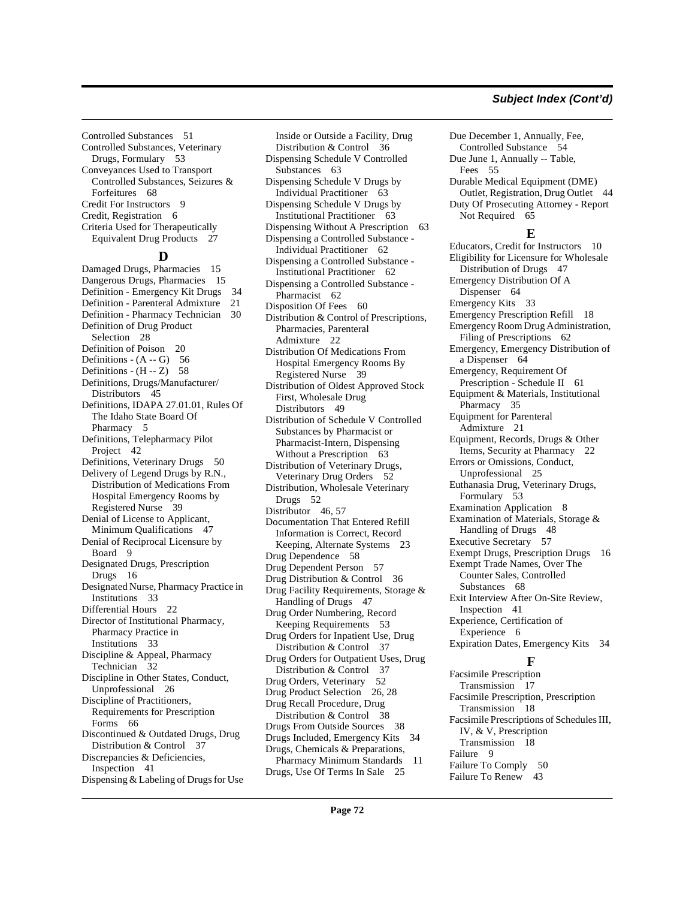Controlled Substances 51
Controlled Substances, Veterinary Drugs, Formulary 53
Conveyances Used to Transport Controlled Substances, Seizures & Forfeitures 68
Credit For Instructors 9
Credit, Registration 6
Criteria Used for Therapeutically Equivalent Drug Products 27

## D

Damaged Drugs, Pharmacies 15
Dangerous Drugs, Pharmacies 15
Definition - Emergency Kit Drugs 34
Definition - Parenteral Admixture 21
Definition - Pharmacy Technician 30
Definition of Drug Product Selection 28
Definition of Poison 20
Definitions - (A -- G) 56
Definitions - (H -- Z) 58
Definitions, Drugs/Manufacturer/ Distributors 45
Definitions, IDAPA 27.01.01, Rules Of The Idaho State Board Of Pharmacy 5
Definitions, Telepharmacy Pilot Project 42
Definitions, Veterinary Drugs 50
Delivery of Legend Drugs by R.N., Distribution of Medications From Hospital Emergency Rooms by Registered Nurse 39
Denial of License to Applicant, Minimum Qualifications 47
Denial of Reciprocal Licensure by Board 9
Designated Drugs, Prescription Drugs 16
Designated Nurse, Pharmacy Practice in Institutions 33
Differential Hours 22
Director of Institutional Pharmacy, Pharmacy Practice in Institutions 33
Discipline & Appeal, Pharmacy Technician 32
Discipline in Other States, Conduct, Unprofessional 26
Discipline of Practitioners, Requirements for Prescription Forms 66
Discontinued & Outdated Drugs, Drug Distribution & Control 37
Discrepancies & Deficiencies, Inspection 41
Dispensing & Labeling of Drugs for Use Inside or Outside a Facility, Drug Distribution & Control 36
Dispensing Schedule V Controlled Substances 63
Dispensing Schedule V Drugs by Individual Practitioner 63
Dispensing Schedule V Drugs by Institutional Practitioner 63
Dispensing Without A Prescription 63
Dispensing a Controlled Substance - Individual Practitioner 62
Dispensing a Controlled Substance - Institutional Practitioner 62
Dispensing a Controlled Substance - Pharmacist 62
Disposition Of Fees 60
Distribution & Control of Prescriptions, Pharmacies, Parenteral Admixture 22
Distribution Of Medications From Hospital Emergency Rooms By Registered Nurse 39
Distribution of Oldest Approved Stock First, Wholesale Drug Distributors 49
Distribution of Schedule V Controlled Substances by Pharmacist or Pharmacist-Intern, Dispensing Without a Prescription 63
Distribution of Veterinary Drugs, Veterinary Drug Orders 52
Distribution, Wholesale Veterinary Drugs 52
Distributor 46, 57
Documentation That Entered Refill Information is Correct, Record Keeping, Alternate Systems 23
Drug Dependence 58
Drug Dependent Person 57
Drug Distribution & Control 36
Drug Facility Requirements, Storage & Handling of Drugs 47
Drug Order Numbering, Record Keeping Requirements 53
Drug Orders for Inpatient Use, Drug Distribution & Control 37
Drug Orders for Outpatient Uses, Drug Distribution & Control 37
Drug Orders, Veterinary 52
Drug Product Selection 26, 28
Drug Recall Procedure, Drug Distribution & Control 38
Drugs From Outside Sources 38
Drugs Included, Emergency Kits 34
Drugs, Chemicals & Preparations, Pharmacy Minimum Standards 11
Drugs, Use Of Terms In Sale 25
Due December 1, Annually, Fee, Controlled Substance 54
Due June 1, Annually -- Table, Fees 55
Durable Medical Equipment (DME) Outlet, Registration, Drug Outlet 44
Duty Of Prosecuting Attorney - Report Not Required 65

## E

Educators, Credit for Instructors 10
Eligibility for Licensure for Wholesale Distribution of Drugs 47
Emergency Distribution Of A Dispenser 64
Emergency Kits 33
Emergency Prescription Refill 18
Emergency Room Drug Administration, Filing of Prescriptions 62
Emergency, Emergency Distribution of a Dispenser 64
Emergency, Requirement Of Prescription - Schedule II 61
Equipment & Materials, Institutional Pharmacy 35
Equipment for Parenteral Admixture 21
Equipment, Records, Drugs & Other Items, Security at Pharmacy 22
Errors or Omissions, Conduct, Unprofessional 25
Euthanasia Drug, Veterinary Drugs, Formulary 53
Examination Application 8
Examination of Materials, Storage & Handling of Drugs 48
Executive Secretary 57
Exempt Drugs, Prescription Drugs 16
Exempt Trade Names, Over The Counter Sales, Controlled Substances 68
Exit Interview After On-Site Review, Inspection 41
Experience, Certification of Experience 6
Expiration Dates, Emergency Kits 34

## F

Facsimile Prescription Transmission 17
Facsimile Prescription, Prescription Transmission 18
Facsimile Prescriptions of Schedules III, IV, & V, Prescription Transmission 18
Failure 9
Failure To Comply 50
Failure To Renew 43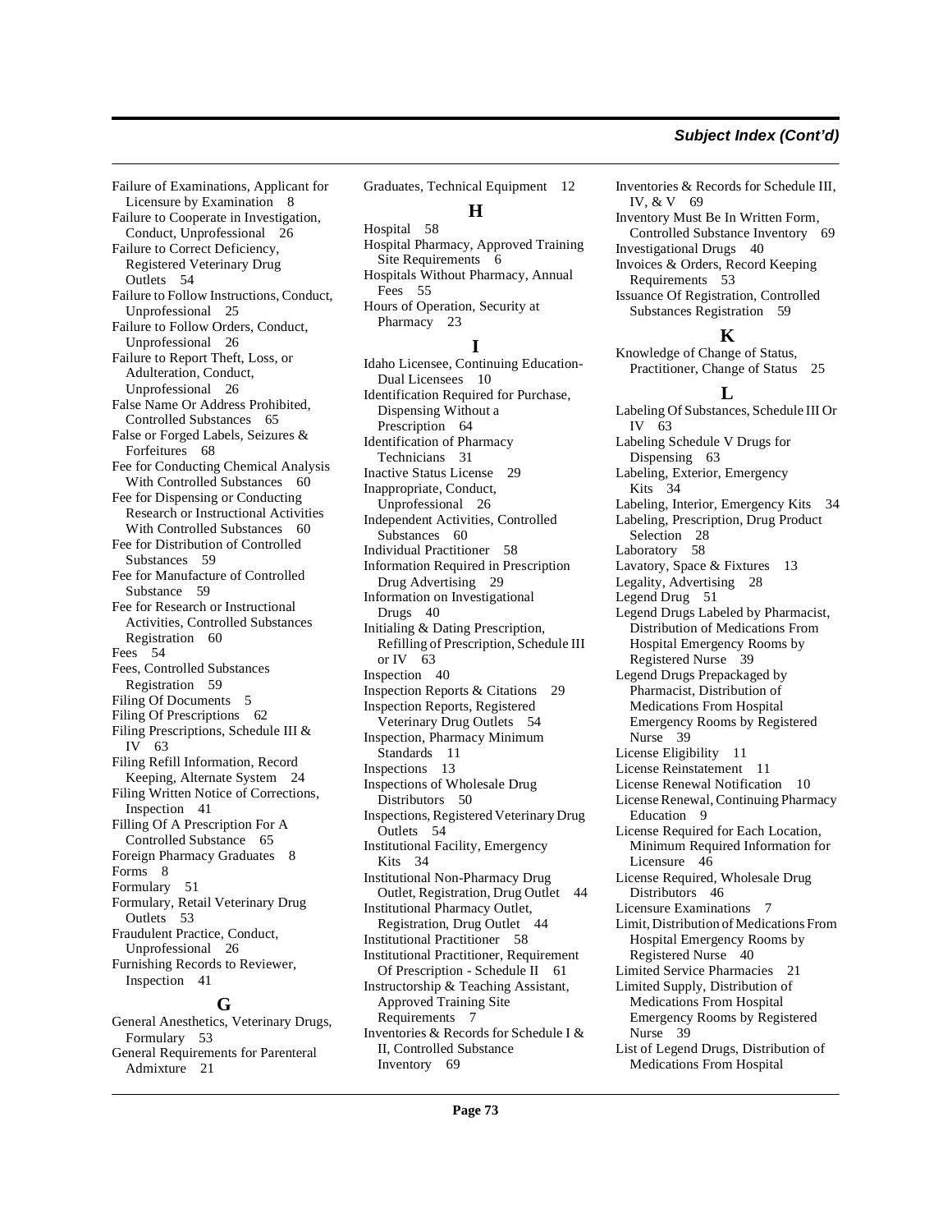Failure of Examinations, Applicant for Licensure by Examination 8
Failure to Cooperate in Investigation, Conduct, Unprofessional 26
Failure to Correct Deficiency, Registered Veterinary Drug Outlets 54
Failure to Follow Instructions, Conduct, Unprofessional 25
Failure to Follow Orders, Conduct, Unprofessional 26
Failure to Report Theft, Loss, or Adulteration, Conduct, Unprofessional 26
False Name Or Address Prohibited, Controlled Substances 65
False or Forged Labels, Seizures & Forfeitures 68
Fee for Conducting Chemical Analysis With Controlled Substances 60
Fee for Dispensing or Conducting Research or Instructional Activities With Controlled Substances 60
Fee for Distribution of Controlled Substances 59
Fee for Manufacture of Controlled Substance 59
Fee for Research or Instructional Activities, Controlled Substances Registration 60
Fees 54
Fees, Controlled Substances Registration 59
Filing Of Documents 5
Filing Of Prescriptions 62
Filing Prescriptions, Schedule III & IV 63
Filing Refill Information, Record Keeping, Alternate System 24
Filing Written Notice of Corrections, Inspection 41
Filling Of A Prescription For A Controlled Substance 65
Foreign Pharmacy Graduates 8
Forms 8
Formulary 51
Formulary, Retail Veterinary Drug Outlets 53
Fraudulent Practice, Conduct, Unprofessional 26
Furnishing Records to Reviewer, Inspection 41

## G

General Anesthetics, Veterinary Drugs, Formulary 53
General Requirements for Parenteral Admixture 21
Graduates, Technical Equipment 12

## H

Hospital 58
Hospital Pharmacy, Approved Training Site Requirements 6
Hospitals Without Pharmacy, Annual Fees 55
Hours of Operation, Security at Pharmacy 23

## I

Idaho Licensee, Continuing Education-Dual Licensees 10
Identification Required for Purchase, Dispensing Without a Prescription 64
Identification of Pharmacy Technicians 31
Inactive Status License 29
Inappropriate, Conduct, Unprofessional 26
Independent Activities, Controlled Substances 60
Individual Practitioner 58
Information Required in Prescription Drug Advertising 29
Information on Investigational Drugs 40
Initialing & Dating Prescription, Refilling of Prescription, Schedule III or IV 63
Inspection 40
Inspection Reports & Citations 29
Inspection Reports, Registered Veterinary Drug Outlets 54
Inspection, Pharmacy Minimum Standards 11
Inspections 13
Inspections of Wholesale Drug Distributors 50
Inspections, Registered Veterinary Drug Outlets 54
Institutional Facility, Emergency Kits 34
Institutional Non-Pharmacy Drug Outlet, Registration, Drug Outlet 44
Institutional Pharmacy Outlet, Registration, Drug Outlet 44
Institutional Practitioner 58
Institutional Practitioner, Requirement Of Prescription - Schedule II 61
Instructorship & Teaching Assistant, Approved Training Site Requirements 7
Inventories & Records for Schedule I & II, Controlled Substance Inventory 69
Inventories & Records for Schedule III, IV, & V 69
Inventory Must Be In Written Form, Controlled Substance Inventory 69
Investigational Drugs 40
Invoices & Orders, Record Keeping Requirements 53
Issuance Of Registration, Controlled Substances Registration 59

## K

Knowledge of Change of Status, Practitioner, Change of Status 25

## L

Labeling Of Substances, Schedule III Or IV 63
Labeling Schedule V Drugs for Dispensing 63
Labeling, Exterior, Emergency Kits 34
Labeling, Interior, Emergency Kits 34
Labeling, Prescription, Drug Product Selection 28
Laboratory 58
Lavatory, Space & Fixtures 13
Legality, Advertising 28
Legend Drug 51
Legend Drugs Labeled by Pharmacist, Distribution of Medications From Hospital Emergency Rooms by Registered Nurse 39
Legend Drugs Prepackaged by Pharmacist, Distribution of Medications From Hospital Emergency Rooms by Registered Nurse 39
License Eligibility 11
License Reinstatement 11
License Renewal Notification 10
License Renewal, Continuing Pharmacy Education 9
License Required for Each Location, Minimum Required Information for Licensure 46
License Required, Wholesale Drug Distributors 46
Licensure Examinations 7
Limit, Distribution of Medications From Hospital Emergency Rooms by Registered Nurse 40
Limited Service Pharmacies 21
Limited Supply, Distribution of Medications From Hospital Emergency Rooms by Registered Nurse 39
List of Legend Drugs, Distribution of Medications From Hospital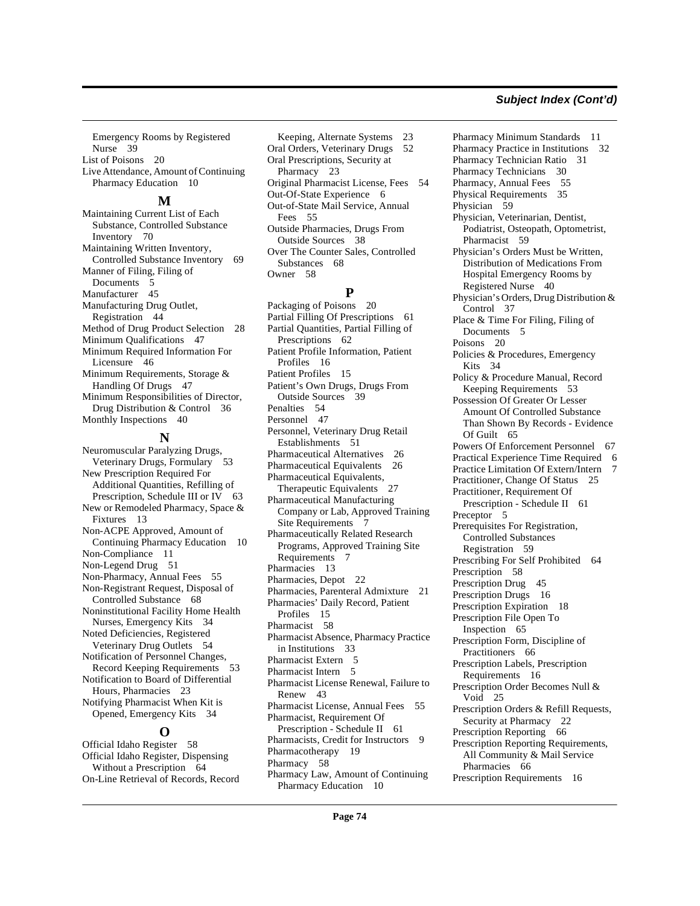Emergency Rooms by Registered Nurse 39
List of Poisons 20
Live Attendance, Amount of Continuing Pharmacy Education 10

## M

Maintaining Current List of Each Substance, Controlled Substance Inventory 70
Maintaining Written Inventory, Controlled Substance Inventory 69
Manner of Filing, Filing of Documents 5
Manufacturer 45
Manufacturing Drug Outlet, Registration 44
Method of Drug Product Selection 28
Minimum Qualifications 47
Minimum Required Information For Licensure 46
Minimum Requirements, Storage & Handling Of Drugs 47
Minimum Responsibilities of Director, Drug Distribution & Control 36
Monthly Inspections 40

## N

Neuromuscular Paralyzing Drugs, Veterinary Drugs, Formulary 53
New Prescription Required For Additional Quantities, Refilling of Prescription, Schedule III or IV 63
New or Remodeled Pharmacy, Space & Fixtures 13
Non-ACPE Approved, Amount of Continuing Pharmacy Education 10
Non-Compliance 11
Non-Legend Drug 51
Non-Pharmacy, Annual Fees 55
Non-Registrant Request, Disposal of Controlled Substance 68
Noninstitutional Facility Home Health Nurses, Emergency Kits 34
Noted Deficiencies, Registered Veterinary Drug Outlets 54
Notification of Personnel Changes, Record Keeping Requirements 53
Notification to Board of Differential Hours, Pharmacies 23
Notifying Pharmacist When Kit is Opened, Emergency Kits 34

## O

Official Idaho Register 58
Official Idaho Register, Dispensing Without a Prescription 64
On-Line Retrieval of Records, Record Keeping, Alternate Systems 23
Oral Orders, Veterinary Drugs 52
Oral Prescriptions, Security at Pharmacy 23
Original Pharmacist License, Fees 54
Out-Of-State Experience 6
Out-of-State Mail Service, Annual Fees 55
Outside Pharmacies, Drugs From Outside Sources 38
Over The Counter Sales, Controlled Substances 68
Owner 58

## P

Packaging of Poisons 20
Partial Filling Of Prescriptions 61
Partial Quantities, Partial Filling of Prescriptions 62
Patient Profile Information, Patient Profiles 16
Patient Profiles 15
Patient's Own Drugs, Drugs From Outside Sources 39
Penalties 54
Personnel 47
Personnel, Veterinary Drug Retail Establishments 51
Pharmaceutical Alternatives 26
Pharmaceutical Equivalents 26
Pharmaceutical Equivalents, Therapeutic Equivalents 27
Pharmaceutical Manufacturing Company or Lab, Approved Training Site Requirements 7
Pharmaceutically Related Research Programs, Approved Training Site Requirements 7
Pharmacies 13
Pharmacies, Depot 22
Pharmacies, Parenteral Admixture 21
Pharmacies' Daily Record, Patient Profiles 15
Pharmacist 58
Pharmacist Absence, Pharmacy Practice in Institutions 33
Pharmacist Extern 5
Pharmacist Intern 5
Pharmacist License Renewal, Failure to Renew 43
Pharmacist License, Annual Fees 55
Pharmacist, Requirement Of Prescription - Schedule II 61
Pharmacists, Credit for Instructors 9
Pharmacotherapy 19
Pharmacy 58
Pharmacy Law, Amount of Continuing Pharmacy Education 10
Pharmacy Minimum Standards 11
Pharmacy Practice in Institutions 32
Pharmacy Technician Ratio 31
Pharmacy Technicians 30
Pharmacy, Annual Fees 55
Physical Requirements 35
Physician 59
Physician, Veterinarian, Dentist, Podiatrist, Osteopath, Optometrist, Pharmacist 59
Physician's Orders Must be Written, Distribution of Medications From Hospital Emergency Rooms by Registered Nurse 40
Physician's Orders, Drug Distribution & Control 37
Place & Time For Filing, Filing of Documents 5
Poisons 20
Policies & Procedures, Emergency Kits 34
Policy & Procedure Manual, Record Keeping Requirements 53
Possession Of Greater Or Lesser Amount Of Controlled Substance Than Shown By Records - Evidence Of Guilt 65
Powers Of Enforcement Personnel 67
Practical Experience Time Required 6
Practice Limitation Of Extern/Intern 7
Practitioner, Change Of Status 25
Practitioner, Requirement Of Prescription - Schedule II 61
Preceptor 5
Prerequisites For Registration, Controlled Substances Registration 59
Prescribing For Self Prohibited 64
Prescription 58
Prescription Drug 45
Prescription Drugs 16
Prescription Expiration 18
Prescription File Open To Inspection 65
Prescription Form, Discipline of Practitioners 66
Prescription Labels, Prescription Requirements 16
Prescription Order Becomes Null & Void 25
Prescription Orders & Refill Requests, Security at Pharmacy 22
Prescription Reporting 66
Prescription Reporting Requirements, All Community & Mail Service Pharmacies 66
Prescription Requirements 16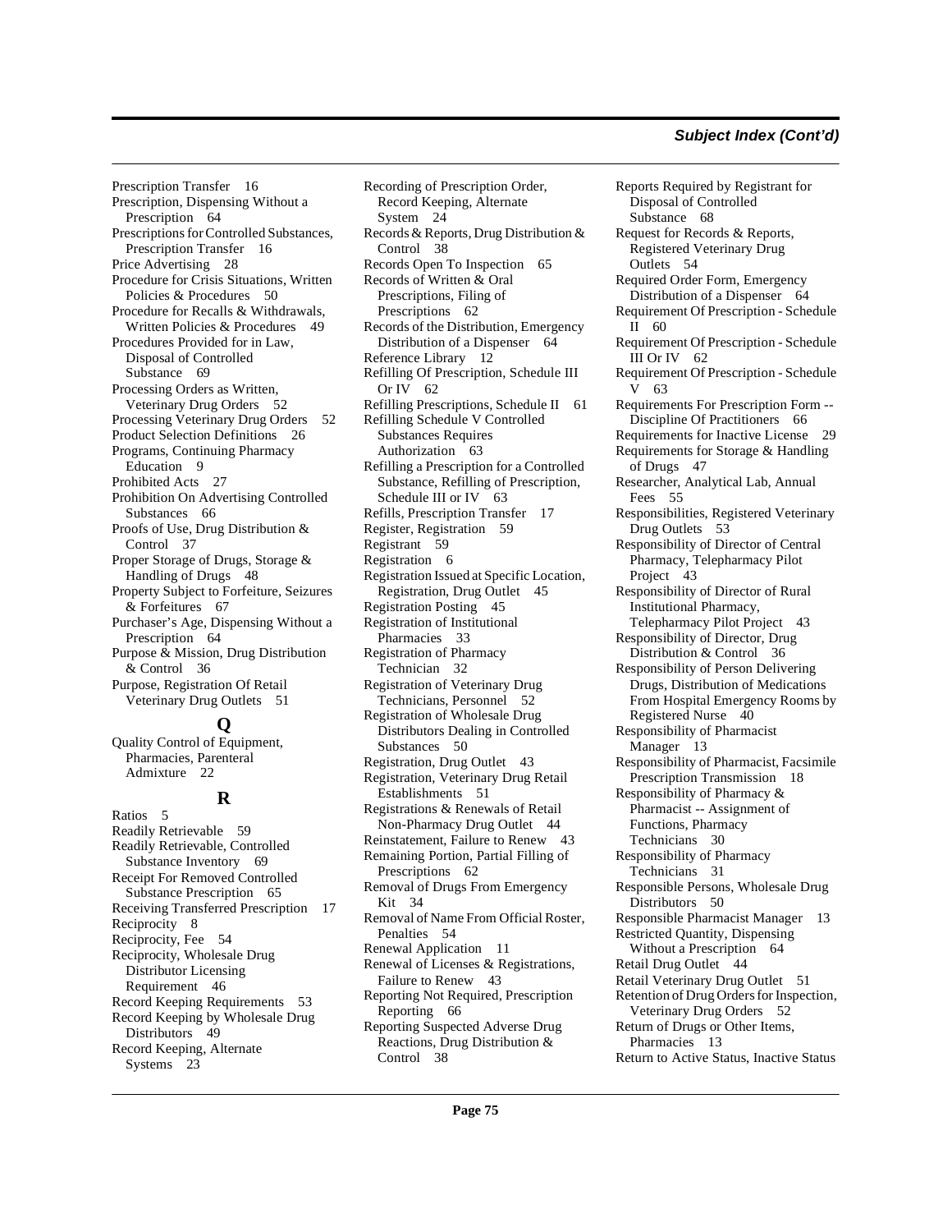Prescription Transfer 16
Prescription, Dispensing Without a Prescription 64
Prescriptions for Controlled Substances, Prescription Transfer 16
Price Advertising 28
Procedure for Crisis Situations, Written Policies & Procedures 50
Procedure for Recalls & Withdrawals, Written Policies & Procedures 49
Procedures Provided for in Law, Disposal of Controlled Substance 69
Processing Orders as Written, Veterinary Drug Orders 52
Processing Veterinary Drug Orders 52
Product Selection Definitions 26
Programs, Continuing Pharmacy Education 9
Prohibited Acts 27
Prohibition On Advertising Controlled Substances 66
Proofs of Use, Drug Distribution & Control 37
Proper Storage of Drugs, Storage & Handling of Drugs 48
Property Subject to Forfeiture, Seizures & Forfeitures 67
Purchaser's Age, Dispensing Without a Prescription 64
Purpose & Mission, Drug Distribution & Control 36
Purpose, Registration Of Retail Veterinary Drug Outlets 51

## Q

Quality Control of Equipment, Pharmacies, Parenteral Admixture 22

## R

Ratios 5
Readily Retrievable 59
Readily Retrievable, Controlled Substance Inventory 69
Receipt For Removed Controlled Substance Prescription 65
Receiving Transferred Prescription 17
Reciprocity 8
Reciprocity, Fee 54
Reciprocity, Wholesale Drug Distributor Licensing Requirement 46
Record Keeping Requirements 53
Record Keeping by Wholesale Drug Distributors 49
Record Keeping, Alternate Systems 23
Recording of Prescription Order, Record Keeping, Alternate System 24
Records & Reports, Drug Distribution & Control 38
Records Open To Inspection 65
Records of Written & Oral Prescriptions, Filing of Prescriptions 62
Records of the Distribution, Emergency Distribution of a Dispenser 64
Reference Library 12
Refilling Of Prescription, Schedule III Or IV 62
Refilling Prescriptions, Schedule II 61
Refilling Schedule V Controlled Substances Requires Authorization 63
Refilling a Prescription for a Controlled Substance, Refilling of Prescription, Schedule III or IV 63
Refills, Prescription Transfer 17
Register, Registration 59
Registrant 59
Registration 6
Registration Issued at Specific Location, Registration, Drug Outlet 45
Registration Posting 45
Registration of Institutional Pharmacies 33
Registration of Pharmacy Technician 32
Registration of Veterinary Drug Technicians, Personnel 52
Registration of Wholesale Drug Distributors Dealing in Controlled Substances 50
Registration, Drug Outlet 43
Registration, Veterinary Drug Retail Establishments 51
Registrations & Renewals of Retail Non-Pharmacy Drug Outlet 44
Reinstatement, Failure to Renew 43
Remaining Portion, Partial Filling of Prescriptions 62
Removal of Drugs From Emergency Kit 34
Removal of Name From Official Roster, Penalties 54
Renewal Application 11
Renewal of Licenses & Registrations, Failure to Renew 43
Reporting Not Required, Prescription Reporting 66
Reporting Suspected Adverse Drug Reactions, Drug Distribution & Control 38
Reports Required by Registrant for Disposal of Controlled Substance 68
Request for Records & Reports, Registered Veterinary Drug Outlets 54
Required Order Form, Emergency Distribution of a Dispenser 64
Requirement Of Prescription - Schedule II 60
Requirement Of Prescription - Schedule III Or IV 62
Requirement Of Prescription - Schedule V 63
Requirements For Prescription Form -- Discipline Of Practitioners 66
Requirements for Inactive License 29
Requirements for Storage & Handling of Drugs 47
Researcher, Analytical Lab, Annual Fees 55
Responsibilities, Registered Veterinary Drug Outlets 53
Responsibility of Director of Central Pharmacy, Telepharmacy Pilot Project 43
Responsibility of Director of Rural Institutional Pharmacy, Telepharmacy Pilot Project 43
Responsibility of Director, Drug Distribution & Control 36
Responsibility of Person Delivering Drugs, Distribution of Medications From Hospital Emergency Rooms by Registered Nurse 40
Responsibility of Pharmacist Manager 13
Responsibility of Pharmacist, Facsimile Prescription Transmission 18
Responsibility of Pharmacy & Pharmacist -- Assignment of Functions, Pharmacy Technicians 30
Responsibility of Pharmacy Technicians 31
Responsible Persons, Wholesale Drug Distributors 50
Responsible Pharmacist Manager 13
Restricted Quantity, Dispensing Without a Prescription 64
Retail Drug Outlet 44
Retail Veterinary Drug Outlet 51
Retention of Drug Orders for Inspection, Veterinary Drug Orders 52
Return of Drugs or Other Items, Pharmacies 13
Return to Active Status, Inactive Status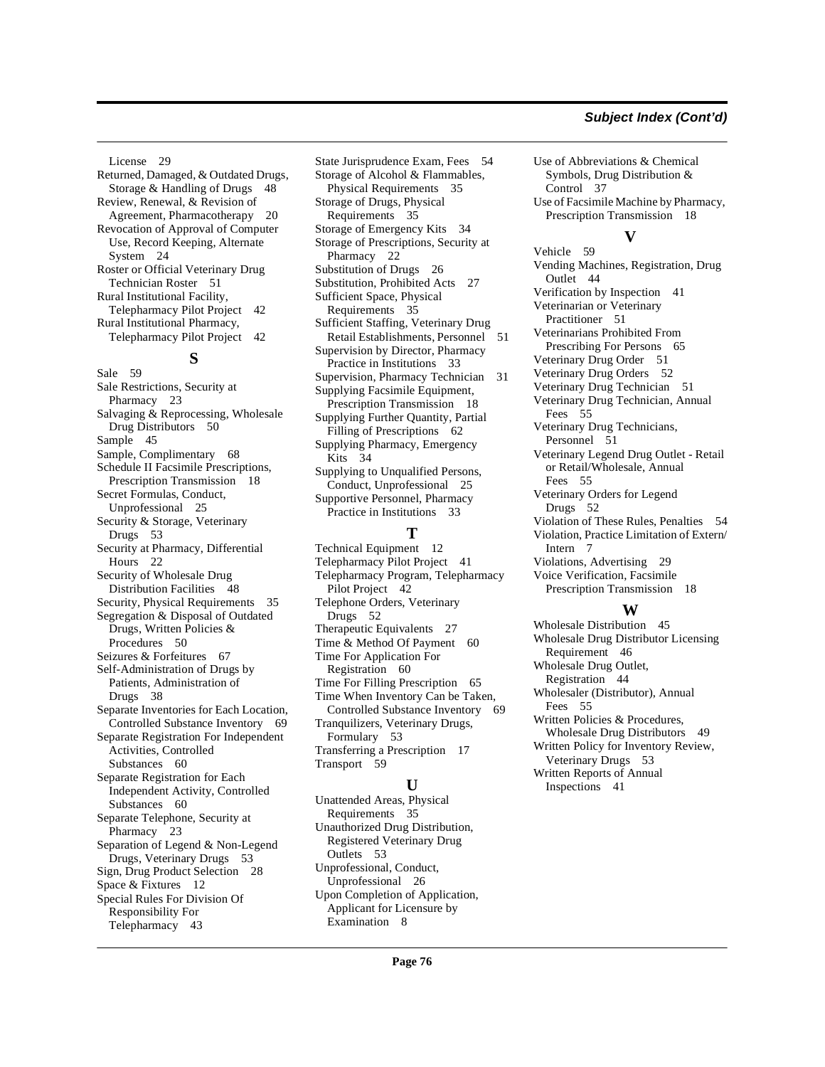License 29
Returned, Damaged, & Outdated Drugs, Storage & Handling of Drugs 48
Review, Renewal, & Revision of Agreement, Pharmacotherapy 20
Revocation of Approval of Computer Use, Record Keeping, Alternate System 24
Roster or Official Veterinary Drug Technician Roster 51
Rural Institutional Facility, Telepharmacy Pilot Project 42
Rural Institutional Pharmacy, Telepharmacy Pilot Project 42

## S

Sale 59
Sale Restrictions, Security at Pharmacy 23
Salvaging & Reprocessing, Wholesale Drug Distributors 50
Sample 45
Sample, Complimentary 68
Schedule II Facsimile Prescriptions, Prescription Transmission 18
Secret Formulas, Conduct, Unprofessional 25
Security & Storage, Veterinary Drugs 53
Security at Pharmacy, Differential Hours 22
Security of Wholesale Drug Distribution Facilities 48
Security, Physical Requirements 35
Segregation & Disposal of Outdated Drugs, Written Policies & Procedures 50
Seizures & Forfeitures 67
Self-Administration of Drugs by Patients, Administration of Drugs 38
Separate Inventories for Each Location, Controlled Substance Inventory 69
Separate Registration For Independent Activities, Controlled Substances 60
Separate Registration for Each Independent Activity, Controlled Substances 60
Separate Telephone, Security at Pharmacy 23
Separation of Legend & Non-Legend Drugs, Veterinary Drugs 53
Sign, Drug Product Selection 28
Space & Fixtures 12
Special Rules For Division Of Responsibility For Telepharmacy 43
State Jurisprudence Exam, Fees 54
Storage of Alcohol & Flammables, Physical Requirements 35
Storage of Drugs, Physical Requirements 35
Storage of Emergency Kits 34
Storage of Prescriptions, Security at Pharmacy 22
Substitution of Drugs 26
Substitution, Prohibited Acts 27
Sufficient Space, Physical Requirements 35
Sufficient Staffing, Veterinary Drug Retail Establishments, Personnel 51
Supervision by Director, Pharmacy Practice in Institutions 33
Supervision, Pharmacy Technician 31
Supplying Facsimile Equipment, Prescription Transmission 18
Supplying Further Quantity, Partial Filling of Prescriptions 62
Supplying Pharmacy, Emergency Kits 34
Supplying to Unqualified Persons, Conduct, Unprofessional 25
Supportive Personnel, Pharmacy Practice in Institutions 33

## T

Technical Equipment 12
Telepharmacy Pilot Project 41
Telepharmacy Program, Telepharmacy Pilot Project 42
Telephone Orders, Veterinary Drugs 52
Therapeutic Equivalents 27
Time & Method Of Payment 60
Time For Application For Registration 60
Time For Filling Prescription 65
Time When Inventory Can be Taken, Controlled Substance Inventory 69
Tranquilizers, Veterinary Drugs, Formulary 53
Transferring a Prescription 17
Transport 59

## U

Unattended Areas, Physical Requirements 35
Unauthorized Drug Distribution, Registered Veterinary Drug Outlets 53
Unprofessional, Conduct, Unprofessional 26
Upon Completion of Application, Applicant for Licensure by Examination 8
Use of Abbreviations & Chemical Symbols, Drug Distribution & Control 37
Use of Facsimile Machine by Pharmacy, Prescription Transmission 18

## V

Vehicle 59
Vending Machines, Registration, Drug Outlet 44
Verification by Inspection 41
Veterinarian or Veterinary Practitioner 51
Veterinarians Prohibited From Prescribing For Persons 65
Veterinary Drug Order 51
Veterinary Drug Orders 52
Veterinary Drug Technician 51
Veterinary Drug Technician, Annual Fees 55
Veterinary Drug Technicians, Personnel 51
Veterinary Legend Drug Outlet - Retail or Retail/Wholesale, Annual Fees 55
Veterinary Orders for Legend Drugs 52
Violation of These Rules, Penalties 54
Violation, Practice Limitation of Extern/Intern 7
Violations, Advertising 29
Voice Verification, Facsimile Prescription Transmission 18

## W

Wholesale Distribution 45
Wholesale Drug Distributor Licensing Requirement 46
Wholesale Drug Outlet, Registration 44
Wholesaler (Distributor), Annual Fees 55
Written Policies & Procedures, Wholesale Drug Distributors 49
Written Policy for Inventory Review, Veterinary Drugs 53
Written Reports of Annual Inspections 41